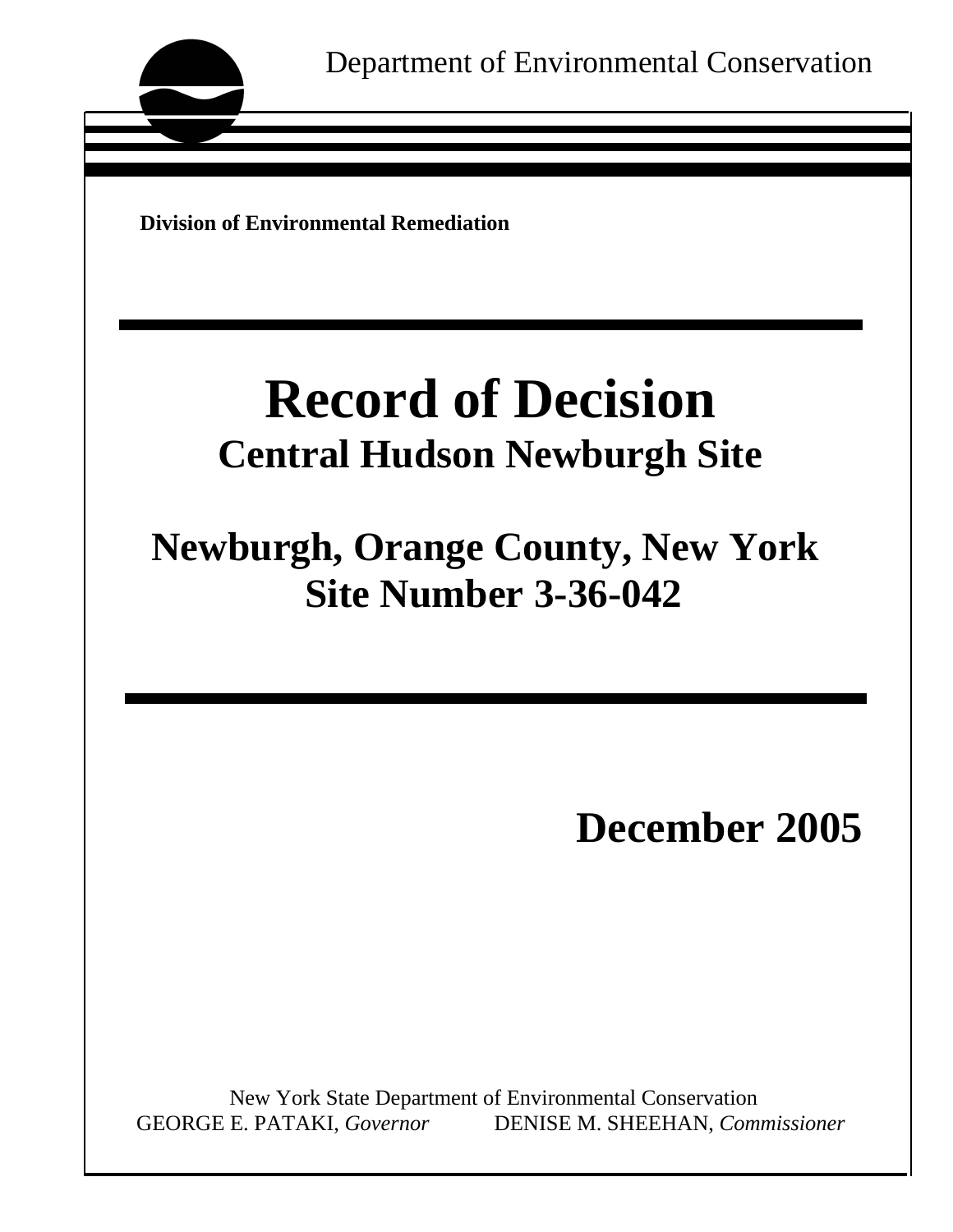Department of Environmental Conservation

**Division of Environmental Remediation**

# Record of Decision

## Central Hudson Newburgh Site

## Newburgh, Orange County, New York
## Site Number 3-36-042

**December 2005**

New York State Department of Environmental Conservation
GEORGE E. PATAKI, *Governor* DENISE M. SHEEHAN, *Commissioner*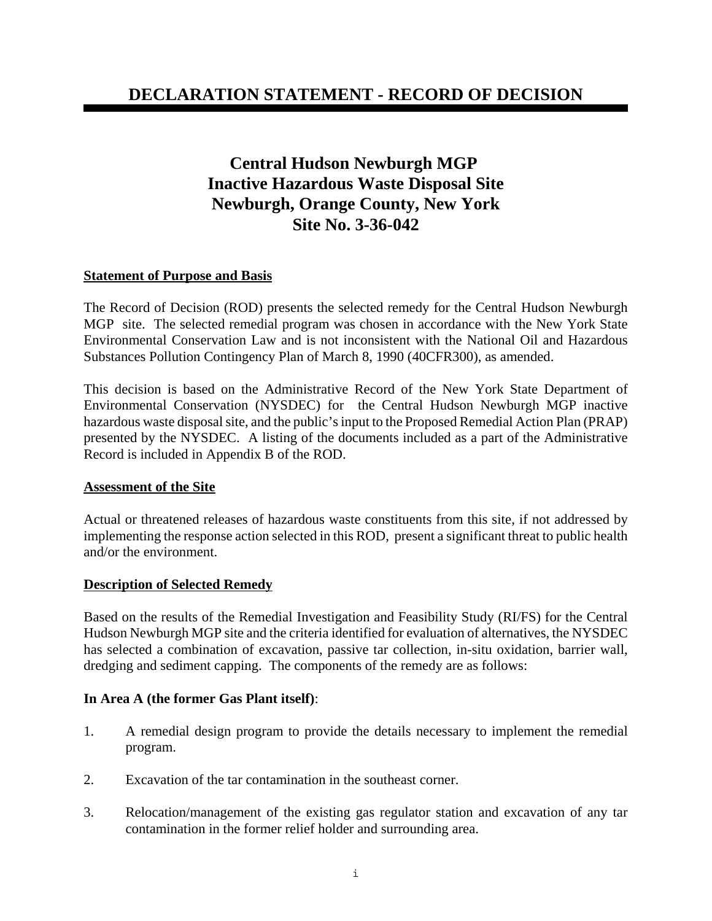# DECLARATION STATEMENT - RECORD OF DECISION

## Central Hudson Newburgh MGP
## Inactive Hazardous Waste Disposal Site
## Newburgh, Orange County, New York
## Site No. 3-36-042

### Statement of Purpose and Basis

The Record of Decision (ROD) presents the selected remedy for the Central Hudson Newburgh MGP site. The selected remedial program was chosen in accordance with the New York State Environmental Conservation Law and is not inconsistent with the National Oil and Hazardous Substances Pollution Contingency Plan of March 8, 1990 (40CFR300), as amended.

This decision is based on the Administrative Record of the New York State Department of Environmental Conservation (NYSDEC) for the Central Hudson Newburgh MGP inactive hazardous waste disposal site, and the public's input to the Proposed Remedial Action Plan (PRAP) presented by the NYSDEC. A listing of the documents included as a part of the Administrative Record is included in Appendix B of the ROD.

### Assessment of the Site

Actual or threatened releases of hazardous waste constituents from this site, if not addressed by implementing the response action selected in this ROD, present a significant threat to public health and/or the environment.

### Description of Selected Remedy

Based on the results of the Remedial Investigation and Feasibility Study (RI/FS) for the Central Hudson Newburgh MGP site and the criteria identified for evaluation of alternatives, the NYSDEC has selected a combination of excavation, passive tar collection, in-situ oxidation, barrier wall, dredging and sediment capping. The components of the remedy are as follows:

**In Area A (the former Gas Plant itself)**:

1. A remedial design program to provide the details necessary to implement the remedial program.

2. Excavation of the tar contamination in the southeast corner.

3. Relocation/management of the existing gas regulator station and excavation of any tar contamination in the former relief holder and surrounding area.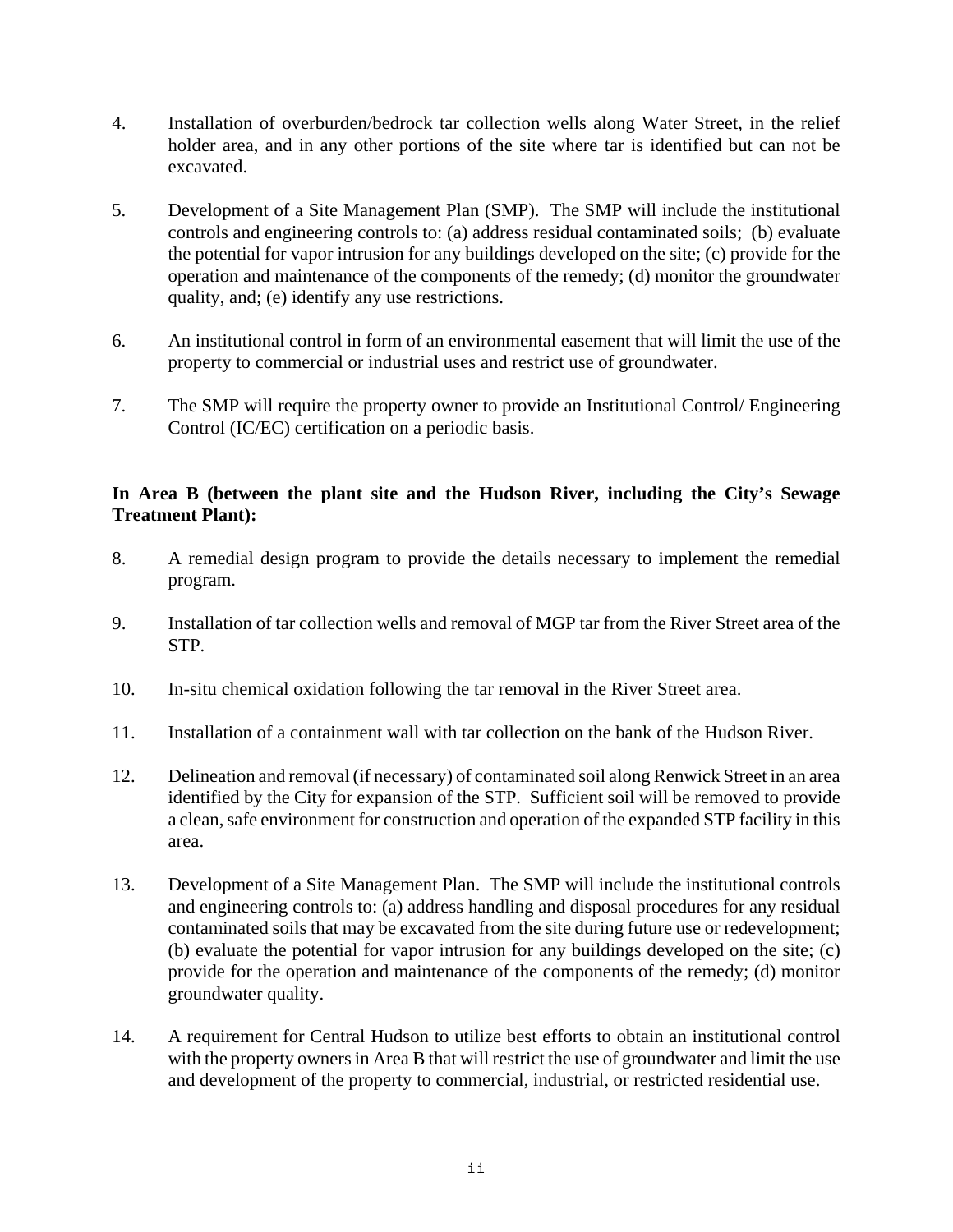4. Installation of overburden/bedrock tar collection wells along Water Street, in the relief holder area, and in any other portions of the site where tar is identified but can not be excavated.

5. Development of a Site Management Plan (SMP). The SMP will include the institutional controls and engineering controls to: (a) address residual contaminated soils; (b) evaluate the potential for vapor intrusion for any buildings developed on the site; (c) provide for the operation and maintenance of the components of the remedy; (d) monitor the groundwater quality, and; (e) identify any use restrictions.

6. An institutional control in form of an environmental easement that will limit the use of the property to commercial or industrial uses and restrict use of groundwater.

7. The SMP will require the property owner to provide an Institutional Control/ Engineering Control (IC/EC) certification on a periodic basis.

**In Area B (between the plant site and the Hudson River, including the City's Sewage Treatment Plant):**

8. A remedial design program to provide the details necessary to implement the remedial program.

9. Installation of tar collection wells and removal of MGP tar from the River Street area of the STP.

10. In-situ chemical oxidation following the tar removal in the River Street area.

11. Installation of a containment wall with tar collection on the bank of the Hudson River.

12. Delineation and removal (if necessary) of contaminated soil along Renwick Street in an area identified by the City for expansion of the STP. Sufficient soil will be removed to provide a clean, safe environment for construction and operation of the expanded STP facility in this area.

13. Development of a Site Management Plan. The SMP will include the institutional controls and engineering controls to: (a) address handling and disposal procedures for any residual contaminated soils that may be excavated from the site during future use or redevelopment; (b) evaluate the potential for vapor intrusion for any buildings developed on the site; (c) provide for the operation and maintenance of the components of the remedy; (d) monitor groundwater quality.

14. A requirement for Central Hudson to utilize best efforts to obtain an institutional control with the property owners in Area B that will restrict the use of groundwater and limit the use and development of the property to commercial, industrial, or restricted residential use.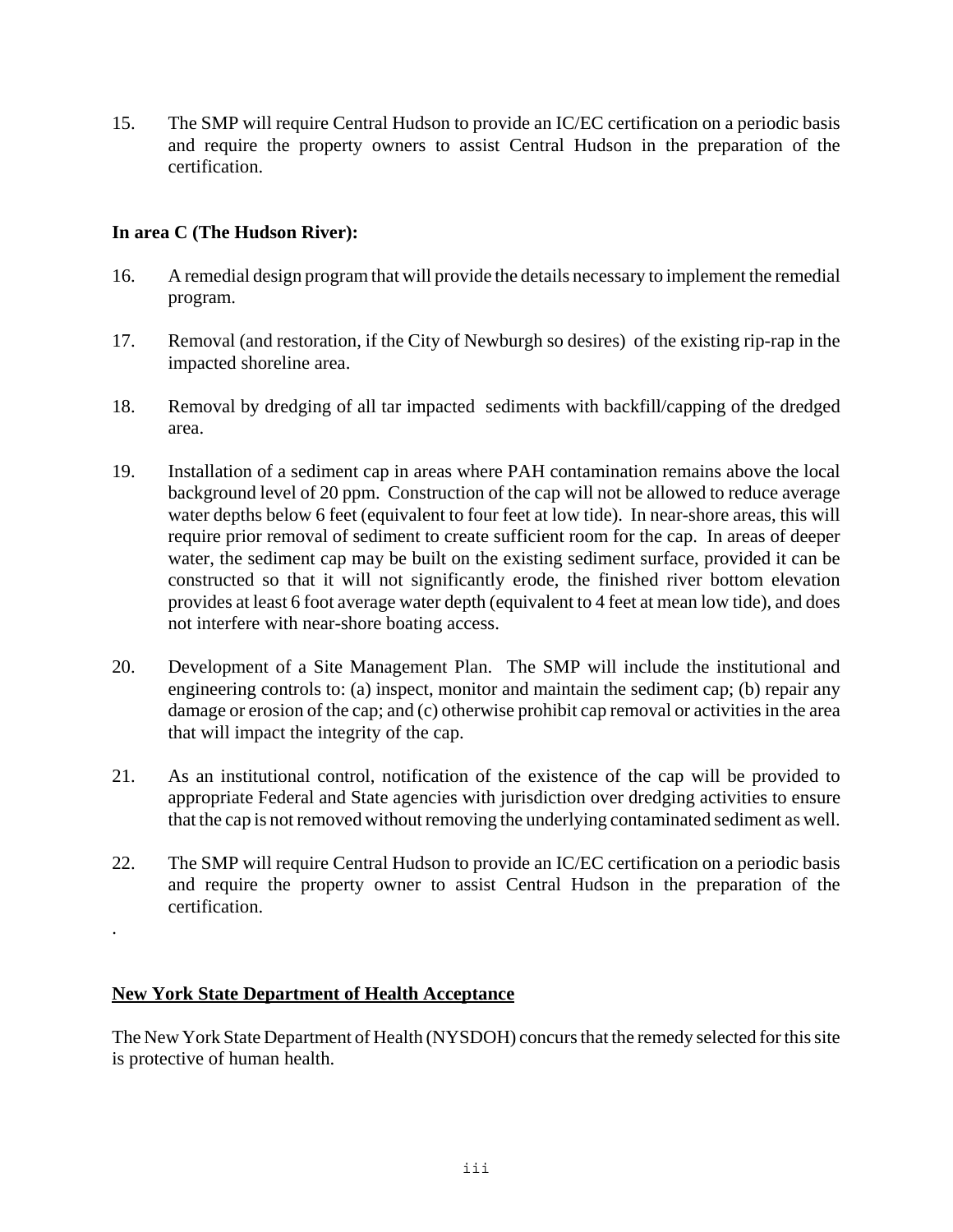15. The SMP will require Central Hudson to provide an IC/EC certification on a periodic basis and require the property owners to assist Central Hudson in the preparation of the certification.

**In area C (The Hudson River):**

16. A remedial design program that will provide the details necessary to implement the remedial program.

17. Removal (and restoration, if the City of Newburgh so desires) of the existing rip-rap in the impacted shoreline area.

18. Removal by dredging of all tar impacted sediments with backfill/capping of the dredged area.

19. Installation of a sediment cap in areas where PAH contamination remains above the local background level of 20 ppm. Construction of the cap will not be allowed to reduce average water depths below 6 feet (equivalent to four feet at low tide). In near-shore areas, this will require prior removal of sediment to create sufficient room for the cap. In areas of deeper water, the sediment cap may be built on the existing sediment surface, provided it can be constructed so that it will not significantly erode, the finished river bottom elevation provides at least 6 foot average water depth (equivalent to 4 feet at mean low tide), and does not interfere with near-shore boating access.

20. Development of a Site Management Plan. The SMP will include the institutional and engineering controls to: (a) inspect, monitor and maintain the sediment cap; (b) repair any damage or erosion of the cap; and (c) otherwise prohibit cap removal or activities in the area that will impact the integrity of the cap.

21. As an institutional control, notification of the existence of the cap will be provided to appropriate Federal and State agencies with jurisdiction over dredging activities to ensure that the cap is not removed without removing the underlying contaminated sediment as well.

22. The SMP will require Central Hudson to provide an IC/EC certification on a periodic basis and require the property owner to assist Central Hudson in the preparation of the certification.

**New York State Department of Health Acceptance**

The New York State Department of Health (NYSDOH) concurs that the remedy selected for this site is protective of human health.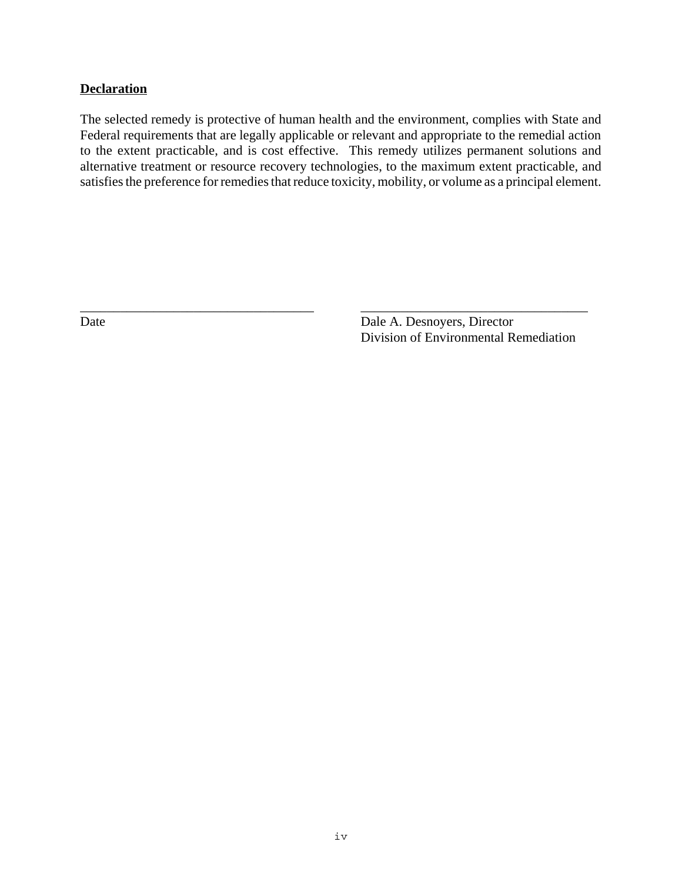**Declaration**

The selected remedy is protective of human health and the environment, complies with State and Federal requirements that are legally applicable or relevant and appropriate to the remedial action to the extent practicable, and is cost effective. This remedy utilizes permanent solutions and alternative treatment or resource recovery technologies, to the maximum extent practicable, and satisfies the preference for remedies that reduce toxicity, mobility, or volume as a principal element.

| ___________________________________ | ___________________________________ |
|---|---|
| Date | Dale A. Desnoyers, Director<br>Division of Environmental Remediation |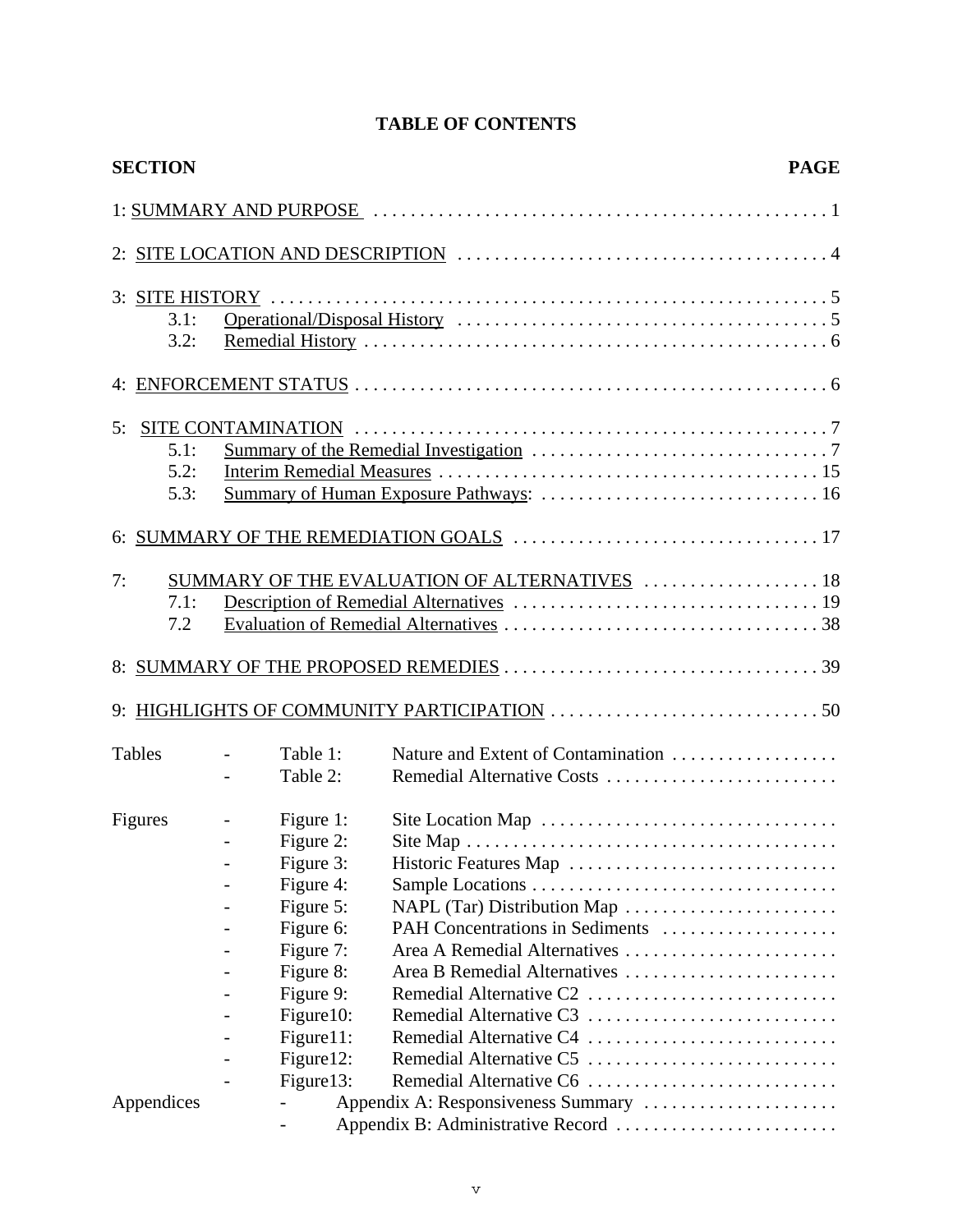# TABLE OF CONTENTS

| SECTION | PAGE |
|---|---|
| 1: SUMMARY AND PURPOSE | 1 |
| 2: SITE LOCATION AND DESCRIPTION | 4 |
| 3: SITE HISTORY | 5 |
| 3.1: Operational/Disposal History | 5 |
| 3.2: Remedial History | 6 |
| 4: ENFORCEMENT STATUS | 6 |
| 5: SITE CONTAMINATION | 7 |
| 5.1: Summary of the Remedial Investigation | 7 |
| 5.2: Interim Remedial Measures | 15 |
| 5.3: Summary of Human Exposure Pathways: | 16 |
| 6: SUMMARY OF THE REMEDIATION GOALS | 17 |
| 7: SUMMARY OF THE EVALUATION OF ALTERNATIVES | 18 |
| 7.1: Description of Remedial Alternatives | 19 |
| 7.2 Evaluation of Remedial Alternatives | 38 |
| 8: SUMMARY OF THE PROPOSED REMEDIES | 39 |
| 9: HIGHLIGHTS OF COMMUNITY PARTICIPATION | 50 |

Tables
- Table 1: Nature and Extent of Contamination
- Table 2: Remedial Alternative Costs

Figures
- Figure 1: Site Location Map
- Figure 2: Site Map
- Figure 3: Historic Features Map
- Figure 4: Sample Locations
- Figure 5: NAPL (Tar) Distribution Map
- Figure 6: PAH Concentrations in Sediments
- Figure 7: Area A Remedial Alternatives
- Figure 8: Area B Remedial Alternatives
- Figure 9: Remedial Alternative C2
- Figure10: Remedial Alternative C3
- Figure11: Remedial Alternative C4
- Figure12: Remedial Alternative C5
- Figure13: Remedial Alternative C6

Appendices
- Appendix A: Responsiveness Summary
- Appendix B: Administrative Record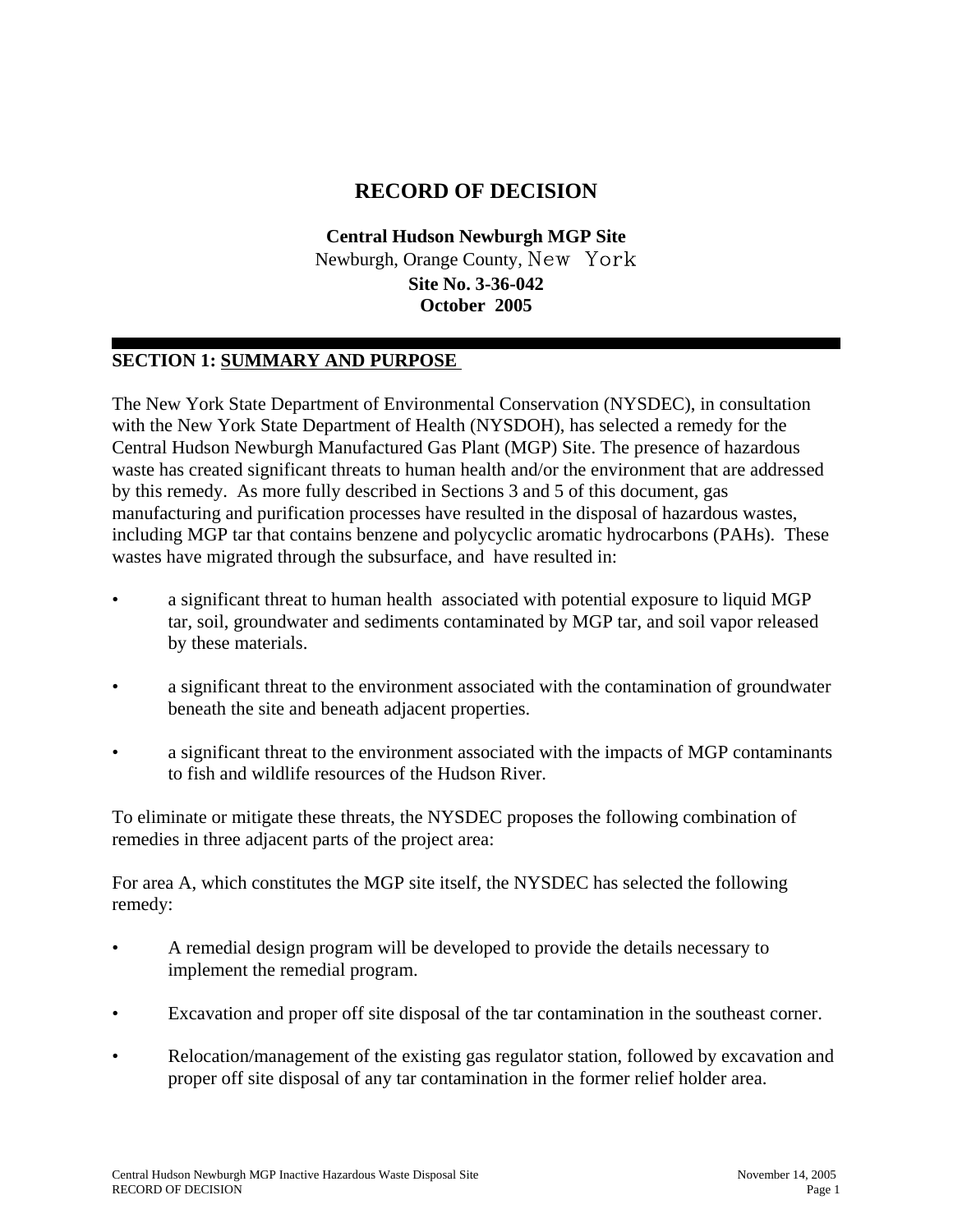# RECORD OF DECISION

**Central Hudson Newburgh MGP Site**
Newburgh, Orange County, New York
**Site No. 3-36-042**
**October 2005**

## SECTION 1: SUMMARY AND PURPOSE

The New York State Department of Environmental Conservation (NYSDEC), in consultation with the New York State Department of Health (NYSDOH), has selected a remedy for the Central Hudson Newburgh Manufactured Gas Plant (MGP) Site. The presence of hazardous waste has created significant threats to human health and/or the environment that are addressed by this remedy. As more fully described in Sections 3 and 5 of this document, gas manufacturing and purification processes have resulted in the disposal of hazardous wastes, including MGP tar that contains benzene and polycyclic aromatic hydrocarbons (PAHs). These wastes have migrated through the subsurface, and have resulted in:

- a significant threat to human health associated with potential exposure to liquid MGP tar, soil, groundwater and sediments contaminated by MGP tar, and soil vapor released by these materials.
- a significant threat to the environment associated with the contamination of groundwater beneath the site and beneath adjacent properties.
- a significant threat to the environment associated with the impacts of MGP contaminants to fish and wildlife resources of the Hudson River.

To eliminate or mitigate these threats, the NYSDEC proposes the following combination of remedies in three adjacent parts of the project area:

For area A, which constitutes the MGP site itself, the NYSDEC has selected the following remedy:

- A remedial design program will be developed to provide the details necessary to implement the remedial program.
- Excavation and proper off site disposal of the tar contamination in the southeast corner.
- Relocation/management of the existing gas regulator station, followed by excavation and proper off site disposal of any tar contamination in the former relief holder area.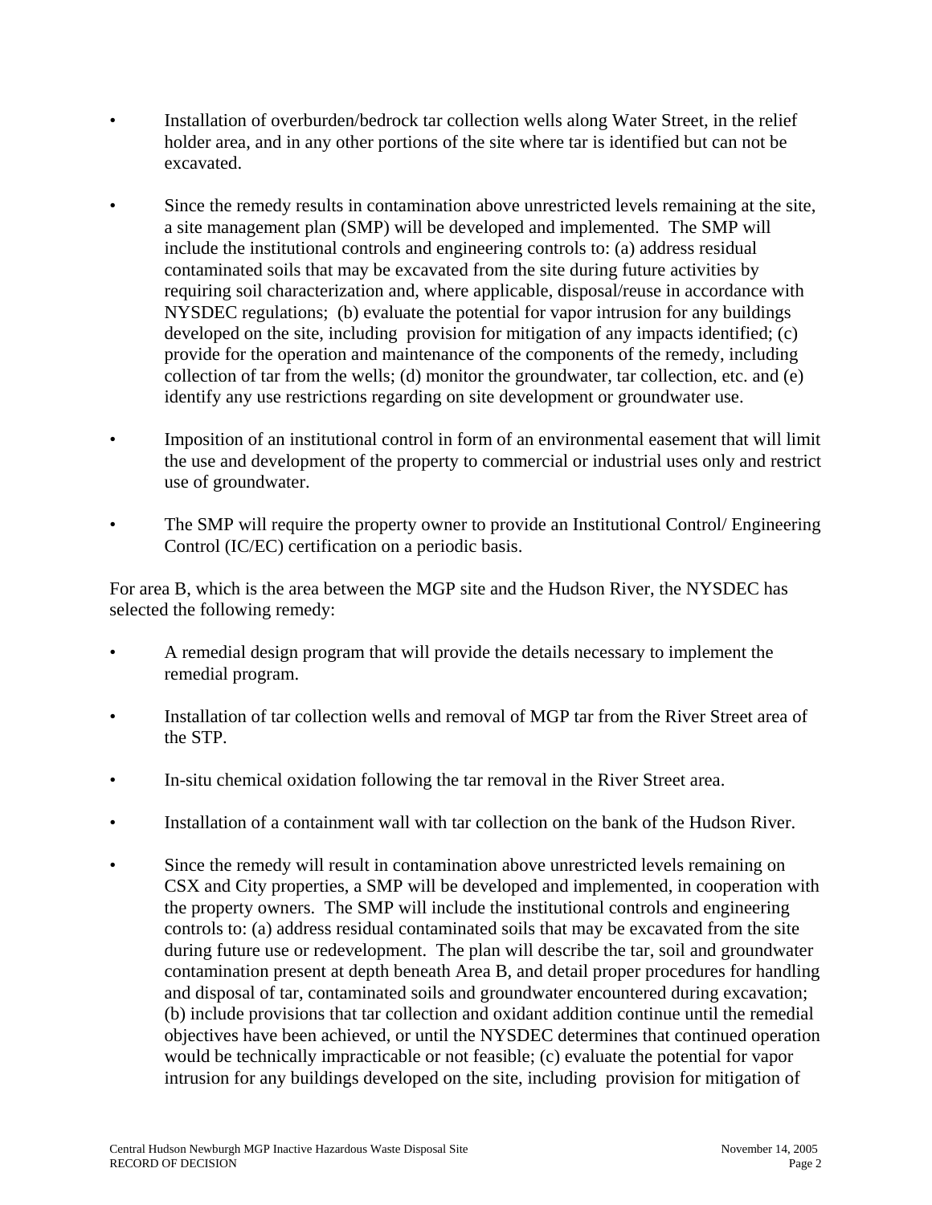- Installation of overburden/bedrock tar collection wells along Water Street, in the relief holder area, and in any other portions of the site where tar is identified but can not be excavated.

- Since the remedy results in contamination above unrestricted levels remaining at the site, a site management plan (SMP) will be developed and implemented. The SMP will include the institutional controls and engineering controls to: (a) address residual contaminated soils that may be excavated from the site during future activities by requiring soil characterization and, where applicable, disposal/reuse in accordance with NYSDEC regulations; (b) evaluate the potential for vapor intrusion for any buildings developed on the site, including provision for mitigation of any impacts identified; (c) provide for the operation and maintenance of the components of the remedy, including collection of tar from the wells; (d) monitor the groundwater, tar collection, etc. and (e) identify any use restrictions regarding on site development or groundwater use.

- Imposition of an institutional control in form of an environmental easement that will limit the use and development of the property to commercial or industrial uses only and restrict use of groundwater.

- The SMP will require the property owner to provide an Institutional Control/ Engineering Control (IC/EC) certification on a periodic basis.

For area B, which is the area between the MGP site and the Hudson River, the NYSDEC has selected the following remedy:

- A remedial design program that will provide the details necessary to implement the remedial program.

- Installation of tar collection wells and removal of MGP tar from the River Street area of the STP.

- In-situ chemical oxidation following the tar removal in the River Street area.

- Installation of a containment wall with tar collection on the bank of the Hudson River.

- Since the remedy will result in contamination above unrestricted levels remaining on CSX and City properties, a SMP will be developed and implemented, in cooperation with the property owners. The SMP will include the institutional controls and engineering controls to: (a) address residual contaminated soils that may be excavated from the site during future use or redevelopment. The plan will describe the tar, soil and groundwater contamination present at depth beneath Area B, and detail proper procedures for handling and disposal of tar, contaminated soils and groundwater encountered during excavation; (b) include provisions that tar collection and oxidant addition continue until the remedial objectives have been achieved, or until the NYSDEC determines that continued operation would be technically impracticable or not feasible; (c) evaluate the potential for vapor intrusion for any buildings developed on the site, including provision for mitigation of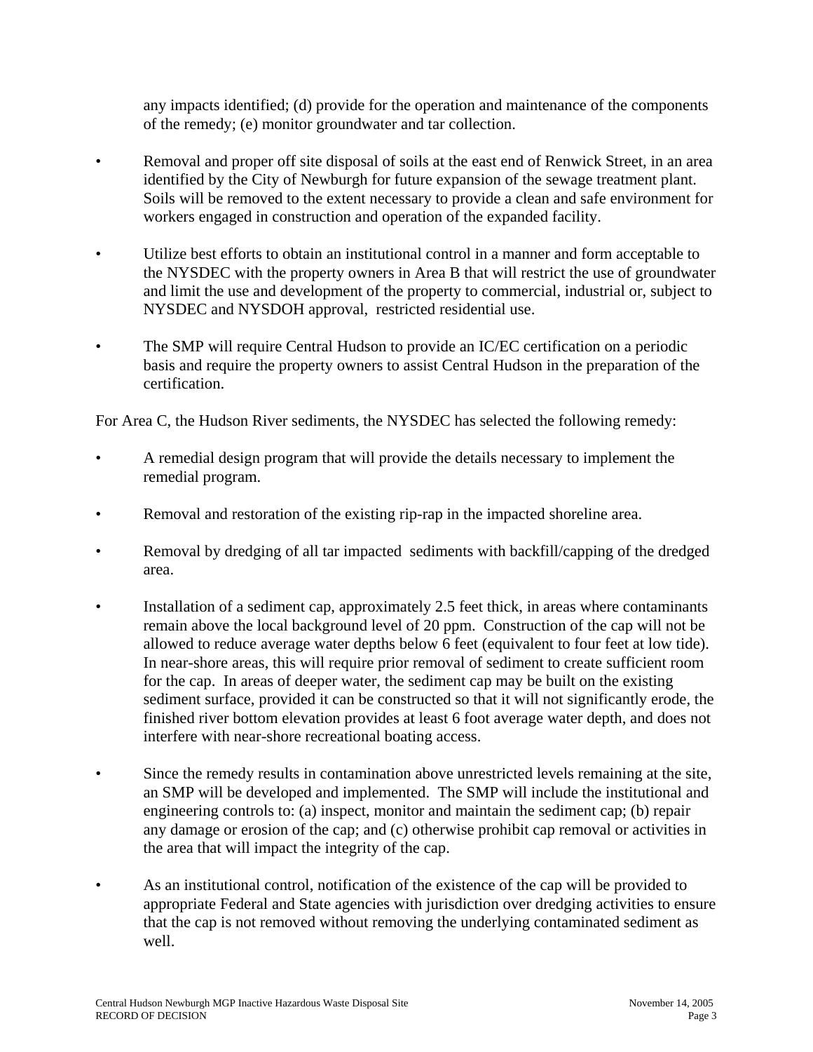any impacts identified; (d) provide for the operation and maintenance of the components of the remedy; (e) monitor groundwater and tar collection.

- Removal and proper off site disposal of soils at the east end of Renwick Street, in an area identified by the City of Newburgh for future expansion of the sewage treatment plant. Soils will be removed to the extent necessary to provide a clean and safe environment for workers engaged in construction and operation of the expanded facility.
- Utilize best efforts to obtain an institutional control in a manner and form acceptable to the NYSDEC with the property owners in Area B that will restrict the use of groundwater and limit the use and development of the property to commercial, industrial or, subject to NYSDEC and NYSDOH approval, restricted residential use.
- The SMP will require Central Hudson to provide an IC/EC certification on a periodic basis and require the property owners to assist Central Hudson in the preparation of the certification.

For Area C, the Hudson River sediments, the NYSDEC has selected the following remedy:

- A remedial design program that will provide the details necessary to implement the remedial program.
- Removal and restoration of the existing rip-rap in the impacted shoreline area.
- Removal by dredging of all tar impacted sediments with backfill/capping of the dredged area.
- Installation of a sediment cap, approximately 2.5 feet thick, in areas where contaminants remain above the local background level of 20 ppm. Construction of the cap will not be allowed to reduce average water depths below 6 feet (equivalent to four feet at low tide). In near-shore areas, this will require prior removal of sediment to create sufficient room for the cap. In areas of deeper water, the sediment cap may be built on the existing sediment surface, provided it can be constructed so that it will not significantly erode, the finished river bottom elevation provides at least 6 foot average water depth, and does not interfere with near-shore recreational boating access.
- Since the remedy results in contamination above unrestricted levels remaining at the site, an SMP will be developed and implemented. The SMP will include the institutional and engineering controls to: (a) inspect, monitor and maintain the sediment cap; (b) repair any damage or erosion of the cap; and (c) otherwise prohibit cap removal or activities in the area that will impact the integrity of the cap.
- As an institutional control, notification of the existence of the cap will be provided to appropriate Federal and State agencies with jurisdiction over dredging activities to ensure that the cap is not removed without removing the underlying contaminated sediment as well.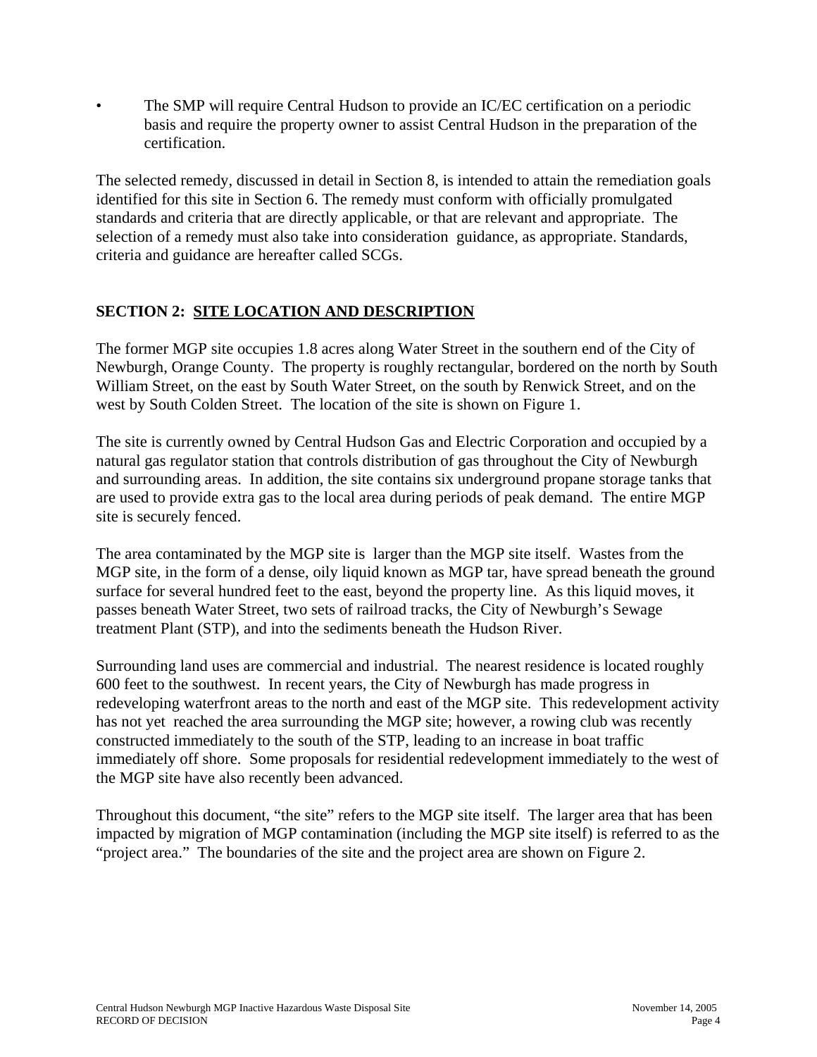- The SMP will require Central Hudson to provide an IC/EC certification on a periodic basis and require the property owner to assist Central Hudson in the preparation of the certification.

The selected remedy, discussed in detail in Section 8, is intended to attain the remediation goals identified for this site in Section 6. The remedy must conform with officially promulgated standards and criteria that are directly applicable, or that are relevant and appropriate. The selection of a remedy must also take into consideration guidance, as appropriate. Standards, criteria and guidance are hereafter called SCGs.

## SECTION 2: SITE LOCATION AND DESCRIPTION

The former MGP site occupies 1.8 acres along Water Street in the southern end of the City of Newburgh, Orange County. The property is roughly rectangular, bordered on the north by South William Street, on the east by South Water Street, on the south by Renwick Street, and on the west by South Colden Street. The location of the site is shown on Figure 1.

The site is currently owned by Central Hudson Gas and Electric Corporation and occupied by a natural gas regulator station that controls distribution of gas throughout the City of Newburgh and surrounding areas. In addition, the site contains six underground propane storage tanks that are used to provide extra gas to the local area during periods of peak demand. The entire MGP site is securely fenced.

The area contaminated by the MGP site is larger than the MGP site itself. Wastes from the MGP site, in the form of a dense, oily liquid known as MGP tar, have spread beneath the ground surface for several hundred feet to the east, beyond the property line. As this liquid moves, it passes beneath Water Street, two sets of railroad tracks, the City of Newburgh's Sewage treatment Plant (STP), and into the sediments beneath the Hudson River.

Surrounding land uses are commercial and industrial. The nearest residence is located roughly 600 feet to the southwest. In recent years, the City of Newburgh has made progress in redeveloping waterfront areas to the north and east of the MGP site. This redevelopment activity has not yet reached the area surrounding the MGP site; however, a rowing club was recently constructed immediately to the south of the STP, leading to an increase in boat traffic immediately off shore. Some proposals for residential redevelopment immediately to the west of the MGP site have also recently been advanced.

Throughout this document, "the site" refers to the MGP site itself. The larger area that has been impacted by migration of MGP contamination (including the MGP site itself) is referred to as the "project area." The boundaries of the site and the project area are shown on Figure 2.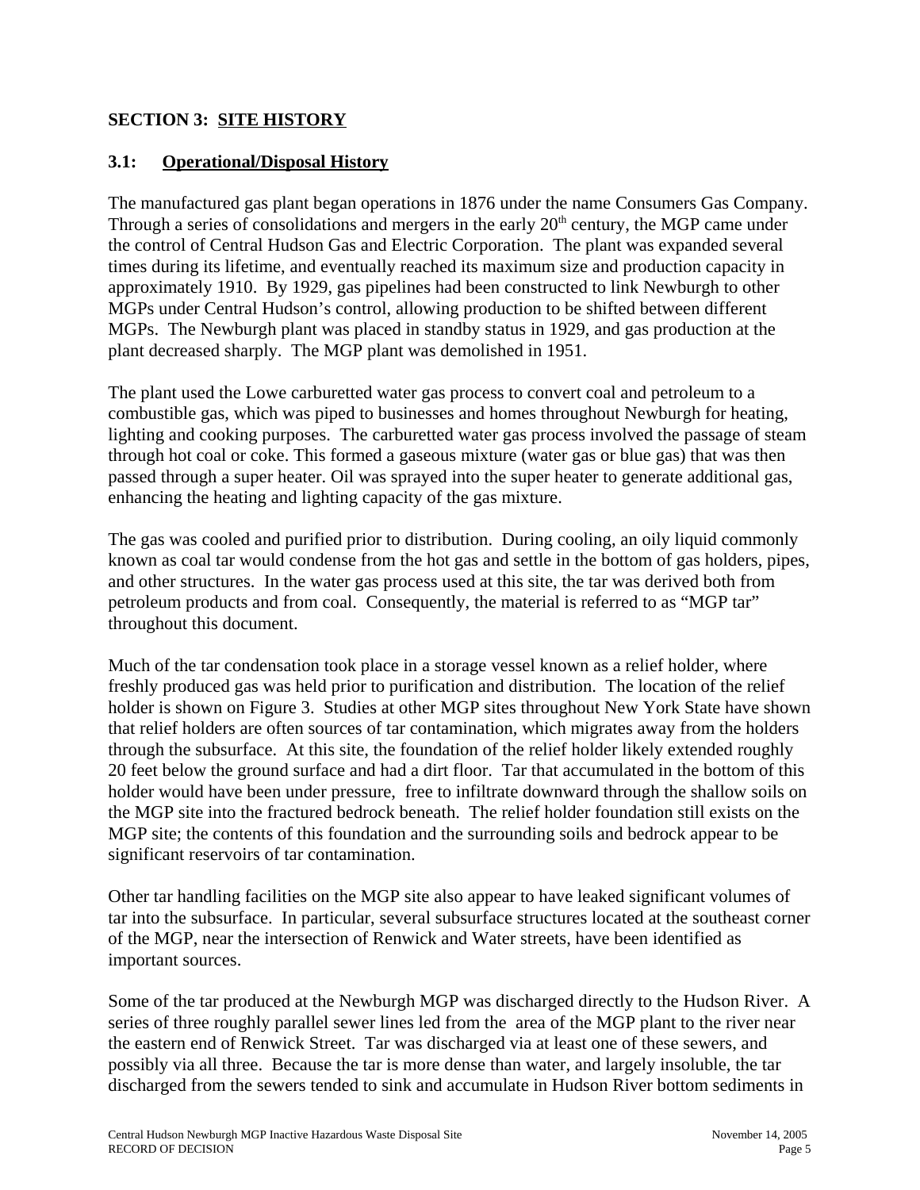## SECTION 3: SITE HISTORY

### 3.1: Operational/Disposal History

The manufactured gas plant began operations in 1876 under the name Consumers Gas Company. Through a series of consolidations and mergers in the early 20th century, the MGP came under the control of Central Hudson Gas and Electric Corporation. The plant was expanded several times during its lifetime, and eventually reached its maximum size and production capacity in approximately 1910. By 1929, gas pipelines had been constructed to link Newburgh to other MGPs under Central Hudson's control, allowing production to be shifted between different MGPs. The Newburgh plant was placed in standby status in 1929, and gas production at the plant decreased sharply. The MGP plant was demolished in 1951.

The plant used the Lowe carburetted water gas process to convert coal and petroleum to a combustible gas, which was piped to businesses and homes throughout Newburgh for heating, lighting and cooking purposes. The carburetted water gas process involved the passage of steam through hot coal or coke. This formed a gaseous mixture (water gas or blue gas) that was then passed through a super heater. Oil was sprayed into the super heater to generate additional gas, enhancing the heating and lighting capacity of the gas mixture.

The gas was cooled and purified prior to distribution. During cooling, an oily liquid commonly known as coal tar would condense from the hot gas and settle in the bottom of gas holders, pipes, and other structures. In the water gas process used at this site, the tar was derived both from petroleum products and from coal. Consequently, the material is referred to as "MGP tar" throughout this document.

Much of the tar condensation took place in a storage vessel known as a relief holder, where freshly produced gas was held prior to purification and distribution. The location of the relief holder is shown on Figure 3. Studies at other MGP sites throughout New York State have shown that relief holders are often sources of tar contamination, which migrates away from the holders through the subsurface. At this site, the foundation of the relief holder likely extended roughly 20 feet below the ground surface and had a dirt floor. Tar that accumulated in the bottom of this holder would have been under pressure, free to infiltrate downward through the shallow soils on the MGP site into the fractured bedrock beneath. The relief holder foundation still exists on the MGP site; the contents of this foundation and the surrounding soils and bedrock appear to be significant reservoirs of tar contamination.

Other tar handling facilities on the MGP site also appear to have leaked significant volumes of tar into the subsurface. In particular, several subsurface structures located at the southeast corner of the MGP, near the intersection of Renwick and Water streets, have been identified as important sources.

Some of the tar produced at the Newburgh MGP was discharged directly to the Hudson River. A series of three roughly parallel sewer lines led from the area of the MGP plant to the river near the eastern end of Renwick Street. Tar was discharged via at least one of these sewers, and possibly via all three. Because the tar is more dense than water, and largely insoluble, the tar discharged from the sewers tended to sink and accumulate in Hudson River bottom sediments in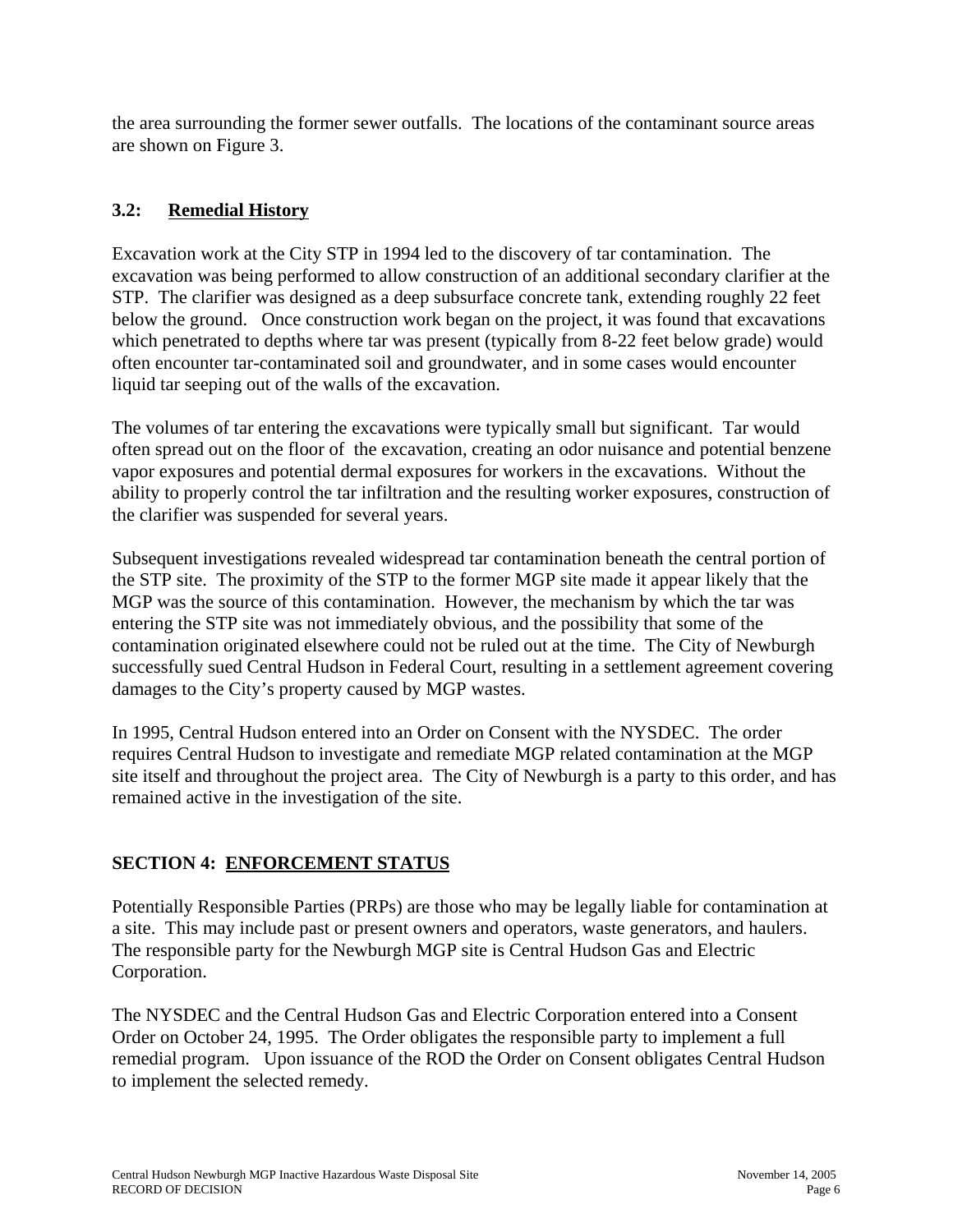the area surrounding the former sewer outfalls. The locations of the contaminant source areas are shown on Figure 3.

### 3.2: Remedial History

Excavation work at the City STP in 1994 led to the discovery of tar contamination. The excavation was being performed to allow construction of an additional secondary clarifier at the STP. The clarifier was designed as a deep subsurface concrete tank, extending roughly 22 feet below the ground. Once construction work began on the project, it was found that excavations which penetrated to depths where tar was present (typically from 8-22 feet below grade) would often encounter tar-contaminated soil and groundwater, and in some cases would encounter liquid tar seeping out of the walls of the excavation.

The volumes of tar entering the excavations were typically small but significant. Tar would often spread out on the floor of the excavation, creating an odor nuisance and potential benzene vapor exposures and potential dermal exposures for workers in the excavations. Without the ability to properly control the tar infiltration and the resulting worker exposures, construction of the clarifier was suspended for several years.

Subsequent investigations revealed widespread tar contamination beneath the central portion of the STP site. The proximity of the STP to the former MGP site made it appear likely that the MGP was the source of this contamination. However, the mechanism by which the tar was entering the STP site was not immediately obvious, and the possibility that some of the contamination originated elsewhere could not be ruled out at the time. The City of Newburgh successfully sued Central Hudson in Federal Court, resulting in a settlement agreement covering damages to the City's property caused by MGP wastes.

In 1995, Central Hudson entered into an Order on Consent with the NYSDEC. The order requires Central Hudson to investigate and remediate MGP related contamination at the MGP site itself and throughout the project area. The City of Newburgh is a party to this order, and has remained active in the investigation of the site.

## SECTION 4: ENFORCEMENT STATUS

Potentially Responsible Parties (PRPs) are those who may be legally liable for contamination at a site. This may include past or present owners and operators, waste generators, and haulers. The responsible party for the Newburgh MGP site is Central Hudson Gas and Electric Corporation.

The NYSDEC and the Central Hudson Gas and Electric Corporation entered into a Consent Order on October 24, 1995. The Order obligates the responsible party to implement a full remedial program. Upon issuance of the ROD the Order on Consent obligates Central Hudson to implement the selected remedy.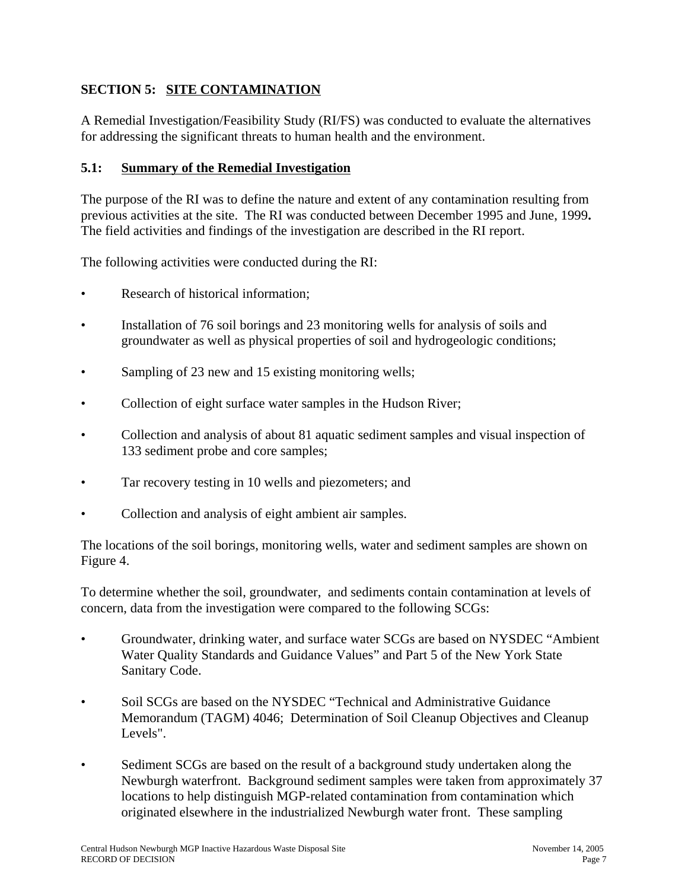## SECTION 5: SITE CONTAMINATION

A Remedial Investigation/Feasibility Study (RI/FS) was conducted to evaluate the alternatives for addressing the significant threats to human health and the environment.

### 5.1: Summary of the Remedial Investigation

The purpose of the RI was to define the nature and extent of any contamination resulting from previous activities at the site. The RI was conducted between December 1995 and June, 1999**.** The field activities and findings of the investigation are described in the RI report.

The following activities were conducted during the RI:

- Research of historical information;
- Installation of 76 soil borings and 23 monitoring wells for analysis of soils and groundwater as well as physical properties of soil and hydrogeologic conditions;
- Sampling of 23 new and 15 existing monitoring wells;
- Collection of eight surface water samples in the Hudson River;
- Collection and analysis of about 81 aquatic sediment samples and visual inspection of 133 sediment probe and core samples;
- Tar recovery testing in 10 wells and piezometers; and
- Collection and analysis of eight ambient air samples.

The locations of the soil borings, monitoring wells, water and sediment samples are shown on Figure 4.

To determine whether the soil, groundwater, and sediments contain contamination at levels of concern, data from the investigation were compared to the following SCGs:

- Groundwater, drinking water, and surface water SCGs are based on NYSDEC "Ambient Water Quality Standards and Guidance Values" and Part 5 of the New York State Sanitary Code.
- Soil SCGs are based on the NYSDEC "Technical and Administrative Guidance Memorandum (TAGM) 4046; Determination of Soil Cleanup Objectives and Cleanup Levels".
- Sediment SCGs are based on the result of a background study undertaken along the Newburgh waterfront. Background sediment samples were taken from approximately 37 locations to help distinguish MGP-related contamination from contamination which originated elsewhere in the industrialized Newburgh water front. These sampling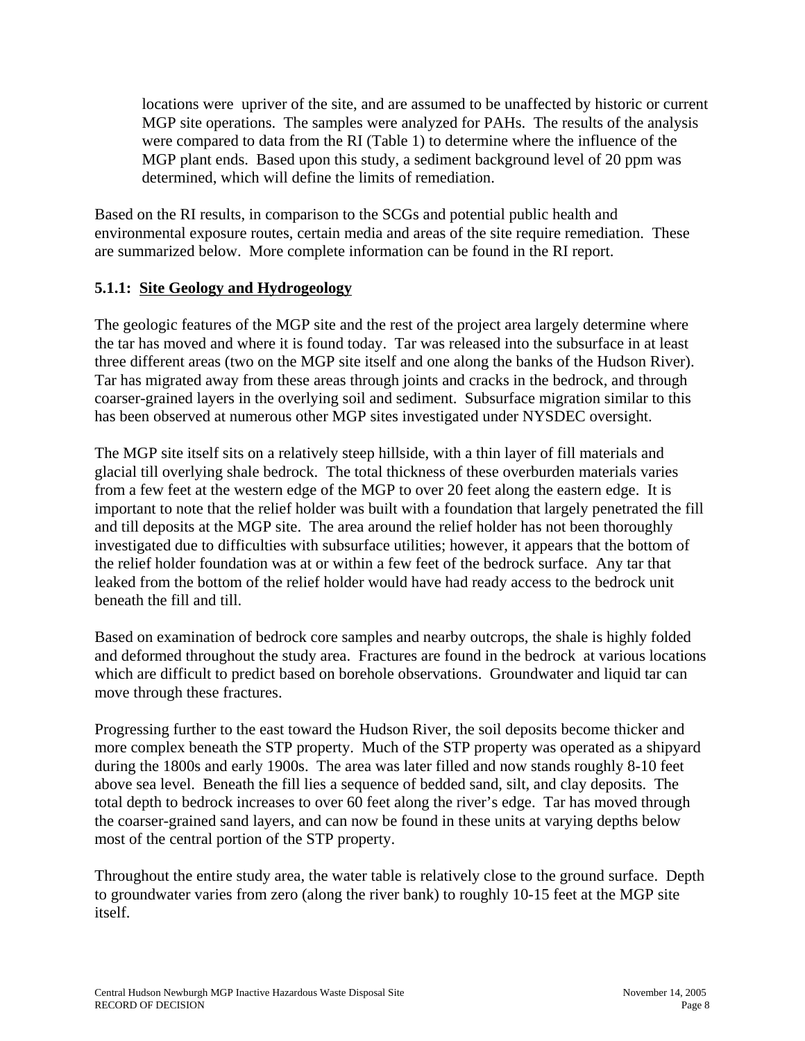locations were upriver of the site, and are assumed to be unaffected by historic or current MGP site operations. The samples were analyzed for PAHs. The results of the analysis were compared to data from the RI (Table 1) to determine where the influence of the MGP plant ends. Based upon this study, a sediment background level of 20 ppm was determined, which will define the limits of remediation.

Based on the RI results, in comparison to the SCGs and potential public health and environmental exposure routes, certain media and areas of the site require remediation. These are summarized below. More complete information can be found in the RI report.

### 5.1.1: Site Geology and Hydrogeology

The geologic features of the MGP site and the rest of the project area largely determine where the tar has moved and where it is found today. Tar was released into the subsurface in at least three different areas (two on the MGP site itself and one along the banks of the Hudson River). Tar has migrated away from these areas through joints and cracks in the bedrock, and through coarser-grained layers in the overlying soil and sediment. Subsurface migration similar to this has been observed at numerous other MGP sites investigated under NYSDEC oversight.

The MGP site itself sits on a relatively steep hillside, with a thin layer of fill materials and glacial till overlying shale bedrock. The total thickness of these overburden materials varies from a few feet at the western edge of the MGP to over 20 feet along the eastern edge. It is important to note that the relief holder was built with a foundation that largely penetrated the fill and till deposits at the MGP site. The area around the relief holder has not been thoroughly investigated due to difficulties with subsurface utilities; however, it appears that the bottom of the relief holder foundation was at or within a few feet of the bedrock surface. Any tar that leaked from the bottom of the relief holder would have had ready access to the bedrock unit beneath the fill and till.

Based on examination of bedrock core samples and nearby outcrops, the shale is highly folded and deformed throughout the study area. Fractures are found in the bedrock at various locations which are difficult to predict based on borehole observations. Groundwater and liquid tar can move through these fractures.

Progressing further to the east toward the Hudson River, the soil deposits become thicker and more complex beneath the STP property. Much of the STP property was operated as a shipyard during the 1800s and early 1900s. The area was later filled and now stands roughly 8-10 feet above sea level. Beneath the fill lies a sequence of bedded sand, silt, and clay deposits. The total depth to bedrock increases to over 60 feet along the river's edge. Tar has moved through the coarser-grained sand layers, and can now be found in these units at varying depths below most of the central portion of the STP property.

Throughout the entire study area, the water table is relatively close to the ground surface. Depth to groundwater varies from zero (along the river bank) to roughly 10-15 feet at the MGP site itself.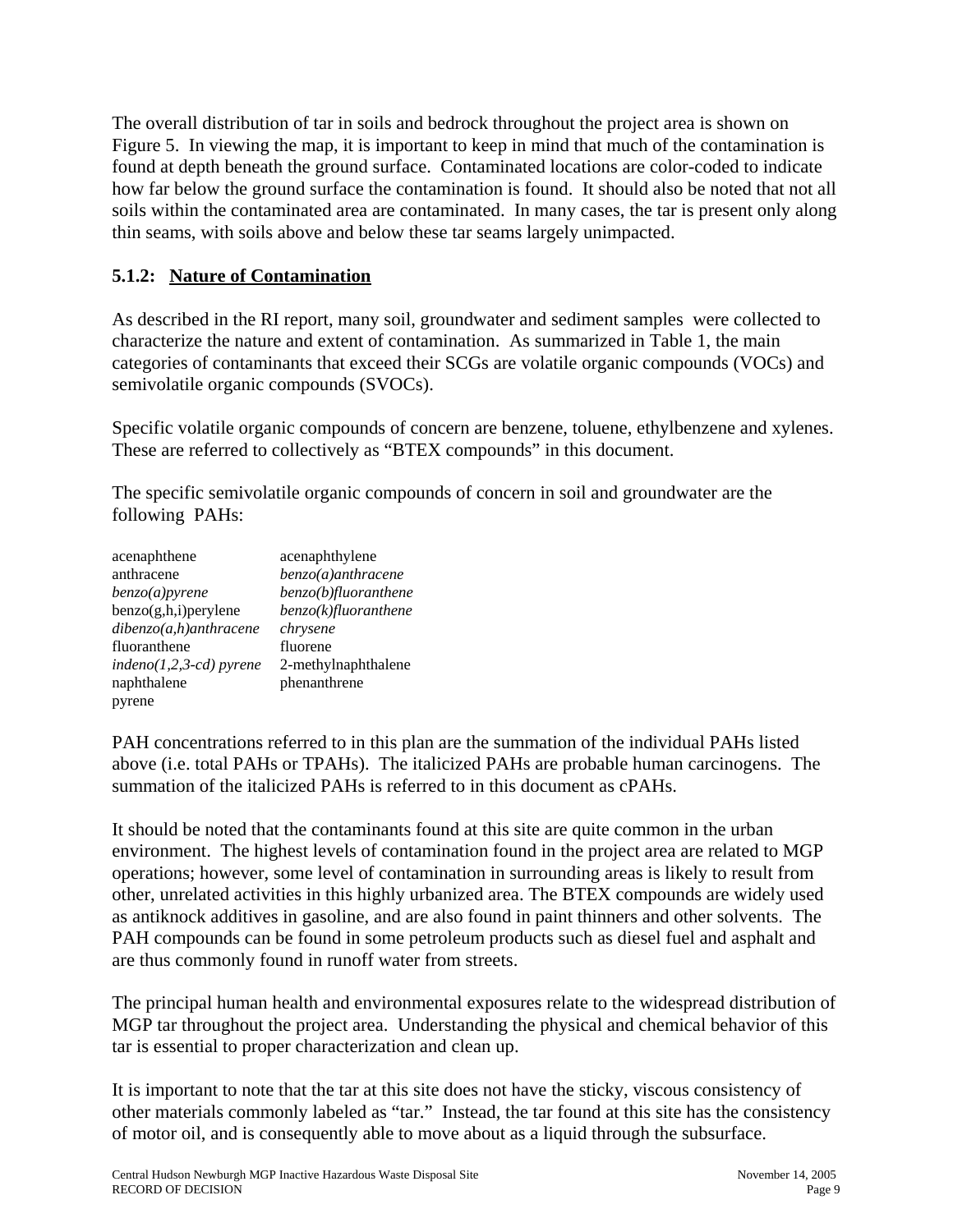The overall distribution of tar in soils and bedrock throughout the project area is shown on Figure 5. In viewing the map, it is important to keep in mind that much of the contamination is found at depth beneath the ground surface. Contaminated locations are color-coded to indicate how far below the ground surface the contamination is found. It should also be noted that not all soils within the contaminated area are contaminated. In many cases, the tar is present only along thin seams, with soils above and below these tar seams largely unimpacted.

### 5.1.2: Nature of Contamination

As described in the RI report, many soil, groundwater and sediment samples were collected to characterize the nature and extent of contamination. As summarized in Table 1, the main categories of contaminants that exceed their SCGs are volatile organic compounds (VOCs) and semivolatile organic compounds (SVOCs).

Specific volatile organic compounds of concern are benzene, toluene, ethylbenzene and xylenes. These are referred to collectively as "BTEX compounds" in this document.

The specific semivolatile organic compounds of concern in soil and groundwater are the following PAHs:

| | |
|---|---|
| acenaphthene | acenaphthylene |
| anthracene | *benzo(a)anthracene* |
| *benzo(a)pyrene* | *benzo(b)fluoranthene* |
| benzo(g,h,i)perylene | *benzo(k)fluoranthene* |
| *dibenzo(a,h)anthracene* | *chrysene* |
| fluoranthene | fluorene |
| *indeno(1,2,3-cd) pyrene* | 2-methylnaphthalene |
| naphthalene | phenanthrene |
| pyrene | |

PAH concentrations referred to in this plan are the summation of the individual PAHs listed above (i.e. total PAHs or TPAHs). The italicized PAHs are probable human carcinogens. The summation of the italicized PAHs is referred to in this document as cPAHs.

It should be noted that the contaminants found at this site are quite common in the urban environment. The highest levels of contamination found in the project area are related to MGP operations; however, some level of contamination in surrounding areas is likely to result from other, unrelated activities in this highly urbanized area. The BTEX compounds are widely used as antiknock additives in gasoline, and are also found in paint thinners and other solvents. The PAH compounds can be found in some petroleum products such as diesel fuel and asphalt and are thus commonly found in runoff water from streets.

The principal human health and environmental exposures relate to the widespread distribution of MGP tar throughout the project area. Understanding the physical and chemical behavior of this tar is essential to proper characterization and clean up.

It is important to note that the tar at this site does not have the sticky, viscous consistency of other materials commonly labeled as "tar." Instead, the tar found at this site has the consistency of motor oil, and is consequently able to move about as a liquid through the subsurface.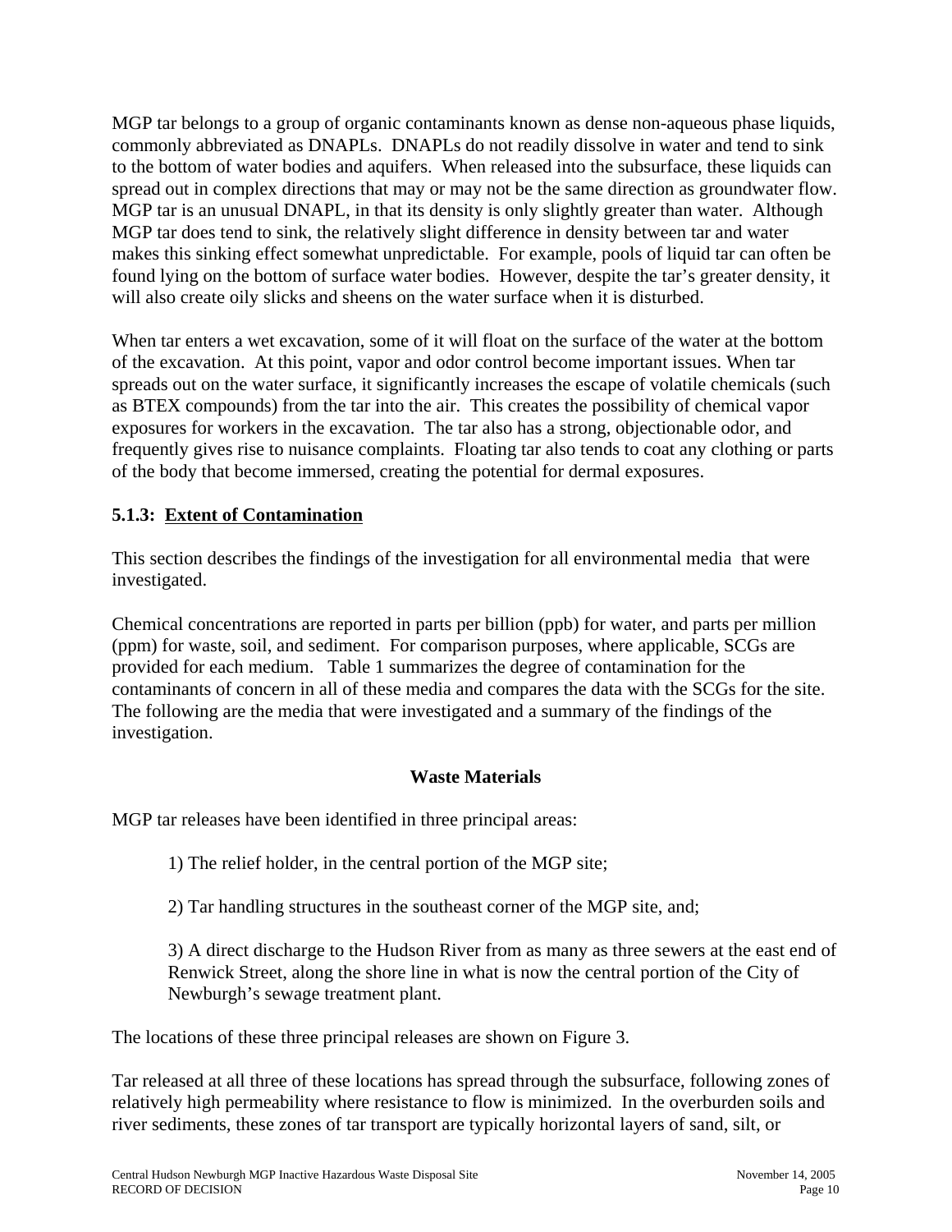MGP tar belongs to a group of organic contaminants known as dense non-aqueous phase liquids, commonly abbreviated as DNAPLs. DNAPLs do not readily dissolve in water and tend to sink to the bottom of water bodies and aquifers. When released into the subsurface, these liquids can spread out in complex directions that may or may not be the same direction as groundwater flow. MGP tar is an unusual DNAPL, in that its density is only slightly greater than water. Although MGP tar does tend to sink, the relatively slight difference in density between tar and water makes this sinking effect somewhat unpredictable. For example, pools of liquid tar can often be found lying on the bottom of surface water bodies. However, despite the tar's greater density, it will also create oily slicks and sheens on the water surface when it is disturbed.

When tar enters a wet excavation, some of it will float on the surface of the water at the bottom of the excavation. At this point, vapor and odor control become important issues. When tar spreads out on the water surface, it significantly increases the escape of volatile chemicals (such as BTEX compounds) from the tar into the air. This creates the possibility of chemical vapor exposures for workers in the excavation. The tar also has a strong, objectionable odor, and frequently gives rise to nuisance complaints. Floating tar also tends to coat any clothing or parts of the body that become immersed, creating the potential for dermal exposures.

### 5.1.3: Extent of Contamination

This section describes the findings of the investigation for all environmental media that were investigated.

Chemical concentrations are reported in parts per billion (ppb) for water, and parts per million (ppm) for waste, soil, and sediment. For comparison purposes, where applicable, SCGs are provided for each medium. Table 1 summarizes the degree of contamination for the contaminants of concern in all of these media and compares the data with the SCGs for the site. The following are the media that were investigated and a summary of the findings of the investigation.

**Waste Materials**

MGP tar releases have been identified in three principal areas:

1) The relief holder, in the central portion of the MGP site;

2) Tar handling structures in the southeast corner of the MGP site, and;

3) A direct discharge to the Hudson River from as many as three sewers at the east end of Renwick Street, along the shore line in what is now the central portion of the City of Newburgh's sewage treatment plant.

The locations of these three principal releases are shown on Figure 3.

Tar released at all three of these locations has spread through the subsurface, following zones of relatively high permeability where resistance to flow is minimized. In the overburden soils and river sediments, these zones of tar transport are typically horizontal layers of sand, silt, or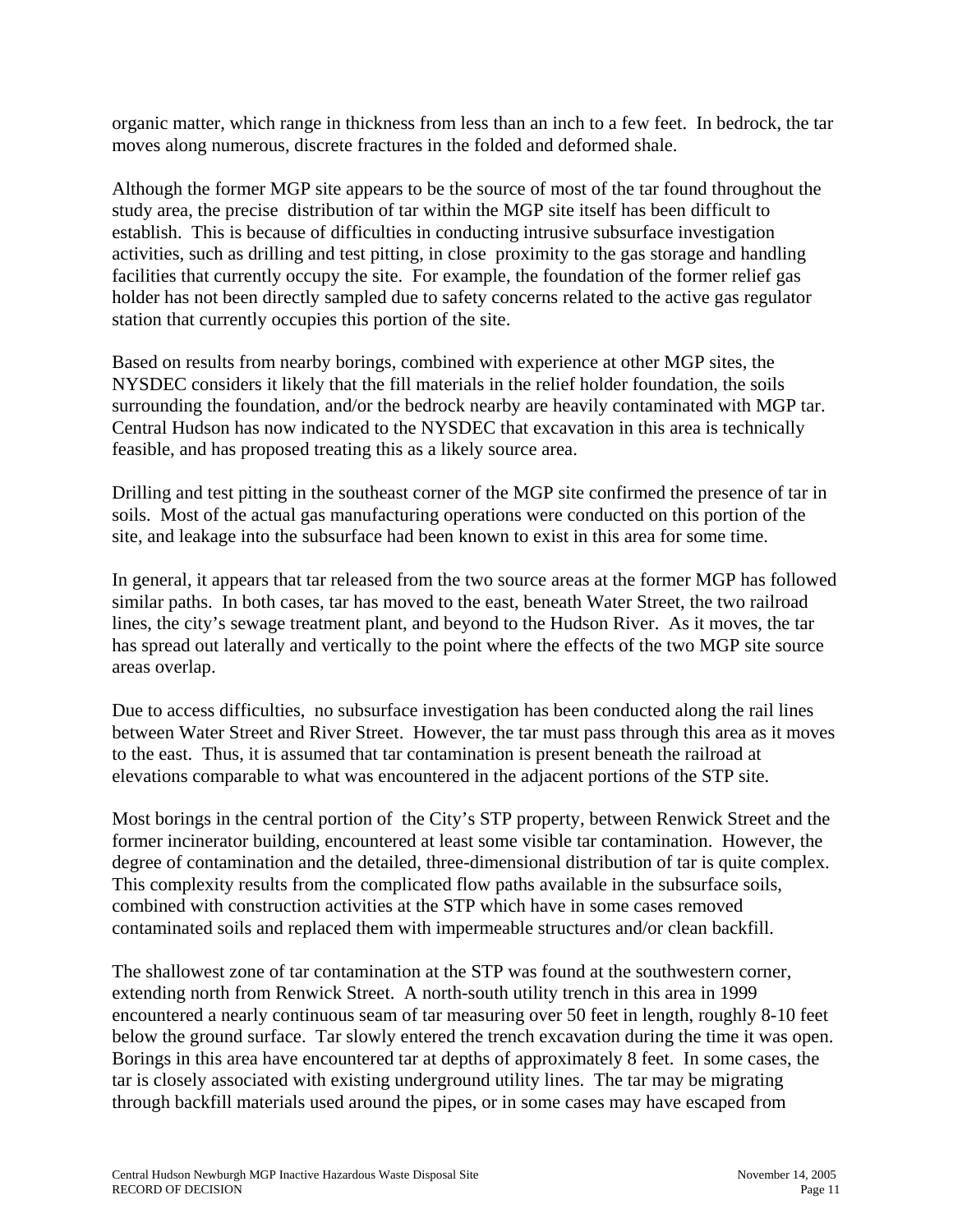organic matter, which range in thickness from less than an inch to a few feet. In bedrock, the tar moves along numerous, discrete fractures in the folded and deformed shale.

Although the former MGP site appears to be the source of most of the tar found throughout the study area, the precise distribution of tar within the MGP site itself has been difficult to establish. This is because of difficulties in conducting intrusive subsurface investigation activities, such as drilling and test pitting, in close proximity to the gas storage and handling facilities that currently occupy the site. For example, the foundation of the former relief gas holder has not been directly sampled due to safety concerns related to the active gas regulator station that currently occupies this portion of the site.

Based on results from nearby borings, combined with experience at other MGP sites, the NYSDEC considers it likely that the fill materials in the relief holder foundation, the soils surrounding the foundation, and/or the bedrock nearby are heavily contaminated with MGP tar. Central Hudson has now indicated to the NYSDEC that excavation in this area is technically feasible, and has proposed treating this as a likely source area.

Drilling and test pitting in the southeast corner of the MGP site confirmed the presence of tar in soils. Most of the actual gas manufacturing operations were conducted on this portion of the site, and leakage into the subsurface had been known to exist in this area for some time.

In general, it appears that tar released from the two source areas at the former MGP has followed similar paths. In both cases, tar has moved to the east, beneath Water Street, the two railroad lines, the city's sewage treatment plant, and beyond to the Hudson River. As it moves, the tar has spread out laterally and vertically to the point where the effects of the two MGP site source areas overlap.

Due to access difficulties, no subsurface investigation has been conducted along the rail lines between Water Street and River Street. However, the tar must pass through this area as it moves to the east. Thus, it is assumed that tar contamination is present beneath the railroad at elevations comparable to what was encountered in the adjacent portions of the STP site.

Most borings in the central portion of the City's STP property, between Renwick Street and the former incinerator building, encountered at least some visible tar contamination. However, the degree of contamination and the detailed, three-dimensional distribution of tar is quite complex. This complexity results from the complicated flow paths available in the subsurface soils, combined with construction activities at the STP which have in some cases removed contaminated soils and replaced them with impermeable structures and/or clean backfill.

The shallowest zone of tar contamination at the STP was found at the southwestern corner, extending north from Renwick Street. A north-south utility trench in this area in 1999 encountered a nearly continuous seam of tar measuring over 50 feet in length, roughly 8-10 feet below the ground surface. Tar slowly entered the trench excavation during the time it was open. Borings in this area have encountered tar at depths of approximately 8 feet. In some cases, the tar is closely associated with existing underground utility lines. The tar may be migrating through backfill materials used around the pipes, or in some cases may have escaped from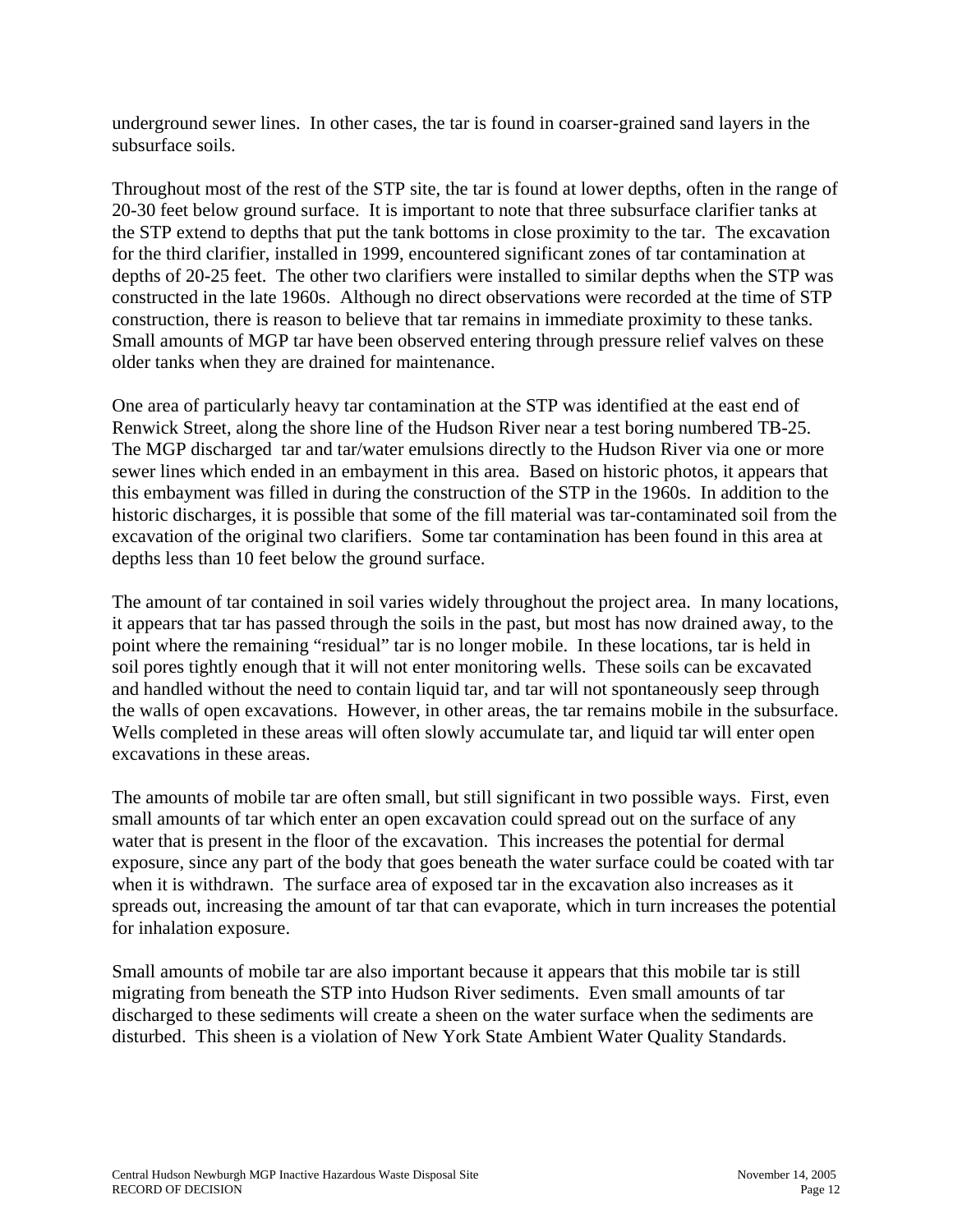underground sewer lines. In other cases, the tar is found in coarser-grained sand layers in the subsurface soils.

Throughout most of the rest of the STP site, the tar is found at lower depths, often in the range of 20-30 feet below ground surface. It is important to note that three subsurface clarifier tanks at the STP extend to depths that put the tank bottoms in close proximity to the tar. The excavation for the third clarifier, installed in 1999, encountered significant zones of tar contamination at depths of 20-25 feet. The other two clarifiers were installed to similar depths when the STP was constructed in the late 1960s. Although no direct observations were recorded at the time of STP construction, there is reason to believe that tar remains in immediate proximity to these tanks. Small amounts of MGP tar have been observed entering through pressure relief valves on these older tanks when they are drained for maintenance.

One area of particularly heavy tar contamination at the STP was identified at the east end of Renwick Street, along the shore line of the Hudson River near a test boring numbered TB-25. The MGP discharged tar and tar/water emulsions directly to the Hudson River via one or more sewer lines which ended in an embayment in this area. Based on historic photos, it appears that this embayment was filled in during the construction of the STP in the 1960s. In addition to the historic discharges, it is possible that some of the fill material was tar-contaminated soil from the excavation of the original two clarifiers. Some tar contamination has been found in this area at depths less than 10 feet below the ground surface.

The amount of tar contained in soil varies widely throughout the project area. In many locations, it appears that tar has passed through the soils in the past, but most has now drained away, to the point where the remaining "residual" tar is no longer mobile. In these locations, tar is held in soil pores tightly enough that it will not enter monitoring wells. These soils can be excavated and handled without the need to contain liquid tar, and tar will not spontaneously seep through the walls of open excavations. However, in other areas, the tar remains mobile in the subsurface. Wells completed in these areas will often slowly accumulate tar, and liquid tar will enter open excavations in these areas.

The amounts of mobile tar are often small, but still significant in two possible ways. First, even small amounts of tar which enter an open excavation could spread out on the surface of any water that is present in the floor of the excavation. This increases the potential for dermal exposure, since any part of the body that goes beneath the water surface could be coated with tar when it is withdrawn. The surface area of exposed tar in the excavation also increases as it spreads out, increasing the amount of tar that can evaporate, which in turn increases the potential for inhalation exposure.

Small amounts of mobile tar are also important because it appears that this mobile tar is still migrating from beneath the STP into Hudson River sediments. Even small amounts of tar discharged to these sediments will create a sheen on the water surface when the sediments are disturbed. This sheen is a violation of New York State Ambient Water Quality Standards.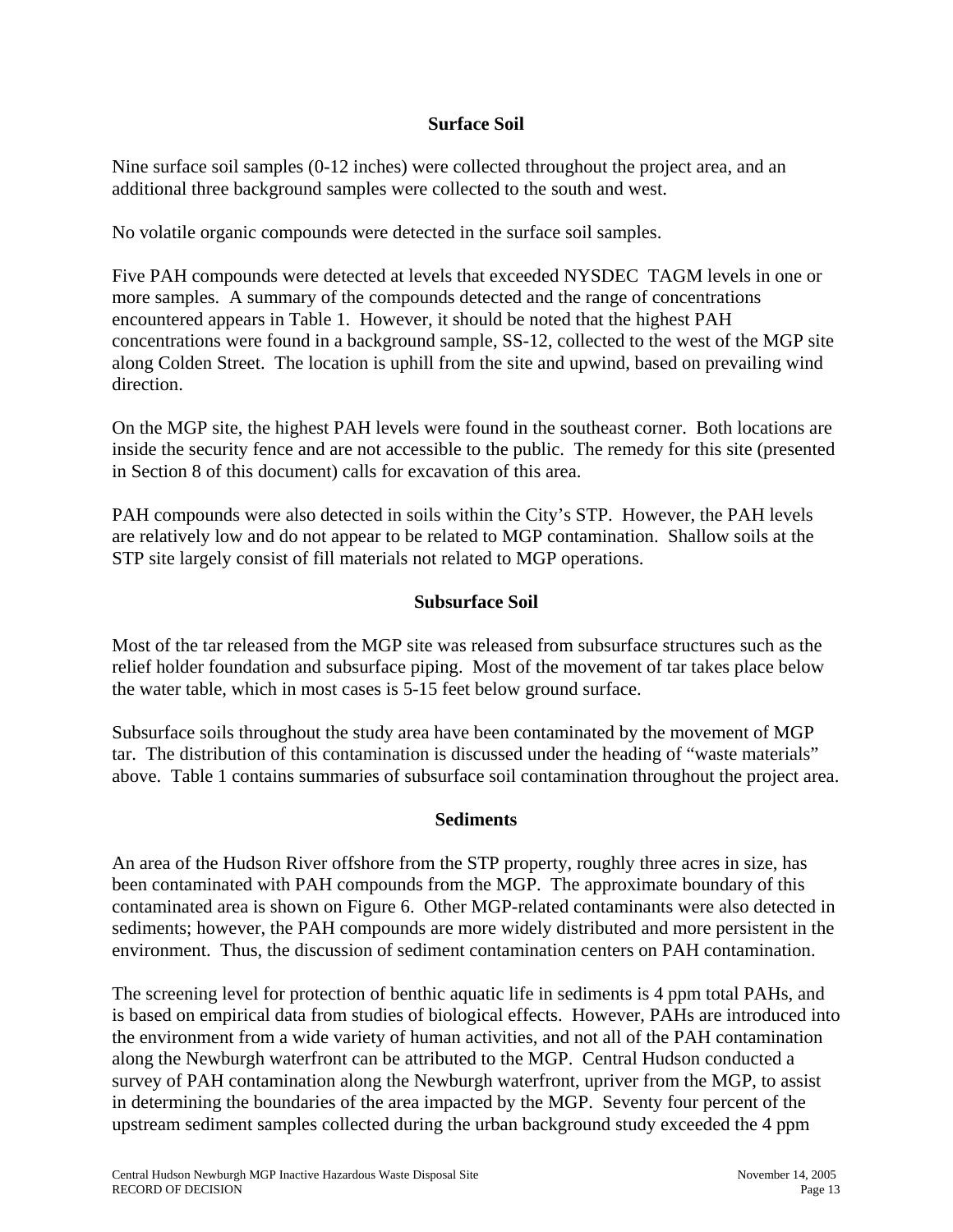### Surface Soil

Nine surface soil samples (0-12 inches) were collected throughout the project area, and an additional three background samples were collected to the south and west.

No volatile organic compounds were detected in the surface soil samples.

Five PAH compounds were detected at levels that exceeded NYSDEC TAGM levels in one or more samples. A summary of the compounds detected and the range of concentrations encountered appears in Table 1. However, it should be noted that the highest PAH concentrations were found in a background sample, SS-12, collected to the west of the MGP site along Colden Street. The location is uphill from the site and upwind, based on prevailing wind direction.

On the MGP site, the highest PAH levels were found in the southeast corner. Both locations are inside the security fence and are not accessible to the public. The remedy for this site (presented in Section 8 of this document) calls for excavation of this area.

PAH compounds were also detected in soils within the City's STP. However, the PAH levels are relatively low and do not appear to be related to MGP contamination. Shallow soils at the STP site largely consist of fill materials not related to MGP operations.

### Subsurface Soil

Most of the tar released from the MGP site was released from subsurface structures such as the relief holder foundation and subsurface piping. Most of the movement of tar takes place below the water table, which in most cases is 5-15 feet below ground surface.

Subsurface soils throughout the study area have been contaminated by the movement of MGP tar. The distribution of this contamination is discussed under the heading of "waste materials" above. Table 1 contains summaries of subsurface soil contamination throughout the project area.

### Sediments

An area of the Hudson River offshore from the STP property, roughly three acres in size, has been contaminated with PAH compounds from the MGP. The approximate boundary of this contaminated area is shown on Figure 6. Other MGP-related contaminants were also detected in sediments; however, the PAH compounds are more widely distributed and more persistent in the environment. Thus, the discussion of sediment contamination centers on PAH contamination.

The screening level for protection of benthic aquatic life in sediments is 4 ppm total PAHs, and is based on empirical data from studies of biological effects. However, PAHs are introduced into the environment from a wide variety of human activities, and not all of the PAH contamination along the Newburgh waterfront can be attributed to the MGP. Central Hudson conducted a survey of PAH contamination along the Newburgh waterfront, upriver from the MGP, to assist in determining the boundaries of the area impacted by the MGP. Seventy four percent of the upstream sediment samples collected during the urban background study exceeded the 4 ppm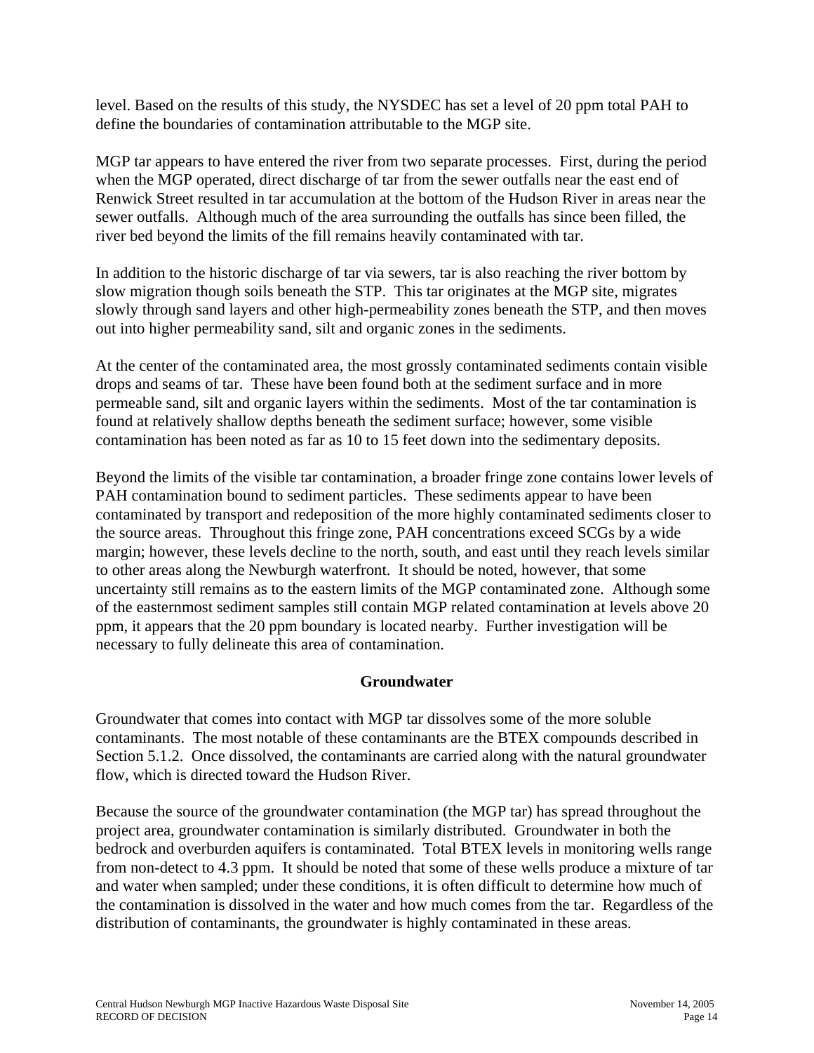level. Based on the results of this study, the NYSDEC has set a level of 20 ppm total PAH to define the boundaries of contamination attributable to the MGP site.

MGP tar appears to have entered the river from two separate processes. First, during the period when the MGP operated, direct discharge of tar from the sewer outfalls near the east end of Renwick Street resulted in tar accumulation at the bottom of the Hudson River in areas near the sewer outfalls. Although much of the area surrounding the outfalls has since been filled, the river bed beyond the limits of the fill remains heavily contaminated with tar.

In addition to the historic discharge of tar via sewers, tar is also reaching the river bottom by slow migration though soils beneath the STP. This tar originates at the MGP site, migrates slowly through sand layers and other high-permeability zones beneath the STP, and then moves out into higher permeability sand, silt and organic zones in the sediments.

At the center of the contaminated area, the most grossly contaminated sediments contain visible drops and seams of tar. These have been found both at the sediment surface and in more permeable sand, silt and organic layers within the sediments. Most of the tar contamination is found at relatively shallow depths beneath the sediment surface; however, some visible contamination has been noted as far as 10 to 15 feet down into the sedimentary deposits.

Beyond the limits of the visible tar contamination, a broader fringe zone contains lower levels of PAH contamination bound to sediment particles. These sediments appear to have been contaminated by transport and redeposition of the more highly contaminated sediments closer to the source areas. Throughout this fringe zone, PAH concentrations exceed SCGs by a wide margin; however, these levels decline to the north, south, and east until they reach levels similar to other areas along the Newburgh waterfront. It should be noted, however, that some uncertainty still remains as to the eastern limits of the MGP contaminated zone. Although some of the easternmost sediment samples still contain MGP related contamination at levels above 20 ppm, it appears that the 20 ppm boundary is located nearby. Further investigation will be necessary to fully delineate this area of contamination.

### Groundwater

Groundwater that comes into contact with MGP tar dissolves some of the more soluble contaminants. The most notable of these contaminants are the BTEX compounds described in Section 5.1.2. Once dissolved, the contaminants are carried along with the natural groundwater flow, which is directed toward the Hudson River.

Because the source of the groundwater contamination (the MGP tar) has spread throughout the project area, groundwater contamination is similarly distributed. Groundwater in both the bedrock and overburden aquifers is contaminated. Total BTEX levels in monitoring wells range from non-detect to 4.3 ppm. It should be noted that some of these wells produce a mixture of tar and water when sampled; under these conditions, it is often difficult to determine how much of the contamination is dissolved in the water and how much comes from the tar. Regardless of the distribution of contaminants, the groundwater is highly contaminated in these areas.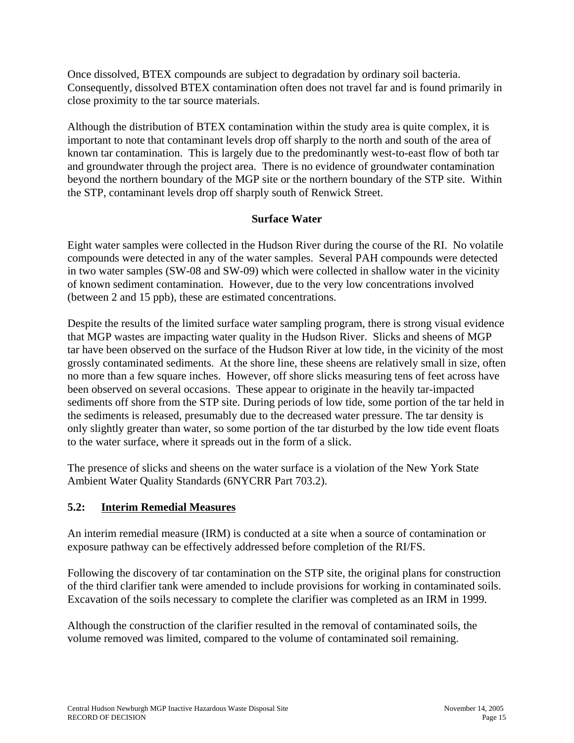Once dissolved, BTEX compounds are subject to degradation by ordinary soil bacteria. Consequently, dissolved BTEX contamination often does not travel far and is found primarily in close proximity to the tar source materials.

Although the distribution of BTEX contamination within the study area is quite complex, it is important to note that contaminant levels drop off sharply to the north and south of the area of known tar contamination. This is largely due to the predominantly west-to-east flow of both tar and groundwater through the project area. There is no evidence of groundwater contamination beyond the northern boundary of the MGP site or the northern boundary of the STP site. Within the STP, contaminant levels drop off sharply south of Renwick Street.

**Surface Water**

Eight water samples were collected in the Hudson River during the course of the RI. No volatile compounds were detected in any of the water samples. Several PAH compounds were detected in two water samples (SW-08 and SW-09) which were collected in shallow water in the vicinity of known sediment contamination. However, due to the very low concentrations involved (between 2 and 15 ppb), these are estimated concentrations.

Despite the results of the limited surface water sampling program, there is strong visual evidence that MGP wastes are impacting water quality in the Hudson River. Slicks and sheens of MGP tar have been observed on the surface of the Hudson River at low tide, in the vicinity of the most grossly contaminated sediments. At the shore line, these sheens are relatively small in size, often no more than a few square inches. However, off shore slicks measuring tens of feet across have been observed on several occasions. These appear to originate in the heavily tar-impacted sediments off shore from the STP site. During periods of low tide, some portion of the tar held in the sediments is released, presumably due to the decreased water pressure. The tar density is only slightly greater than water, so some portion of the tar disturbed by the low tide event floats to the water surface, where it spreads out in the form of a slick.

The presence of slicks and sheens on the water surface is a violation of the New York State Ambient Water Quality Standards (6NYCRR Part 703.2).

## 5.2: Interim Remedial Measures

An interim remedial measure (IRM) is conducted at a site when a source of contamination or exposure pathway can be effectively addressed before completion of the RI/FS.

Following the discovery of tar contamination on the STP site, the original plans for construction of the third clarifier tank were amended to include provisions for working in contaminated soils. Excavation of the soils necessary to complete the clarifier was completed as an IRM in 1999.

Although the construction of the clarifier resulted in the removal of contaminated soils, the volume removed was limited, compared to the volume of contaminated soil remaining.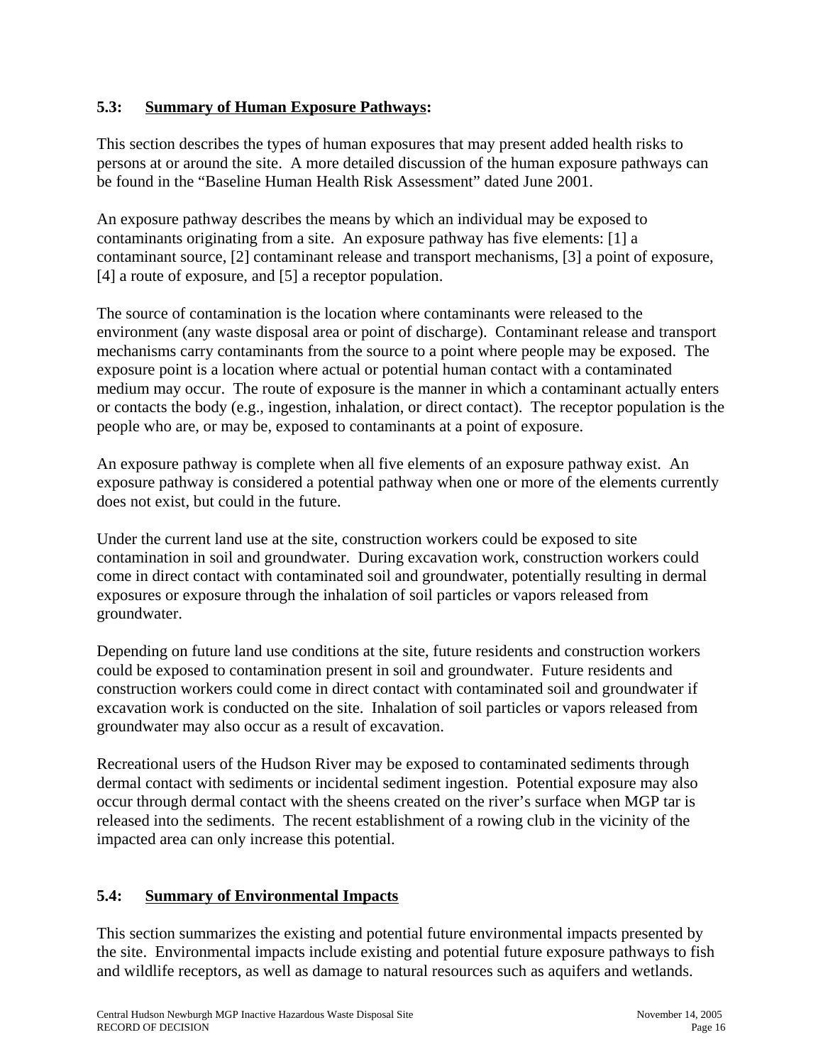### 5.3: Summary of Human Exposure Pathways:

This section describes the types of human exposures that may present added health risks to persons at or around the site. A more detailed discussion of the human exposure pathways can be found in the "Baseline Human Health Risk Assessment" dated June 2001.

An exposure pathway describes the means by which an individual may be exposed to contaminants originating from a site. An exposure pathway has five elements: [1] a contaminant source, [2] contaminant release and transport mechanisms, [3] a point of exposure, [4] a route of exposure, and [5] a receptor population.

The source of contamination is the location where contaminants were released to the environment (any waste disposal area or point of discharge). Contaminant release and transport mechanisms carry contaminants from the source to a point where people may be exposed. The exposure point is a location where actual or potential human contact with a contaminated medium may occur. The route of exposure is the manner in which a contaminant actually enters or contacts the body (e.g., ingestion, inhalation, or direct contact). The receptor population is the people who are, or may be, exposed to contaminants at a point of exposure.

An exposure pathway is complete when all five elements of an exposure pathway exist. An exposure pathway is considered a potential pathway when one or more of the elements currently does not exist, but could in the future.

Under the current land use at the site, construction workers could be exposed to site contamination in soil and groundwater. During excavation work, construction workers could come in direct contact with contaminated soil and groundwater, potentially resulting in dermal exposures or exposure through the inhalation of soil particles or vapors released from groundwater.

Depending on future land use conditions at the site, future residents and construction workers could be exposed to contamination present in soil and groundwater. Future residents and construction workers could come in direct contact with contaminated soil and groundwater if excavation work is conducted on the site. Inhalation of soil particles or vapors released from groundwater may also occur as a result of excavation.

Recreational users of the Hudson River may be exposed to contaminated sediments through dermal contact with sediments or incidental sediment ingestion. Potential exposure may also occur through dermal contact with the sheens created on the river's surface when MGP tar is released into the sediments. The recent establishment of a rowing club in the vicinity of the impacted area can only increase this potential.

### 5.4: Summary of Environmental Impacts

This section summarizes the existing and potential future environmental impacts presented by the site. Environmental impacts include existing and potential future exposure pathways to fish and wildlife receptors, as well as damage to natural resources such as aquifers and wetlands.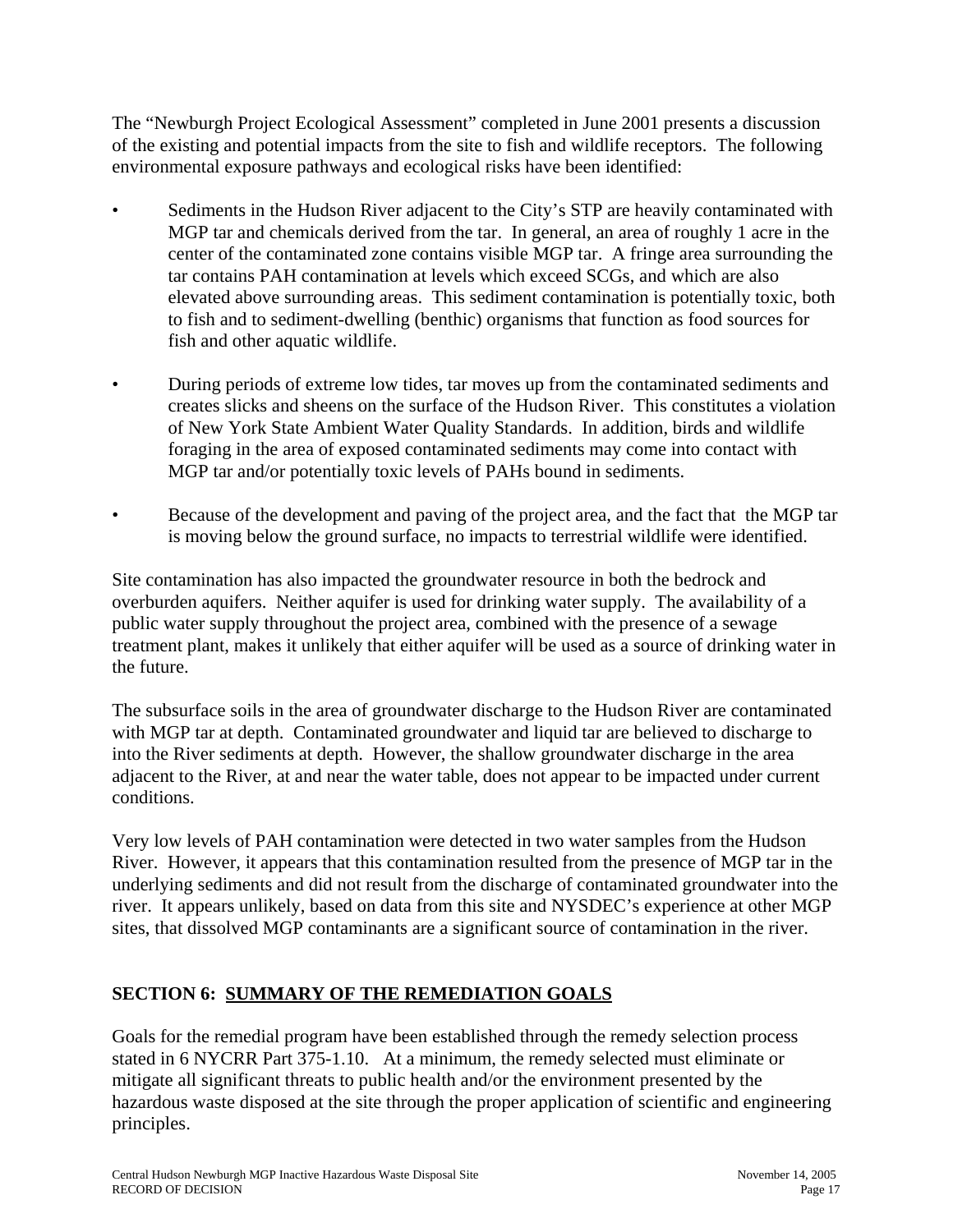The "Newburgh Project Ecological Assessment" completed in June 2001 presents a discussion of the existing and potential impacts from the site to fish and wildlife receptors. The following environmental exposure pathways and ecological risks have been identified:

- Sediments in the Hudson River adjacent to the City's STP are heavily contaminated with MGP tar and chemicals derived from the tar. In general, an area of roughly 1 acre in the center of the contaminated zone contains visible MGP tar. A fringe area surrounding the tar contains PAH contamination at levels which exceed SCGs, and which are also elevated above surrounding areas. This sediment contamination is potentially toxic, both to fish and to sediment-dwelling (benthic) organisms that function as food sources for fish and other aquatic wildlife.

- During periods of extreme low tides, tar moves up from the contaminated sediments and creates slicks and sheens on the surface of the Hudson River. This constitutes a violation of New York State Ambient Water Quality Standards. In addition, birds and wildlife foraging in the area of exposed contaminated sediments may come into contact with MGP tar and/or potentially toxic levels of PAHs bound in sediments.

- Because of the development and paving of the project area, and the fact that the MGP tar is moving below the ground surface, no impacts to terrestrial wildlife were identified.

Site contamination has also impacted the groundwater resource in both the bedrock and overburden aquifers. Neither aquifer is used for drinking water supply. The availability of a public water supply throughout the project area, combined with the presence of a sewage treatment plant, makes it unlikely that either aquifer will be used as a source of drinking water in the future.

The subsurface soils in the area of groundwater discharge to the Hudson River are contaminated with MGP tar at depth. Contaminated groundwater and liquid tar are believed to discharge to into the River sediments at depth. However, the shallow groundwater discharge in the area adjacent to the River, at and near the water table, does not appear to be impacted under current conditions.

Very low levels of PAH contamination were detected in two water samples from the Hudson River. However, it appears that this contamination resulted from the presence of MGP tar in the underlying sediments and did not result from the discharge of contaminated groundwater into the river. It appears unlikely, based on data from this site and NYSDEC's experience at other MGP sites, that dissolved MGP contaminants are a significant source of contamination in the river.

## SECTION 6: SUMMARY OF THE REMEDIATION GOALS

Goals for the remedial program have been established through the remedy selection process stated in 6 NYCRR Part 375-1.10. At a minimum, the remedy selected must eliminate or mitigate all significant threats to public health and/or the environment presented by the hazardous waste disposed at the site through the proper application of scientific and engineering principles.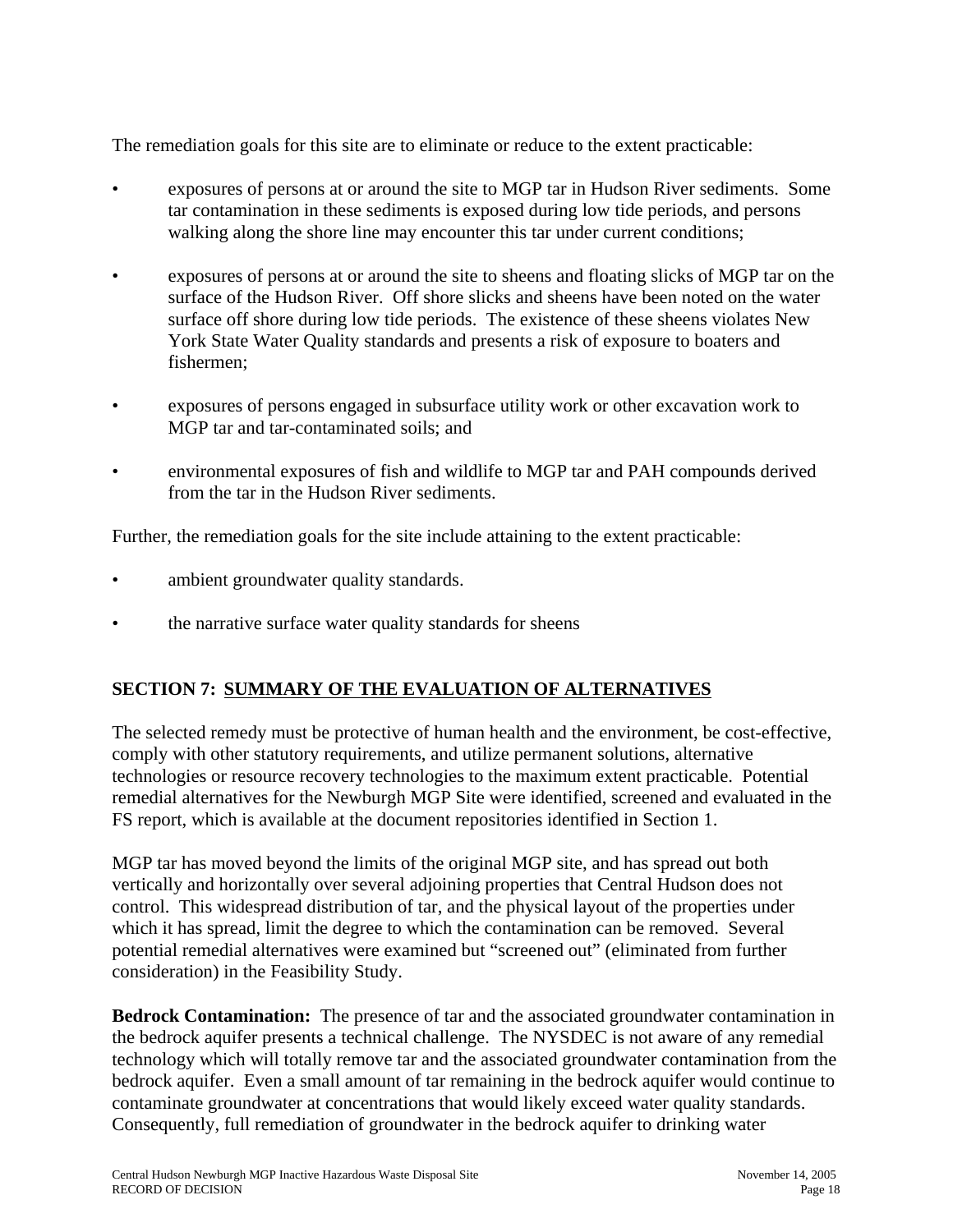The remediation goals for this site are to eliminate or reduce to the extent practicable:

- exposures of persons at or around the site to MGP tar in Hudson River sediments. Some tar contamination in these sediments is exposed during low tide periods, and persons walking along the shore line may encounter this tar under current conditions;
- exposures of persons at or around the site to sheens and floating slicks of MGP tar on the surface of the Hudson River. Off shore slicks and sheens have been noted on the water surface off shore during low tide periods. The existence of these sheens violates New York State Water Quality standards and presents a risk of exposure to boaters and fishermen;
- exposures of persons engaged in subsurface utility work or other excavation work to MGP tar and tar-contaminated soils; and
- environmental exposures of fish and wildlife to MGP tar and PAH compounds derived from the tar in the Hudson River sediments.

Further, the remediation goals for the site include attaining to the extent practicable:

- ambient groundwater quality standards.
- the narrative surface water quality standards for sheens

## SECTION 7: SUMMARY OF THE EVALUATION OF ALTERNATIVES

The selected remedy must be protective of human health and the environment, be cost-effective, comply with other statutory requirements, and utilize permanent solutions, alternative technologies or resource recovery technologies to the maximum extent practicable. Potential remedial alternatives for the Newburgh MGP Site were identified, screened and evaluated in the FS report, which is available at the document repositories identified in Section 1.

MGP tar has moved beyond the limits of the original MGP site, and has spread out both vertically and horizontally over several adjoining properties that Central Hudson does not control. This widespread distribution of tar, and the physical layout of the properties under which it has spread, limit the degree to which the contamination can be removed. Several potential remedial alternatives were examined but "screened out" (eliminated from further consideration) in the Feasibility Study.

**Bedrock Contamination:** The presence of tar and the associated groundwater contamination in the bedrock aquifer presents a technical challenge. The NYSDEC is not aware of any remedial technology which will totally remove tar and the associated groundwater contamination from the bedrock aquifer. Even a small amount of tar remaining in the bedrock aquifer would continue to contaminate groundwater at concentrations that would likely exceed water quality standards. Consequently, full remediation of groundwater in the bedrock aquifer to drinking water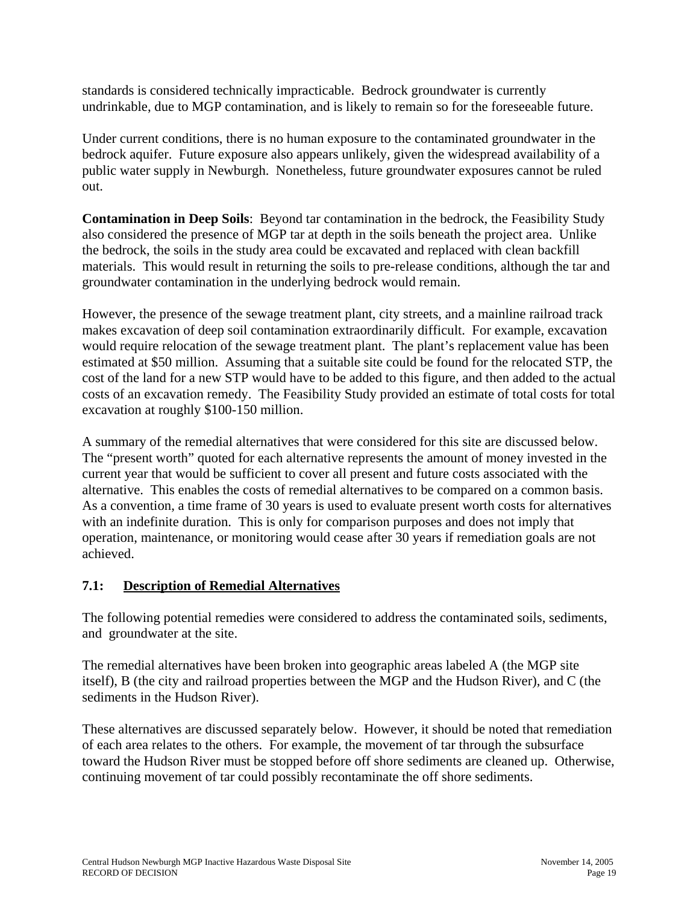standards is considered technically impracticable. Bedrock groundwater is currently undrinkable, due to MGP contamination, and is likely to remain so for the foreseeable future.

Under current conditions, there is no human exposure to the contaminated groundwater in the bedrock aquifer. Future exposure also appears unlikely, given the widespread availability of a public water supply in Newburgh. Nonetheless, future groundwater exposures cannot be ruled out.

**Contamination in Deep Soils**: Beyond tar contamination in the bedrock, the Feasibility Study also considered the presence of MGP tar at depth in the soils beneath the project area. Unlike the bedrock, the soils in the study area could be excavated and replaced with clean backfill materials. This would result in returning the soils to pre-release conditions, although the tar and groundwater contamination in the underlying bedrock would remain.

However, the presence of the sewage treatment plant, city streets, and a mainline railroad track makes excavation of deep soil contamination extraordinarily difficult. For example, excavation would require relocation of the sewage treatment plant. The plant's replacement value has been estimated at $50 million. Assuming that a suitable site could be found for the relocated STP, the cost of the land for a new STP would have to be added to this figure, and then added to the actual costs of an excavation remedy. The Feasibility Study provided an estimate of total costs for total excavation at roughly $100-150 million.

A summary of the remedial alternatives that were considered for this site are discussed below. The "present worth" quoted for each alternative represents the amount of money invested in the current year that would be sufficient to cover all present and future costs associated with the alternative. This enables the costs of remedial alternatives to be compared on a common basis. As a convention, a time frame of 30 years is used to evaluate present worth costs for alternatives with an indefinite duration. This is only for comparison purposes and does not imply that operation, maintenance, or monitoring would cease after 30 years if remediation goals are not achieved.

## 7.1: Description of Remedial Alternatives

The following potential remedies were considered to address the contaminated soils, sediments, and groundwater at the site.

The remedial alternatives have been broken into geographic areas labeled A (the MGP site itself), B (the city and railroad properties between the MGP and the Hudson River), and C (the sediments in the Hudson River).

These alternatives are discussed separately below. However, it should be noted that remediation of each area relates to the others. For example, the movement of tar through the subsurface toward the Hudson River must be stopped before off shore sediments are cleaned up. Otherwise, continuing movement of tar could possibly recontaminate the off shore sediments.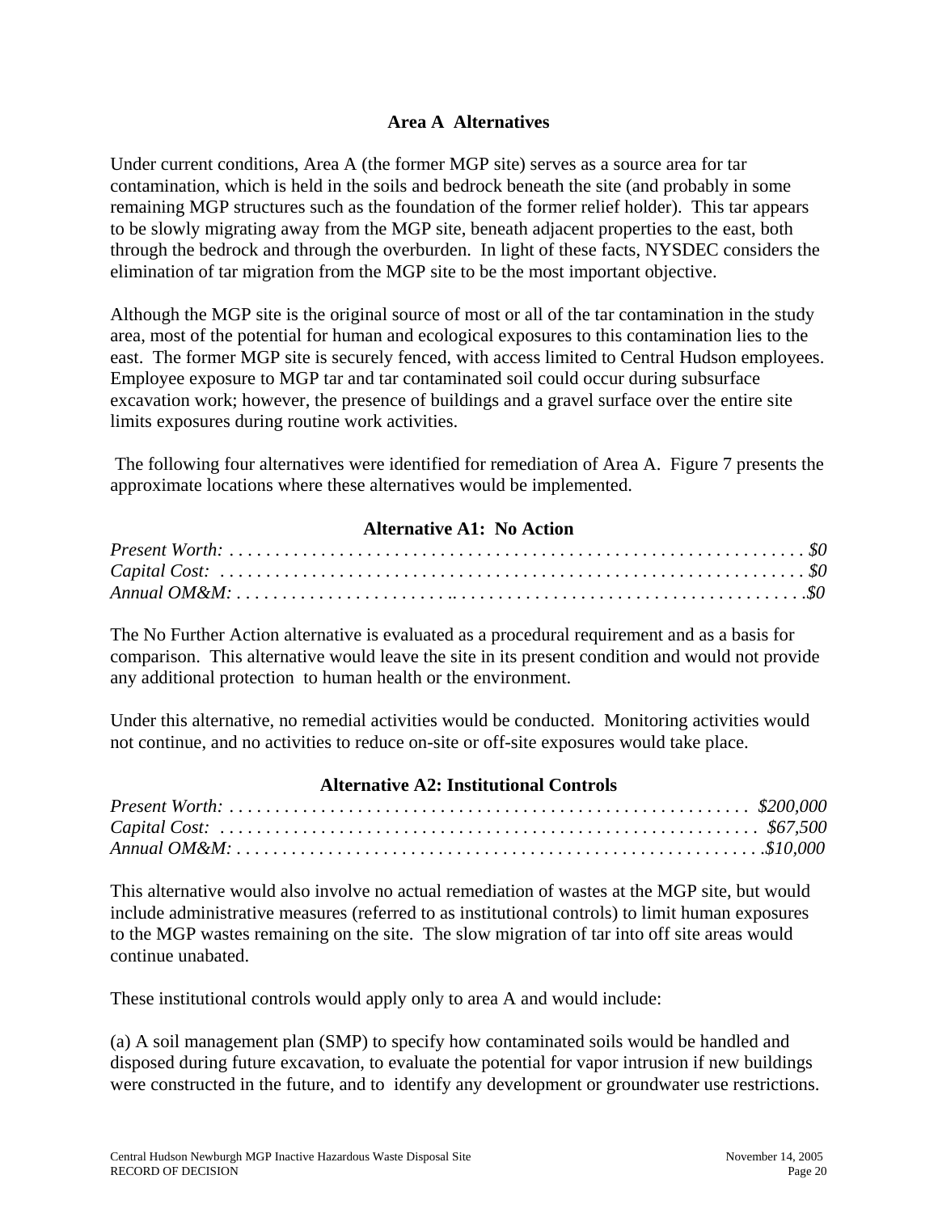### Area A Alternatives

Under current conditions, Area A (the former MGP site) serves as a source area for tar contamination, which is held in the soils and bedrock beneath the site (and probably in some remaining MGP structures such as the foundation of the former relief holder). This tar appears to be slowly migrating away from the MGP site, beneath adjacent properties to the east, both through the bedrock and through the overburden. In light of these facts, NYSDEC considers the elimination of tar migration from the MGP site to be the most important objective.

Although the MGP site is the original source of most or all of the tar contamination in the study area, most of the potential for human and ecological exposures to this contamination lies to the east. The former MGP site is securely fenced, with access limited to Central Hudson employees. Employee exposure to MGP tar and tar contaminated soil could occur during subsurface excavation work; however, the presence of buildings and a gravel surface over the entire site limits exposures during routine work activities.

The following four alternatives were identified for remediation of Area A. Figure 7 presents the approximate locations where these alternatives would be implemented.

#### Alternative A1: No Action

*Present Worth:* . . . . . . . . . . . . . . . . . . . . . . . . . . . . . . . . . . . . . . . . . . . . . . . . . . . . . . . . . . . . . . *$0*
*Capital Cost:* . . . . . . . . . . . . . . . . . . . . . . . . . . . . . . . . . . . . . . . . . . . . . . . . . . . . . . . . . . . . . . *$0*
*Annual OM&M:* . . . . . . . . . . . . . . . . . . . . . . . . . . . . . . . . . . . . . . . . . . . . . . . . . . . . . . . . . . . . *$0*

The No Further Action alternative is evaluated as a procedural requirement and as a basis for comparison. This alternative would leave the site in its present condition and would not provide any additional protection to human health or the environment.

Under this alternative, no remedial activities would be conducted. Monitoring activities would not continue, and no activities to reduce on-site or off-site exposures would take place.

#### Alternative A2: Institutional Controls

*Present Worth:* . . . . . . . . . . . . . . . . . . . . . . . . . . . . . . . . . . . . . . . . . . . . . . . . . . . . . . *$200,000*
*Capital Cost:* . . . . . . . . . . . . . . . . . . . . . . . . . . . . . . . . . . . . . . . . . . . . . . . . . . . . . . . . *$67,500*
*Annual OM&M:* . . . . . . . . . . . . . . . . . . . . . . . . . . . . . . . . . . . . . . . . . . . . . . . . . . . . . . *$10,000*

This alternative would also involve no actual remediation of wastes at the MGP site, but would include administrative measures (referred to as institutional controls) to limit human exposures to the MGP wastes remaining on the site. The slow migration of tar into off site areas would continue unabated.

These institutional controls would apply only to area A and would include:

(a) A soil management plan (SMP) to specify how contaminated soils would be handled and disposed during future excavation, to evaluate the potential for vapor intrusion if new buildings were constructed in the future, and to identify any development or groundwater use restrictions.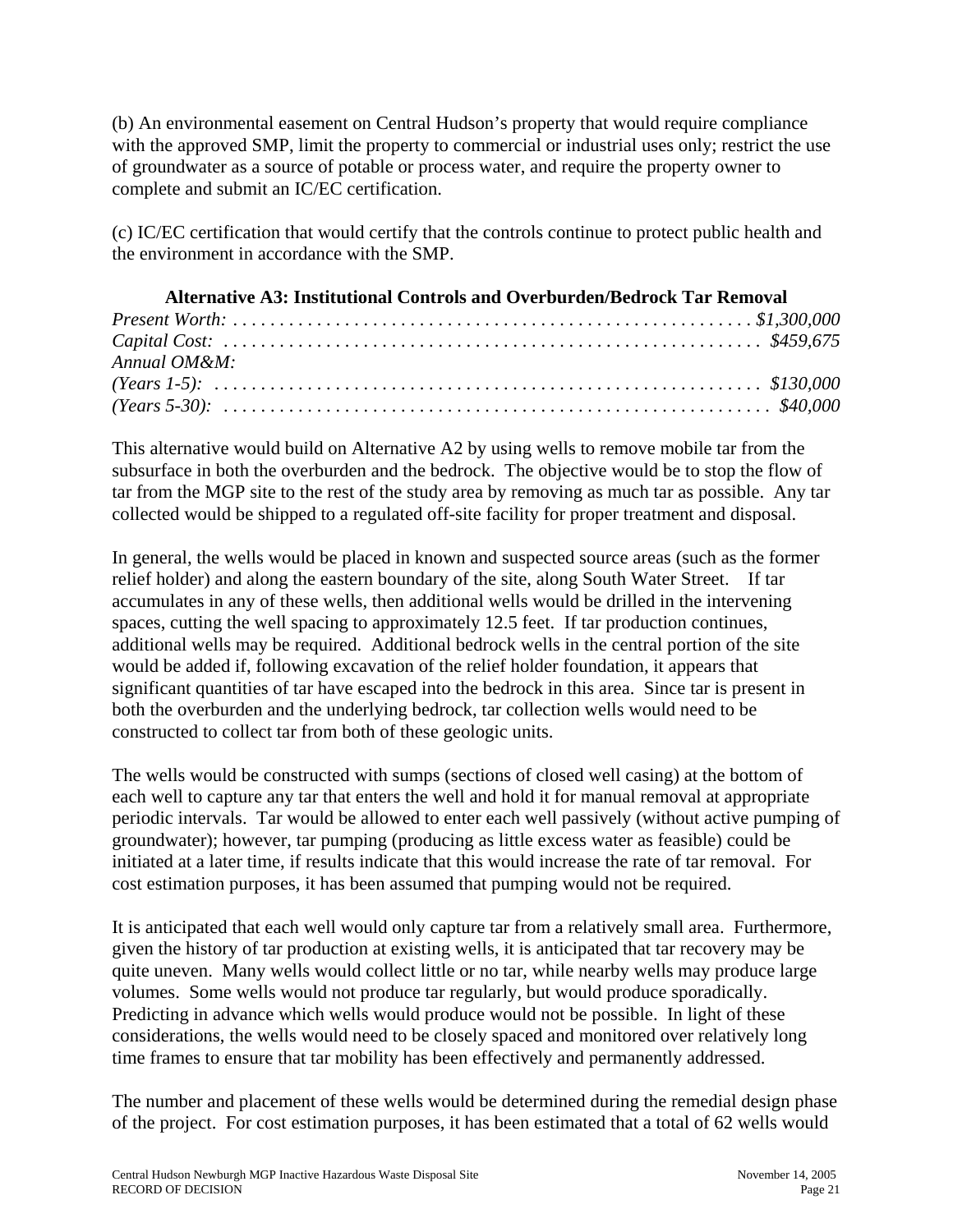(b) An environmental easement on Central Hudson's property that would require compliance with the approved SMP, limit the property to commercial or industrial uses only; restrict the use of groundwater as a source of potable or process water, and require the property owner to complete and submit an IC/EC certification.

(c) IC/EC certification that would certify that the controls continue to protect public health and the environment in accordance with the SMP.

### Alternative A3: Institutional Controls and Overburden/Bedrock Tar Removal

*Present Worth: . . . . . . . . . . . . . . . . . . . . . . . . . . . . . . . . . . . . . . . . . . . . . . . . . . . . . . . $1,300,000*
*Capital Cost: . . . . . . . . . . . . . . . . . . . . . . . . . . . . . . . . . . . . . . . . . . . . . . . . . . . . . . . . $459,675*
*Annual OM&M:*
*(Years 1-5): . . . . . . . . . . . . . . . . . . . . . . . . . . . . . . . . . . . . . . . . . . . . . . . . . . . . . . . . . $130,000*
*(Years 5-30): . . . . . . . . . . . . . . . . . . . . . . . . . . . . . . . . . . . . . . . . . . . . . . . . . . . . . . . . . $40,000*

This alternative would build on Alternative A2 by using wells to remove mobile tar from the subsurface in both the overburden and the bedrock. The objective would be to stop the flow of tar from the MGP site to the rest of the study area by removing as much tar as possible. Any tar collected would be shipped to a regulated off-site facility for proper treatment and disposal.

In general, the wells would be placed in known and suspected source areas (such as the former relief holder) and along the eastern boundary of the site, along South Water Street. If tar accumulates in any of these wells, then additional wells would be drilled in the intervening spaces, cutting the well spacing to approximately 12.5 feet. If tar production continues, additional wells may be required. Additional bedrock wells in the central portion of the site would be added if, following excavation of the relief holder foundation, it appears that significant quantities of tar have escaped into the bedrock in this area. Since tar is present in both the overburden and the underlying bedrock, tar collection wells would need to be constructed to collect tar from both of these geologic units.

The wells would be constructed with sumps (sections of closed well casing) at the bottom of each well to capture any tar that enters the well and hold it for manual removal at appropriate periodic intervals. Tar would be allowed to enter each well passively (without active pumping of groundwater); however, tar pumping (producing as little excess water as feasible) could be initiated at a later time, if results indicate that this would increase the rate of tar removal. For cost estimation purposes, it has been assumed that pumping would not be required.

It is anticipated that each well would only capture tar from a relatively small area. Furthermore, given the history of tar production at existing wells, it is anticipated that tar recovery may be quite uneven. Many wells would collect little or no tar, while nearby wells may produce large volumes. Some wells would not produce tar regularly, but would produce sporadically. Predicting in advance which wells would produce would not be possible. In light of these considerations, the wells would need to be closely spaced and monitored over relatively long time frames to ensure that tar mobility has been effectively and permanently addressed.

The number and placement of these wells would be determined during the remedial design phase of the project. For cost estimation purposes, it has been estimated that a total of 62 wells would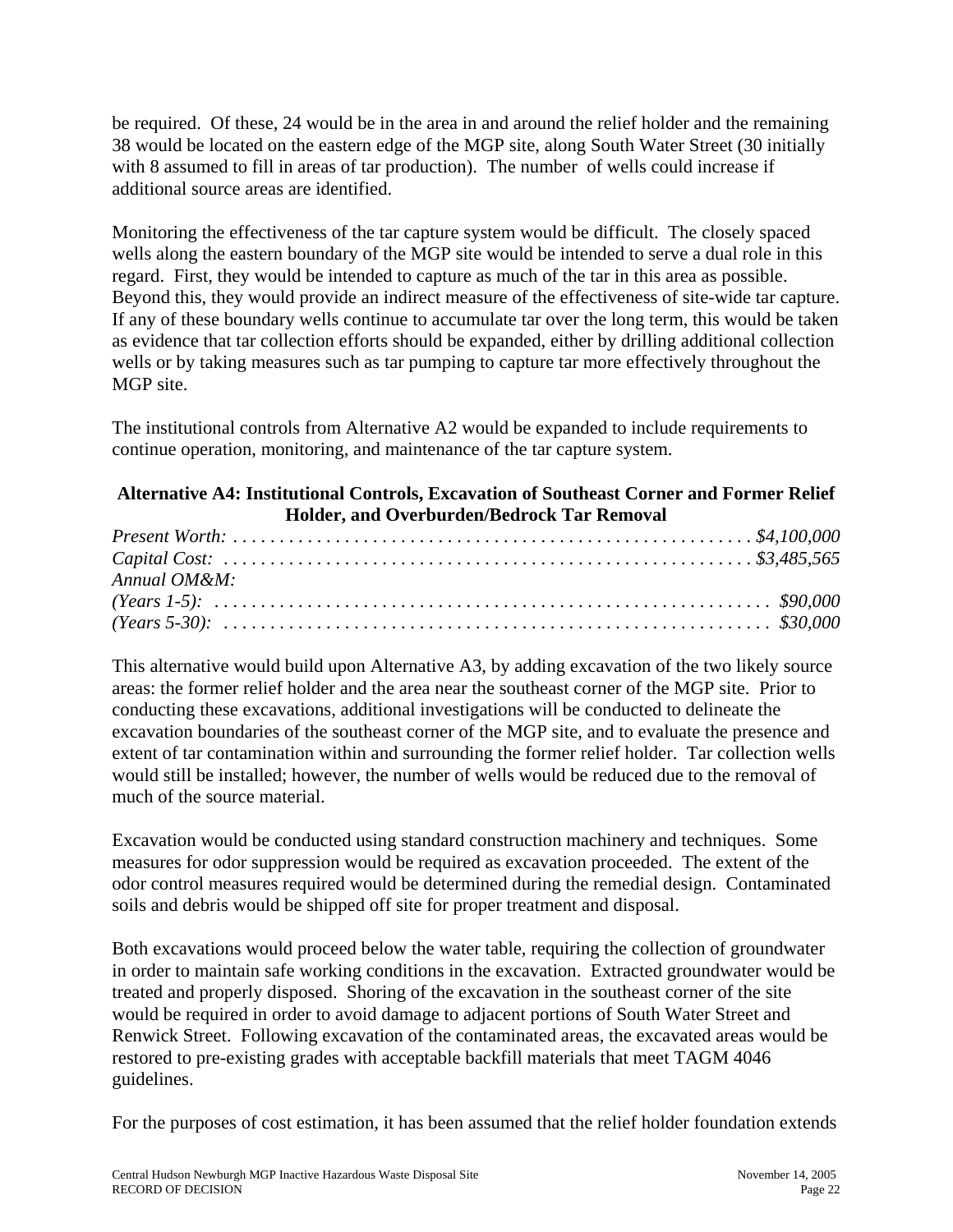be required. Of these, 24 would be in the area in and around the relief holder and the remaining 38 would be located on the eastern edge of the MGP site, along South Water Street (30 initially with 8 assumed to fill in areas of tar production). The number of wells could increase if additional source areas are identified.

Monitoring the effectiveness of the tar capture system would be difficult. The closely spaced wells along the eastern boundary of the MGP site would be intended to serve a dual role in this regard. First, they would be intended to capture as much of the tar in this area as possible. Beyond this, they would provide an indirect measure of the effectiveness of site-wide tar capture. If any of these boundary wells continue to accumulate tar over the long term, this would be taken as evidence that tar collection efforts should be expanded, either by drilling additional collection wells or by taking measures such as tar pumping to capture tar more effectively throughout the MGP site.

The institutional controls from Alternative A2 would be expanded to include requirements to continue operation, monitoring, and maintenance of the tar capture system.

**Alternative A4: Institutional Controls, Excavation of Southeast Corner and Former Relief Holder, and Overburden/Bedrock Tar Removal**

*Present Worth: . . . . . . . . . . . . . . . . . . . . . . . . . . . . . . . . . . . . . . . . . . . . . . . . . . . . . . \$4,100,000*
*Capital Cost: . . . . . . . . . . . . . . . . . . . . . . . . . . . . . . . . . . . . . . . . . . . . . . . . . . . . . \$3,485,565*
*Annual OM&M:*
*(Years 1-5): . . . . . . . . . . . . . . . . . . . . . . . . . . . . . . . . . . . . . . . . . . . . . . . . . . . . . . . \$90,000*
*(Years 5-30): . . . . . . . . . . . . . . . . . . . . . . . . . . . . . . . . . . . . . . . . . . . . . . . . . . . . . . \$30,000*

This alternative would build upon Alternative A3, by adding excavation of the two likely source areas: the former relief holder and the area near the southeast corner of the MGP site. Prior to conducting these excavations, additional investigations will be conducted to delineate the excavation boundaries of the southeast corner of the MGP site, and to evaluate the presence and extent of tar contamination within and surrounding the former relief holder. Tar collection wells would still be installed; however, the number of wells would be reduced due to the removal of much of the source material.

Excavation would be conducted using standard construction machinery and techniques. Some measures for odor suppression would be required as excavation proceeded. The extent of the odor control measures required would be determined during the remedial design. Contaminated soils and debris would be shipped off site for proper treatment and disposal.

Both excavations would proceed below the water table, requiring the collection of groundwater in order to maintain safe working conditions in the excavation. Extracted groundwater would be treated and properly disposed. Shoring of the excavation in the southeast corner of the site would be required in order to avoid damage to adjacent portions of South Water Street and Renwick Street. Following excavation of the contaminated areas, the excavated areas would be restored to pre-existing grades with acceptable backfill materials that meet TAGM 4046 guidelines.

For the purposes of cost estimation, it has been assumed that the relief holder foundation extends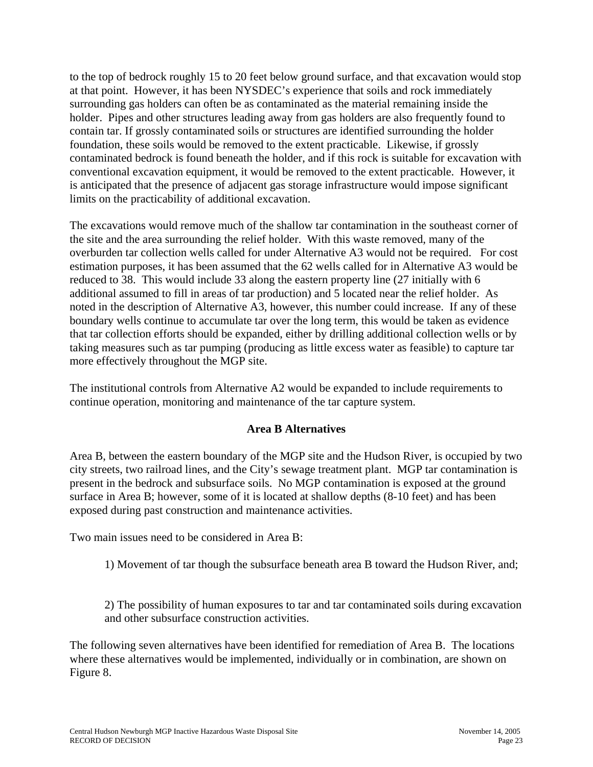to the top of bedrock roughly 15 to 20 feet below ground surface, and that excavation would stop at that point. However, it has been NYSDEC's experience that soils and rock immediately surrounding gas holders can often be as contaminated as the material remaining inside the holder. Pipes and other structures leading away from gas holders are also frequently found to contain tar. If grossly contaminated soils or structures are identified surrounding the holder foundation, these soils would be removed to the extent practicable. Likewise, if grossly contaminated bedrock is found beneath the holder, and if this rock is suitable for excavation with conventional excavation equipment, it would be removed to the extent practicable. However, it is anticipated that the presence of adjacent gas storage infrastructure would impose significant limits on the practicability of additional excavation.

The excavations would remove much of the shallow tar contamination in the southeast corner of the site and the area surrounding the relief holder. With this waste removed, many of the overburden tar collection wells called for under Alternative A3 would not be required. For cost estimation purposes, it has been assumed that the 62 wells called for in Alternative A3 would be reduced to 38. This would include 33 along the eastern property line (27 initially with 6 additional assumed to fill in areas of tar production) and 5 located near the relief holder. As noted in the description of Alternative A3, however, this number could increase. If any of these boundary wells continue to accumulate tar over the long term, this would be taken as evidence that tar collection efforts should be expanded, either by drilling additional collection wells or by taking measures such as tar pumping (producing as little excess water as feasible) to capture tar more effectively throughout the MGP site.

The institutional controls from Alternative A2 would be expanded to include requirements to continue operation, monitoring and maintenance of the tar capture system.

## Area B Alternatives

Area B, between the eastern boundary of the MGP site and the Hudson River, is occupied by two city streets, two railroad lines, and the City's sewage treatment plant. MGP tar contamination is present in the bedrock and subsurface soils. No MGP contamination is exposed at the ground surface in Area B; however, some of it is located at shallow depths (8-10 feet) and has been exposed during past construction and maintenance activities.

Two main issues need to be considered in Area B:

1) Movement of tar though the subsurface beneath area B toward the Hudson River, and;

2) The possibility of human exposures to tar and tar contaminated soils during excavation and other subsurface construction activities.

The following seven alternatives have been identified for remediation of Area B. The locations where these alternatives would be implemented, individually or in combination, are shown on Figure 8.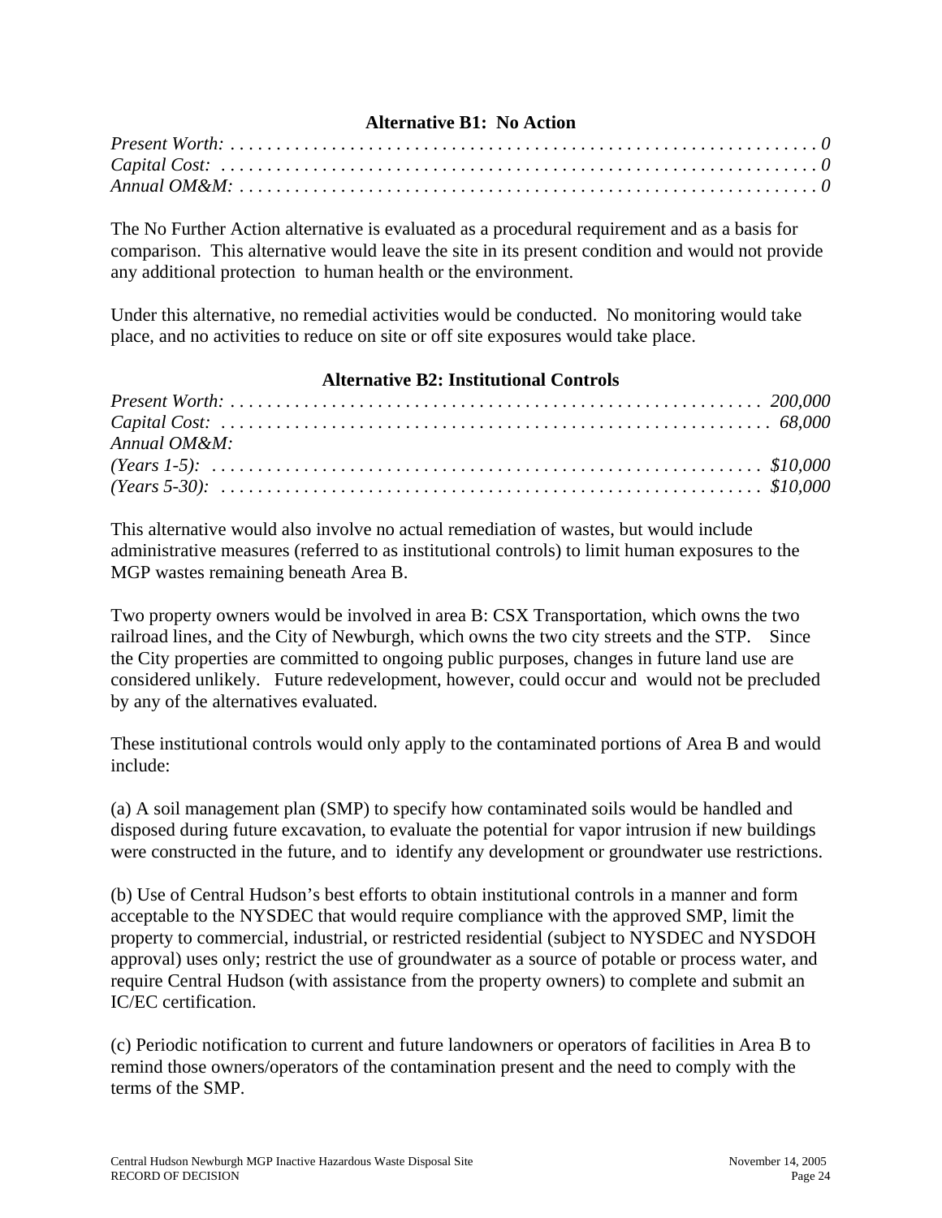### Alternative B1: No Action

*Present Worth:* . . . . . . . . . . . . . . . . . . . . . . . . . . . . . . . . . . . . . . . . . . . . . . . . . . . . . . . . . . . . . . . . *0*
*Capital Cost:* . . . . . . . . . . . . . . . . . . . . . . . . . . . . . . . . . . . . . . . . . . . . . . . . . . . . . . . . . . . . . . . . . *0*
*Annual OM&M:* . . . . . . . . . . . . . . . . . . . . . . . . . . . . . . . . . . . . . . . . . . . . . . . . . . . . . . . . . . . . . . . *0*

The No Further Action alternative is evaluated as a procedural requirement and as a basis for comparison. This alternative would leave the site in its present condition and would not provide any additional protection to human health or the environment.

Under this alternative, no remedial activities would be conducted. No monitoring would take place, and no activities to reduce on site or off site exposures would take place.

### Alternative B2: Institutional Controls

*Present Worth:* . . . . . . . . . . . . . . . . . . . . . . . . . . . . . . . . . . . . . . . . . . . . . . . . . . . . . . . . . *200,000*
*Capital Cost:* . . . . . . . . . . . . . . . . . . . . . . . . . . . . . . . . . . . . . . . . . . . . . . . . . . . . . . . . . . . . *68,000*
*Annual OM&M:*
*(Years 1-5):* . . . . . . . . . . . . . . . . . . . . . . . . . . . . . . . . . . . . . . . . . . . . . . . . . . . . . . . . . . . . *$10,000*
*(Years 5-30):* . . . . . . . . . . . . . . . . . . . . . . . . . . . . . . . . . . . . . . . . . . . . . . . . . . . . . . . . . . . *$10,000*

This alternative would also involve no actual remediation of wastes, but would include administrative measures (referred to as institutional controls) to limit human exposures to the MGP wastes remaining beneath Area B.

Two property owners would be involved in area B: CSX Transportation, which owns the two railroad lines, and the City of Newburgh, which owns the two city streets and the STP. Since the City properties are committed to ongoing public purposes, changes in future land use are considered unlikely. Future redevelopment, however, could occur and would not be precluded by any of the alternatives evaluated.

These institutional controls would only apply to the contaminated portions of Area B and would include:

(a) A soil management plan (SMP) to specify how contaminated soils would be handled and disposed during future excavation, to evaluate the potential for vapor intrusion if new buildings were constructed in the future, and to identify any development or groundwater use restrictions.

(b) Use of Central Hudson's best efforts to obtain institutional controls in a manner and form acceptable to the NYSDEC that would require compliance with the approved SMP, limit the property to commercial, industrial, or restricted residential (subject to NYSDEC and NYSDOH approval) uses only; restrict the use of groundwater as a source of potable or process water, and require Central Hudson (with assistance from the property owners) to complete and submit an IC/EC certification.

(c) Periodic notification to current and future landowners or operators of facilities in Area B to remind those owners/operators of the contamination present and the need to comply with the terms of the SMP.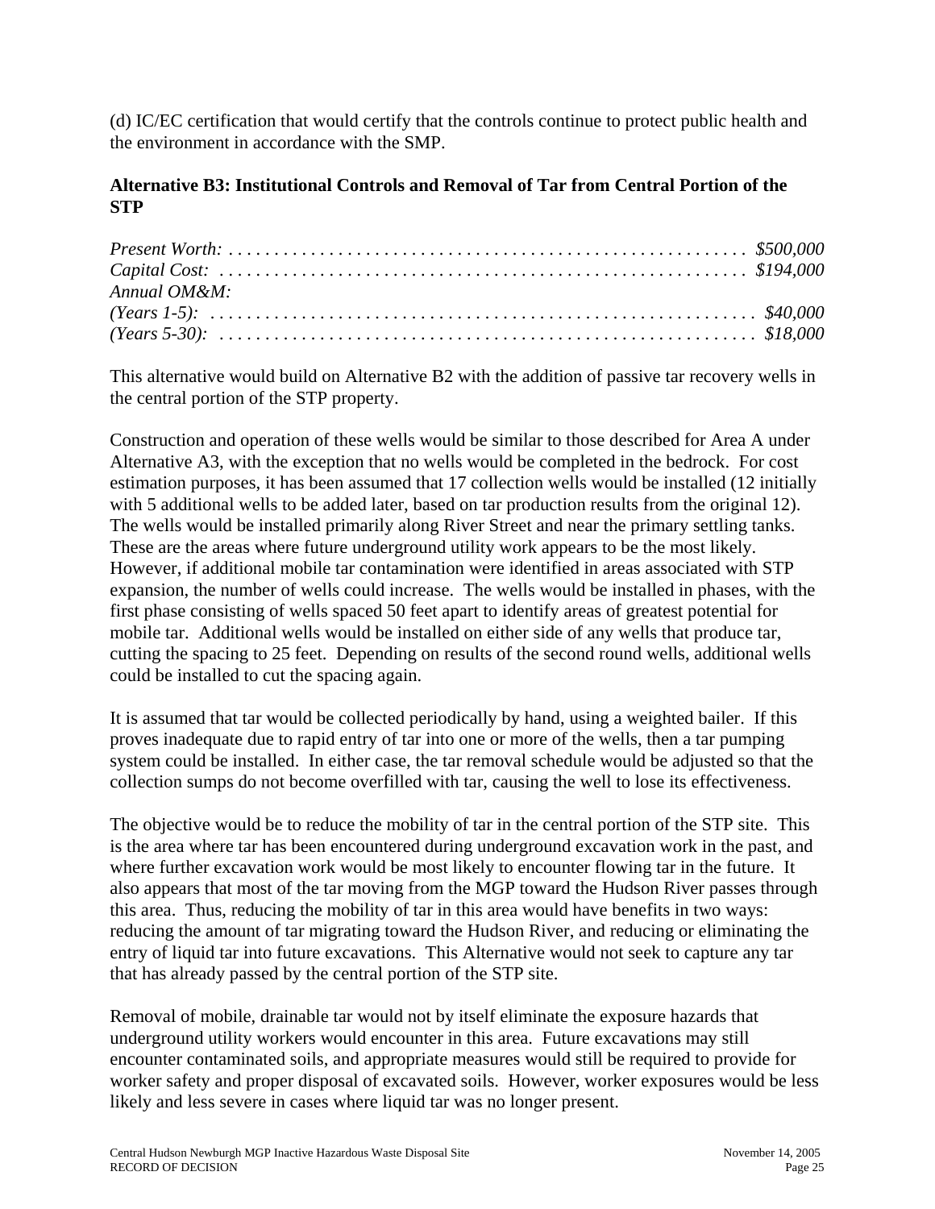(d) IC/EC certification that would certify that the controls continue to protect public health and the environment in accordance with the SMP.

**Alternative B3: Institutional Controls and Removal of Tar from Central Portion of the STP**

*Present Worth:* . . . . . . . . . . . . . . . . . . . . . . . . . . . . . . . . . . . . . . . . . . . . . . . . . . . . . . *$500,000*
*Capital Cost:* . . . . . . . . . . . . . . . . . . . . . . . . . . . . . . . . . . . . . . . . . . . . . . . . . . . . . . . *$194,000*
*Annual OM&M:*
*(Years 1-5):* . . . . . . . . . . . . . . . . . . . . . . . . . . . . . . . . . . . . . . . . . . . . . . . . . . . . . . . . *$40,000*
*(Years 5-30):* . . . . . . . . . . . . . . . . . . . . . . . . . . . . . . . . . . . . . . . . . . . . . . . . . . . . . . . *$18,000*

This alternative would build on Alternative B2 with the addition of passive tar recovery wells in the central portion of the STP property.

Construction and operation of these wells would be similar to those described for Area A under Alternative A3, with the exception that no wells would be completed in the bedrock. For cost estimation purposes, it has been assumed that 17 collection wells would be installed (12 initially with 5 additional wells to be added later, based on tar production results from the original 12). The wells would be installed primarily along River Street and near the primary settling tanks. These are the areas where future underground utility work appears to be the most likely. However, if additional mobile tar contamination were identified in areas associated with STP expansion, the number of wells could increase. The wells would be installed in phases, with the first phase consisting of wells spaced 50 feet apart to identify areas of greatest potential for mobile tar. Additional wells would be installed on either side of any wells that produce tar, cutting the spacing to 25 feet. Depending on results of the second round wells, additional wells could be installed to cut the spacing again.

It is assumed that tar would be collected periodically by hand, using a weighted bailer. If this proves inadequate due to rapid entry of tar into one or more of the wells, then a tar pumping system could be installed. In either case, the tar removal schedule would be adjusted so that the collection sumps do not become overfilled with tar, causing the well to lose its effectiveness.

The objective would be to reduce the mobility of tar in the central portion of the STP site. This is the area where tar has been encountered during underground excavation work in the past, and where further excavation work would be most likely to encounter flowing tar in the future. It also appears that most of the tar moving from the MGP toward the Hudson River passes through this area. Thus, reducing the mobility of tar in this area would have benefits in two ways: reducing the amount of tar migrating toward the Hudson River, and reducing or eliminating the entry of liquid tar into future excavations. This Alternative would not seek to capture any tar that has already passed by the central portion of the STP site.

Removal of mobile, drainable tar would not by itself eliminate the exposure hazards that underground utility workers would encounter in this area. Future excavations may still encounter contaminated soils, and appropriate measures would still be required to provide for worker safety and proper disposal of excavated soils. However, worker exposures would be less likely and less severe in cases where liquid tar was no longer present.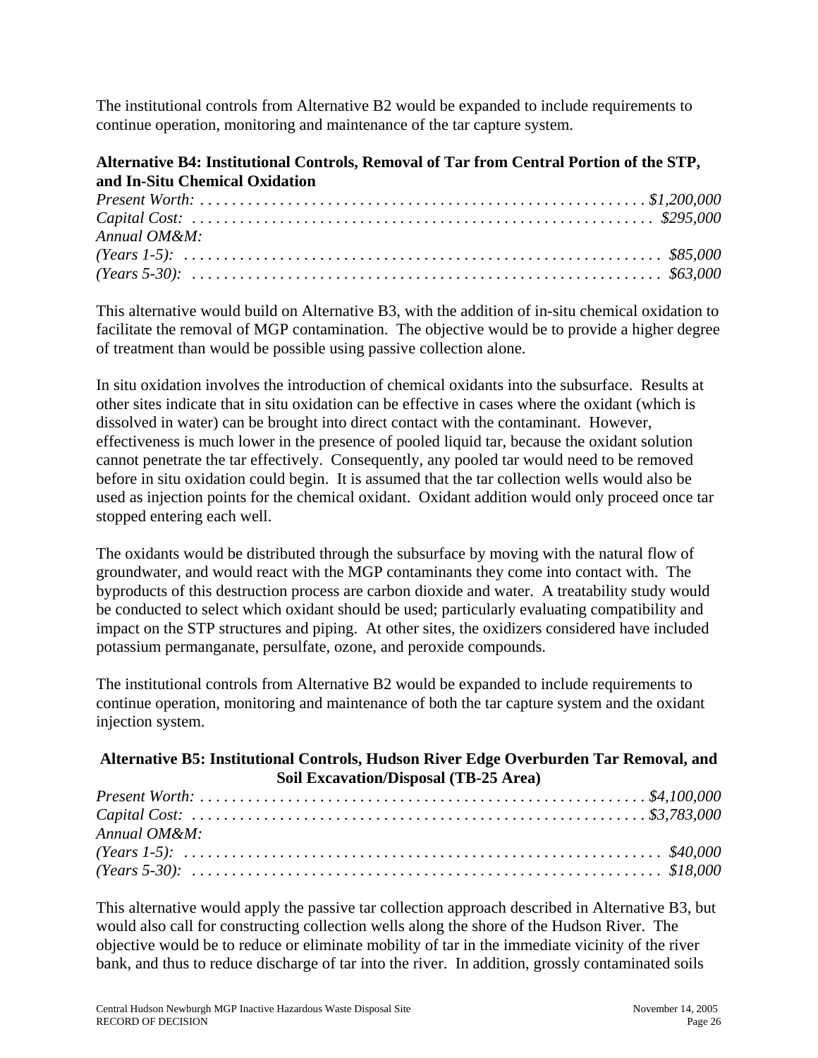The institutional controls from Alternative B2 would be expanded to include requirements to continue operation, monitoring and maintenance of the tar capture system.

**Alternative B4: Institutional Controls, Removal of Tar from Central Portion of the STP, and In-Situ Chemical Oxidation**

*Present Worth:* . . . . . . . . . . . . . . . . . . . . . . . . . . . . . . . . . . . . . . . . . . . . . . . . . . . . . . . *$1,200,000*
*Capital Cost:* . . . . . . . . . . . . . . . . . . . . . . . . . . . . . . . . . . . . . . . . . . . . . . . . . . . . . . . . *$295,000*
*Annual OM&M:*
*(Years 1-5):* . . . . . . . . . . . . . . . . . . . . . . . . . . . . . . . . . . . . . . . . . . . . . . . . . . . . . . . . . . *$85,000*
*(Years 5-30):* . . . . . . . . . . . . . . . . . . . . . . . . . . . . . . . . . . . . . . . . . . . . . . . . . . . . . . . . . *$63,000*

This alternative would build on Alternative B3, with the addition of in-situ chemical oxidation to facilitate the removal of MGP contamination. The objective would be to provide a higher degree of treatment than would be possible using passive collection alone.

In situ oxidation involves the introduction of chemical oxidants into the subsurface. Results at other sites indicate that in situ oxidation can be effective in cases where the oxidant (which is dissolved in water) can be brought into direct contact with the contaminant. However, effectiveness is much lower in the presence of pooled liquid tar, because the oxidant solution cannot penetrate the tar effectively. Consequently, any pooled tar would need to be removed before in situ oxidation could begin. It is assumed that the tar collection wells would also be used as injection points for the chemical oxidant. Oxidant addition would only proceed once tar stopped entering each well.

The oxidants would be distributed through the subsurface by moving with the natural flow of groundwater, and would react with the MGP contaminants they come into contact with. The byproducts of this destruction process are carbon dioxide and water. A treatability study would be conducted to select which oxidant should be used; particularly evaluating compatibility and impact on the STP structures and piping. At other sites, the oxidizers considered have included potassium permanganate, persulfate, ozone, and peroxide compounds.

The institutional controls from Alternative B2 would be expanded to include requirements to continue operation, monitoring and maintenance of both the tar capture system and the oxidant injection system.

**Alternative B5: Institutional Controls, Hudson River Edge Overburden Tar Removal, and Soil Excavation/Disposal (TB-25 Area)**

*Present Worth:* . . . . . . . . . . . . . . . . . . . . . . . . . . . . . . . . . . . . . . . . . . . . . . . . . . . . . . . *$4,100,000*
*Capital Cost:* . . . . . . . . . . . . . . . . . . . . . . . . . . . . . . . . . . . . . . . . . . . . . . . . . . . . . . . . *$3,783,000*
*Annual OM&M:*
*(Years 1-5):* . . . . . . . . . . . . . . . . . . . . . . . . . . . . . . . . . . . . . . . . . . . . . . . . . . . . . . . . . . *$40,000*
*(Years 5-30):* . . . . . . . . . . . . . . . . . . . . . . . . . . . . . . . . . . . . . . . . . . . . . . . . . . . . . . . . . *$18,000*

This alternative would apply the passive tar collection approach described in Alternative B3, but would also call for constructing collection wells along the shore of the Hudson River. The objective would be to reduce or eliminate mobility of tar in the immediate vicinity of the river bank, and thus to reduce discharge of tar into the river. In addition, grossly contaminated soils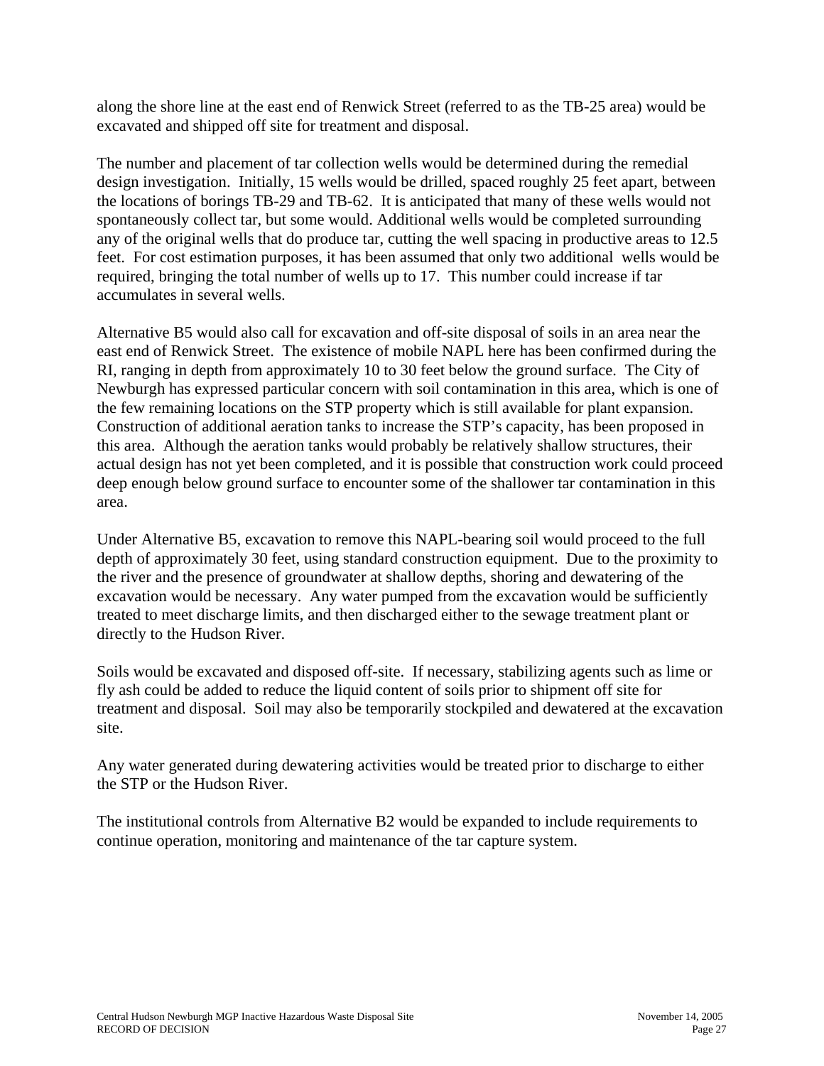along the shore line at the east end of Renwick Street (referred to as the TB-25 area) would be excavated and shipped off site for treatment and disposal.

The number and placement of tar collection wells would be determined during the remedial design investigation. Initially, 15 wells would be drilled, spaced roughly 25 feet apart, between the locations of borings TB-29 and TB-62. It is anticipated that many of these wells would not spontaneously collect tar, but some would. Additional wells would be completed surrounding any of the original wells that do produce tar, cutting the well spacing in productive areas to 12.5 feet. For cost estimation purposes, it has been assumed that only two additional wells would be required, bringing the total number of wells up to 17. This number could increase if tar accumulates in several wells.

Alternative B5 would also call for excavation and off-site disposal of soils in an area near the east end of Renwick Street. The existence of mobile NAPL here has been confirmed during the RI, ranging in depth from approximately 10 to 30 feet below the ground surface. The City of Newburgh has expressed particular concern with soil contamination in this area, which is one of the few remaining locations on the STP property which is still available for plant expansion. Construction of additional aeration tanks to increase the STP's capacity, has been proposed in this area. Although the aeration tanks would probably be relatively shallow structures, their actual design has not yet been completed, and it is possible that construction work could proceed deep enough below ground surface to encounter some of the shallower tar contamination in this area.

Under Alternative B5, excavation to remove this NAPL-bearing soil would proceed to the full depth of approximately 30 feet, using standard construction equipment. Due to the proximity to the river and the presence of groundwater at shallow depths, shoring and dewatering of the excavation would be necessary. Any water pumped from the excavation would be sufficiently treated to meet discharge limits, and then discharged either to the sewage treatment plant or directly to the Hudson River.

Soils would be excavated and disposed off-site. If necessary, stabilizing agents such as lime or fly ash could be added to reduce the liquid content of soils prior to shipment off site for treatment and disposal. Soil may also be temporarily stockpiled and dewatered at the excavation site.

Any water generated during dewatering activities would be treated prior to discharge to either the STP or the Hudson River.

The institutional controls from Alternative B2 would be expanded to include requirements to continue operation, monitoring and maintenance of the tar capture system.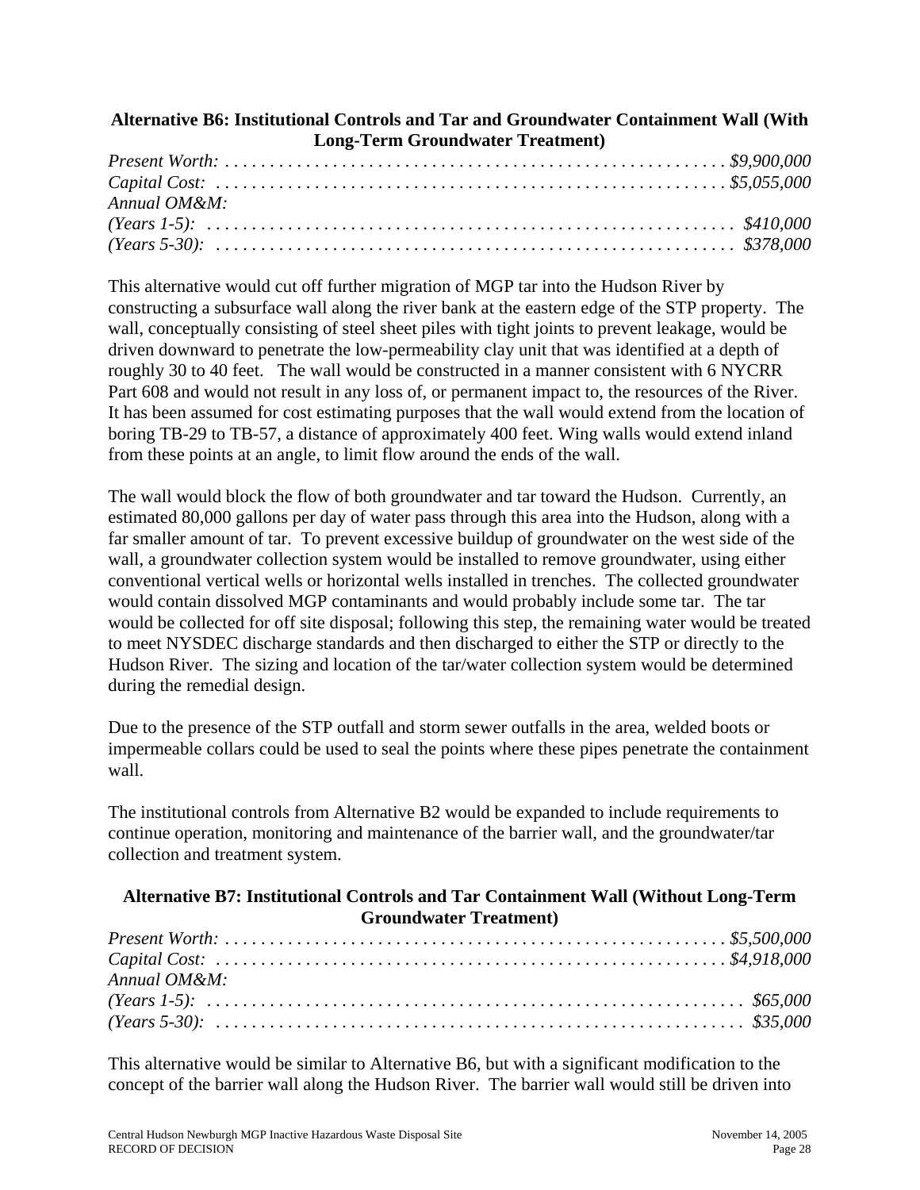### Alternative B6: Institutional Controls and Tar and Groundwater Containment Wall (With Long-Term Groundwater Treatment)

*Present Worth:* . . . . . . . . . . . . . . . . . . . . . . . . . . . . . . . . . . . . . . . . . . . . . . . . . . . . . *$9,900,000*
*Capital Cost:* . . . . . . . . . . . . . . . . . . . . . . . . . . . . . . . . . . . . . . . . . . . . . . . . . . . . . . *$5,055,000*
*Annual OM&M:*
*(Years 1-5):* . . . . . . . . . . . . . . . . . . . . . . . . . . . . . . . . . . . . . . . . . . . . . . . . . . . . . . . *$410,000*
*(Years 5-30):* . . . . . . . . . . . . . . . . . . . . . . . . . . . . . . . . . . . . . . . . . . . . . . . . . . . . . . *$378,000*

This alternative would cut off further migration of MGP tar into the Hudson River by constructing a subsurface wall along the river bank at the eastern edge of the STP property. The wall, conceptually consisting of steel sheet piles with tight joints to prevent leakage, would be driven downward to penetrate the low-permeability clay unit that was identified at a depth of roughly 30 to 40 feet. The wall would be constructed in a manner consistent with 6 NYCRR Part 608 and would not result in any loss of, or permanent impact to, the resources of the River. It has been assumed for cost estimating purposes that the wall would extend from the location of boring TB-29 to TB-57, a distance of approximately 400 feet. Wing walls would extend inland from these points at an angle, to limit flow around the ends of the wall.

The wall would block the flow of both groundwater and tar toward the Hudson. Currently, an estimated 80,000 gallons per day of water pass through this area into the Hudson, along with a far smaller amount of tar. To prevent excessive buildup of groundwater on the west side of the wall, a groundwater collection system would be installed to remove groundwater, using either conventional vertical wells or horizontal wells installed in trenches. The collected groundwater would contain dissolved MGP contaminants and would probably include some tar. The tar would be collected for off site disposal; following this step, the remaining water would be treated to meet NYSDEC discharge standards and then discharged to either the STP or directly to the Hudson River. The sizing and location of the tar/water collection system would be determined during the remedial design.

Due to the presence of the STP outfall and storm sewer outfalls in the area, welded boots or impermeable collars could be used to seal the points where these pipes penetrate the containment wall.

The institutional controls from Alternative B2 would be expanded to include requirements to continue operation, monitoring and maintenance of the barrier wall, and the groundwater/tar collection and treatment system.

### Alternative B7: Institutional Controls and Tar Containment Wall (Without Long-Term Groundwater Treatment)

*Present Worth:* . . . . . . . . . . . . . . . . . . . . . . . . . . . . . . . . . . . . . . . . . . . . . . . . . . . . . *$5,500,000*
*Capital Cost:* . . . . . . . . . . . . . . . . . . . . . . . . . . . . . . . . . . . . . . . . . . . . . . . . . . . . . . *$4,918,000*
*Annual OM&M:*
*(Years 1-5):* . . . . . . . . . . . . . . . . . . . . . . . . . . . . . . . . . . . . . . . . . . . . . . . . . . . . . . . *$65,000*
*(Years 5-30):* . . . . . . . . . . . . . . . . . . . . . . . . . . . . . . . . . . . . . . . . . . . . . . . . . . . . . . *$35,000*

This alternative would be similar to Alternative B6, but with a significant modification to the concept of the barrier wall along the Hudson River. The barrier wall would still be driven into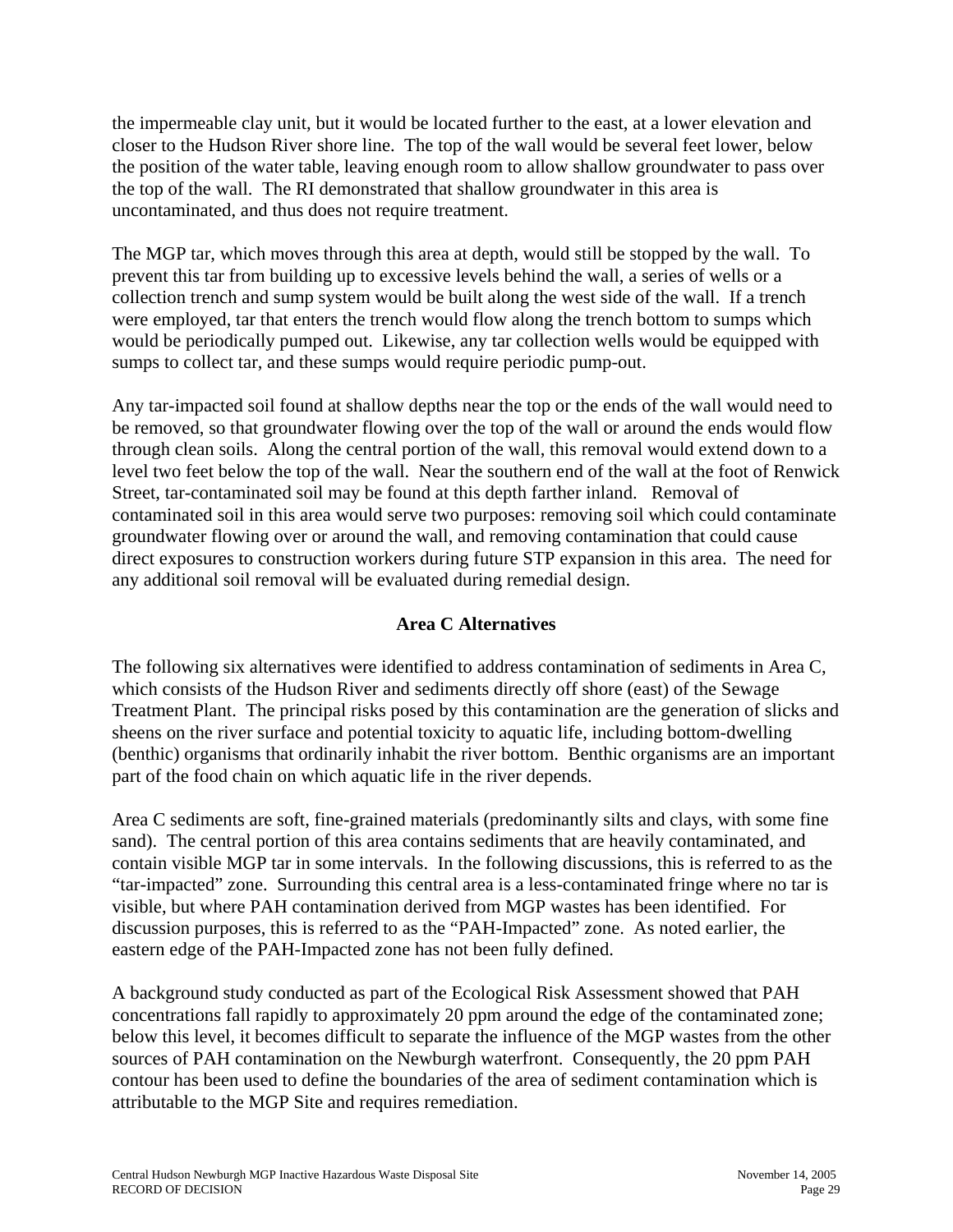the impermeable clay unit, but it would be located further to the east, at a lower elevation and closer to the Hudson River shore line. The top of the wall would be several feet lower, below the position of the water table, leaving enough room to allow shallow groundwater to pass over the top of the wall. The RI demonstrated that shallow groundwater in this area is uncontaminated, and thus does not require treatment.

The MGP tar, which moves through this area at depth, would still be stopped by the wall. To prevent this tar from building up to excessive levels behind the wall, a series of wells or a collection trench and sump system would be built along the west side of the wall. If a trench were employed, tar that enters the trench would flow along the trench bottom to sumps which would be periodically pumped out. Likewise, any tar collection wells would be equipped with sumps to collect tar, and these sumps would require periodic pump-out.

Any tar-impacted soil found at shallow depths near the top or the ends of the wall would need to be removed, so that groundwater flowing over the top of the wall or around the ends would flow through clean soils. Along the central portion of the wall, this removal would extend down to a level two feet below the top of the wall. Near the southern end of the wall at the foot of Renwick Street, tar-contaminated soil may be found at this depth farther inland. Removal of contaminated soil in this area would serve two purposes: removing soil which could contaminate groundwater flowing over or around the wall, and removing contamination that could cause direct exposures to construction workers during future STP expansion in this area. The need for any additional soil removal will be evaluated during remedial design.

### Area C Alternatives

The following six alternatives were identified to address contamination of sediments in Area C, which consists of the Hudson River and sediments directly off shore (east) of the Sewage Treatment Plant. The principal risks posed by this contamination are the generation of slicks and sheens on the river surface and potential toxicity to aquatic life, including bottom-dwelling (benthic) organisms that ordinarily inhabit the river bottom. Benthic organisms are an important part of the food chain on which aquatic life in the river depends.

Area C sediments are soft, fine-grained materials (predominantly silts and clays, with some fine sand). The central portion of this area contains sediments that are heavily contaminated, and contain visible MGP tar in some intervals. In the following discussions, this is referred to as the "tar-impacted" zone. Surrounding this central area is a less-contaminated fringe where no tar is visible, but where PAH contamination derived from MGP wastes has been identified. For discussion purposes, this is referred to as the "PAH-Impacted" zone. As noted earlier, the eastern edge of the PAH-Impacted zone has not been fully defined.

A background study conducted as part of the Ecological Risk Assessment showed that PAH concentrations fall rapidly to approximately 20 ppm around the edge of the contaminated zone; below this level, it becomes difficult to separate the influence of the MGP wastes from the other sources of PAH contamination on the Newburgh waterfront. Consequently, the 20 ppm PAH contour has been used to define the boundaries of the area of sediment contamination which is attributable to the MGP Site and requires remediation.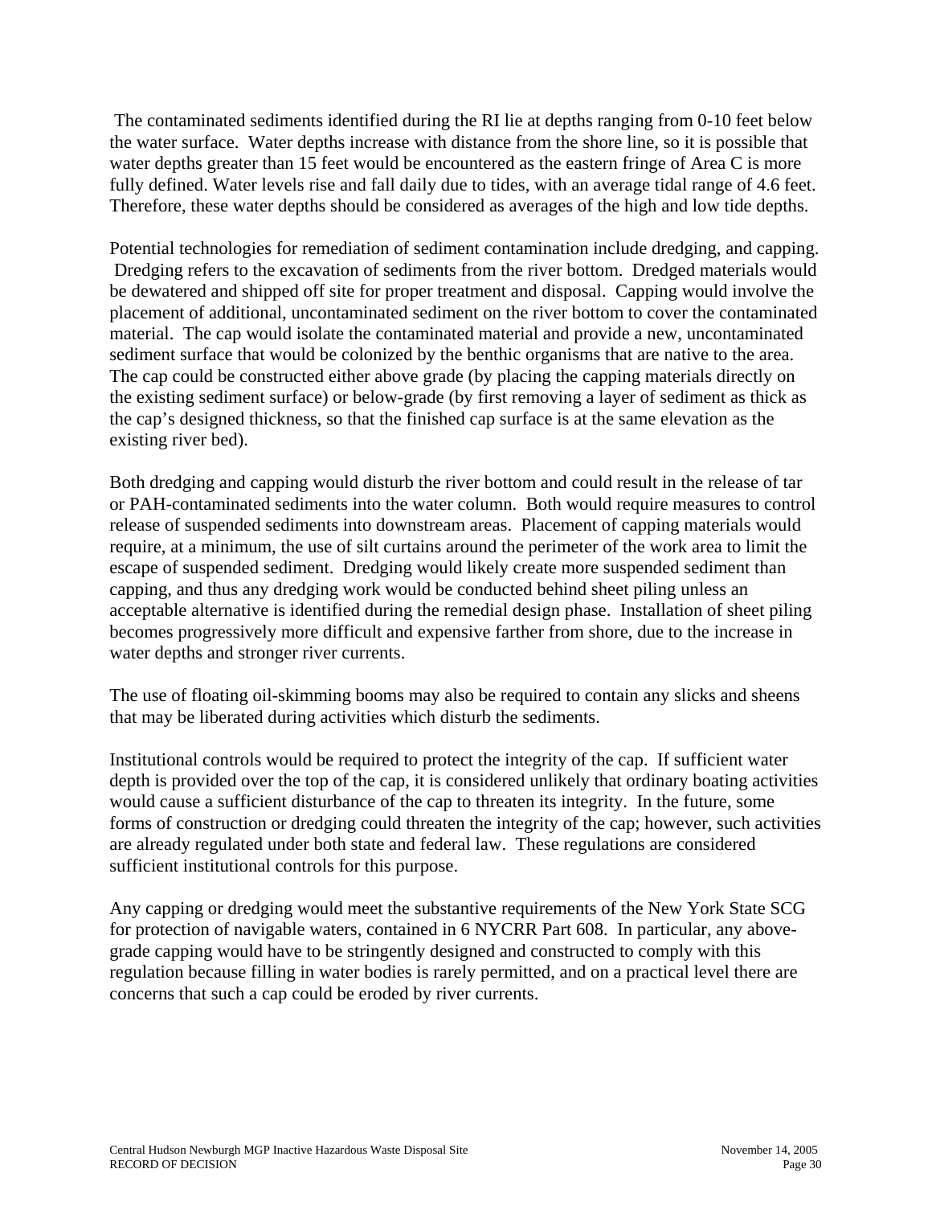The contaminated sediments identified during the RI lie at depths ranging from 0-10 feet below the water surface. Water depths increase with distance from the shore line, so it is possible that water depths greater than 15 feet would be encountered as the eastern fringe of Area C is more fully defined. Water levels rise and fall daily due to tides, with an average tidal range of 4.6 feet. Therefore, these water depths should be considered as averages of the high and low tide depths.

Potential technologies for remediation of sediment contamination include dredging, and capping. Dredging refers to the excavation of sediments from the river bottom. Dredged materials would be dewatered and shipped off site for proper treatment and disposal. Capping would involve the placement of additional, uncontaminated sediment on the river bottom to cover the contaminated material. The cap would isolate the contaminated material and provide a new, uncontaminated sediment surface that would be colonized by the benthic organisms that are native to the area. The cap could be constructed either above grade (by placing the capping materials directly on the existing sediment surface) or below-grade (by first removing a layer of sediment as thick as the cap's designed thickness, so that the finished cap surface is at the same elevation as the existing river bed).

Both dredging and capping would disturb the river bottom and could result in the release of tar or PAH-contaminated sediments into the water column. Both would require measures to control release of suspended sediments into downstream areas. Placement of capping materials would require, at a minimum, the use of silt curtains around the perimeter of the work area to limit the escape of suspended sediment. Dredging would likely create more suspended sediment than capping, and thus any dredging work would be conducted behind sheet piling unless an acceptable alternative is identified during the remedial design phase. Installation of sheet piling becomes progressively more difficult and expensive farther from shore, due to the increase in water depths and stronger river currents.

The use of floating oil-skimming booms may also be required to contain any slicks and sheens that may be liberated during activities which disturb the sediments.

Institutional controls would be required to protect the integrity of the cap. If sufficient water depth is provided over the top of the cap, it is considered unlikely that ordinary boating activities would cause a sufficient disturbance of the cap to threaten its integrity. In the future, some forms of construction or dredging could threaten the integrity of the cap; however, such activities are already regulated under both state and federal law. These regulations are considered sufficient institutional controls for this purpose.

Any capping or dredging would meet the substantive requirements of the New York State SCG for protection of navigable waters, contained in 6 NYCRR Part 608. In particular, any above-grade capping would have to be stringently designed and constructed to comply with this regulation because filling in water bodies is rarely permitted, and on a practical level there are concerns that such a cap could be eroded by river currents.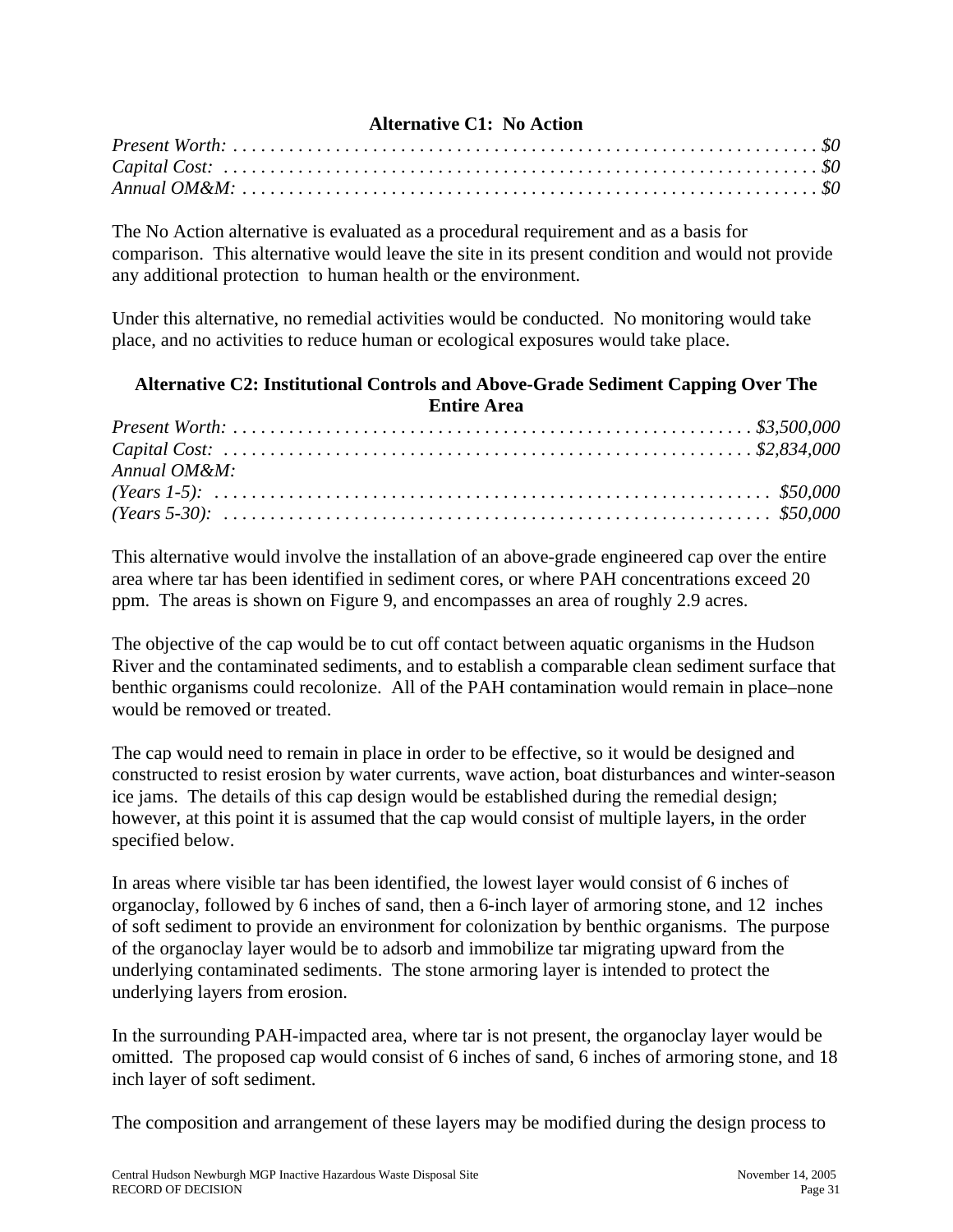**Alternative C1: No Action**

*Present Worth:* . . . . . . . . . . . . . . . . . . . . . . . . . . . . . . . . . . . . . . . . . . . . . . . . . . . . . . . . . . . . . *$0*
*Capital Cost:* . . . . . . . . . . . . . . . . . . . . . . . . . . . . . . . . . . . . . . . . . . . . . . . . . . . . . . . . . . . . . . *$0*
*Annual OM&M:* . . . . . . . . . . . . . . . . . . . . . . . . . . . . . . . . . . . . . . . . . . . . . . . . . . . . . . . . . . . . . *$0*

The No Action alternative is evaluated as a procedural requirement and as a basis for comparison. This alternative would leave the site in its present condition and would not provide any additional protection to human health or the environment.

Under this alternative, no remedial activities would be conducted. No monitoring would take place, and no activities to reduce human or ecological exposures would take place.

**Alternative C2: Institutional Controls and Above-Grade Sediment Capping Over The Entire Area**

*Present Worth:* . . . . . . . . . . . . . . . . . . . . . . . . . . . . . . . . . . . . . . . . . . . . . . . . . . . . . . *$3,500,000*
*Capital Cost:* . . . . . . . . . . . . . . . . . . . . . . . . . . . . . . . . . . . . . . . . . . . . . . . . . . . . . . . *$2,834,000*
*Annual OM&M:*
*(Years 1-5):* . . . . . . . . . . . . . . . . . . . . . . . . . . . . . . . . . . . . . . . . . . . . . . . . . . . . . . . . . . . *$50,000*
*(Years 5-30):* . . . . . . . . . . . . . . . . . . . . . . . . . . . . . . . . . . . . . . . . . . . . . . . . . . . . . . . . . . *$50,000*

This alternative would involve the installation of an above-grade engineered cap over the entire area where tar has been identified in sediment cores, or where PAH concentrations exceed 20 ppm. The areas is shown on Figure 9, and encompasses an area of roughly 2.9 acres.

The objective of the cap would be to cut off contact between aquatic organisms in the Hudson River and the contaminated sediments, and to establish a comparable clean sediment surface that benthic organisms could recolonize. All of the PAH contamination would remain in place–none would be removed or treated.

The cap would need to remain in place in order to be effective, so it would be designed and constructed to resist erosion by water currents, wave action, boat disturbances and winter-season ice jams. The details of this cap design would be established during the remedial design; however, at this point it is assumed that the cap would consist of multiple layers, in the order specified below.

In areas where visible tar has been identified, the lowest layer would consist of 6 inches of organoclay, followed by 6 inches of sand, then a 6-inch layer of armoring stone, and 12 inches of soft sediment to provide an environment for colonization by benthic organisms. The purpose of the organoclay layer would be to adsorb and immobilize tar migrating upward from the underlying contaminated sediments. The stone armoring layer is intended to protect the underlying layers from erosion.

In the surrounding PAH-impacted area, where tar is not present, the organoclay layer would be omitted. The proposed cap would consist of 6 inches of sand, 6 inches of armoring stone, and 18 inch layer of soft sediment.

The composition and arrangement of these layers may be modified during the design process to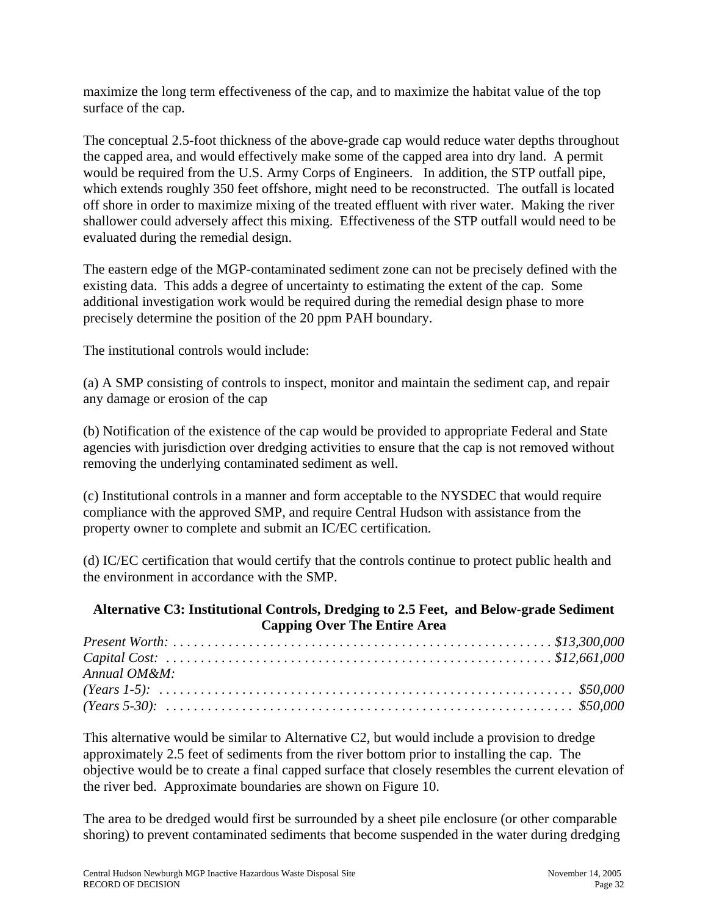maximize the long term effectiveness of the cap, and to maximize the habitat value of the top surface of the cap.

The conceptual 2.5-foot thickness of the above-grade cap would reduce water depths throughout the capped area, and would effectively make some of the capped area into dry land. A permit would be required from the U.S. Army Corps of Engineers. In addition, the STP outfall pipe, which extends roughly 350 feet offshore, might need to be reconstructed. The outfall is located off shore in order to maximize mixing of the treated effluent with river water. Making the river shallower could adversely affect this mixing. Effectiveness of the STP outfall would need to be evaluated during the remedial design.

The eastern edge of the MGP-contaminated sediment zone can not be precisely defined with the existing data. This adds a degree of uncertainty to estimating the extent of the cap. Some additional investigation work would be required during the remedial design phase to more precisely determine the position of the 20 ppm PAH boundary.

The institutional controls would include:

(a) A SMP consisting of controls to inspect, monitor and maintain the sediment cap, and repair any damage or erosion of the cap

(b) Notification of the existence of the cap would be provided to appropriate Federal and State agencies with jurisdiction over dredging activities to ensure that the cap is not removed without removing the underlying contaminated sediment as well.

(c) Institutional controls in a manner and form acceptable to the NYSDEC that would require compliance with the approved SMP, and require Central Hudson with assistance from the property owner to complete and submit an IC/EC certification.

(d) IC/EC certification that would certify that the controls continue to protect public health and the environment in accordance with the SMP.

**Alternative C3: Institutional Controls, Dredging to 2.5 Feet, and Below-grade Sediment Capping Over The Entire Area**

*Present Worth: . . . . . . . . . . . . . . . . . . . . . . . . . . . . . . . . . . . . . . . . . . . . . . . . . . . . $13,300,000*
*Capital Cost: . . . . . . . . . . . . . . . . . . . . . . . . . . . . . . . . . . . . . . . . . . . . . . . . . . . . . $12,661,000*
*Annual OM&M:*
*(Years 1-5): . . . . . . . . . . . . . . . . . . . . . . . . . . . . . . . . . . . . . . . . . . . . . . . . . . . . . . . . . $50,000*
*(Years 5-30): . . . . . . . . . . . . . . . . . . . . . . . . . . . . . . . . . . . . . . . . . . . . . . . . . . . . . . . . $50,000*

This alternative would be similar to Alternative C2, but would include a provision to dredge approximately 2.5 feet of sediments from the river bottom prior to installing the cap. The objective would be to create a final capped surface that closely resembles the current elevation of the river bed. Approximate boundaries are shown on Figure 10.

The area to be dredged would first be surrounded by a sheet pile enclosure (or other comparable shoring) to prevent contaminated sediments that become suspended in the water during dredging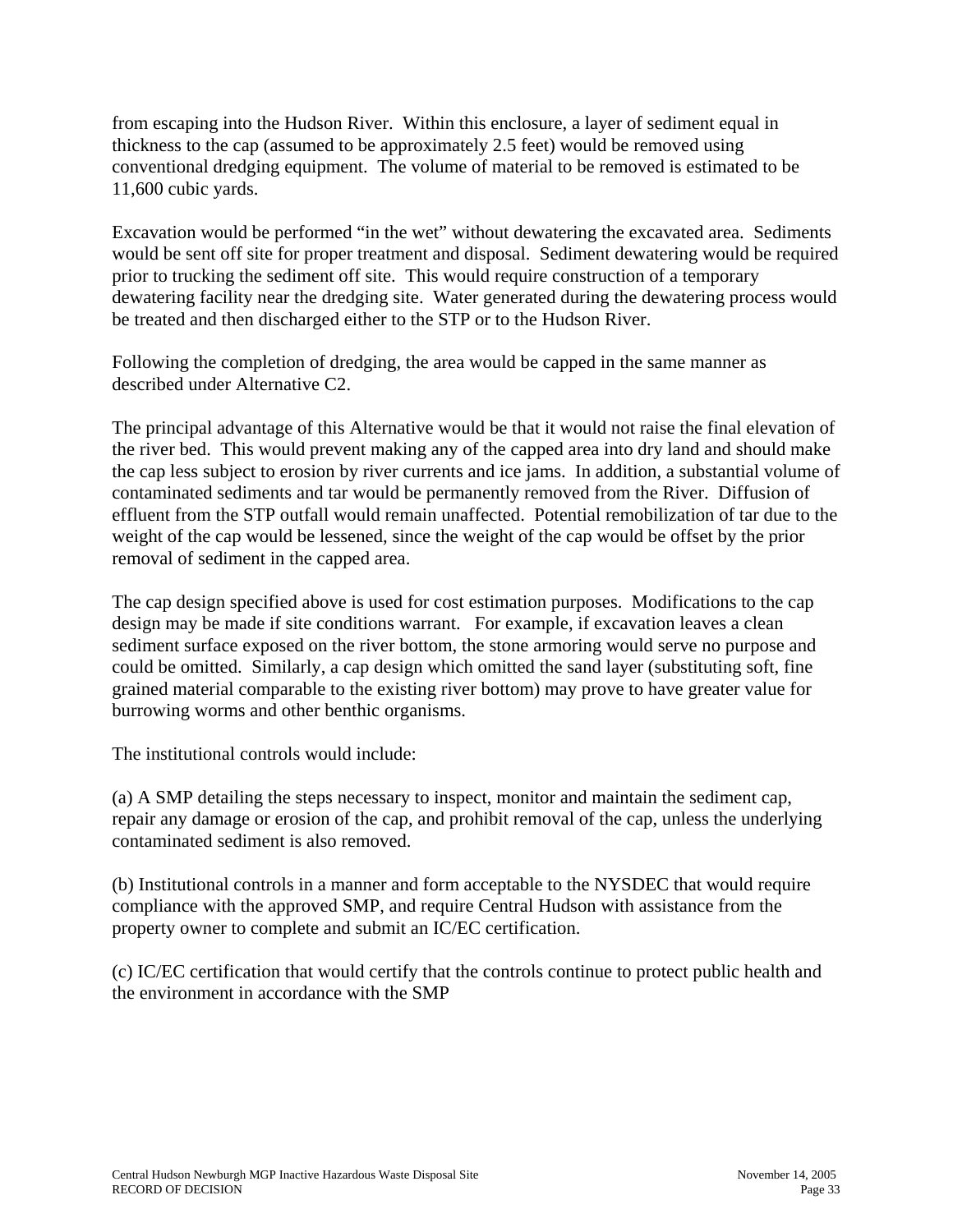from escaping into the Hudson River. Within this enclosure, a layer of sediment equal in thickness to the cap (assumed to be approximately 2.5 feet) would be removed using conventional dredging equipment. The volume of material to be removed is estimated to be 11,600 cubic yards.

Excavation would be performed "in the wet" without dewatering the excavated area. Sediments would be sent off site for proper treatment and disposal. Sediment dewatering would be required prior to trucking the sediment off site. This would require construction of a temporary dewatering facility near the dredging site. Water generated during the dewatering process would be treated and then discharged either to the STP or to the Hudson River.

Following the completion of dredging, the area would be capped in the same manner as described under Alternative C2.

The principal advantage of this Alternative would be that it would not raise the final elevation of the river bed. This would prevent making any of the capped area into dry land and should make the cap less subject to erosion by river currents and ice jams. In addition, a substantial volume of contaminated sediments and tar would be permanently removed from the River. Diffusion of effluent from the STP outfall would remain unaffected. Potential remobilization of tar due to the weight of the cap would be lessened, since the weight of the cap would be offset by the prior removal of sediment in the capped area.

The cap design specified above is used for cost estimation purposes. Modifications to the cap design may be made if site conditions warrant. For example, if excavation leaves a clean sediment surface exposed on the river bottom, the stone armoring would serve no purpose and could be omitted. Similarly, a cap design which omitted the sand layer (substituting soft, fine grained material comparable to the existing river bottom) may prove to have greater value for burrowing worms and other benthic organisms.

The institutional controls would include:

(a) A SMP detailing the steps necessary to inspect, monitor and maintain the sediment cap, repair any damage or erosion of the cap, and prohibit removal of the cap, unless the underlying contaminated sediment is also removed.

(b) Institutional controls in a manner and form acceptable to the NYSDEC that would require compliance with the approved SMP, and require Central Hudson with assistance from the property owner to complete and submit an IC/EC certification.

(c) IC/EC certification that would certify that the controls continue to protect public health and the environment in accordance with the SMP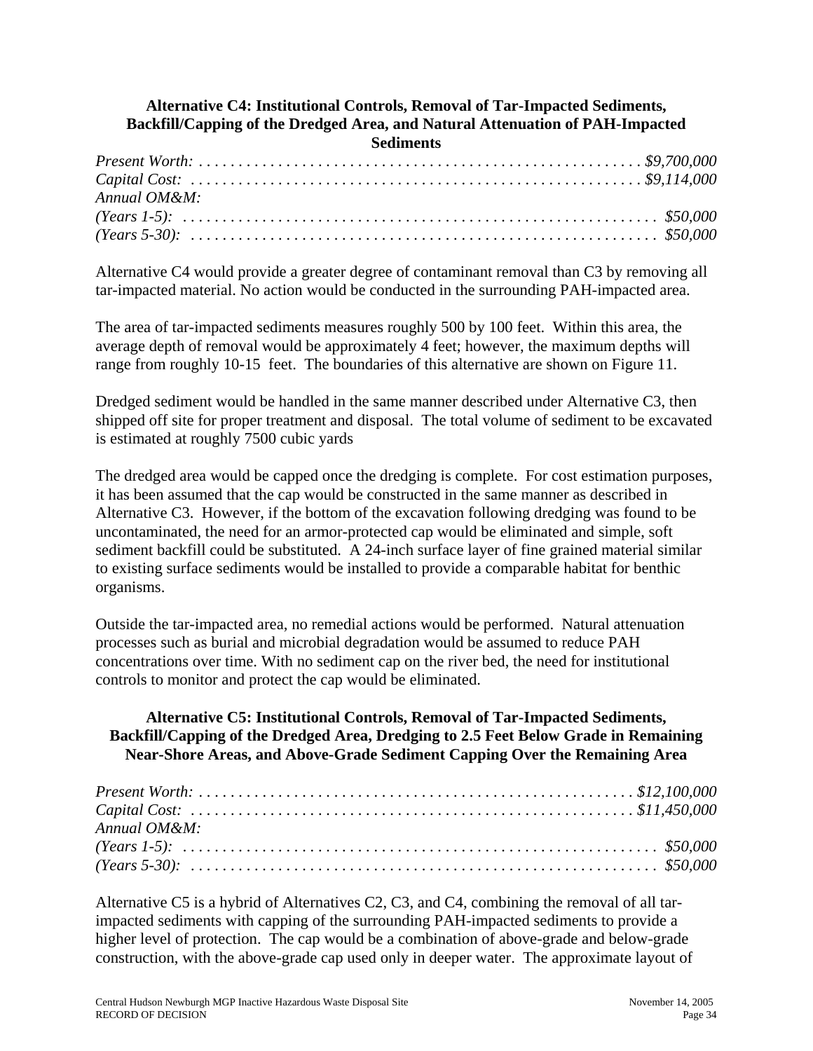### Alternative C4: Institutional Controls, Removal of Tar-Impacted Sediments, Backfill/Capping of the Dredged Area, and Natural Attenuation of PAH-Impacted Sediments

*Present Worth:* . . . . . . . . . . . . . . . . . . . . . . . . . . . . . . . . . . . . . . . . . . . . . . . . . . . . . . *$9,700,000*
*Capital Cost:* . . . . . . . . . . . . . . . . . . . . . . . . . . . . . . . . . . . . . . . . . . . . . . . . . . . . . . . *$9,114,000*
*Annual OM&M:*
*(Years 1-5):* . . . . . . . . . . . . . . . . . . . . . . . . . . . . . . . . . . . . . . . . . . . . . . . . . . . . . . . . . . *$50,000*
*(Years 5-30):* . . . . . . . . . . . . . . . . . . . . . . . . . . . . . . . . . . . . . . . . . . . . . . . . . . . . . . . . . *$50,000*

Alternative C4 would provide a greater degree of contaminant removal than C3 by removing all tar-impacted material. No action would be conducted in the surrounding PAH-impacted area.

The area of tar-impacted sediments measures roughly 500 by 100 feet. Within this area, the average depth of removal would be approximately 4 feet; however, the maximum depths will range from roughly 10-15 feet. The boundaries of this alternative are shown on Figure 11.

Dredged sediment would be handled in the same manner described under Alternative C3, then shipped off site for proper treatment and disposal. The total volume of sediment to be excavated is estimated at roughly 7500 cubic yards

The dredged area would be capped once the dredging is complete. For cost estimation purposes, it has been assumed that the cap would be constructed in the same manner as described in Alternative C3. However, if the bottom of the excavation following dredging was found to be uncontaminated, the need for an armor-protected cap would be eliminated and simple, soft sediment backfill could be substituted. A 24-inch surface layer of fine grained material similar to existing surface sediments would be installed to provide a comparable habitat for benthic organisms.

Outside the tar-impacted area, no remedial actions would be performed. Natural attenuation processes such as burial and microbial degradation would be assumed to reduce PAH concentrations over time. With no sediment cap on the river bed, the need for institutional controls to monitor and protect the cap would be eliminated.

### Alternative C5: Institutional Controls, Removal of Tar-Impacted Sediments, Backfill/Capping of the Dredged Area, Dredging to 2.5 Feet Below Grade in Remaining Near-Shore Areas, and Above-Grade Sediment Capping Over the Remaining Area

*Present Worth:* . . . . . . . . . . . . . . . . . . . . . . . . . . . . . . . . . . . . . . . . . . . . . . . . . . . . . . *$12,100,000*
*Capital Cost:* . . . . . . . . . . . . . . . . . . . . . . . . . . . . . . . . . . . . . . . . . . . . . . . . . . . . . . . *$11,450,000*
*Annual OM&M:*
*(Years 1-5):* . . . . . . . . . . . . . . . . . . . . . . . . . . . . . . . . . . . . . . . . . . . . . . . . . . . . . . . . . . *$50,000*
*(Years 5-30):* . . . . . . . . . . . . . . . . . . . . . . . . . . . . . . . . . . . . . . . . . . . . . . . . . . . . . . . . . *$50,000*

Alternative C5 is a hybrid of Alternatives C2, C3, and C4, combining the removal of all tar-impacted sediments with capping of the surrounding PAH-impacted sediments to provide a higher level of protection. The cap would be a combination of above-grade and below-grade construction, with the above-grade cap used only in deeper water. The approximate layout of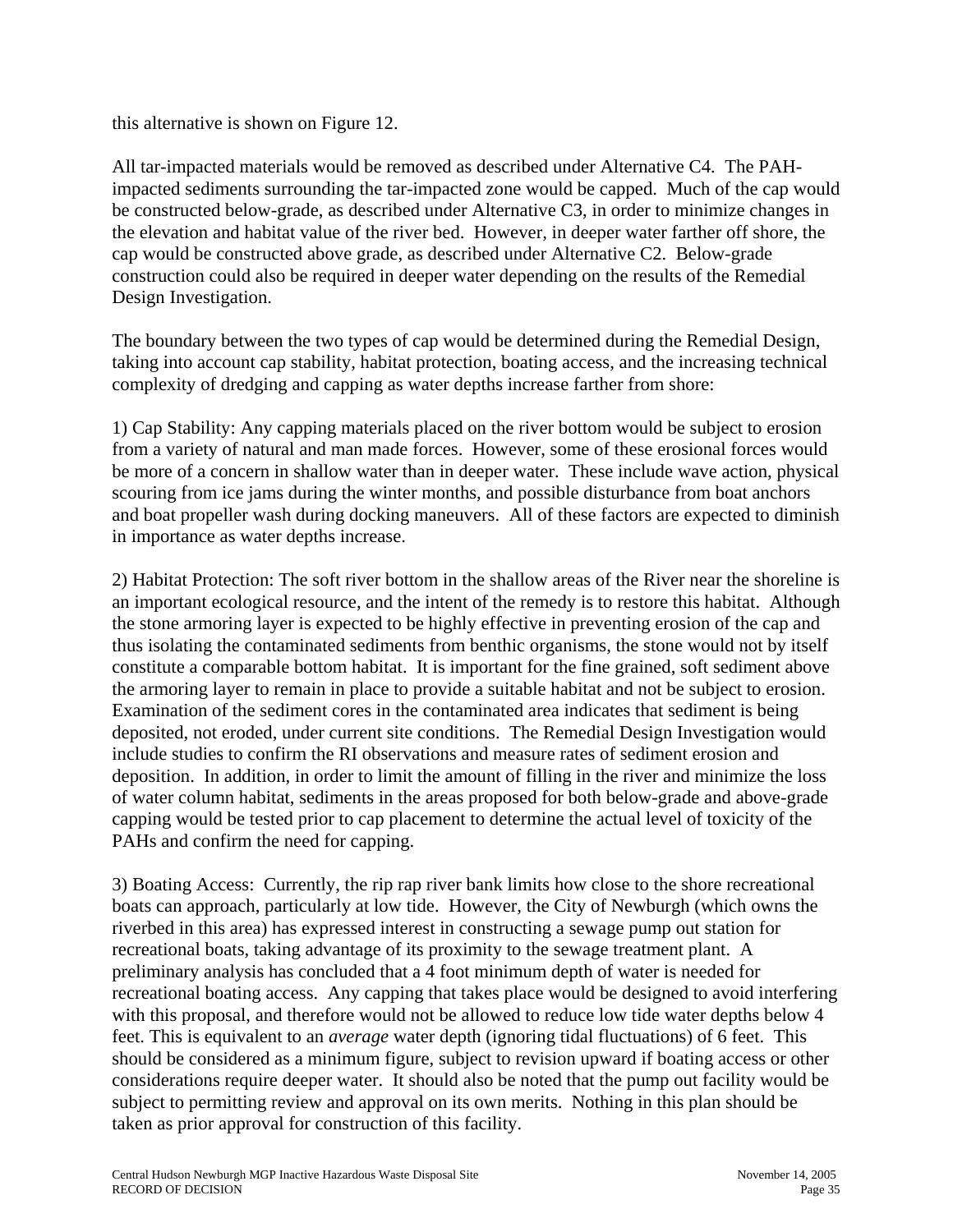this alternative is shown on Figure 12.

All tar-impacted materials would be removed as described under Alternative C4. The PAH-impacted sediments surrounding the tar-impacted zone would be capped. Much of the cap would be constructed below-grade, as described under Alternative C3, in order to minimize changes in the elevation and habitat value of the river bed. However, in deeper water farther off shore, the cap would be constructed above grade, as described under Alternative C2. Below-grade construction could also be required in deeper water depending on the results of the Remedial Design Investigation.

The boundary between the two types of cap would be determined during the Remedial Design, taking into account cap stability, habitat protection, boating access, and the increasing technical complexity of dredging and capping as water depths increase farther from shore:

1) Cap Stability: Any capping materials placed on the river bottom would be subject to erosion from a variety of natural and man made forces. However, some of these erosional forces would be more of a concern in shallow water than in deeper water. These include wave action, physical scouring from ice jams during the winter months, and possible disturbance from boat anchors and boat propeller wash during docking maneuvers. All of these factors are expected to diminish in importance as water depths increase.

2) Habitat Protection: The soft river bottom in the shallow areas of the River near the shoreline is an important ecological resource, and the intent of the remedy is to restore this habitat. Although the stone armoring layer is expected to be highly effective in preventing erosion of the cap and thus isolating the contaminated sediments from benthic organisms, the stone would not by itself constitute a comparable bottom habitat. It is important for the fine grained, soft sediment above the armoring layer to remain in place to provide a suitable habitat and not be subject to erosion. Examination of the sediment cores in the contaminated area indicates that sediment is being deposited, not eroded, under current site conditions. The Remedial Design Investigation would include studies to confirm the RI observations and measure rates of sediment erosion and deposition. In addition, in order to limit the amount of filling in the river and minimize the loss of water column habitat, sediments in the areas proposed for both below-grade and above-grade capping would be tested prior to cap placement to determine the actual level of toxicity of the PAHs and confirm the need for capping.

3) Boating Access: Currently, the rip rap river bank limits how close to the shore recreational boats can approach, particularly at low tide. However, the City of Newburgh (which owns the riverbed in this area) has expressed interest in constructing a sewage pump out station for recreational boats, taking advantage of its proximity to the sewage treatment plant. A preliminary analysis has concluded that a 4 foot minimum depth of water is needed for recreational boating access. Any capping that takes place would be designed to avoid interfering with this proposal, and therefore would not be allowed to reduce low tide water depths below 4 feet. This is equivalent to an *average* water depth (ignoring tidal fluctuations) of 6 feet. This should be considered as a minimum figure, subject to revision upward if boating access or other considerations require deeper water. It should also be noted that the pump out facility would be subject to permitting review and approval on its own merits. Nothing in this plan should be taken as prior approval for construction of this facility.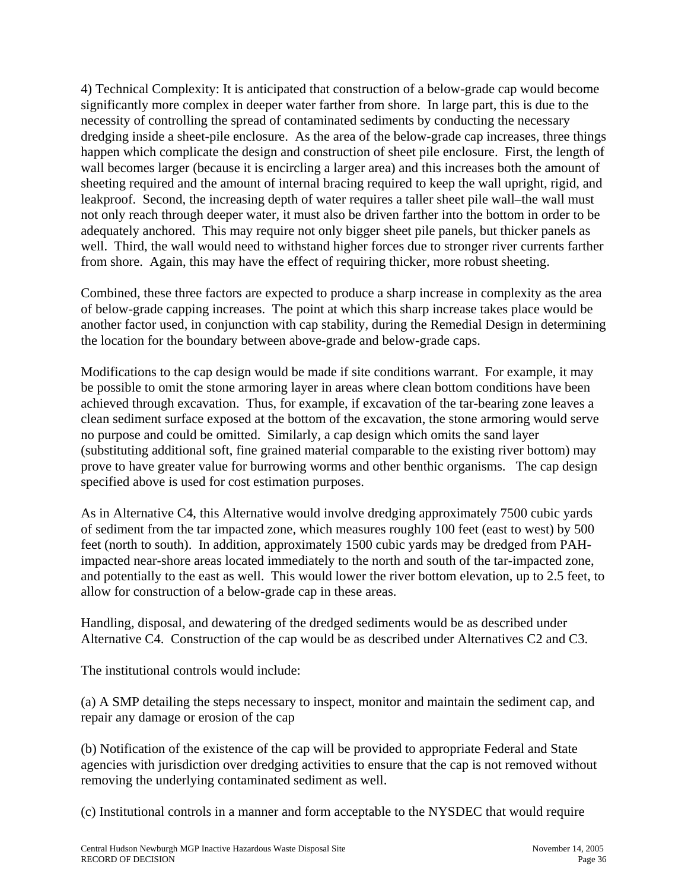4) Technical Complexity: It is anticipated that construction of a below-grade cap would become significantly more complex in deeper water farther from shore. In large part, this is due to the necessity of controlling the spread of contaminated sediments by conducting the necessary dredging inside a sheet-pile enclosure. As the area of the below-grade cap increases, three things happen which complicate the design and construction of sheet pile enclosure. First, the length of wall becomes larger (because it is encircling a larger area) and this increases both the amount of sheeting required and the amount of internal bracing required to keep the wall upright, rigid, and leakproof. Second, the increasing depth of water requires a taller sheet pile wall–the wall must not only reach through deeper water, it must also be driven farther into the bottom in order to be adequately anchored. This may require not only bigger sheet pile panels, but thicker panels as well. Third, the wall would need to withstand higher forces due to stronger river currents farther from shore. Again, this may have the effect of requiring thicker, more robust sheeting.

Combined, these three factors are expected to produce a sharp increase in complexity as the area of below-grade capping increases. The point at which this sharp increase takes place would be another factor used, in conjunction with cap stability, during the Remedial Design in determining the location for the boundary between above-grade and below-grade caps.

Modifications to the cap design would be made if site conditions warrant. For example, it may be possible to omit the stone armoring layer in areas where clean bottom conditions have been achieved through excavation. Thus, for example, if excavation of the tar-bearing zone leaves a clean sediment surface exposed at the bottom of the excavation, the stone armoring would serve no purpose and could be omitted. Similarly, a cap design which omits the sand layer (substituting additional soft, fine grained material comparable to the existing river bottom) may prove to have greater value for burrowing worms and other benthic organisms. The cap design specified above is used for cost estimation purposes.

As in Alternative C4, this Alternative would involve dredging approximately 7500 cubic yards of sediment from the tar impacted zone, which measures roughly 100 feet (east to west) by 500 feet (north to south). In addition, approximately 1500 cubic yards may be dredged from PAH-impacted near-shore areas located immediately to the north and south of the tar-impacted zone, and potentially to the east as well. This would lower the river bottom elevation, up to 2.5 feet, to allow for construction of a below-grade cap in these areas.

Handling, disposal, and dewatering of the dredged sediments would be as described under Alternative C4. Construction of the cap would be as described under Alternatives C2 and C3.

The institutional controls would include:

(a) A SMP detailing the steps necessary to inspect, monitor and maintain the sediment cap, and repair any damage or erosion of the cap

(b) Notification of the existence of the cap will be provided to appropriate Federal and State agencies with jurisdiction over dredging activities to ensure that the cap is not removed without removing the underlying contaminated sediment as well.

(c) Institutional controls in a manner and form acceptable to the NYSDEC that would require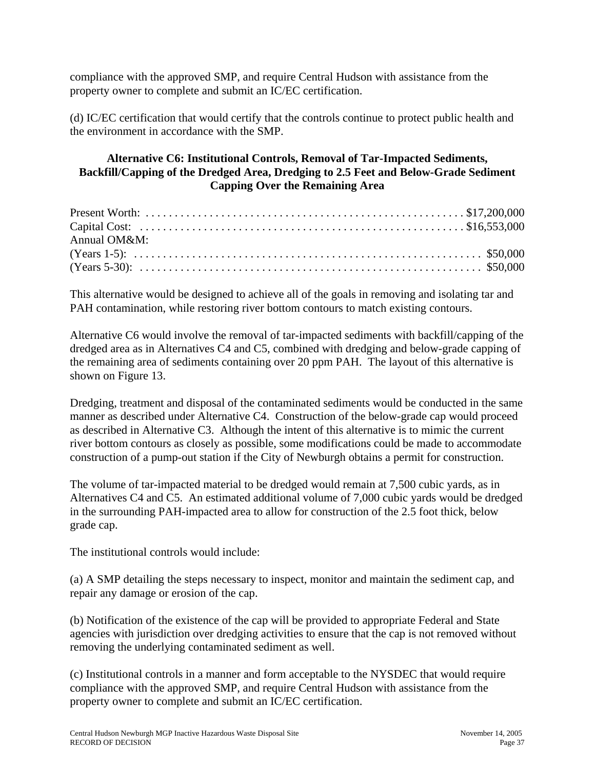compliance with the approved SMP, and require Central Hudson with assistance from the property owner to complete and submit an IC/EC certification.

(d) IC/EC certification that would certify that the controls continue to protect public health and the environment in accordance with the SMP.

### Alternative C6: Institutional Controls, Removal of Tar-Impacted Sediments, Backfill/Capping of the Dredged Area, Dredging to 2.5 Feet and Below-Grade Sediment Capping Over the Remaining Area

| | |
|---|---|
| Present Worth: | $17,200,000 |
| Capital Cost: | $16,553,000 |
| Annual OM&M: | |
| (Years 1-5): | $50,000 |
| (Years 5-30): | $50,000 |

This alternative would be designed to achieve all of the goals in removing and isolating tar and PAH contamination, while restoring river bottom contours to match existing contours.

Alternative C6 would involve the removal of tar-impacted sediments with backfill/capping of the dredged area as in Alternatives C4 and C5, combined with dredging and below-grade capping of the remaining area of sediments containing over 20 ppm PAH. The layout of this alternative is shown on Figure 13.

Dredging, treatment and disposal of the contaminated sediments would be conducted in the same manner as described under Alternative C4. Construction of the below-grade cap would proceed as described in Alternative C3. Although the intent of this alternative is to mimic the current river bottom contours as closely as possible, some modifications could be made to accommodate construction of a pump-out station if the City of Newburgh obtains a permit for construction.

The volume of tar-impacted material to be dredged would remain at 7,500 cubic yards, as in Alternatives C4 and C5. An estimated additional volume of 7,000 cubic yards would be dredged in the surrounding PAH-impacted area to allow for construction of the 2.5 foot thick, below grade cap.

The institutional controls would include:

(a) A SMP detailing the steps necessary to inspect, monitor and maintain the sediment cap, and repair any damage or erosion of the cap.

(b) Notification of the existence of the cap will be provided to appropriate Federal and State agencies with jurisdiction over dredging activities to ensure that the cap is not removed without removing the underlying contaminated sediment as well.

(c) Institutional controls in a manner and form acceptable to the NYSDEC that would require compliance with the approved SMP, and require Central Hudson with assistance from the property owner to complete and submit an IC/EC certification.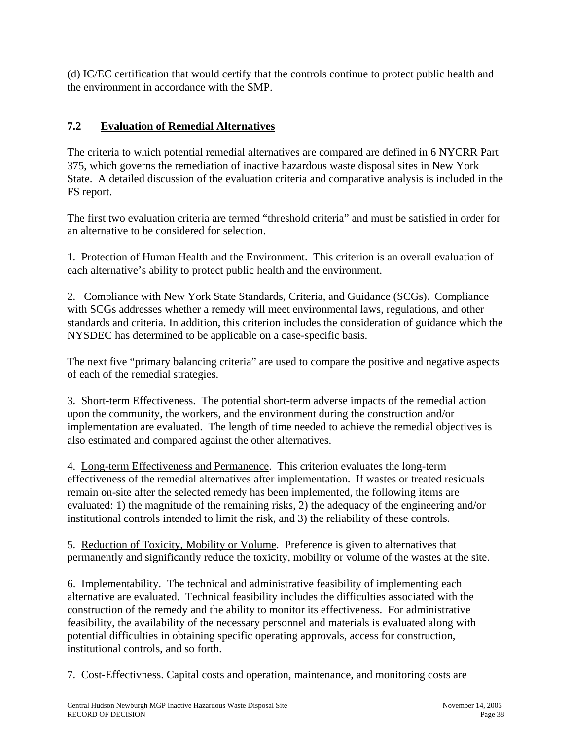(d) IC/EC certification that would certify that the controls continue to protect public health and the environment in accordance with the SMP.

## 7.2 Evaluation of Remedial Alternatives

The criteria to which potential remedial alternatives are compared are defined in 6 NYCRR Part 375, which governs the remediation of inactive hazardous waste disposal sites in New York State. A detailed discussion of the evaluation criteria and comparative analysis is included in the FS report.

The first two evaluation criteria are termed "threshold criteria" and must be satisfied in order for an alternative to be considered for selection.

1. Protection of Human Health and the Environment. This criterion is an overall evaluation of each alternative's ability to protect public health and the environment.

2. Compliance with New York State Standards, Criteria, and Guidance (SCGs). Compliance with SCGs addresses whether a remedy will meet environmental laws, regulations, and other standards and criteria. In addition, this criterion includes the consideration of guidance which the NYSDEC has determined to be applicable on a case-specific basis.

The next five "primary balancing criteria" are used to compare the positive and negative aspects of each of the remedial strategies.

3. Short-term Effectiveness. The potential short-term adverse impacts of the remedial action upon the community, the workers, and the environment during the construction and/or implementation are evaluated. The length of time needed to achieve the remedial objectives is also estimated and compared against the other alternatives.

4. Long-term Effectiveness and Permanence. This criterion evaluates the long-term effectiveness of the remedial alternatives after implementation. If wastes or treated residuals remain on-site after the selected remedy has been implemented, the following items are evaluated: 1) the magnitude of the remaining risks, 2) the adequacy of the engineering and/or institutional controls intended to limit the risk, and 3) the reliability of these controls.

5. Reduction of Toxicity, Mobility or Volume. Preference is given to alternatives that permanently and significantly reduce the toxicity, mobility or volume of the wastes at the site.

6. Implementability. The technical and administrative feasibility of implementing each alternative are evaluated. Technical feasibility includes the difficulties associated with the construction of the remedy and the ability to monitor its effectiveness. For administrative feasibility, the availability of the necessary personnel and materials is evaluated along with potential difficulties in obtaining specific operating approvals, access for construction, institutional controls, and so forth.

7. Cost-Effectivness. Capital costs and operation, maintenance, and monitoring costs are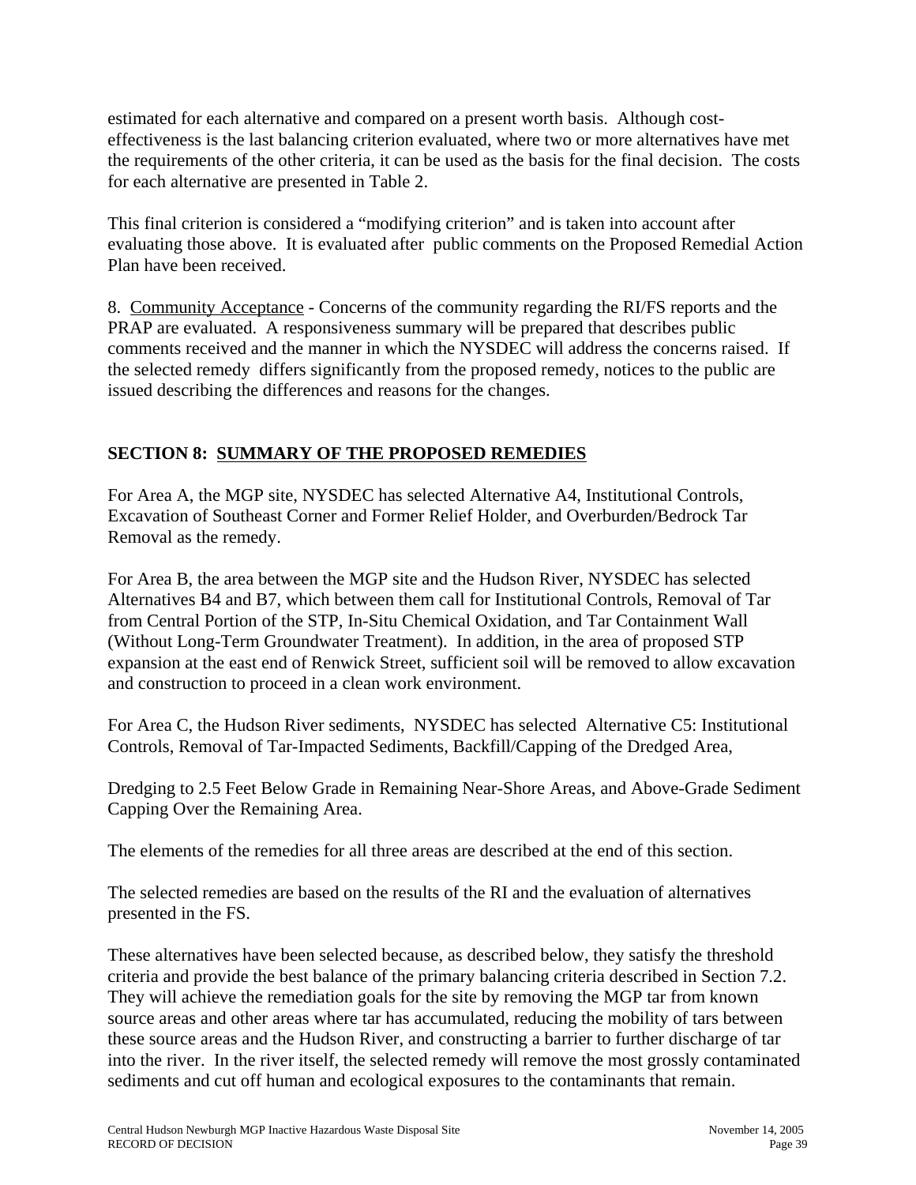estimated for each alternative and compared on a present worth basis. Although cost-effectiveness is the last balancing criterion evaluated, where two or more alternatives have met the requirements of the other criteria, it can be used as the basis for the final decision. The costs for each alternative are presented in Table 2.

This final criterion is considered a "modifying criterion" and is taken into account after evaluating those above. It is evaluated after public comments on the Proposed Remedial Action Plan have been received.

8. Community Acceptance - Concerns of the community regarding the RI/FS reports and the PRAP are evaluated. A responsiveness summary will be prepared that describes public comments received and the manner in which the NYSDEC will address the concerns raised. If the selected remedy differs significantly from the proposed remedy, notices to the public are issued describing the differences and reasons for the changes.

## SECTION 8: SUMMARY OF THE PROPOSED REMEDIES

For Area A, the MGP site, NYSDEC has selected Alternative A4, Institutional Controls, Excavation of Southeast Corner and Former Relief Holder, and Overburden/Bedrock Tar Removal as the remedy.

For Area B, the area between the MGP site and the Hudson River, NYSDEC has selected Alternatives B4 and B7, which between them call for Institutional Controls, Removal of Tar from Central Portion of the STP, In-Situ Chemical Oxidation, and Tar Containment Wall (Without Long-Term Groundwater Treatment). In addition, in the area of proposed STP expansion at the east end of Renwick Street, sufficient soil will be removed to allow excavation and construction to proceed in a clean work environment.

For Area C, the Hudson River sediments, NYSDEC has selected Alternative C5: Institutional Controls, Removal of Tar-Impacted Sediments, Backfill/Capping of the Dredged Area,

Dredging to 2.5 Feet Below Grade in Remaining Near-Shore Areas, and Above-Grade Sediment Capping Over the Remaining Area.

The elements of the remedies for all three areas are described at the end of this section.

The selected remedies are based on the results of the RI and the evaluation of alternatives presented in the FS.

These alternatives have been selected because, as described below, they satisfy the threshold criteria and provide the best balance of the primary balancing criteria described in Section 7.2. They will achieve the remediation goals for the site by removing the MGP tar from known source areas and other areas where tar has accumulated, reducing the mobility of tars between these source areas and the Hudson River, and constructing a barrier to further discharge of tar into the river. In the river itself, the selected remedy will remove the most grossly contaminated sediments and cut off human and ecological exposures to the contaminants that remain.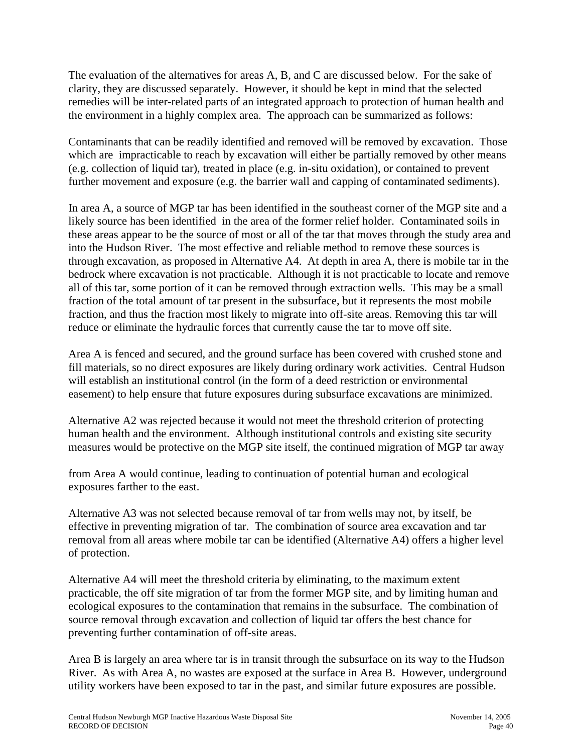The evaluation of the alternatives for areas A, B, and C are discussed below. For the sake of clarity, they are discussed separately. However, it should be kept in mind that the selected remedies will be inter-related parts of an integrated approach to protection of human health and the environment in a highly complex area. The approach can be summarized as follows:

Contaminants that can be readily identified and removed will be removed by excavation. Those which are impracticable to reach by excavation will either be partially removed by other means (e.g. collection of liquid tar), treated in place (e.g. in-situ oxidation), or contained to prevent further movement and exposure (e.g. the barrier wall and capping of contaminated sediments).

In area A, a source of MGP tar has been identified in the southeast corner of the MGP site and a likely source has been identified in the area of the former relief holder. Contaminated soils in these areas appear to be the source of most or all of the tar that moves through the study area and into the Hudson River. The most effective and reliable method to remove these sources is through excavation, as proposed in Alternative A4. At depth in area A, there is mobile tar in the bedrock where excavation is not practicable. Although it is not practicable to locate and remove all of this tar, some portion of it can be removed through extraction wells. This may be a small fraction of the total amount of tar present in the subsurface, but it represents the most mobile fraction, and thus the fraction most likely to migrate into off-site areas. Removing this tar will reduce or eliminate the hydraulic forces that currently cause the tar to move off site.

Area A is fenced and secured, and the ground surface has been covered with crushed stone and fill materials, so no direct exposures are likely during ordinary work activities. Central Hudson will establish an institutional control (in the form of a deed restriction or environmental easement) to help ensure that future exposures during subsurface excavations are minimized.

Alternative A2 was rejected because it would not meet the threshold criterion of protecting human health and the environment. Although institutional controls and existing site security measures would be protective on the MGP site itself, the continued migration of MGP tar away from Area A would continue, leading to continuation of potential human and ecological exposures farther to the east.

Alternative A3 was not selected because removal of tar from wells may not, by itself, be effective in preventing migration of tar. The combination of source area excavation and tar removal from all areas where mobile tar can be identified (Alternative A4) offers a higher level of protection.

Alternative A4 will meet the threshold criteria by eliminating, to the maximum extent practicable, the off site migration of tar from the former MGP site, and by limiting human and ecological exposures to the contamination that remains in the subsurface. The combination of source removal through excavation and collection of liquid tar offers the best chance for preventing further contamination of off-site areas.

Area B is largely an area where tar is in transit through the subsurface on its way to the Hudson River. As with Area A, no wastes are exposed at the surface in Area B. However, underground utility workers have been exposed to tar in the past, and similar future exposures are possible.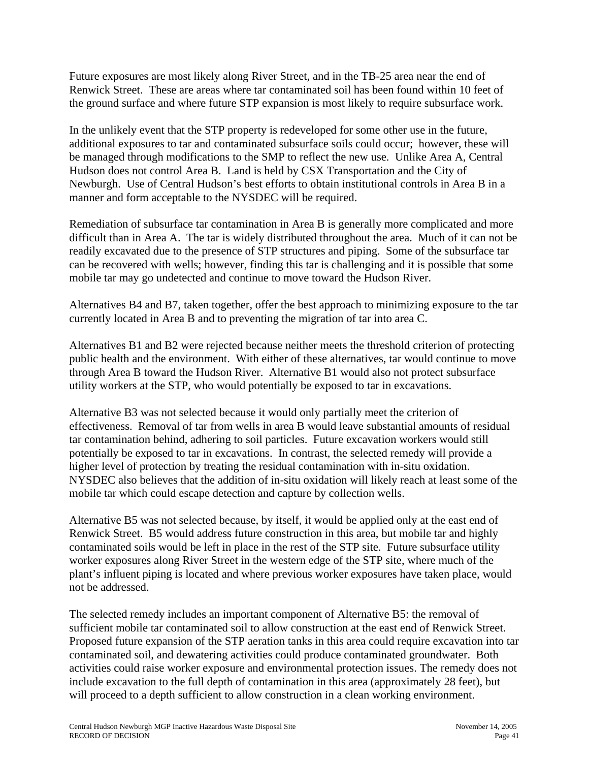Future exposures are most likely along River Street, and in the TB-25 area near the end of Renwick Street. These are areas where tar contaminated soil has been found within 10 feet of the ground surface and where future STP expansion is most likely to require subsurface work.

In the unlikely event that the STP property is redeveloped for some other use in the future, additional exposures to tar and contaminated subsurface soils could occur; however, these will be managed through modifications to the SMP to reflect the new use. Unlike Area A, Central Hudson does not control Area B. Land is held by CSX Transportation and the City of Newburgh. Use of Central Hudson's best efforts to obtain institutional controls in Area B in a manner and form acceptable to the NYSDEC will be required.

Remediation of subsurface tar contamination in Area B is generally more complicated and more difficult than in Area A. The tar is widely distributed throughout the area. Much of it can not be readily excavated due to the presence of STP structures and piping. Some of the subsurface tar can be recovered with wells; however, finding this tar is challenging and it is possible that some mobile tar may go undetected and continue to move toward the Hudson River.

Alternatives B4 and B7, taken together, offer the best approach to minimizing exposure to the tar currently located in Area B and to preventing the migration of tar into area C.

Alternatives B1 and B2 were rejected because neither meets the threshold criterion of protecting public health and the environment. With either of these alternatives, tar would continue to move through Area B toward the Hudson River. Alternative B1 would also not protect subsurface utility workers at the STP, who would potentially be exposed to tar in excavations.

Alternative B3 was not selected because it would only partially meet the criterion of effectiveness. Removal of tar from wells in area B would leave substantial amounts of residual tar contamination behind, adhering to soil particles. Future excavation workers would still potentially be exposed to tar in excavations. In contrast, the selected remedy will provide a higher level of protection by treating the residual contamination with in-situ oxidation. NYSDEC also believes that the addition of in-situ oxidation will likely reach at least some of the mobile tar which could escape detection and capture by collection wells.

Alternative B5 was not selected because, by itself, it would be applied only at the east end of Renwick Street. B5 would address future construction in this area, but mobile tar and highly contaminated soils would be left in place in the rest of the STP site. Future subsurface utility worker exposures along River Street in the western edge of the STP site, where much of the plant's influent piping is located and where previous worker exposures have taken place, would not be addressed.

The selected remedy includes an important component of Alternative B5: the removal of sufficient mobile tar contaminated soil to allow construction at the east end of Renwick Street. Proposed future expansion of the STP aeration tanks in this area could require excavation into tar contaminated soil, and dewatering activities could produce contaminated groundwater. Both activities could raise worker exposure and environmental protection issues. The remedy does not include excavation to the full depth of contamination in this area (approximately 28 feet), but will proceed to a depth sufficient to allow construction in a clean working environment.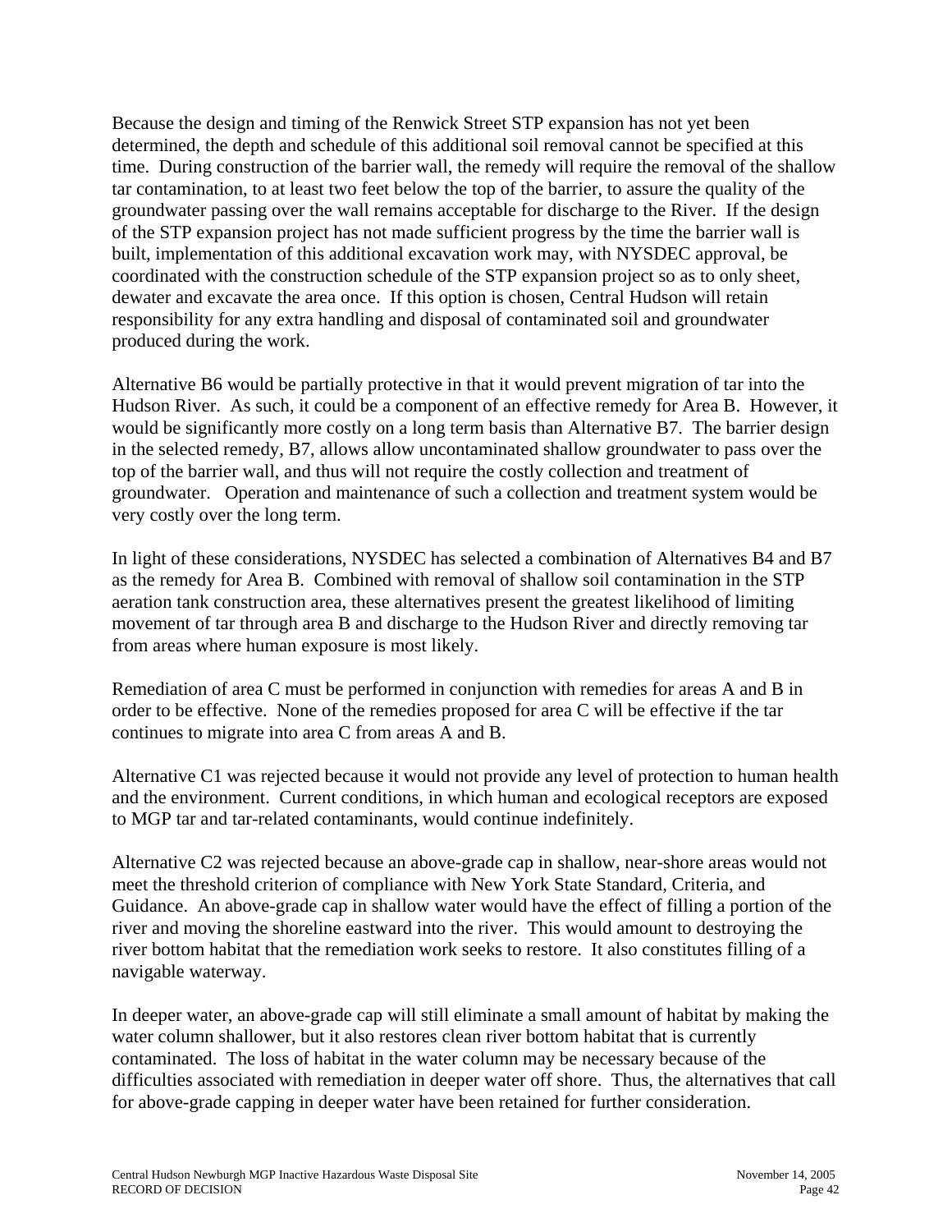Because the design and timing of the Renwick Street STP expansion has not yet been determined, the depth and schedule of this additional soil removal cannot be specified at this time. During construction of the barrier wall, the remedy will require the removal of the shallow tar contamination, to at least two feet below the top of the barrier, to assure the quality of the groundwater passing over the wall remains acceptable for discharge to the River. If the design of the STP expansion project has not made sufficient progress by the time the barrier wall is built, implementation of this additional excavation work may, with NYSDEC approval, be coordinated with the construction schedule of the STP expansion project so as to only sheet, dewater and excavate the area once. If this option is chosen, Central Hudson will retain responsibility for any extra handling and disposal of contaminated soil and groundwater produced during the work.

Alternative B6 would be partially protective in that it would prevent migration of tar into the Hudson River. As such, it could be a component of an effective remedy for Area B. However, it would be significantly more costly on a long term basis than Alternative B7. The barrier design in the selected remedy, B7, allows allow uncontaminated shallow groundwater to pass over the top of the barrier wall, and thus will not require the costly collection and treatment of groundwater. Operation and maintenance of such a collection and treatment system would be very costly over the long term.

In light of these considerations, NYSDEC has selected a combination of Alternatives B4 and B7 as the remedy for Area B. Combined with removal of shallow soil contamination in the STP aeration tank construction area, these alternatives present the greatest likelihood of limiting movement of tar through area B and discharge to the Hudson River and directly removing tar from areas where human exposure is most likely.

Remediation of area C must be performed in conjunction with remedies for areas A and B in order to be effective. None of the remedies proposed for area C will be effective if the tar continues to migrate into area C from areas A and B.

Alternative C1 was rejected because it would not provide any level of protection to human health and the environment. Current conditions, in which human and ecological receptors are exposed to MGP tar and tar-related contaminants, would continue indefinitely.

Alternative C2 was rejected because an above-grade cap in shallow, near-shore areas would not meet the threshold criterion of compliance with New York State Standard, Criteria, and Guidance. An above-grade cap in shallow water would have the effect of filling a portion of the river and moving the shoreline eastward into the river. This would amount to destroying the river bottom habitat that the remediation work seeks to restore. It also constitutes filling of a navigable waterway.

In deeper water, an above-grade cap will still eliminate a small amount of habitat by making the water column shallower, but it also restores clean river bottom habitat that is currently contaminated. The loss of habitat in the water column may be necessary because of the difficulties associated with remediation in deeper water off shore. Thus, the alternatives that call for above-grade capping in deeper water have been retained for further consideration.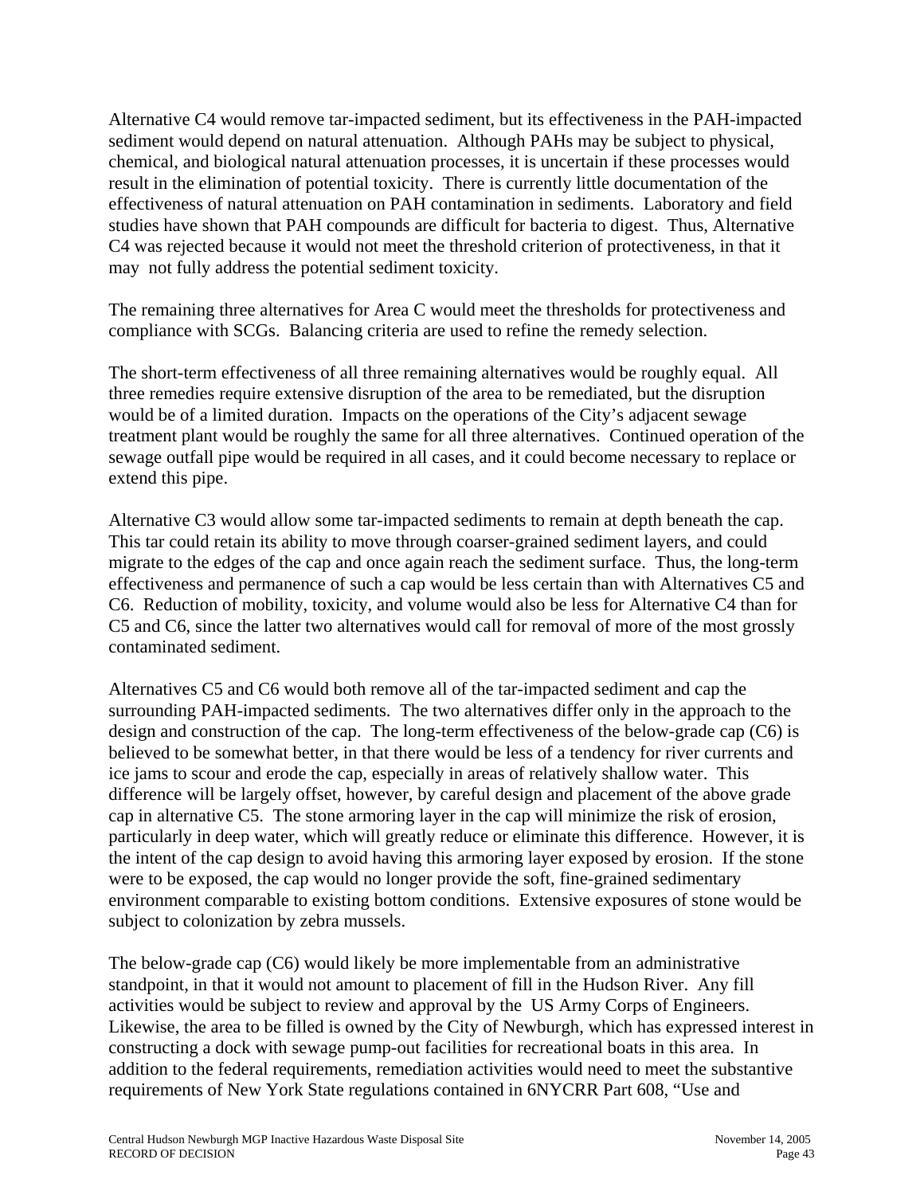Alternative C4 would remove tar-impacted sediment, but its effectiveness in the PAH-impacted sediment would depend on natural attenuation. Although PAHs may be subject to physical, chemical, and biological natural attenuation processes, it is uncertain if these processes would result in the elimination of potential toxicity. There is currently little documentation of the effectiveness of natural attenuation on PAH contamination in sediments. Laboratory and field studies have shown that PAH compounds are difficult for bacteria to digest. Thus, Alternative C4 was rejected because it would not meet the threshold criterion of protectiveness, in that it may not fully address the potential sediment toxicity.

The remaining three alternatives for Area C would meet the thresholds for protectiveness and compliance with SCGs. Balancing criteria are used to refine the remedy selection.

The short-term effectiveness of all three remaining alternatives would be roughly equal. All three remedies require extensive disruption of the area to be remediated, but the disruption would be of a limited duration. Impacts on the operations of the City's adjacent sewage treatment plant would be roughly the same for all three alternatives. Continued operation of the sewage outfall pipe would be required in all cases, and it could become necessary to replace or extend this pipe.

Alternative C3 would allow some tar-impacted sediments to remain at depth beneath the cap. This tar could retain its ability to move through coarser-grained sediment layers, and could migrate to the edges of the cap and once again reach the sediment surface. Thus, the long-term effectiveness and permanence of such a cap would be less certain than with Alternatives C5 and C6. Reduction of mobility, toxicity, and volume would also be less for Alternative C4 than for C5 and C6, since the latter two alternatives would call for removal of more of the most grossly contaminated sediment.

Alternatives C5 and C6 would both remove all of the tar-impacted sediment and cap the surrounding PAH-impacted sediments. The two alternatives differ only in the approach to the design and construction of the cap. The long-term effectiveness of the below-grade cap (C6) is believed to be somewhat better, in that there would be less of a tendency for river currents and ice jams to scour and erode the cap, especially in areas of relatively shallow water. This difference will be largely offset, however, by careful design and placement of the above grade cap in alternative C5. The stone armoring layer in the cap will minimize the risk of erosion, particularly in deep water, which will greatly reduce or eliminate this difference. However, it is the intent of the cap design to avoid having this armoring layer exposed by erosion. If the stone were to be exposed, the cap would no longer provide the soft, fine-grained sedimentary environment comparable to existing bottom conditions. Extensive exposures of stone would be subject to colonization by zebra mussels.

The below-grade cap (C6) would likely be more implementable from an administrative standpoint, in that it would not amount to placement of fill in the Hudson River. Any fill activities would be subject to review and approval by the US Army Corps of Engineers. Likewise, the area to be filled is owned by the City of Newburgh, which has expressed interest in constructing a dock with sewage pump-out facilities for recreational boats in this area. In addition to the federal requirements, remediation activities would need to meet the substantive requirements of New York State regulations contained in 6NYCRR Part 608, "Use and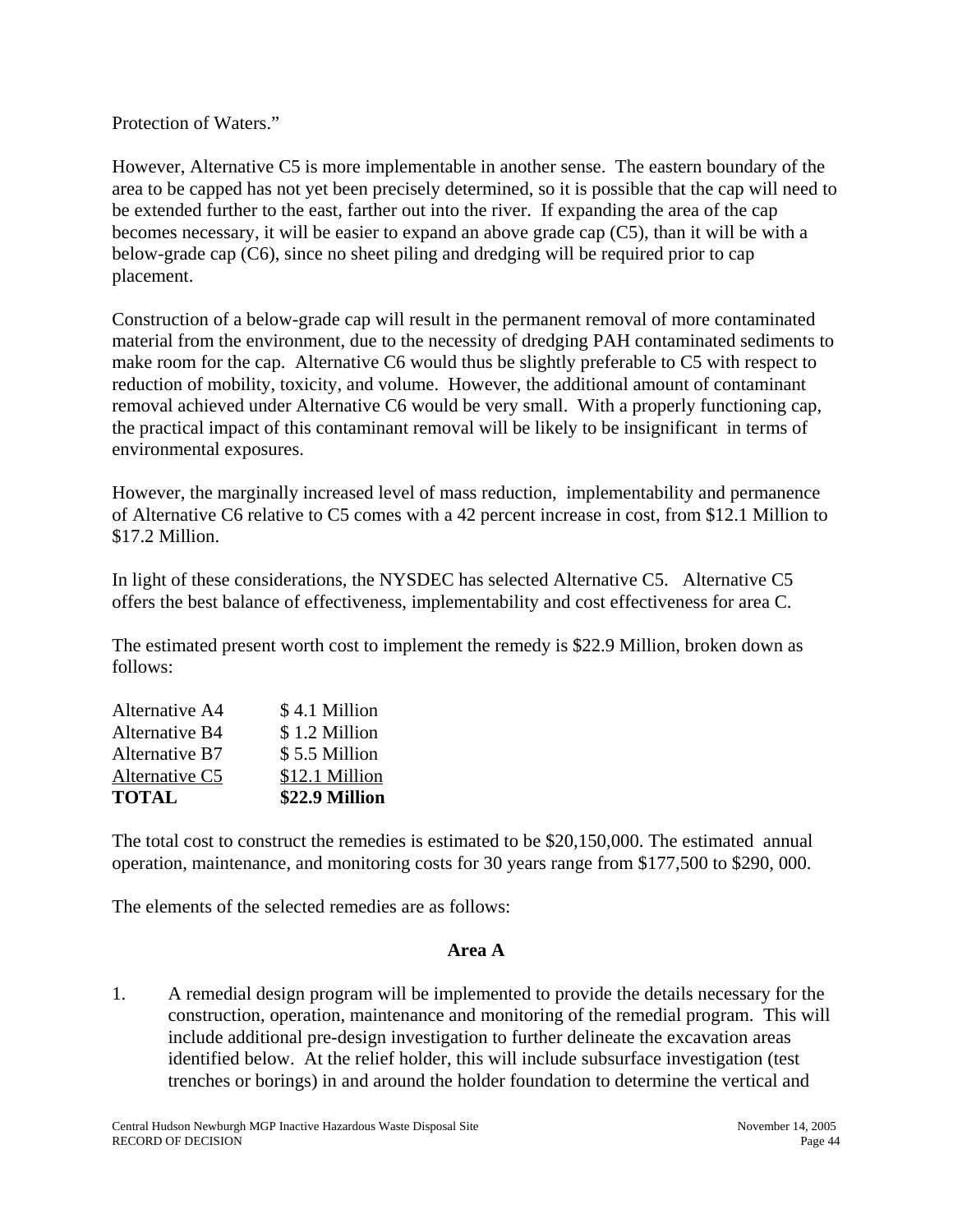Protection of Waters."

However, Alternative C5 is more implementable in another sense. The eastern boundary of the area to be capped has not yet been precisely determined, so it is possible that the cap will need to be extended further to the east, farther out into the river. If expanding the area of the cap becomes necessary, it will be easier to expand an above grade cap (C5), than it will be with a below-grade cap (C6), since no sheet piling and dredging will be required prior to cap placement.

Construction of a below-grade cap will result in the permanent removal of more contaminated material from the environment, due to the necessity of dredging PAH contaminated sediments to make room for the cap. Alternative C6 would thus be slightly preferable to C5 with respect to reduction of mobility, toxicity, and volume. However, the additional amount of contaminant removal achieved under Alternative C6 would be very small. With a properly functioning cap, the practical impact of this contaminant removal will be likely to be insignificant in terms of environmental exposures.

However, the marginally increased level of mass reduction, implementability and permanence of Alternative C6 relative to C5 comes with a 42 percent increase in cost, from $12.1 Million to $17.2 Million.

In light of these considerations, the NYSDEC has selected Alternative C5. Alternative C5 offers the best balance of effectiveness, implementability and cost effectiveness for area C.

The estimated present worth cost to implement the remedy is $22.9 Million, broken down as follows:

| | |
|---|---|
| Alternative A4 | $ 4.1 Million |
| Alternative B4 | $ 1.2 Million |
| Alternative B7 | $ 5.5 Million |
| Alternative C5 | $12.1 Million |
| **TOTAL** | **$22.9 Million** |

The total cost to construct the remedies is estimated to be $20,150,000. The estimated annual operation, maintenance, and monitoring costs for 30 years range from $177,500 to $290, 000.

The elements of the selected remedies are as follows:

**Area A**

1. A remedial design program will be implemented to provide the details necessary for the construction, operation, maintenance and monitoring of the remedial program. This will include additional pre-design investigation to further delineate the excavation areas identified below. At the relief holder, this will include subsurface investigation (test trenches or borings) in and around the holder foundation to determine the vertical and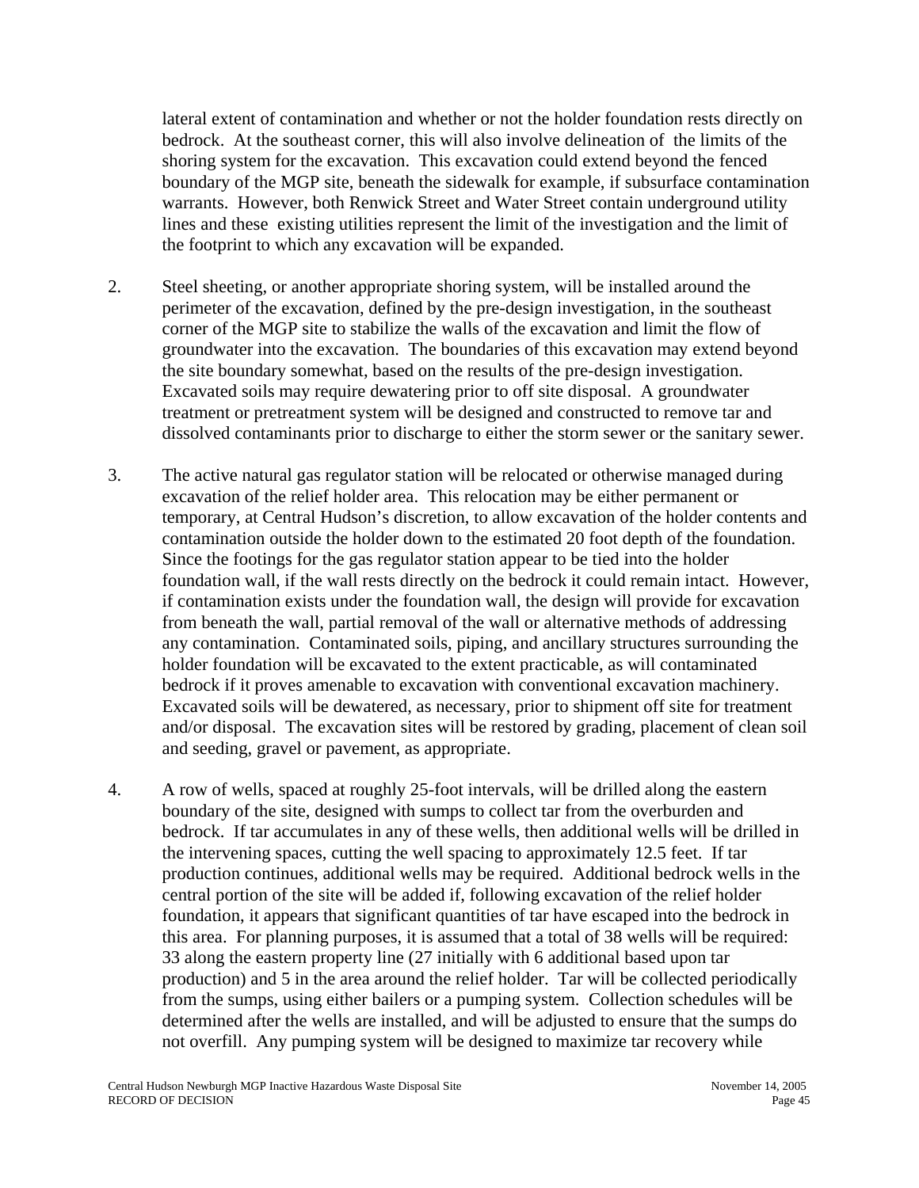lateral extent of contamination and whether or not the holder foundation rests directly on bedrock. At the southeast corner, this will also involve delineation of the limits of the shoring system for the excavation. This excavation could extend beyond the fenced boundary of the MGP site, beneath the sidewalk for example, if subsurface contamination warrants. However, both Renwick Street and Water Street contain underground utility lines and these existing utilities represent the limit of the investigation and the limit of the footprint to which any excavation will be expanded.

2. Steel sheeting, or another appropriate shoring system, will be installed around the perimeter of the excavation, defined by the pre-design investigation, in the southeast corner of the MGP site to stabilize the walls of the excavation and limit the flow of groundwater into the excavation. The boundaries of this excavation may extend beyond the site boundary somewhat, based on the results of the pre-design investigation. Excavated soils may require dewatering prior to off site disposal. A groundwater treatment or pretreatment system will be designed and constructed to remove tar and dissolved contaminants prior to discharge to either the storm sewer or the sanitary sewer.

3. The active natural gas regulator station will be relocated or otherwise managed during excavation of the relief holder area. This relocation may be either permanent or temporary, at Central Hudson's discretion, to allow excavation of the holder contents and contamination outside the holder down to the estimated 20 foot depth of the foundation. Since the footings for the gas regulator station appear to be tied into the holder foundation wall, if the wall rests directly on the bedrock it could remain intact. However, if contamination exists under the foundation wall, the design will provide for excavation from beneath the wall, partial removal of the wall or alternative methods of addressing any contamination. Contaminated soils, piping, and ancillary structures surrounding the holder foundation will be excavated to the extent practicable, as will contaminated bedrock if it proves amenable to excavation with conventional excavation machinery. Excavated soils will be dewatered, as necessary, prior to shipment off site for treatment and/or disposal. The excavation sites will be restored by grading, placement of clean soil and seeding, gravel or pavement, as appropriate.

4. A row of wells, spaced at roughly 25-foot intervals, will be drilled along the eastern boundary of the site, designed with sumps to collect tar from the overburden and bedrock. If tar accumulates in any of these wells, then additional wells will be drilled in the intervening spaces, cutting the well spacing to approximately 12.5 feet. If tar production continues, additional wells may be required. Additional bedrock wells in the central portion of the site will be added if, following excavation of the relief holder foundation, it appears that significant quantities of tar have escaped into the bedrock in this area. For planning purposes, it is assumed that a total of 38 wells will be required: 33 along the eastern property line (27 initially with 6 additional based upon tar production) and 5 in the area around the relief holder. Tar will be collected periodically from the sumps, using either bailers or a pumping system. Collection schedules will be determined after the wells are installed, and will be adjusted to ensure that the sumps do not overfill. Any pumping system will be designed to maximize tar recovery while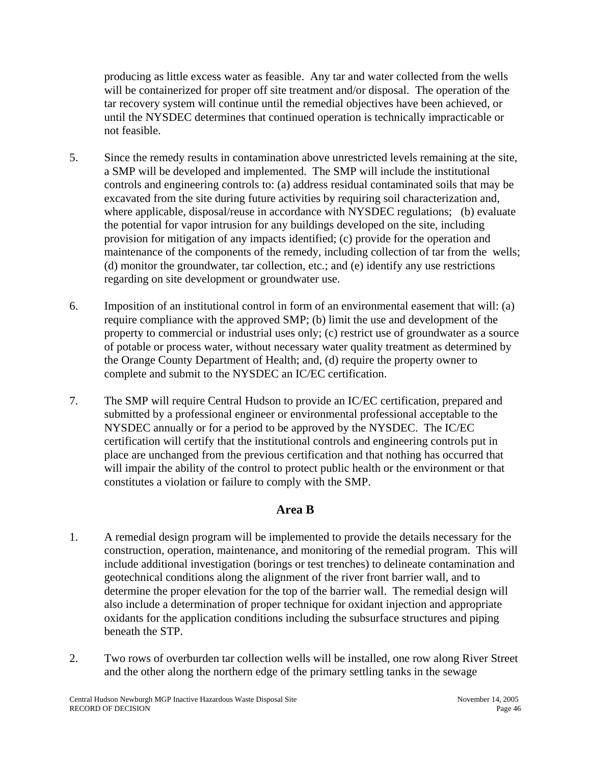producing as little excess water as feasible. Any tar and water collected from the wells will be containerized for proper off site treatment and/or disposal. The operation of the tar recovery system will continue until the remedial objectives have been achieved, or until the NYSDEC determines that continued operation is technically impracticable or not feasible.

5. Since the remedy results in contamination above unrestricted levels remaining at the site, a SMP will be developed and implemented. The SMP will include the institutional controls and engineering controls to: (a) address residual contaminated soils that may be excavated from the site during future activities by requiring soil characterization and, where applicable, disposal/reuse in accordance with NYSDEC regulations; (b) evaluate the potential for vapor intrusion for any buildings developed on the site, including provision for mitigation of any impacts identified; (c) provide for the operation and maintenance of the components of the remedy, including collection of tar from the wells; (d) monitor the groundwater, tar collection, etc.; and (e) identify any use restrictions regarding on site development or groundwater use.

6. Imposition of an institutional control in form of an environmental easement that will: (a) require compliance with the approved SMP; (b) limit the use and development of the property to commercial or industrial uses only; (c) restrict use of groundwater as a source of potable or process water, without necessary water quality treatment as determined by the Orange County Department of Health; and, (d) require the property owner to complete and submit to the NYSDEC an IC/EC certification.

7. The SMP will require Central Hudson to provide an IC/EC certification, prepared and submitted by a professional engineer or environmental professional acceptable to the NYSDEC annually or for a period to be approved by the NYSDEC. The IC/EC certification will certify that the institutional controls and engineering controls put in place are unchanged from the previous certification and that nothing has occurred that will impair the ability of the control to protect public health or the environment or that constitutes a violation or failure to comply with the SMP.

## Area B

1. A remedial design program will be implemented to provide the details necessary for the construction, operation, maintenance, and monitoring of the remedial program. This will include additional investigation (borings or test trenches) to delineate contamination and geotechnical conditions along the alignment of the river front barrier wall, and to determine the proper elevation for the top of the barrier wall. The remedial design will also include a determination of proper technique for oxidant injection and appropriate oxidants for the application conditions including the subsurface structures and piping beneath the STP.

2. Two rows of overburden tar collection wells will be installed, one row along River Street and the other along the northern edge of the primary settling tanks in the sewage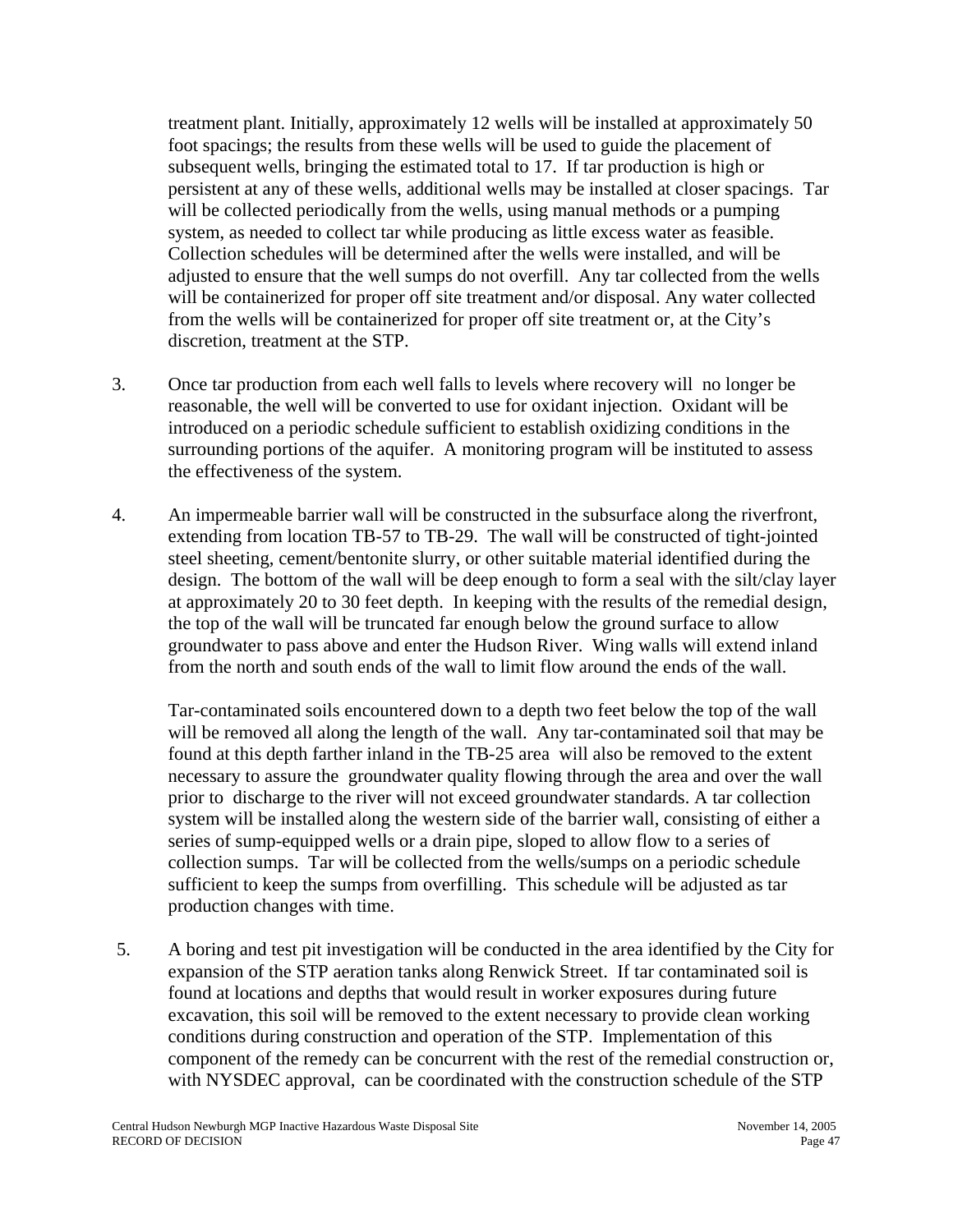treatment plant. Initially, approximately 12 wells will be installed at approximately 50 foot spacings; the results from these wells will be used to guide the placement of subsequent wells, bringing the estimated total to 17. If tar production is high or persistent at any of these wells, additional wells may be installed at closer spacings. Tar will be collected periodically from the wells, using manual methods or a pumping system, as needed to collect tar while producing as little excess water as feasible. Collection schedules will be determined after the wells were installed, and will be adjusted to ensure that the well sumps do not overfill. Any tar collected from the wells will be containerized for proper off site treatment and/or disposal. Any water collected from the wells will be containerized for proper off site treatment or, at the City's discretion, treatment at the STP.

3. Once tar production from each well falls to levels where recovery will no longer be reasonable, the well will be converted to use for oxidant injection. Oxidant will be introduced on a periodic schedule sufficient to establish oxidizing conditions in the surrounding portions of the aquifer. A monitoring program will be instituted to assess the effectiveness of the system.

4. An impermeable barrier wall will be constructed in the subsurface along the riverfront, extending from location TB-57 to TB-29. The wall will be constructed of tight-jointed steel sheeting, cement/bentonite slurry, or other suitable material identified during the design. The bottom of the wall will be deep enough to form a seal with the silt/clay layer at approximately 20 to 30 feet depth. In keeping with the results of the remedial design, the top of the wall will be truncated far enough below the ground surface to allow groundwater to pass above and enter the Hudson River. Wing walls will extend inland from the north and south ends of the wall to limit flow around the ends of the wall.

   Tar-contaminated soils encountered down to a depth two feet below the top of the wall will be removed all along the length of the wall. Any tar-contaminated soil that may be found at this depth farther inland in the TB-25 area will also be removed to the extent necessary to assure the groundwater quality flowing through the area and over the wall prior to discharge to the river will not exceed groundwater standards. A tar collection system will be installed along the western side of the barrier wall, consisting of either a series of sump-equipped wells or a drain pipe, sloped to allow flow to a series of collection sumps. Tar will be collected from the wells/sumps on a periodic schedule sufficient to keep the sumps from overfilling. This schedule will be adjusted as tar production changes with time.

5. A boring and test pit investigation will be conducted in the area identified by the City for expansion of the STP aeration tanks along Renwick Street. If tar contaminated soil is found at locations and depths that would result in worker exposures during future excavation, this soil will be removed to the extent necessary to provide clean working conditions during construction and operation of the STP. Implementation of this component of the remedy can be concurrent with the rest of the remedial construction or, with NYSDEC approval, can be coordinated with the construction schedule of the STP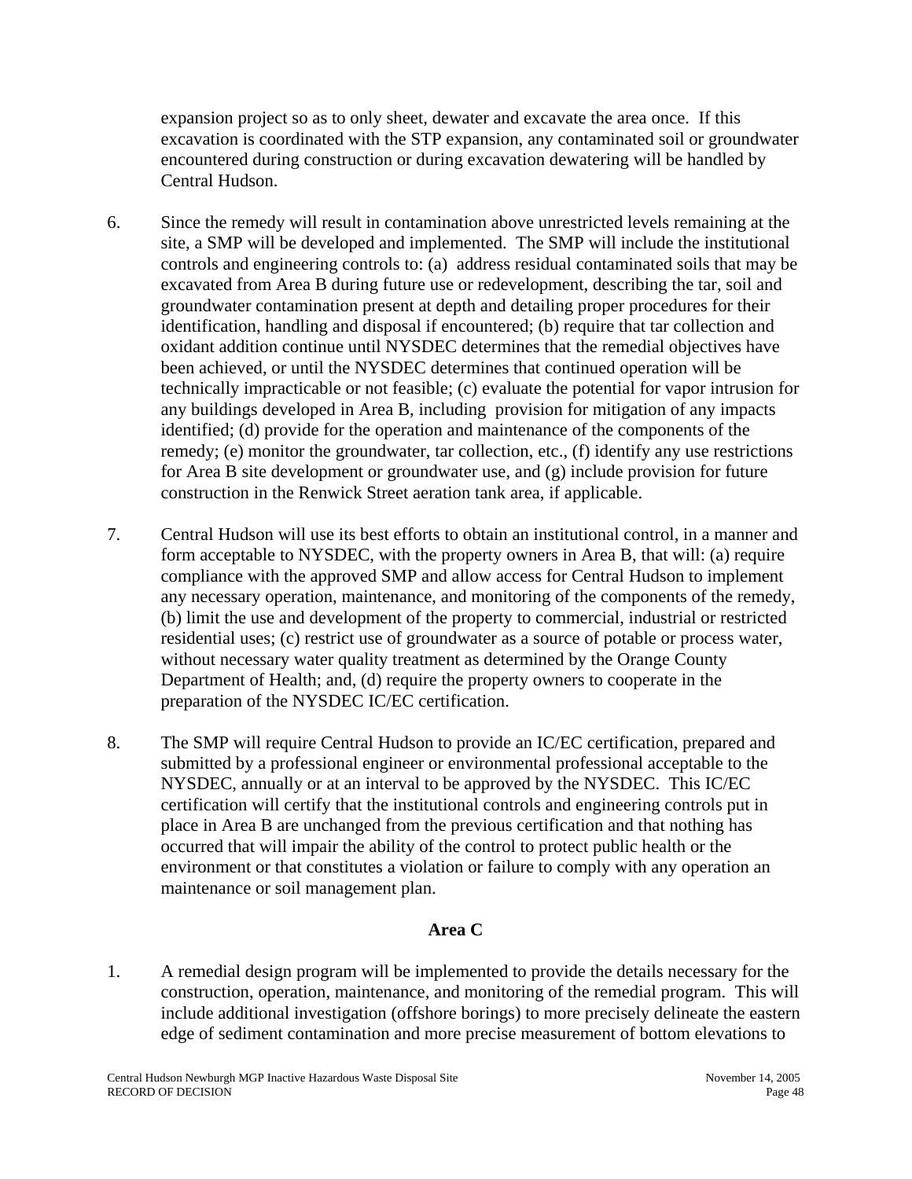expansion project so as to only sheet, dewater and excavate the area once. If this excavation is coordinated with the STP expansion, any contaminated soil or groundwater encountered during construction or during excavation dewatering will be handled by Central Hudson.

6. Since the remedy will result in contamination above unrestricted levels remaining at the site, a SMP will be developed and implemented. The SMP will include the institutional controls and engineering controls to: (a) address residual contaminated soils that may be excavated from Area B during future use or redevelopment, describing the tar, soil and groundwater contamination present at depth and detailing proper procedures for their identification, handling and disposal if encountered; (b) require that tar collection and oxidant addition continue until NYSDEC determines that the remedial objectives have been achieved, or until the NYSDEC determines that continued operation will be technically impracticable or not feasible; (c) evaluate the potential for vapor intrusion for any buildings developed in Area B, including provision for mitigation of any impacts identified; (d) provide for the operation and maintenance of the components of the remedy; (e) monitor the groundwater, tar collection, etc., (f) identify any use restrictions for Area B site development or groundwater use, and (g) include provision for future construction in the Renwick Street aeration tank area, if applicable.

7. Central Hudson will use its best efforts to obtain an institutional control, in a manner and form acceptable to NYSDEC, with the property owners in Area B, that will: (a) require compliance with the approved SMP and allow access for Central Hudson to implement any necessary operation, maintenance, and monitoring of the components of the remedy, (b) limit the use and development of the property to commercial, industrial or restricted residential uses; (c) restrict use of groundwater as a source of potable or process water, without necessary water quality treatment as determined by the Orange County Department of Health; and, (d) require the property owners to cooperate in the preparation of the NYSDEC IC/EC certification.

8. The SMP will require Central Hudson to provide an IC/EC certification, prepared and submitted by a professional engineer or environmental professional acceptable to the NYSDEC, annually or at an interval to be approved by the NYSDEC. This IC/EC certification will certify that the institutional controls and engineering controls put in place in Area B are unchanged from the previous certification and that nothing has occurred that will impair the ability of the control to protect public health or the environment or that constitutes a violation or failure to comply with any operation an maintenance or soil management plan.

**Area C**

1. A remedial design program will be implemented to provide the details necessary for the construction, operation, maintenance, and monitoring of the remedial program. This will include additional investigation (offshore borings) to more precisely delineate the eastern edge of sediment contamination and more precise measurement of bottom elevations to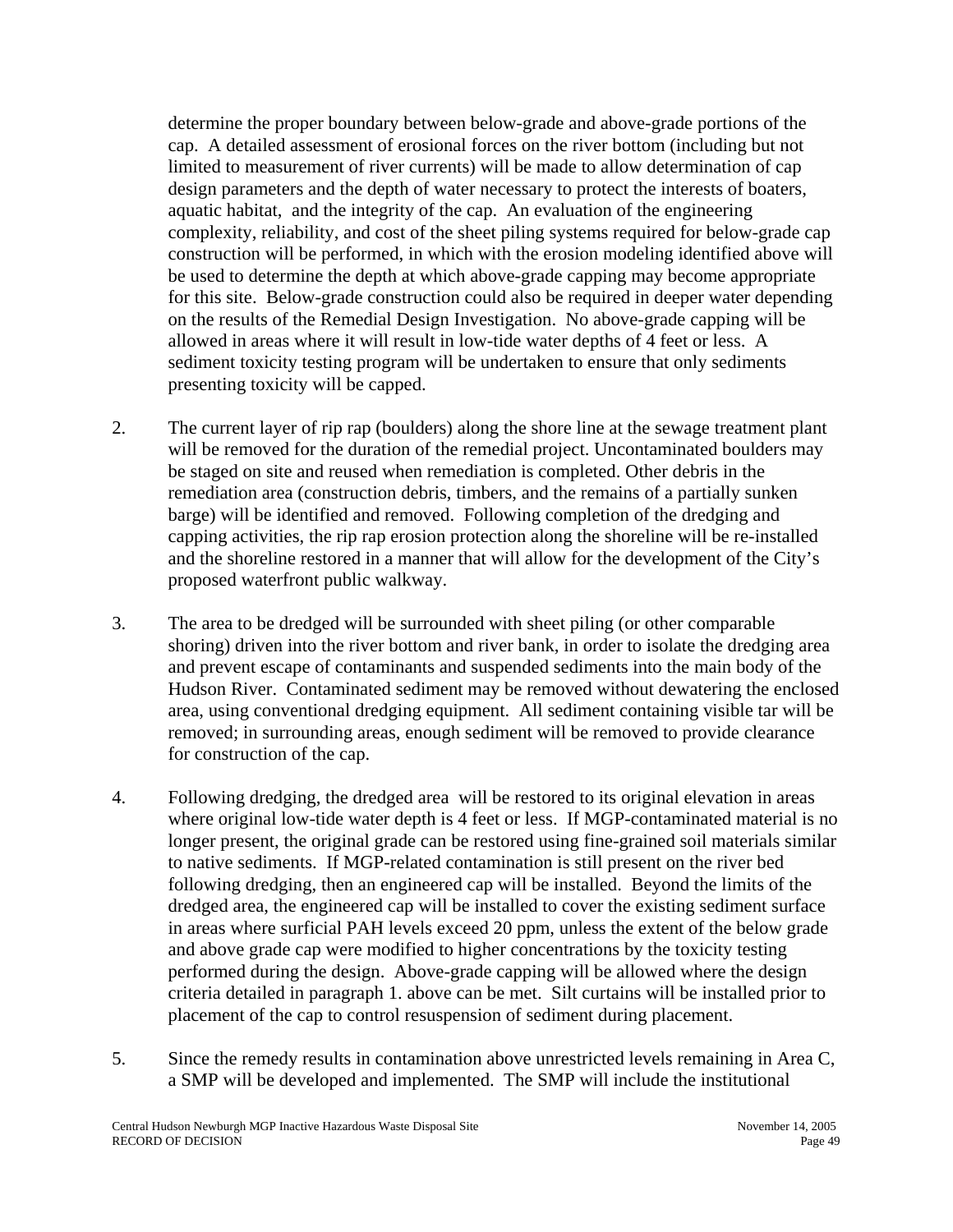determine the proper boundary between below-grade and above-grade portions of the cap. A detailed assessment of erosional forces on the river bottom (including but not limited to measurement of river currents) will be made to allow determination of cap design parameters and the depth of water necessary to protect the interests of boaters, aquatic habitat, and the integrity of the cap. An evaluation of the engineering complexity, reliability, and cost of the sheet piling systems required for below-grade cap construction will be performed, in which with the erosion modeling identified above will be used to determine the depth at which above-grade capping may become appropriate for this site. Below-grade construction could also be required in deeper water depending on the results of the Remedial Design Investigation. No above-grade capping will be allowed in areas where it will result in low-tide water depths of 4 feet or less. A sediment toxicity testing program will be undertaken to ensure that only sediments presenting toxicity will be capped.

2. The current layer of rip rap (boulders) along the shore line at the sewage treatment plant will be removed for the duration of the remedial project. Uncontaminated boulders may be staged on site and reused when remediation is completed. Other debris in the remediation area (construction debris, timbers, and the remains of a partially sunken barge) will be identified and removed. Following completion of the dredging and capping activities, the rip rap erosion protection along the shoreline will be re-installed and the shoreline restored in a manner that will allow for the development of the City's proposed waterfront public walkway.

3. The area to be dredged will be surrounded with sheet piling (or other comparable shoring) driven into the river bottom and river bank, in order to isolate the dredging area and prevent escape of contaminants and suspended sediments into the main body of the Hudson River. Contaminated sediment may be removed without dewatering the enclosed area, using conventional dredging equipment. All sediment containing visible tar will be removed; in surrounding areas, enough sediment will be removed to provide clearance for construction of the cap.

4. Following dredging, the dredged area will be restored to its original elevation in areas where original low-tide water depth is 4 feet or less. If MGP-contaminated material is no longer present, the original grade can be restored using fine-grained soil materials similar to native sediments. If MGP-related contamination is still present on the river bed following dredging, then an engineered cap will be installed. Beyond the limits of the dredged area, the engineered cap will be installed to cover the existing sediment surface in areas where surficial PAH levels exceed 20 ppm, unless the extent of the below grade and above grade cap were modified to higher concentrations by the toxicity testing performed during the design. Above-grade capping will be allowed where the design criteria detailed in paragraph 1. above can be met. Silt curtains will be installed prior to placement of the cap to control resuspension of sediment during placement.

5. Since the remedy results in contamination above unrestricted levels remaining in Area C, a SMP will be developed and implemented. The SMP will include the institutional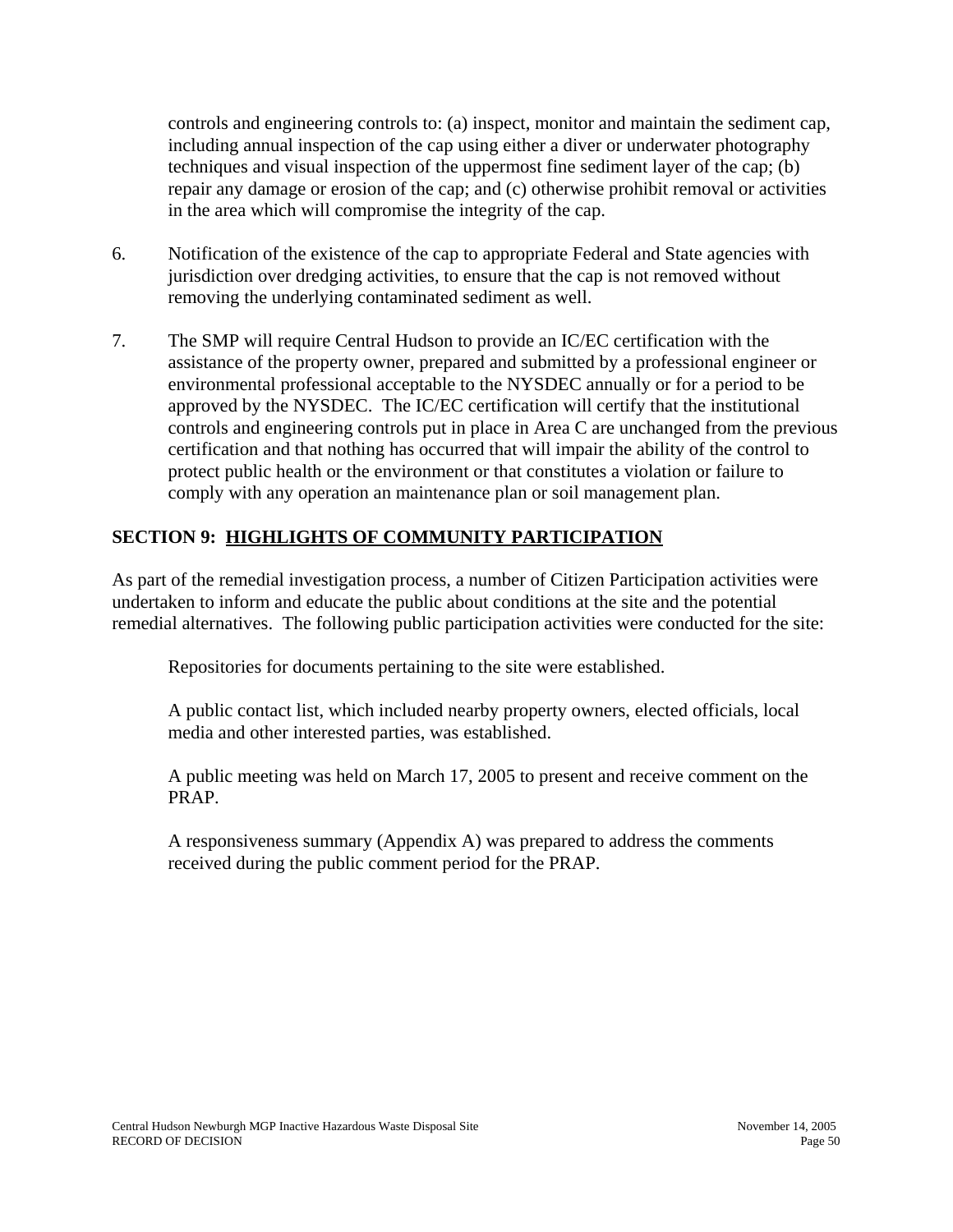controls and engineering controls to: (a) inspect, monitor and maintain the sediment cap, including annual inspection of the cap using either a diver or underwater photography techniques and visual inspection of the uppermost fine sediment layer of the cap; (b) repair any damage or erosion of the cap; and (c) otherwise prohibit removal or activities in the area which will compromise the integrity of the cap.

6. Notification of the existence of the cap to appropriate Federal and State agencies with jurisdiction over dredging activities, to ensure that the cap is not removed without removing the underlying contaminated sediment as well.

7. The SMP will require Central Hudson to provide an IC/EC certification with the assistance of the property owner, prepared and submitted by a professional engineer or environmental professional acceptable to the NYSDEC annually or for a period to be approved by the NYSDEC. The IC/EC certification will certify that the institutional controls and engineering controls put in place in Area C are unchanged from the previous certification and that nothing has occurred that will impair the ability of the control to protect public health or the environment or that constitutes a violation or failure to comply with any operation an maintenance plan or soil management plan.

## SECTION 9: HIGHLIGHTS OF COMMUNITY PARTICIPATION

As part of the remedial investigation process, a number of Citizen Participation activities were undertaken to inform and educate the public about conditions at the site and the potential remedial alternatives. The following public participation activities were conducted for the site:

Repositories for documents pertaining to the site were established.

A public contact list, which included nearby property owners, elected officials, local media and other interested parties, was established.

A public meeting was held on March 17, 2005 to present and receive comment on the PRAP.

A responsiveness summary (Appendix A) was prepared to address the comments received during the public comment period for the PRAP.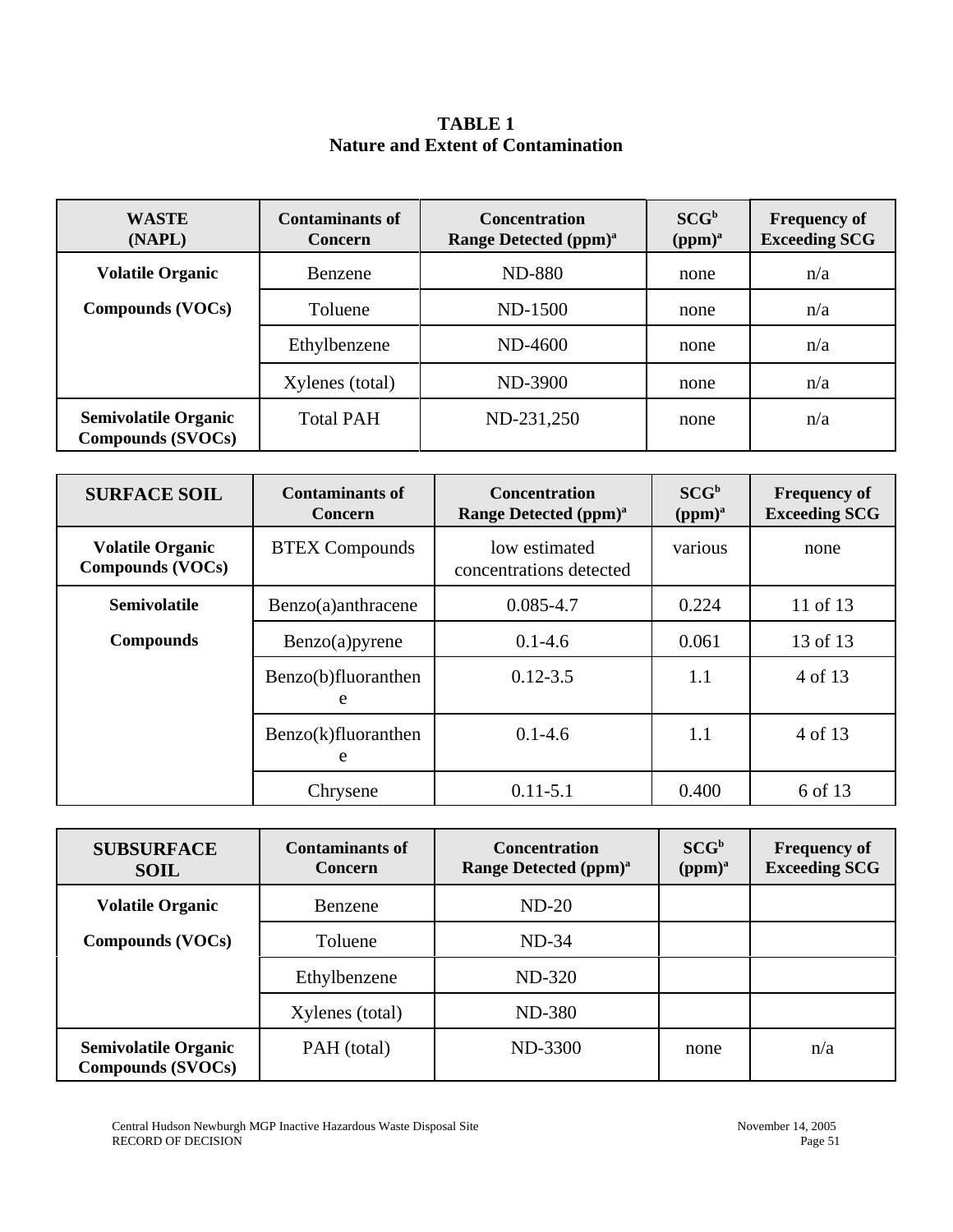**TABLE 1**
**Nature and Extent of Contamination**

| WASTE (NAPL) | Contaminants of Concern | Concentration Range Detected (ppm)[a] | SCG[b] (ppm)[a] | Frequency of Exceeding SCG |
|---|---|---|---|---|
| Volatile Organic Compounds (VOCs) | Benzene | ND-880 | none | n/a |
| | Toluene | ND-1500 | none | n/a |
| | Ethylbenzene | ND-4600 | none | n/a |
| | Xylenes (total) | ND-3900 | none | n/a |
| Semivolatile Organic Compounds (SVOCs) | Total PAH | ND-231,250 | none | n/a |

| SURFACE SOIL | Contaminants of Concern | Concentration Range Detected (ppm)[a] | SCG[b] (ppm)[a] | Frequency of Exceeding SCG |
|---|---|---|---|---|
| Volatile Organic Compounds (VOCs) | BTEX Compounds | low estimated concentrations detected | various | none |
| Semivolatile Compounds | Benzo(a)anthracene | 0.085-4.7 | 0.224 | 11 of 13 |
| | Benzo(a)pyrene | 0.1-4.6 | 0.061 | 13 of 13 |
| | Benzo(b)fluoranthene | 0.12-3.5 | 1.1 | 4 of 13 |
| | Benzo(k)fluoranthene | 0.1-4.6 | 1.1 | 4 of 13 |
| | Chrysene | 0.11-5.1 | 0.400 | 6 of 13 |

| SUBSURFACE SOIL | Contaminants of Concern | Concentration Range Detected (ppm)[a] | SCG[b] (ppm)[a] | Frequency of Exceeding SCG |
|---|---|---|---|---|
| Volatile Organic Compounds (VOCs) | Benzene | ND-20 | | |
| | Toluene | ND-34 | | |
| | Ethylbenzene | ND-320 | | |
| | Xylenes (total) | ND-380 | | |
| Semivolatile Organic Compounds (SVOCs) | PAH (total) | ND-3300 | none | n/a |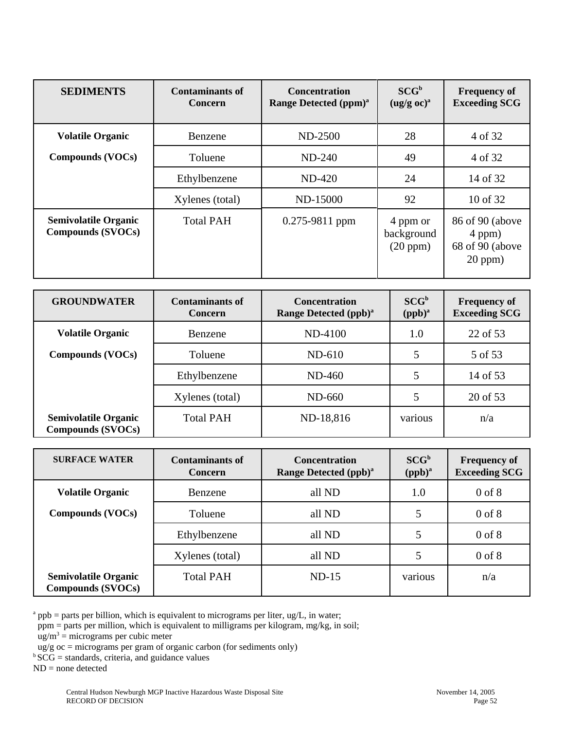| SEDIMENTS | Contaminants of Concern | Concentration Range Detected (ppm)[a] | SCG[b] (ug/g oc)[a] | Frequency of Exceeding SCG |
|---|---|---|---|---|
| Volatile Organic Compounds (VOCs) | Benzene | ND-2500 | 28 | 4 of 32 |
| | Toluene | ND-240 | 49 | 4 of 32 |
| | Ethylbenzene | ND-420 | 24 | 14 of 32 |
| | Xylenes (total) | ND-15000 | 92 | 10 of 32 |
| Semivolatile Organic Compounds (SVOCs) | Total PAH | 0.275-9811 ppm | 4 ppm or background (20 ppm) | 86 of 90 (above 4 ppm) 68 of 90 (above 20 ppm) |

| GROUNDWATER | Contaminants of Concern | Concentration Range Detected (ppb)[a] | SCG[b] (ppb)[a] | Frequency of Exceeding SCG |
|---|---|---|---|---|
| Volatile Organic Compounds (VOCs) | Benzene | ND-4100 | 1.0 | 22 of 53 |
| | Toluene | ND-610 | 5 | 5 of 53 |
| | Ethylbenzene | ND-460 | 5 | 14 of 53 |
| | Xylenes (total) | ND-660 | 5 | 20 of 53 |
| Semivolatile Organic Compounds (SVOCs) | Total PAH | ND-18,816 | various | n/a |

| SURFACE WATER | Contaminants of Concern | Concentration Range Detected (ppb)[a] | SCG[b] (ppb)[a] | Frequency of Exceeding SCG |
|---|---|---|---|---|
| Volatile Organic Compounds (VOCs) | Benzene | all ND | 1.0 | 0 of 8 |
| | Toluene | all ND | 5 | 0 of 8 |
| | Ethylbenzene | all ND | 5 | 0 of 8 |
| | Xylenes (total) | all ND | 5 | 0 of 8 |
| Semivolatile Organic Compounds (SVOCs) | Total PAH | ND-15 | various | n/a |

[a] ppb = parts per billion, which is equivalent to micrograms per liter, ug/L, in water;
ppm = parts per million, which is equivalent to milligrams per kilogram, mg/kg, in soil;
ug/m$^3$ = micrograms per cubic meter
ug/g oc = micrograms per gram of organic carbon (for sediments only)
[b] SCG = standards, criteria, and guidance values
ND = none detected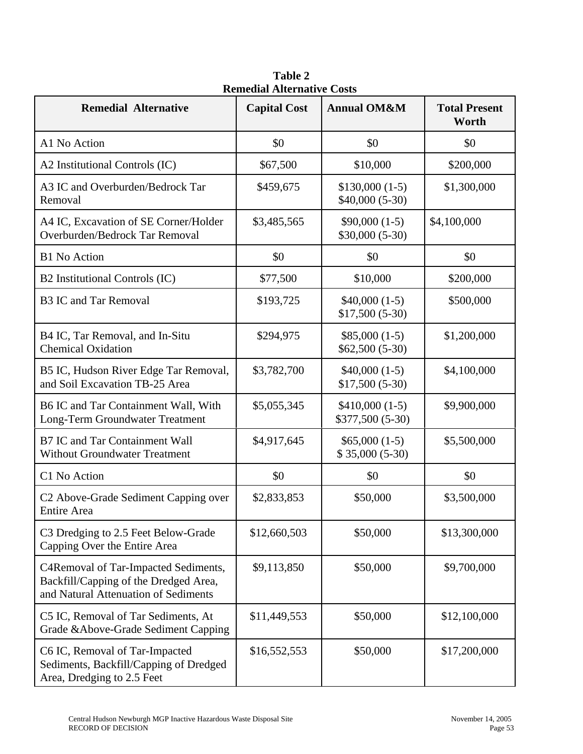**Table 2**
**Remedial Alternative Costs**

| Remedial Alternative | Capital Cost | Annual OM&M | Total Present Worth |
|---|---|---|---|
| A1 No Action | $0 | $0 | $0 |
| A2 Institutional Controls (IC) | $67,500 | $10,000 | $200,000 |
| A3 IC and Overburden/Bedrock Tar Removal | $459,675 | $130,000 (1-5)<br>$40,000 (5-30) | $1,300,000 |
| A4 IC, Excavation of SE Corner/Holder Overburden/Bedrock Tar Removal | $3,485,565 | $90,000 (1-5)<br>$30,000 (5-30) | $4,100,000 |
| B1 No Action | $0 | $0 | $0 |
| B2 Institutional Controls (IC) | $77,500 | $10,000 | $200,000 |
| B3 IC and Tar Removal | $193,725 | $40,000 (1-5)<br>$17,500 (5-30) | $500,000 |
| B4 IC, Tar Removal, and In-Situ Chemical Oxidation | $294,975 | $85,000 (1-5)<br>$62,500 (5-30) | $1,200,000 |
| B5 IC, Hudson River Edge Tar Removal, and Soil Excavation TB-25 Area | $3,782,700 | $40,000 (1-5)<br>$17,500 (5-30) | $4,100,000 |
| B6 IC and Tar Containment Wall, With Long-Term Groundwater Treatment | $5,055,345 | $410,000 (1-5)<br>$377,500 (5-30) | $9,900,000 |
| B7 IC and Tar Containment Wall Without Groundwater Treatment | $4,917,645 | $65,000 (1-5)<br>$ 35,000 (5-30) | $5,500,000 |
| C1 No Action | $0 | $0 | $0 |
| C2 Above-Grade Sediment Capping over Entire Area | $2,833,853 | $50,000 | $3,500,000 |
| C3 Dredging to 2.5 Feet Below-Grade Capping Over the Entire Area | $12,660,503 | $50,000 | $13,300,000 |
| C4Removal of Tar-Impacted Sediments, Backfill/Capping of the Dredged Area, and Natural Attenuation of Sediments | $9,113,850 | $50,000 | $9,700,000 |
| C5 IC, Removal of Tar Sediments, At Grade &Above-Grade Sediment Capping | $11,449,553 | $50,000 | $12,100,000 |
| C6 IC, Removal of Tar-Impacted Sediments, Backfill/Capping of Dredged Area, Dredging to 2.5 Feet | $16,552,553 | $50,000 | $17,200,000 |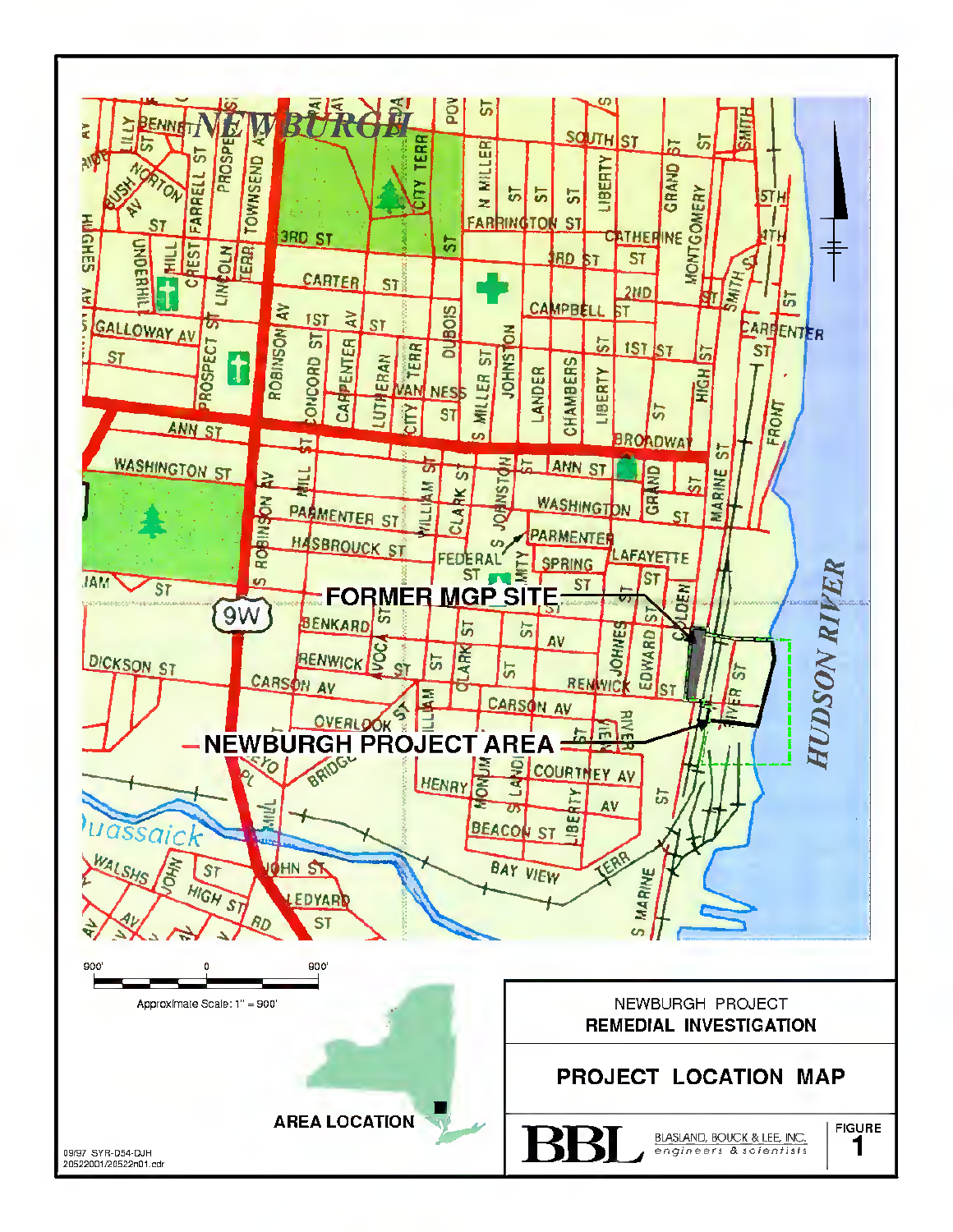NEWBURGH PROJECT
**REMEDIAL INVESTIGATION**

**PROJECT LOCATION MAP**

FORMER MGP SITE

NEWBURGH PROJECT AREA

HUDSON RIVER

Approximate Scale: 1" = 900'

AREA LOCATION

BBL BLASLAND, BOUCK & LEE, INC. engineers & scientists

FIGURE 1

09/97 SYR-D54-DJH
20522001/20522n01.cdr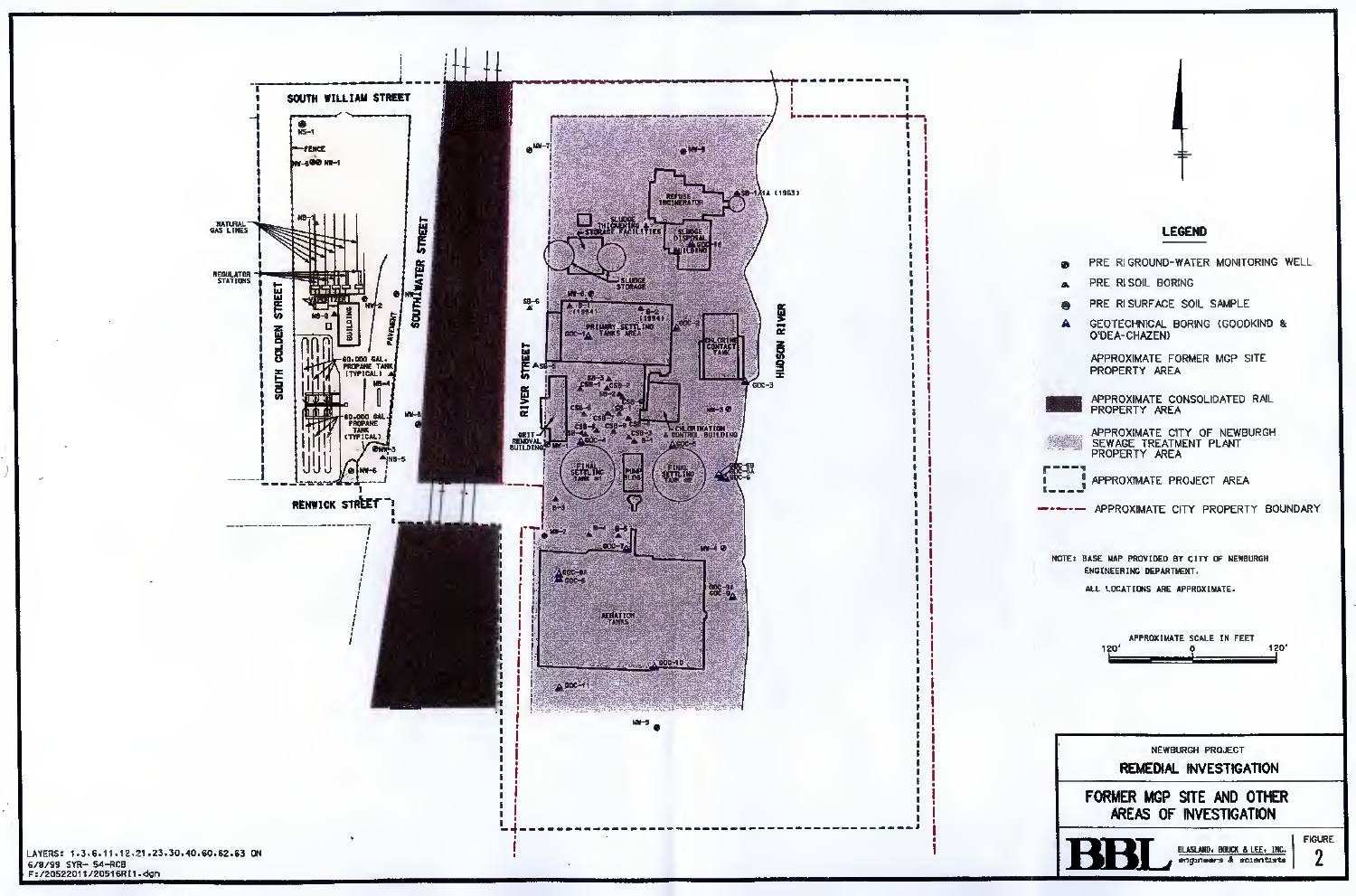SOUTH WILLIAM STREET

SOUTH COLDEN STREET

SOUTH WATER STREET

RIVER STREET

HUDSON RIVER

RENWICK STREET

NATURAL GAS LINES

REGULATOR STATIONS

FENCE

BUILDING

PAVEMENT

60,000 GAL. PROPANE TANK (TYPICAL)

REFUSE INCINERATOR

SLUDGE THICKENING & STORAGE FACILITIES

SLUDGE DISPOSAL BUILDING

SLUDGE STORAGE

PRIMARY SETTLING TANKS AREA

CHLORINE CONTACT TANK

GRIT REMOVAL BUILDING

CHLORINATION CONTROL BUILDING

FINAL SETTLING TANK #1

PUMP BLDG

FINAL SETTLING TANK #2

AERATION TANKS

NS-1, MW-1, MW-6, NB-1, NB-2, MW-3, MW-2, MB-4, NB-3, MW-5, NS-5, MW-6, MW-7, MW-8, MW-9, MW-1, MW-2, MW-3, MW-5, SB-1/1A (1983), GOC-10, SB-6, B-1 (1994), B-2 (1994), GOC-1, GOC-2, GOC-3, SB-5, SB-3, CSB-1, CSB-2, SB-2, CSB-3, CSB-4, CSB-5, CSB-6, CSB-7, CSB-8, CSB-9, SB-4, GOC-4, GOC-5, GOC-6, GOC-6B, B-3, B-4, B-5, GOC-7, GOC-8, GOC-8A, GOC-9, GOC-9A, GOC-10, GOC-11

## LEGEND

- PRE RI GROUND-WATER MONITORING WELL
- PRE RI SOIL BORING
- PRE RI SURFACE SOIL SAMPLE
- GEOTECHNICAL BORING (GOODKIND & O'DEA-CHAZEN)
- APPROXIMATE FORMER MGP SITE PROPERTY AREA
- APPROXIMATE CONSOLIDATED RAIL PROPERTY AREA
- APPROXIMATE CITY OF NEWBURGH SEWAGE TREATMENT PLANT PROPERTY AREA
- APPROXIMATE PROJECT AREA
- APPROXIMATE CITY PROPERTY BOUNDARY

NOTE: BASE MAP PROVIDED BY CITY OF NEWBURGH ENGINEERING DEPARTMENT.

ALL LOCATIONS ARE APPROXIMATE.

APPROXIMATE SCALE IN FEET

120' 0 120'

NEWBURGH PROJECT

REMEDIAL INVESTIGATION

FORMER MGP SITE AND OTHER AREAS OF INVESTIGATION

BBL BLASLAND, BOUCK & LEE, INC. engineers & scientists

FIGURE 2

LAYERS: 1,3,6,11,12,21,23,30,40,60,62,63 ON
6/8/99 SYR- 54-RCB
F:/20522011/20516R11.dgn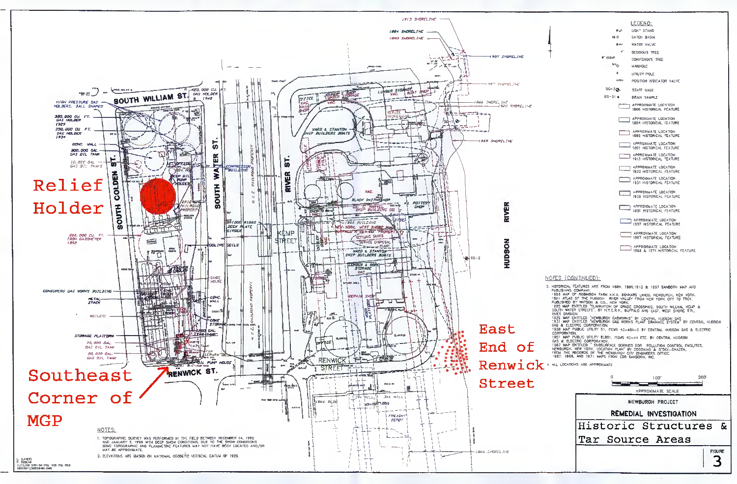Relief Holder

Southeast Corner of MGP

East End of Renwick Street

LEGEND:

- LIGHT STAND
- CATCH BASIN
- WATER VALVE
- DECIDUOUS TREE
- CONIFEROUS TREE
- MANHOLE
- UTILITY POLE
- POSITION INDICATOR VALVE
- STAFF GAGE
- DRAIN SAMPLE
- APPROXIMATE LOCATION 1866 HISTORICAL FEATURE
- APPROXIMATE LOCATION 1884 HISTORICAL FEATURE
- APPROXIMATE LOCATION 1890 HISTORICAL FEATURE
- APPROXIMATE LOCATION 1891 HISTORICAL FEATURE
- APPROXIMATE LOCATION 1913 HISTORICAL FEATURE
- APPROXIMATE LOCATION 1920 HISTORICAL FEATURE
- APPROXIMATE LOCATION 1931 HISTORICAL FEATURE
- APPROXIMATE LOCATION 1938 HISTORICAL FEATURE
- APPROXIMATE LOCATION 1951 HISTORICAL FEATURE
- APPROXIMATE LOCATION 1957 HISTORICAL FEATURE
- APPROXIMATE LOCATION 1967 HISTORICAL FEATURE
- APPROXIMATE LOCATION 1969 & 1971 HISTORICAL FEATURE

NOTES (CONTINUED):

3. HISTORICAL FEATURES ARE FROM 1884, 1890, 1913 & 1957 SANBORN MAP AND PUBLISHING COMPANY.
1858 MAP OF ROBINSON FARM A.K.A. SENKARO LANDS, NEWBURGH, NEW YORK.
1891 ATLAS OF THE HUDSON RIVER VALLEY FROM NEW YORK CITY TO TROY, PUBLISHED BY WATSON & CO., NEW YORK.
1920 MAP ENTITLED "ELIMINATION OF GRADE CROSSINGS, SOUTH WILLIAM, KEMP & SOUTH WATER STREETS" BY N.Y.C.R.R., BUFFALO AND EAST, WEST SHORE R.R., RIVER DIVISION.
1920 MAP ENTITLED "NEWBURGH GASWORKS" BY CENTRAL HUDSON GAS
1931 MAP ENTITLED "NEWBURGH GAS WORKS PLANT DRAINAGE SYSTEM" BY CENTRAL HUDSON GAS & ELECTRIC CORPORATION.
1938 MAP PUBLIC UTILITY 51, ITEMS 43-48A-C BY CENTRAL HUDSON GAS & ELECTRIC CORPORATION.
1951 MAP PUBLIC UTILITY ELB51, ITEMS 43-44 ETC. BY CENTRAL HUDSON GAS & ELECTRIC CORPORATION.
1967 MAP ENTITLED "SUBSURFACE BORINGS FOR POLLUTION CONTROL FACILITIES, NEWBURGH, NEW YORK, LOCATION PLAN" BY GOODKIND & O'DEA-CHAZEN, FROM THE RECORDS OF THE NEWBURGH CITY ENGINEERS OFFICE.
1967, 1969, AND 1971 MAPS FROM EDR SANBORN, INC.

4. ALL LOCATIONS ARE APPROXIMATE

NOTES:

1. TOPOGRAPHIC SURVEY WAS PERFORMED IN THE FIELD BETWEEN DECEMBER 14, 1995 AND JANUARY 5, 1996 WITH DEEP SNOW CONDITIONS. DUE TO THE SNOW CONDITIONS SOME TOPOGRAPHIC AND PLANIMETRIC FEATURES MAY NOT HAVE BEEN LOCATED AND/OR MAY BE APPROXIMATE.
2. ELEVATIONS ARE BASED ON NATIONAL GEODETIC VERTICAL DATUM OF 1929.

APPROXIMATE SCALE: 0 — 100' — 200'

NEWBURGH PROJECT

REMEDIAL INVESTIGATION

Historic Structures & Tar Source Areas

FIGURE 3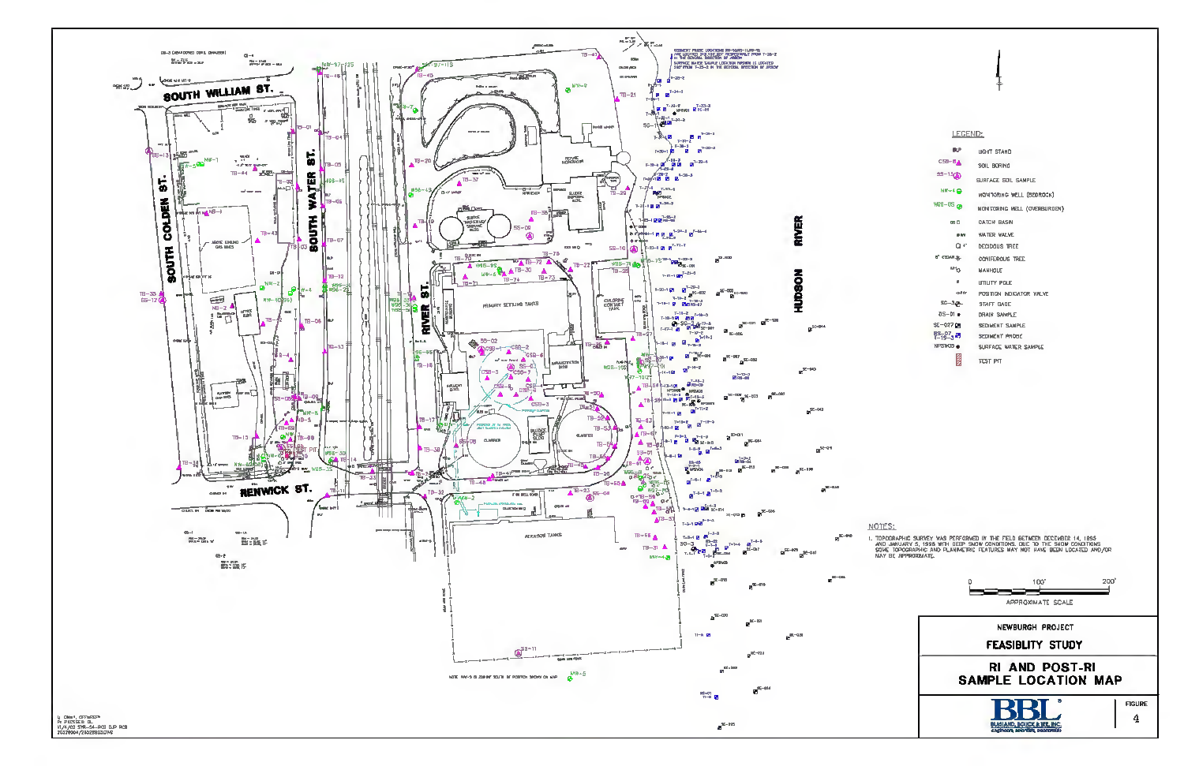NEWBURGH PROJECT

FEASIBLITY STUDY

RI AND POST-RI SAMPLE LOCATION MAP

FIGURE 4

BBL — BLASLAND, BOUCK & LEE, INC. engineers, scientists, economists

LEGEND:

- LIGHT STAND
- CSB-6 SOIL BORING
- SS-13 SURFACE SOIL SAMPLE
- MW-4 MONITORING WELL (BEDROCK)
- WOB-6S MONITORING WELL (OVERBURDEN)
- CATCH BASIN
- WATER VALVE
- DECIDUOUS TREE
- CONIFEROUS TREE
- MANHOLE
- UTILITY POLE
- POSITION INDICATOR VALVE
- SG-3 STAFF GAGE
- DS-01 DRAIN SAMPLE
- SE-027 SEDIMENT SAMPLE
- SEDIMENT PROBE
- NFSW03 SURFACE WATER SAMPLE
- TEST PIT

NOTES:

1. TOPOGRAPHIC SURVEY WAS PERFORMED IN THE FIELD BETWEEN DECEMBER 14, 1995 AND JANUARY 5, 1996 WITH DEEP SNOW CONDITIONS. DUE TO THE SNOW CONDITIONS SOME TOPOGRAPHIC AND PLANIMETRIC FEATURES MAY NOT HAVE BEEN LOCATED AND/OR MAY BE APPROXIMATE.

APPROXIMATE SCALE: 0 — 100' — 200'

NOTE: MW-5 IS 200 FT SOUTH OF POSITION SHOWN ON MAP

SOUTH WILLIAM ST. — SOUTH COLDEN ST. — SOUTH WATER ST. — RIVER ST. — RENWICK ST. — HUDSON RIVER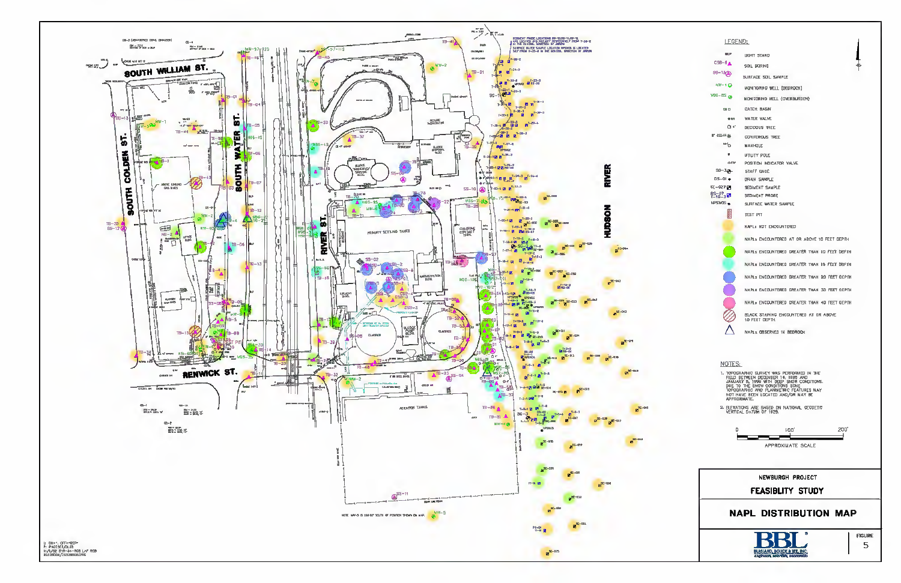## LEGEND:

- LIGHT STAND
- SOIL BORING
- SURFACE SOIL SAMPLE
- MONITORING WELL (BEDROCK)
- MONITORING WELL (OVERBURDEN)
- CATCH BASIN
- WATER VALVE
- DECIDUOUS TREE
- CONIFEROUS TREE
- MANHOLE
- UTILITY POLE
- POSITION INDICATOR VALVE
- STAFF GAGE
- DRAIN SAMPLE
- SEDIMENT SAMPLE
- SEDIMENT PROBE
- SURFACE WATER SAMPLE
- TEST PIT
- NAPLs NOT ENCOUNTERED
- NAPLs ENCOUNTERED AT OR ABOVE 10 FEET DEPTH
- NAPLs ENCOUNTERED GREATER THAN 10 FEET DEPTH
- NAPLs ENCOUNTERED GREATER THAN 15 FEET DEPTH
- NAPLs ENCOUNTERED GREATER THAN 20 FEET DEPTH
- NAPLs ENCOUNTERED GREATER THAN 30 FEET DEPTH
- NAPLs ENCOUNTERED GREATER THAN 40 FEET DEPTH
- BLACK STAINING ENCOUNTERED AT OR ABOVE 10 FEET DEPTH
- NAPLs OBSERVED IN BEDROCK

## NOTES:

1. TOPOGRAPHIC SURVEY WAS PERFORMED IN THE FIELD BETWEEN DECEMBER 16, 1995 AND JANUARY 8, 1996 WITH DEEP SNOW CONDITIONS. DUE TO THE SNOW CONDITIONS SOME TOPOGRAPHIC AND PLANIMETRIC FEATURES MAY NOT HAVE BEEN LOCATED AND/OR MAY BE APPROXIMATE.
2. ELEVATIONS ARE BASED ON NATIONAL GEODETIC VERTICAL DATUM OF 1929.

APPROXIMATE SCALE: 0 – 100' – 200'

NOTE: MW-5 IS 230 FT SOUTH OF POSITION SHOWN ON MAP.

SEDIMENT PROBE LOCATIONS SP-12/SP-11/SP-10 ARE LOCATED 346 FEET APPROXIMATELY FROM T-26-E IN THE GENERAL DIRECTION OF ARROW. SURFACE WATER SAMPLE LOCATION NPSW05 IS LOCATED 557 FEET FROM S-25-E IN THE GENERAL DIRECTION OF ARROW.

SOUTH WILLIAM ST. · SOUTH COLDEN ST. · SOUTH WATER ST. · RIVER ST. · RENWICK ST. · HUDSON RIVER

PRIMARY SETTLING TANKS · AERATION TANKS · CLARIFIER · CHLORINE CONTACT TANK

NEWBURGH PROJECT

FEASIBLITY STUDY

# NAPL DISTRIBUTION MAP

BBL — BLASLAND, BOUCK & LEE, INC. engineers, scientists, economists

FIGURE 5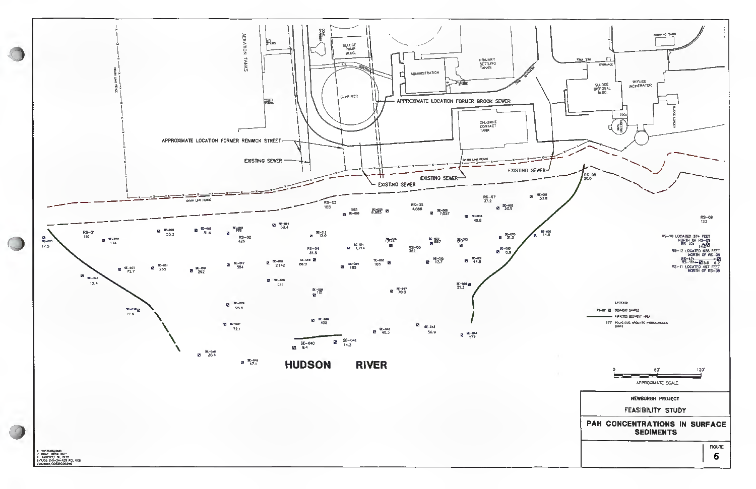APPROXIMATE LOCATION FORMER RENWICK STREET

APPROXIMATE LOCATION FORMER BROOK SEWER

EXISTING SEWER

HUDSON RIVER

RS-10 LOCATED 374 FEET NORTH OF RS-09

RS-12 LOCATED 656 FEET NORTH OF RS-09

RS-11 LOCATED 497 FEET NORTH OF RS-09

LEGEND:

RS-07 ▣ SEDIMENT SAMPLE

—— IMPACTED SEDIMENT AREA

177 POLYCYCLIC AROMATIC HYDROCARBONS (ppm)

APPROXIMATE SCALE

NEWBURGH PROJECT

FEASIBILITY STUDY

**PAH CONCENTRATIONS IN SURFACE SEDIMENTS**

FIGURE 6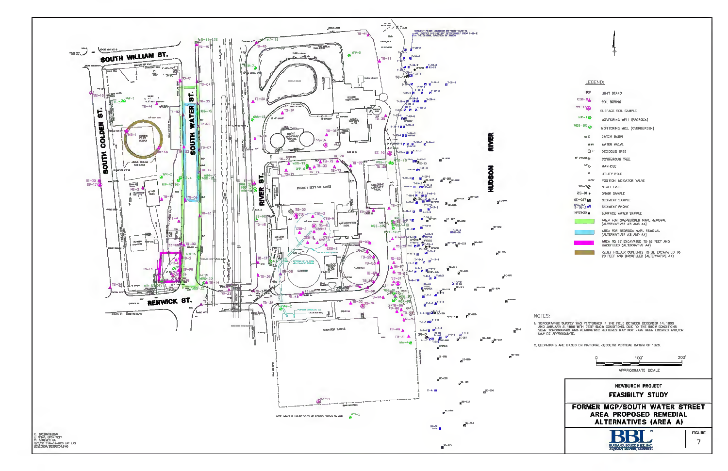## LEGEND:

- LIGHT STAND
- SOIL BORING
- SURFACE SOIL SAMPLE
- MONITORING WELL (BEDROCK)
- MONITORING WELL (OVERBURDEN)
- CATCH BASIN
- WATER VALVE
- DECIDUOUS TREE
- CONIFEROUS TREE
- MANHOLE
- UTILITY POLE
- POSITION INDICATOR VALVE
- STAFF GAGE
- DRAIN SAMPLE
- SEDIMENT SAMPLE
- SEDIMENT PROBE
- SURFACE WATER SAMPLE
- AREA FOR OVERBURDEN NAPL REMOVAL (ALTERNATIVES A3 AND A4)
- AREA FOR BEDROCK NAPL REMOVAL (ALTERNATIVES A3 AND A4)
- AREA TO BE EXCAVATED TO 15 FEET AND BACKFILLED (ALTERNATIVE A4)
- RELIEF HOLDER CONTENTS TO BE EXCAVATED TO 20 FEET AND BACKFILLED (ALTERNATIVE A4)

## NOTES:

1. TOPOGRAPHIC SURVEY WAS PERFORMED IN THE FIELD BETWEEN DECEMBER 14, 1993 AND JANUARY 3, 1998 WITH DEEP SNOW CONDITIONS. DUE TO THE SNOW CONDITIONS SOME TOPOGRAPHIC AND PLANIMETRIC FEATURES MAY NOT HAVE BEEN LOCATED AND/OR MAY BE APPROXIMATE.
2. ELEVATIONS ARE BASED ON NATIONAL GEODETIC VERTICAL DATUM OF 1929.

APPROXIMATE SCALE: 0 — 100' — 200'

NEWBURGH PROJECT

**FEASIBILTY STUDY**

**FORMER MGP/SOUTH WATER STREET AREA PROPOSED REMEDIAL ALTERNATIVES (AREA A)**

BBL — BLASLAND, BOUCK & LEE, INC. — engineers, scientists, economists

FIGURE 7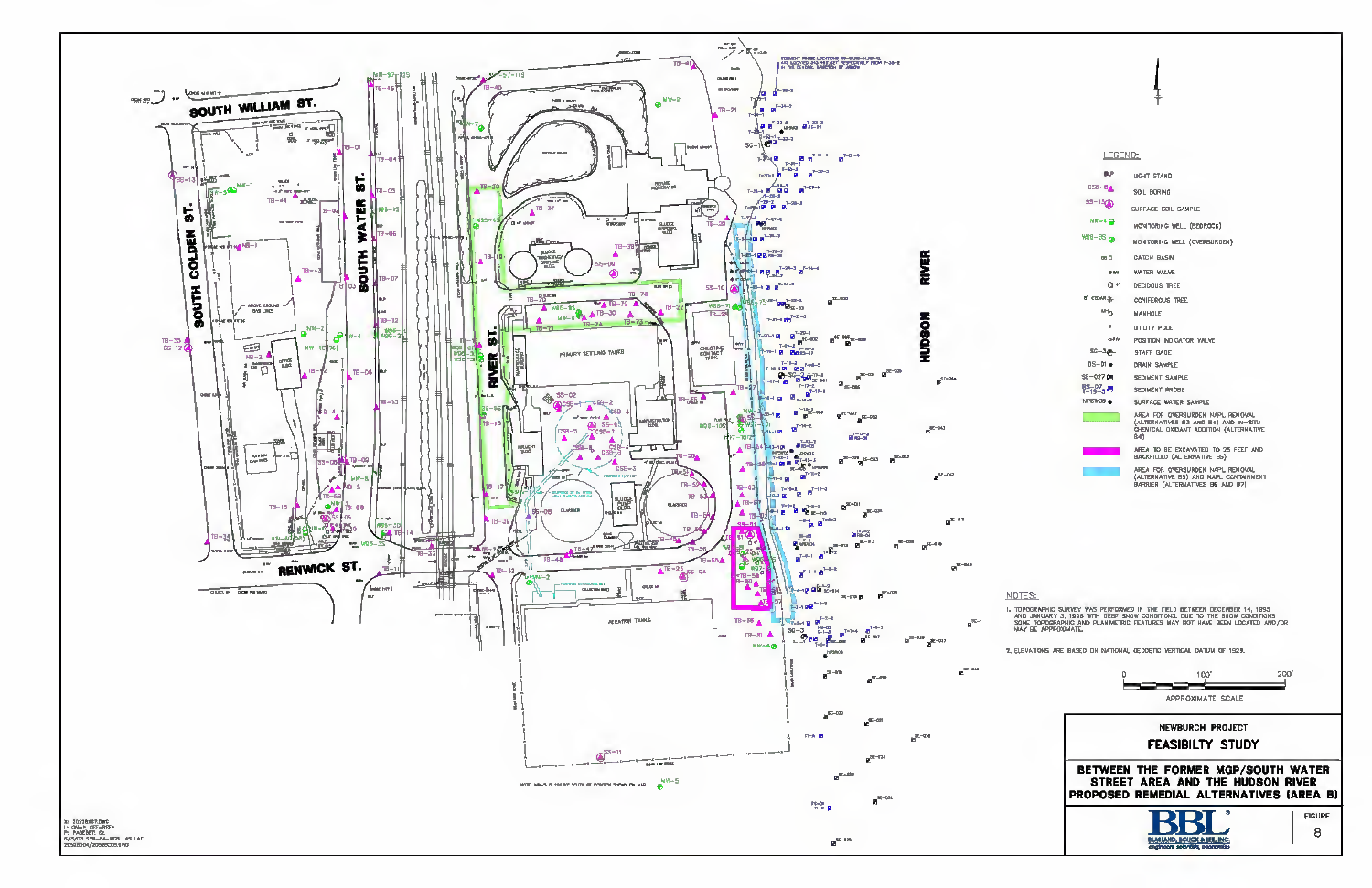LEGEND:

- LIGHT STAND
- CSB-6 SOIL BORING
- SS-13 SURFACE SOIL SAMPLE
- MW-4 MONITORING WELL (BEDROCK)
- MWB-65 MONITORING WELL (OVERBURDEN)
- CATCH BASIN
- WATER VALVE
- DECIDUOUS TREE
- CONIFEROUS TREE
- MANHOLE
- UTILITY POLE
- POSITION INDICATOR VALVE
- SC-3 STAFF GAGE
- DS-01 DRAIN SAMPLE
- SC-027 SEDIMENT SAMPLE
- SEDIMENT PROBE
- NPSW03 SURFACE WATER SAMPLE
- AREA FOR OVERBURDEN NAPL REMOVAL (ALTERNATIVES B3 AND B4) AND IN-SITU CHEMICAL OXIDANT ADDITION (ALTERNATIVE B4)
- AREA TO BE EXCAVATED TO 25 FEET AND BACKFILLED (ALTERNATIVE B6)
- AREA FOR OVERBURDEN NAPL REMOVAL (ALTERNATIVE B5) AND NAPL CONTAINMENT BARRIER (ALTERNATIVES B6 AND B7)

NOTES:

1. TOPOGRAPHIC SURVEY WAS PERFORMED IN THE FIELD BETWEEN DECEMBER 14, 1995 AND JANUARY 3, 1996 WITH DEEP SNOW CONDITIONS. DUE TO THE SNOW CONDITIONS SOME TOPOGRAPHIC AND PLANIMETRIC FEATURES MAY NOT HAVE BEEN LOCATED AND/OR MAY BE APPROXIMATE.
2. ELEVATIONS ARE BASED ON NATIONAL GEODETIC VERTICAL DATUM OF 1929.

APPROXIMATE SCALE: 0 – 100' – 200'

NOTE: MW-5 IS 200.00' SOUTH OF POSITION SHOWN ON MAP.

SEDIMENT PROBE LOCATIONS P9-10/P9-11/P9-12 ARE LOCATED 340 FEET PERPENDICULAR FROM T-28-2 IN THE GENERAL DIRECTION OF ARROW

NEWBURGH PROJECT

**FEASIBILTY STUDY**

**BETWEEN THE FORMER MGP/SOUTH WATER STREET AREA AND THE HUDSON RIVER PROPOSED REMEDIAL ALTERNATIVES (AREA B)**

BBL BLASLAND, BOUCK & LEE, INC. engineers & scientists

FIGURE 8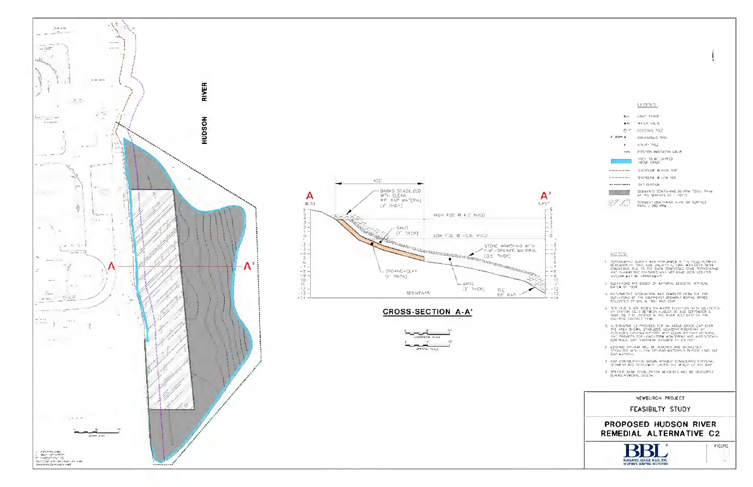HUDSON RIVER

A — A'

## CROSS-SECTION A-A'

A (MLST) — A' (LAST)

100'

BANKS STABILIZED WITH CLEAN RIP RAP MATERIAL (2' THICK)

HIGH TIDE @ 4.0' NAVD

LOW TIDE @ -0.8' NAVD

SAND (1' THICK)

ORGANOCLAY (1' THICK)

STONE ARMORING WITH FINE-GRAINED MATERIAL (0.5' THICK)

SAND (2' THICK)

SEDIMENTS

TOE RIP RAP

HORIZONTAL SCALE

VERTICAL SCALE

LEGEND

- LIGHT STAND
- WATER VALVE
- DECIDUOUS TREE
- CONIFEROUS TREE
- UTILITY POLE
- POSITION INDICATOR VALVE
- AREA TO BE CAPPED ABOVE GRADE
- SHORELINE @ HIGH TIDE
- SHORELINE @ LOW TIDE
- SILT CURTAIN
- SEDIMENTS CONTAINING 20 PPM TOTAL PAHs AT THE SURFACE (0-1 FOOT)
- SEDIMENT CONTAINING NAPL OR SURFACE PAHs > 200 PPM

NOTES:

1. TOPOGRAPHIC SURVEY WAS PERFORMED IN THE FIELD BETWEEN DECEMBER 19, 1995 AND JANUARY 5, 1996, WITH DEEP SNOW CONDITIONS. DUE TO THE SNOW CONDITIONS, SOME TOPOGRAPHIC AND PLANIMETRIC FEATURES MAY NOT HAVE BEEN LOCATED AND/OR MAY BE APPROXIMATE.
2. ELEVATIONS ARE BASED ON NATIONAL GEODETIC VERTICAL DATUM OF 1929.
3. BATHYMETRIC INFORMATION WAS COMPILED FROM THE TOP ELEVATIONS OF THE SOUTHEAST SEDIMENT BORING SERIES COLLECTED BY BBL IN 1997 AND 2000.
4. TIDE LEVELS ARE BASED ON WATER ELEVATION DATA COLLECTED AT STATION SG-1 BETWEEN AUGUST 30 AND SEPTEMBER 6, 1995. SG-1 IS LOCATED IN THE RIVER JUST EAST OF THE CHLORINE CONTACT TANK.
5. ALTERNATIVE C2 PROVIDES FOR AN ABOVE GRADE CAP OVER THE AREA SHOWN, STABILIZES ADJACENT RIVERBANKS BY REPLACING EXISTING RIP-RAP WITH CLEAN RIP-RAP MATERIAL, AND PROVIDES FOR LONG-TERM MONITORING AND INSTITUTIONAL CONTROLS. CAP THICKNESS ASSUMED AT 2.5 FEET.
6. EXISTING RIP-RAP WILL BE REMOVED AND SHORELINES STABILIZED WITH CLEAN RIP-RAP MATERIALS PLACED ATOP THE CAP MATERIAL.
7. CAP CONSTRUCTION SHOWN WITHOUT CONSIDERING POTENTIAL SEDIMENT BED SETTLEMENT UNDER THE WEIGHT OF THE CAP.
8. SPECIFIC BANK STABILIZATION MEASURES WILL BE DEVELOPED DURING REMEDIAL DESIGN.

NEWBURGH PROJECT

FEASIBILTY STUDY

PROPOSED HUDSON RIVER REMEDIAL ALTERNATIVE C2

BBL — BLASLAND, BOUCK & LEE, INC.

FIGURE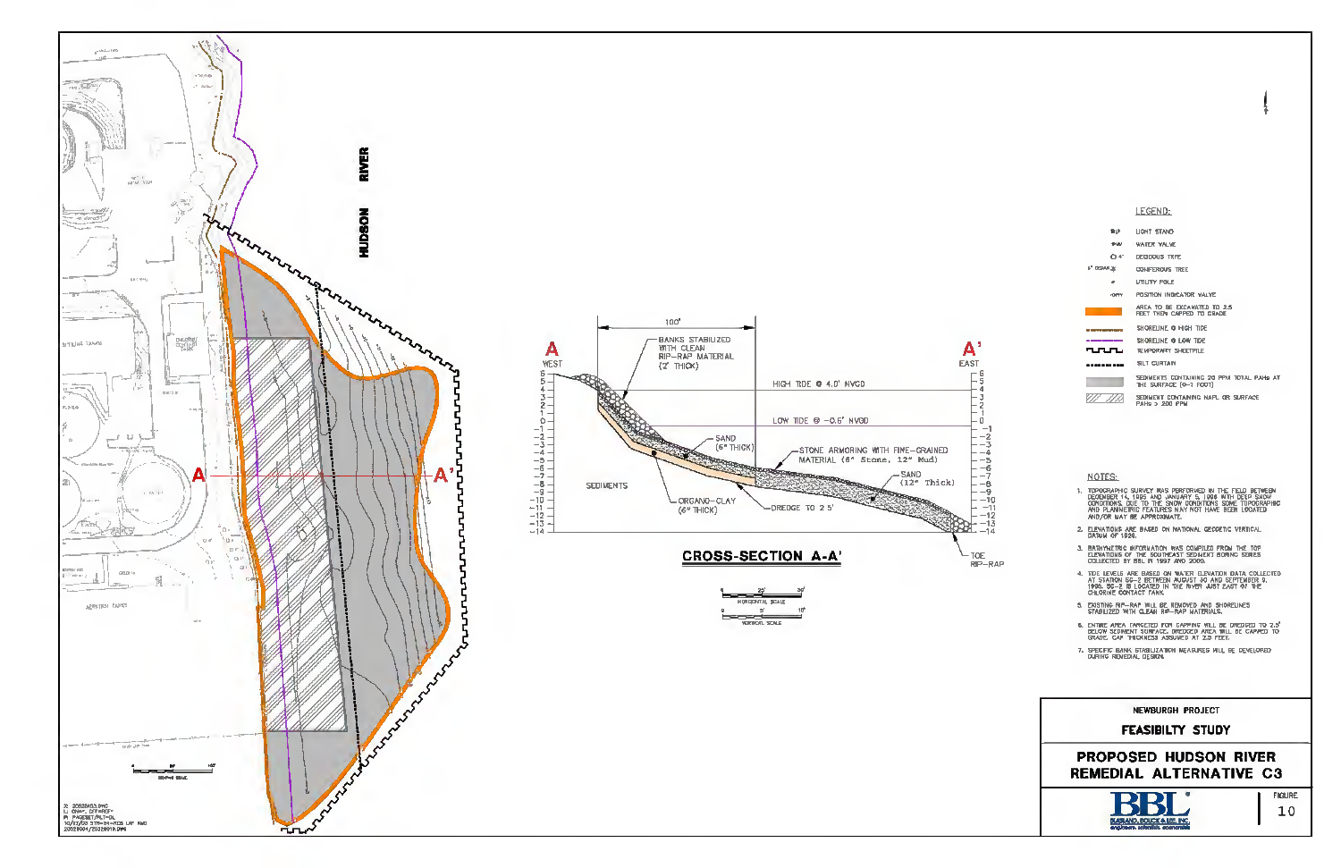HUDSON RIVER

A — A'

## CROSS-SECTION A-A'

A WEST — A' EAST

- 100'
- BANKS STABILIZED WITH CLEAN RIP-RAP MATERIAL (2' THICK)
- HIGH TIDE @ 4.0' NVGD
- LOW TIDE @ -0.6' NVGD
- SAND (6" THICK)
- STONE ARMORING WITH FINE-GRAINED MATERIAL (6" Stone, 12" Mud)
- SAND (12" Thick)
- SEDIMENTS
- ORGANO-CLAY (6" THICK)
- DREDGE TO 2.5'
- TOE RIP-RAP

HORIZONTAL SCALE: 0, 20', 30'

VERTICAL SCALE: 0, 5', 10'

### LEGEND:

- LIGHT STAND
- WATER VALVE
- DECIDUOUS TREE
- CONIFEROUS TREE
- UTILITY POLE
- POSITION INDICATOR VALVE
- AREA TO BE EXCAVATED TO 2.5 FEET THEN CAPPED TO GRADE
- SHORELINE @ HIGH TIDE
- SHORELINE @ LOW TIDE
- TEMPORARY SHEETPILE
- SILT CURTAIN
- SEDIMENTS CONTAINING 20 PPM TOTAL PAHs AT THE SURFACE (0-1 FOOT)
- SEDIMENT CONTAINING NAPL OR SURFACE PAHs > 200 PPM

### NOTES:

1. TOPOGRAPHIC SURVEY WAS PERFORMED IN THE FIELD BETWEEN DECEMBER 14, 1995 AND JANUARY 5, 1996 WITH DEEP SNOW CONDITIONS. DUE TO THE SNOW CONDITIONS SOME TOPOGRAPHIC AND PLANIMETRIC FEATURES MAY NOT HAVE BEEN LOCATED AND/OR MAY BE APPROXIMATE.
2. ELEVATIONS ARE BASED ON NATIONAL GEODETIC VERTICAL DATUM OF 1929.
3. BATHYMETRIC INFORMATION WAS COMPILED FROM THE TOP ELEVATIONS OF THE SOUTHEAST SEDIMENT BORING SERIES COLLECTED BY BBL IN 1997 AND 2000.
4. TIDE LEVELS ARE BASED ON WATER ELEVATION DATA COLLECTED AT STATION SG-2 BETWEEN AUGUST 30 AND SEPTEMBER 9, 1996. SG-2 IS LOCATED IN THE RIVER JUST EAST OF THE CHLORINE CONTACT TANK.
5. EXISTING RIP-RAP WILL BE REMOVED AND SHORELINES STABILIZED WITH CLEAN RIP-RAP MATERIALS.
6. ENTIRE AREA TARGETED FOR CAPPING WILL BE DREDGED TO 2.5' BELOW SEDIMENT SURFACE. DREDGED AREA WILL BE CAPPED TO GRADE. CAP THICKNESS ASSUMED AT 2.5 FEET.
7. SPECIFIC BANK STABILIZATION MEASURES WILL BE DEVELOPED DURING REMEDIAL DESIGN.

NEWBURGH PROJECT

**FEASIBILTY STUDY**

**PROPOSED HUDSON RIVER REMEDIAL ALTERNATIVE C3**

BBL — BLASLAND, BOUCK & LEE, INC. engineers, scientists, economists

FIGURE 10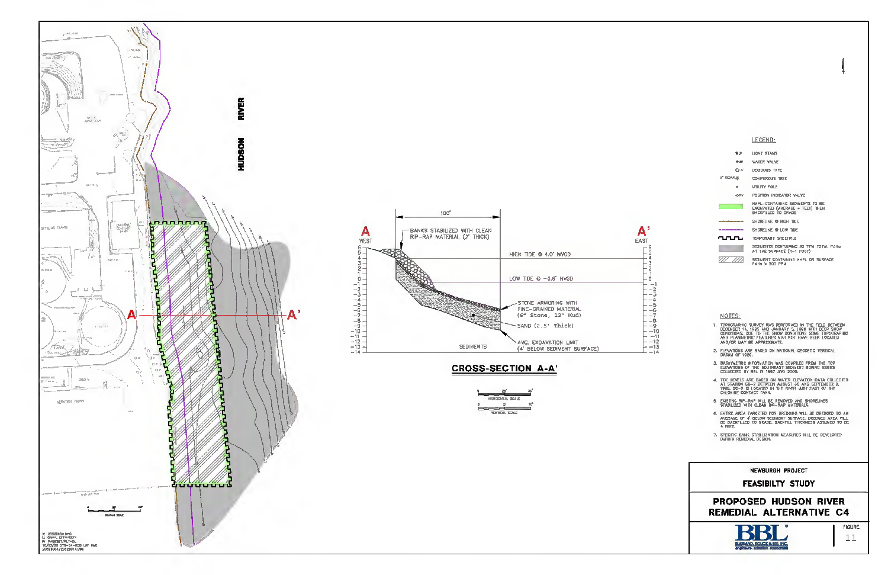## LEGEND:

- LIGHT STAND
- WATER VALVE
- DECIDUOUS TREE
- CONIFEROUS TREE
- UTILITY POLE
- POSITION INDICATOR VALVE
- NAPL-CONTAINING SEDIMENTS TO BE EXCAVATED (AVERAGE 4 FEET) THEN BACKFILLED TO GRADE
- SHORELINE @ HIGH TIDE
- SHORELINE @ LOW TIDE
- TEMPORARY SHEETPILE
- SEDIMENTS CONTAINING 20 PPM TOTAL PAHs AT THE SURFACE (0-1 FOOT)
- SEDIMENT CONTAINING NAPL OR SURFACE PAHs > 200 PPM

## NOTES:

1. TOPOGRAPHIC SURVEY WAS PERFORMED IN THE FIELD BETWEEN DECEMBER 14, 1995 AND JANUARY 5, 1996 WITH DEEP SNOW CONDITIONS. DUE TO THE SNOW CONDITIONS SOME TOPOGRAPHIC AND PLANIMETRIC FEATURES MAY NOT HAVE BEEN LOCATED AND/OR MAY BE APPROXIMATE.
2. ELEVATIONS ARE BASED ON NATIONAL GEODETIC VERTICAL DATUM OF 1929.
3. BATHYMETRIC INFORMATION WAS COMPILED FROM THE TOP ELEVATIONS OF THE SOUTHEAST SEDIMENT BORING SERIES COLLECTED BY BBL IN 1997 AND 2000.
4. TIDE LEVELS ARE BASED ON WATER ELEVATION DATA COLLECTED AT STATION SG-2 BETWEEN AUGUST 30 AND SEPTEMBER 9, 1996. SG-2 IS LOCATED IN THE RIVER JUST EAST OF THE CHLORINE CONTACT TANK.
5. EXISTING RIP-RAP WILL BE REMOVED AND SHORELINES STABILIZED WITH CLEAN RIP-RAP MATERIALS.
6. ENTIRE AREA TARGETED FOR DREDGING WILL BE DREDGED TO AN AVERAGE OF 4' BELOW SEDIMENT SURFACE. DREDGED AREA WILL BE BACKFILLED TO GRADE. BACKFILL THICKNESS ASSUMED TO BE 4 FEET.
7. SPECIFIC BANK STABILIZATION MEASURES WILL BE DEVELOPED DURING REMEDIAL DESIGN.

## CROSS-SECTION A-A'

A WEST — A' EAST

- 100'
- BANKS STABILIZED WITH CLEAN RIP-RAP MATERIAL (2' THICK)
- HIGH TIDE @ 4.0' NVGD
- LOW TIDE @ -0.6' NVGD
- STONE ARMORING WITH FINE-GRAINED MATERIAL (6" Stone, 12" Mud)
- SAND (2.5' Thick)
- AVG. EXCAVATION LIMIT (4' BELOW SEDIMENT SURFACE)
- SEDIMENTS

HORIZONTAL SCALE: 0, 20', 30'
VERTICAL SCALE: 0, 5', 10'

HUDSON RIVER

NEWBURGH PROJECT

FEASIBILTY STUDY

PROPOSED HUDSON RIVER REMEDIAL ALTERNATIVE C4

BBL BLASLAND, BOUCK & LEE, INC. engineers, scientists, economists

FIGURE 11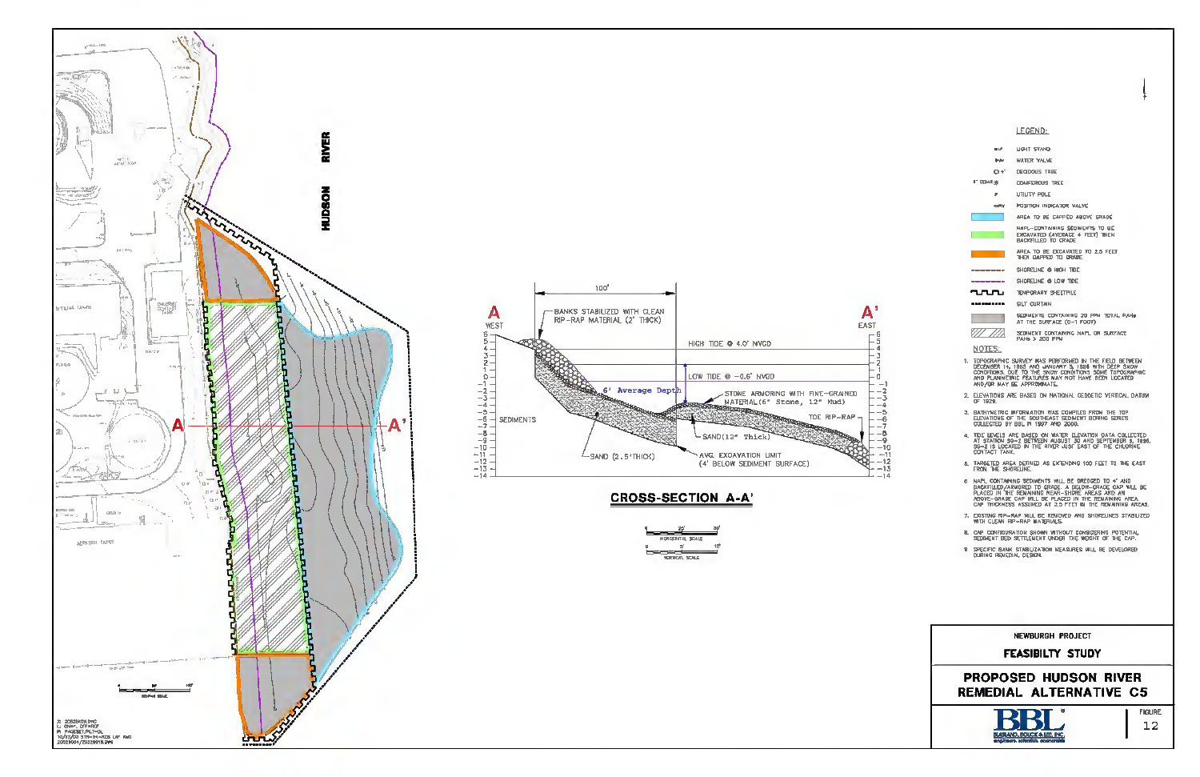HUDSON RIVER

A — A'

## CROSS-SECTION A-A'

A
WEST

A'
EAST

100'

BANKS STABILIZED WITH CLEAN RIP-RAP MATERIAL (2' THICK)

HIGH TIDE @ 4.0' NVGD

LOW TIDE @ -0.6' NVGD

6' Average Depth

STONE ARMORING WITH FINE-GRAINED MATERIAL (6" Stone, 12" Mud)

TOE RIP-RAP

SEDIMENTS

SAND (12" Thick)

SAND (2.5' THICK)

AVG. EXCAVATION LIMIT (4' BELOW SEDIMENT SURFACE)

HORIZONTAL SCALE 0 20' 30'

VERTICAL SCALE 0 5' 10'

## LEGEND:

- LIGHT STAND
- WATER VALVE
- DECIDUOUS TREE
- CONIFEROUS TREE
- UTILITY POLE
- POSITION INDICATOR VALVE
- AREA TO BE CAPPED ABOVE GRADE
- NAPL-CONTAINING SEDIMENTS TO BE EXCAVATED (AVERAGE 4 FEET) THEN BACKFILLED TO GRADE
- AREA TO BE EXCAVATED TO 2.5 FEET THEN CAPPED TO GRADE
- SHORELINE @ HIGH TIDE
- SHORELINE @ LOW TIDE
- TEMPORARY SHEETPILE
- SILT CURTAIN
- SEDIMENTS CONTAINING 20 PPM TOTAL PAHs AT THE SURFACE (0-1 FOOT)
- SEDIMENT CONTAINING NAPL OR SURFACE PAHs > 200 PPM

## NOTES:

1. TOPOGRAPHIC SURVEY WAS PERFORMED IN THE FIELD BETWEEN DECEMBER 14, 1995 AND JANUARY 3, 1996 WITH DEEP SNOW CONDITIONS. DUE TO THE SNOW CONDITIONS SOME TOPOGRAPHIC AND PLANIMETRIC FEATURES MAY NOT HAVE BEEN LOCATED AND/OR MAY BE APPROXIMATE.
2. ELEVATIONS ARE BASED ON NATIONAL GEODETIC VERTICAL DATUM OF 1929.
3. BATHYMETRIC INFORMATION WAS COMPILED FROM THE TOP ELEVATIONS OF THE SOUTHEAST SEDIMENT BORING SERIES COLLECTED BY BBL IN 1997 AND 2000.
4. TIDE LEVELS ARE BASED ON WATER ELEVATION DATA COLLECTED AT STATION SG-2 BETWEEN AUGUST 30 AND SEPTEMBER 9, 1996. SG-2 IS LOCATED IN THE RIVER JUST EAST OF THE CHLORINE CONTACT TANK.
5. TARGETED AREA DEFINED AS EXTENDING 100 FEET TO THE EAST FROM THE SHORELINE.
6. NAPL CONTAINING SEDIMENTS WILL BE DREDGED TO 4' AND BACKFILLED/ARMORED TO GRADE. A BELOW-GRADE CAP WILL BE PLACED IN THE REMAINING NEAR-SHORE AREAS AND AN ABOVE-GRADE CAP WILL BE PLACED IN THE REMAINING AREA. CAP THICKNESS ASSUMED AT 2.5 FEET IN THE REMAINING AREAS.
7. EXISTING RIP-RAP WILL BE REMOVED AND SHORELINES STABILIZED WITH CLEAN RIP-RAP MATERIALS.
8. CAP CONFIGURATION SHOWN WITHOUT CONSIDERING POTENTIAL SEDIMENT BED SETTLEMENT UNDER THE WEIGHT OF THE CAP.
9. SPECIFIC BANK STABILIZATION MEASURES WILL BE DEVELOPED DURING REMEDIAL DESIGN.

NEWBURGH PROJECT

**FEASIBILTY STUDY**

**PROPOSED HUDSON RIVER REMEDIAL ALTERNATIVE C5**

BBL BLASLAND, BOUCK & LEE, INC. engineers, scientists, economists

FIGURE 12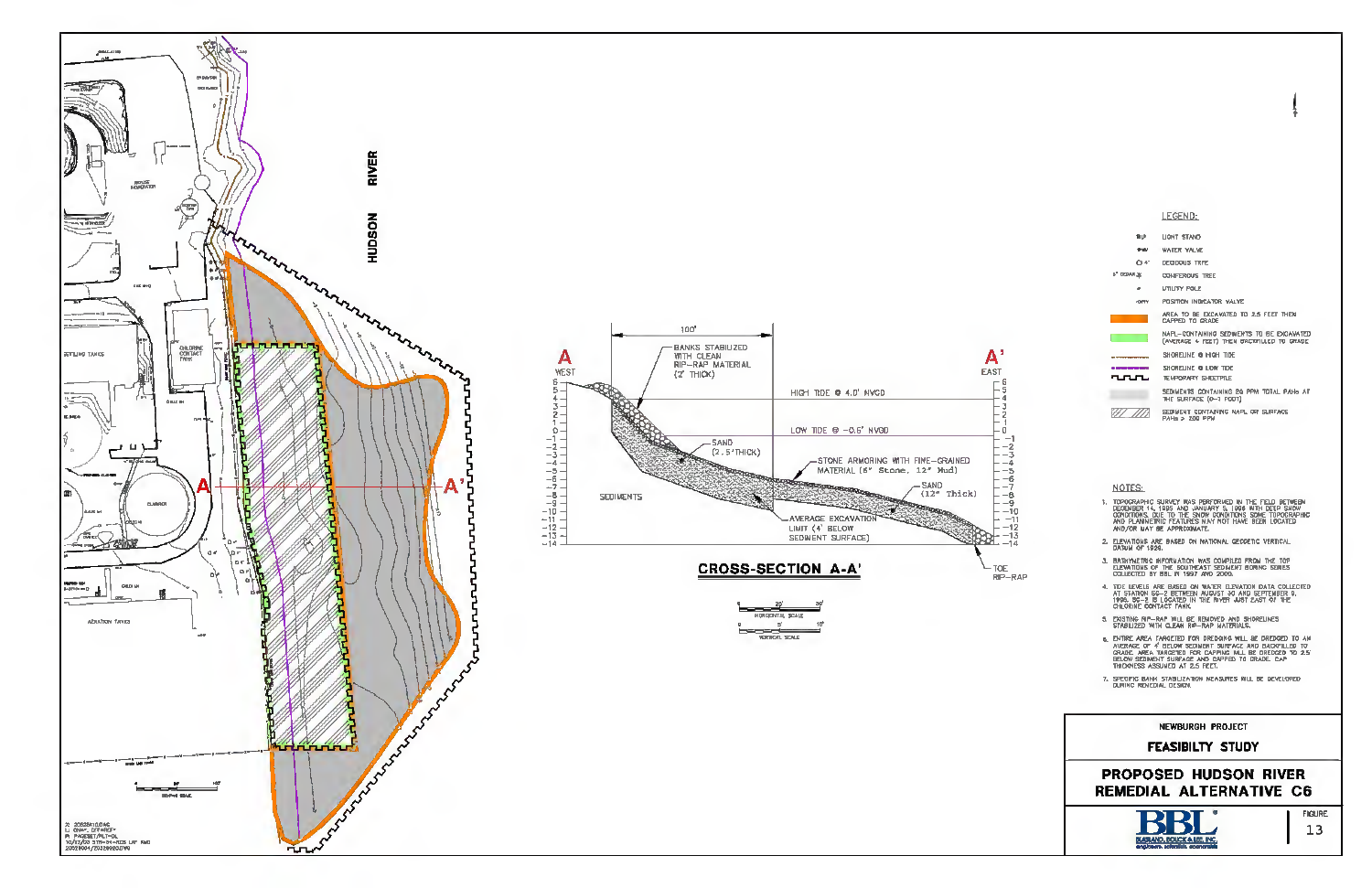HUDSON RIVER

A — A'

## CROSS-SECTION A-A'

A WEST — A' EAST

100'

BANKS STABILIZED WITH CLEAN RIP-RAP MATERIAL (2' THICK)

HIGH TIDE @ 4.0' NVGD

LOW TIDE @ -0.6' NVGD

SAND (2.5' THICK)

STONE ARMORING WITH FINE-GRAINED MATERIAL (6" Stone, 12" Mud)

SAND (12" Thick)

SEDIMENTS

AVERAGE EXCAVATION LIMIT (4' BELOW SEDIMENT SURFACE)

TOE RIP-RAP

HORIZONTAL SCALE

VERTICAL SCALE

## LEGEND:

- LIGHT STAND
- WATER VALVE
- DECIDUOUS TREE
- CONIFEROUS TREE
- UTILITY POLE
- POSITION INDICATOR VALVE
- AREA TO BE EXCAVATED TO 2.5 FEET THEN CAPPED TO GRADE
- NAPL-CONTAINING SEDIMENTS TO BE EXCAVATED (AVERAGE 4 FEET) THEN BACKFILLED TO GRADE
- SHORELINE @ HIGH TIDE
- SHORELINE @ LOW TIDE
- TEMPORARY SHEETPILE
- SEDIMENTS CONTAINING 50 PPM TOTAL PAHs AT THE SURFACE (0-1 FOOT)
- SEDIMENT CONTAINING NAPL OR SURFACE PAHs > 200 PPM

## NOTES:

1. TOPOGRAPHIC SURVEY WAS PERFORMED IN THE FIELD BETWEEN DECEMBER 14, 1995 AND JANUARY 5, 1996 WITH DEEP SNOW CONDITIONS. DUE TO THE SNOW CONDITIONS SOME TOPOGRAPHIC AND PLANIMETRIC FEATURES MAY NOT HAVE BEEN LOCATED AND/OR MAY BE APPROXIMATE.
2. ELEVATIONS ARE BASED ON NATIONAL GEODETIC VERTICAL DATUM OF 1929.
3. BATHYMETRIC INFORMATION WAS COMPILED FROM THE TOP ELEVATIONS OF THE SOUTHEAST SEDIMENT BORING SERIES COLLECTED BY BBL IN 1997 AND 2000.
4. TIDE LEVELS ARE BASED ON WATER ELEVATION DATA COLLECTED AT STATION SG-2 BETWEEN AUGUST 30 AND SEPTEMBER 9, 1996. SG-2 IS LOCATED IN THE RIVER JUST EAST OF THE CHLORINE CONTACT TANK.
5. EXISTING RIP-RAP WILL BE REMOVED AND SHORELINES STABILIZED WITH CLEAN RIP-RAP MATERIALS.
6. ENTIRE AREA TARGETED FOR DREDGING WILL BE DREDGED TO AN AVERAGE OF 4' BELOW SEDIMENT SURFACE AND BACKFILLED TO GRADE. AREA TARGETED FOR CAPPING WILL BE DREDGED TO 2.5' BELOW SEDIMENT SURFACE AND CAPPED TO GRADE. CAP THICKNESS ASSUMED AT 2.5 FEET.
7. SPECIFIC BANK STABILIZATION MEASURES WILL BE DEVELOPED DURING REMEDIAL DESIGN.

NEWBURGH PROJECT

**FEASIBILTY STUDY**

**PROPOSED HUDSON RIVER REMEDIAL ALTERNATIVE C6**

BBL — BLASLAND, BOUCK & LEE, INC. engineers, scientists, economists

FIGURE 13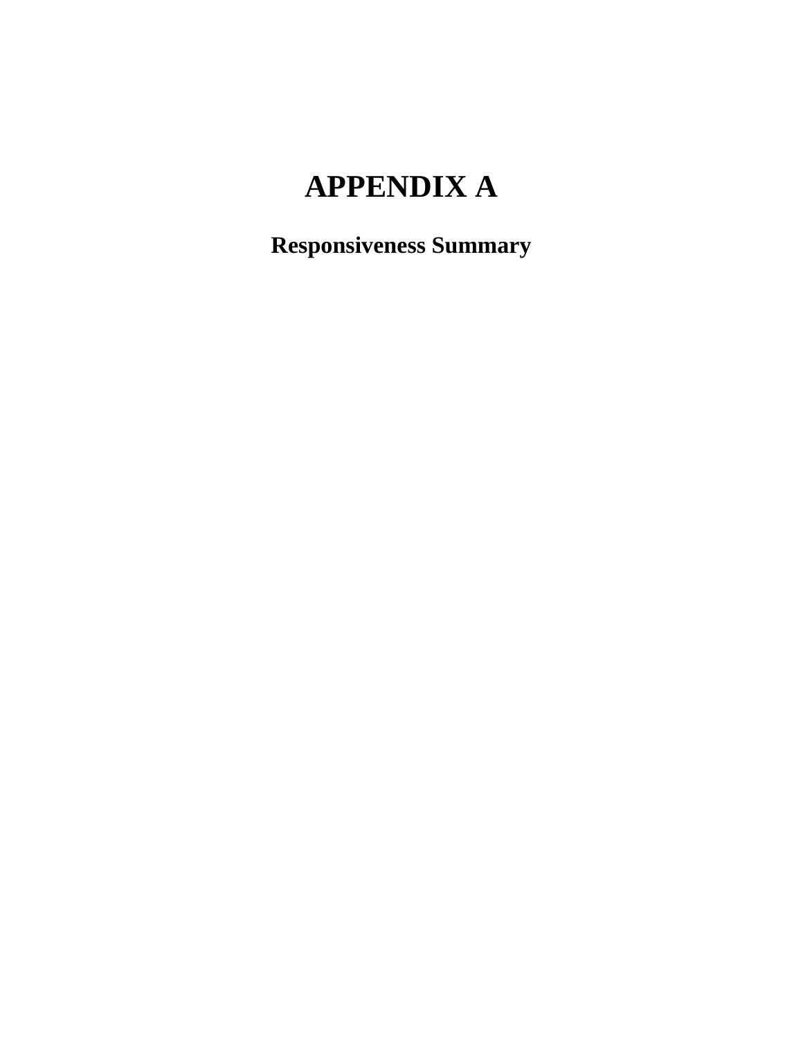# APPENDIX A

## Responsiveness Summary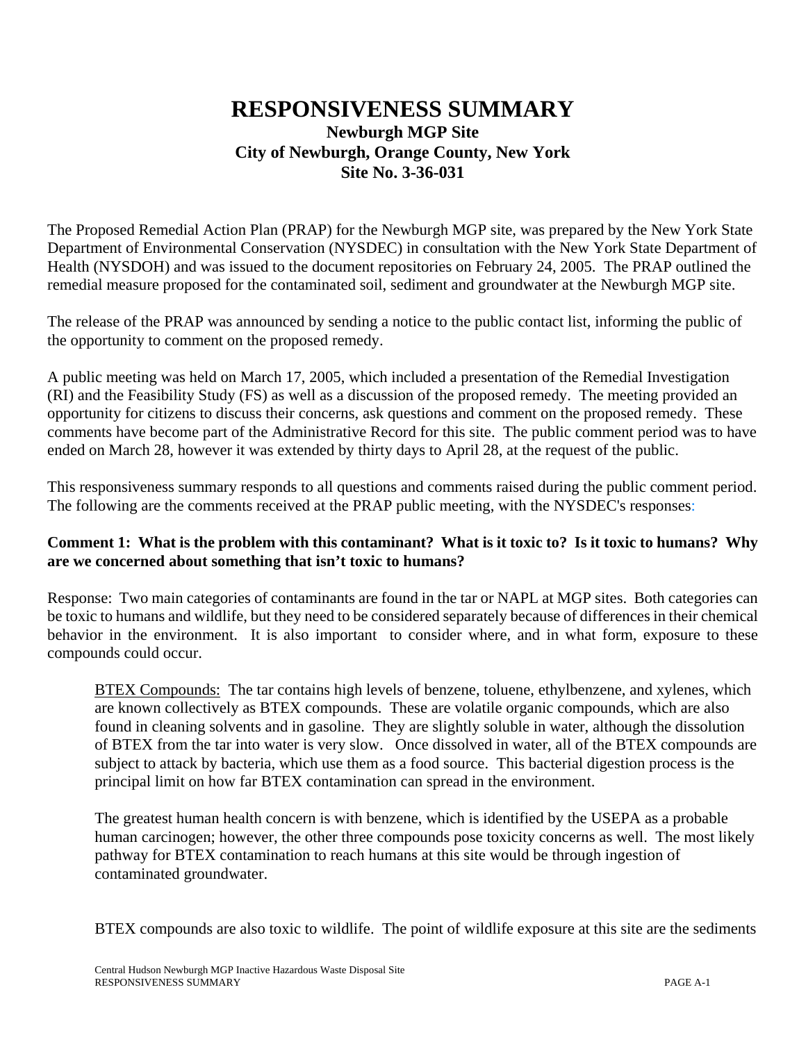# RESPONSIVENESS SUMMARY

**Newburgh MGP Site**
**City of Newburgh, Orange County, New York**
**Site No. 3-36-031**

The Proposed Remedial Action Plan (PRAP) for the Newburgh MGP site, was prepared by the New York State Department of Environmental Conservation (NYSDEC) in consultation with the New York State Department of Health (NYSDOH) and was issued to the document repositories on February 24, 2005. The PRAP outlined the remedial measure proposed for the contaminated soil, sediment and groundwater at the Newburgh MGP site.

The release of the PRAP was announced by sending a notice to the public contact list, informing the public of the opportunity to comment on the proposed remedy.

A public meeting was held on March 17, 2005, which included a presentation of the Remedial Investigation (RI) and the Feasibility Study (FS) as well as a discussion of the proposed remedy. The meeting provided an opportunity for citizens to discuss their concerns, ask questions and comment on the proposed remedy. These comments have become part of the Administrative Record for this site. The public comment period was to have ended on March 28, however it was extended by thirty days to April 28, at the request of the public.

This responsiveness summary responds to all questions and comments raised during the public comment period. The following are the comments received at the PRAP public meeting, with the NYSDEC's responses:

**Comment 1: What is the problem with this contaminant? What is it toxic to? Is it toxic to humans? Why are we concerned about something that isn't toxic to humans?**

Response: Two main categories of contaminants are found in the tar or NAPL at MGP sites. Both categories can be toxic to humans and wildlife, but they need to be considered separately because of differences in their chemical behavior in the environment. It is also important to consider where, and in what form, exposure to these compounds could occur.

> BTEX Compounds: The tar contains high levels of benzene, toluene, ethylbenzene, and xylenes, which are known collectively as BTEX compounds. These are volatile organic compounds, which are also found in cleaning solvents and in gasoline. They are slightly soluble in water, although the dissolution of BTEX from the tar into water is very slow. Once dissolved in water, all of the BTEX compounds are subject to attack by bacteria, which use them as a food source. This bacterial digestion process is the principal limit on how far BTEX contamination can spread in the environment.
>
> The greatest human health concern is with benzene, which is identified by the USEPA as a probable human carcinogen; however, the other three compounds pose toxicity concerns as well. The most likely pathway for BTEX contamination to reach humans at this site would be through ingestion of contaminated groundwater.
>
> BTEX compounds are also toxic to wildlife. The point of wildlife exposure at this site are the sediments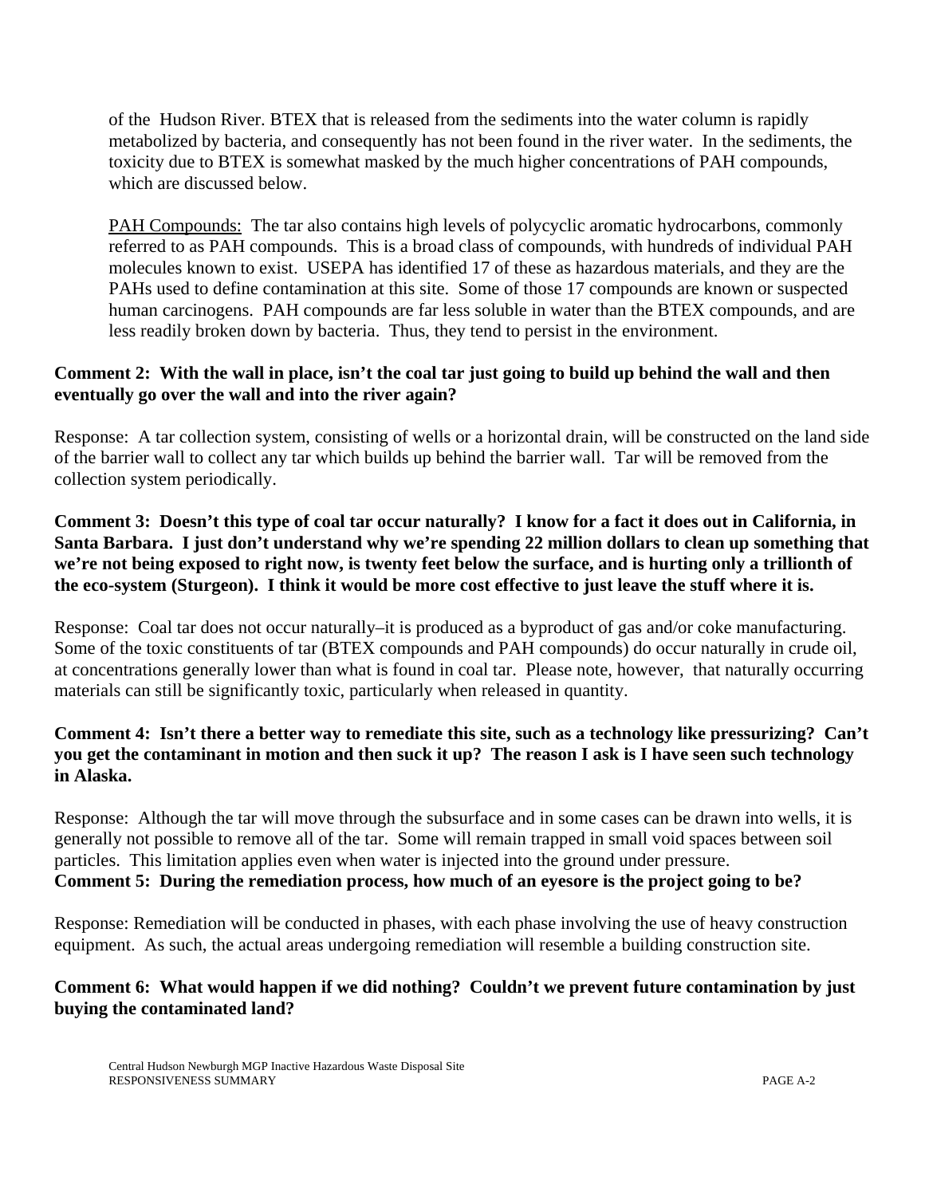of the Hudson River. BTEX that is released from the sediments into the water column is rapidly metabolized by bacteria, and consequently has not been found in the river water. In the sediments, the toxicity due to BTEX is somewhat masked by the much higher concentrations of PAH compounds, which are discussed below.

PAH Compounds: The tar also contains high levels of polycyclic aromatic hydrocarbons, commonly referred to as PAH compounds. This is a broad class of compounds, with hundreds of individual PAH molecules known to exist. USEPA has identified 17 of these as hazardous materials, and they are the PAHs used to define contamination at this site. Some of those 17 compounds are known or suspected human carcinogens. PAH compounds are far less soluble in water than the BTEX compounds, and are less readily broken down by bacteria. Thus, they tend to persist in the environment.

**Comment 2: With the wall in place, isn't the coal tar just going to build up behind the wall and then eventually go over the wall and into the river again?**

Response: A tar collection system, consisting of wells or a horizontal drain, will be constructed on the land side of the barrier wall to collect any tar which builds up behind the barrier wall. Tar will be removed from the collection system periodically.

**Comment 3: Doesn't this type of coal tar occur naturally? I know for a fact it does out in California, in Santa Barbara. I just don't understand why we're spending 22 million dollars to clean up something that we're not being exposed to right now, is twenty feet below the surface, and is hurting only a trillionth of the eco-system (Sturgeon). I think it would be more cost effective to just leave the stuff where it is.**

Response: Coal tar does not occur naturally–it is produced as a byproduct of gas and/or coke manufacturing. Some of the toxic constituents of tar (BTEX compounds and PAH compounds) do occur naturally in crude oil, at concentrations generally lower than what is found in coal tar. Please note, however, that naturally occurring materials can still be significantly toxic, particularly when released in quantity.

**Comment 4: Isn't there a better way to remediate this site, such as a technology like pressurizing? Can't you get the contaminant in motion and then suck it up? The reason I ask is I have seen such technology in Alaska.**

Response: Although the tar will move through the subsurface and in some cases can be drawn into wells, it is generally not possible to remove all of the tar. Some will remain trapped in small void spaces between soil particles. This limitation applies even when water is injected into the ground under pressure.

**Comment 5: During the remediation process, how much of an eyesore is the project going to be?**

Response: Remediation will be conducted in phases, with each phase involving the use of heavy construction equipment. As such, the actual areas undergoing remediation will resemble a building construction site.

**Comment 6: What would happen if we did nothing? Couldn't we prevent future contamination by just buying the contaminated land?**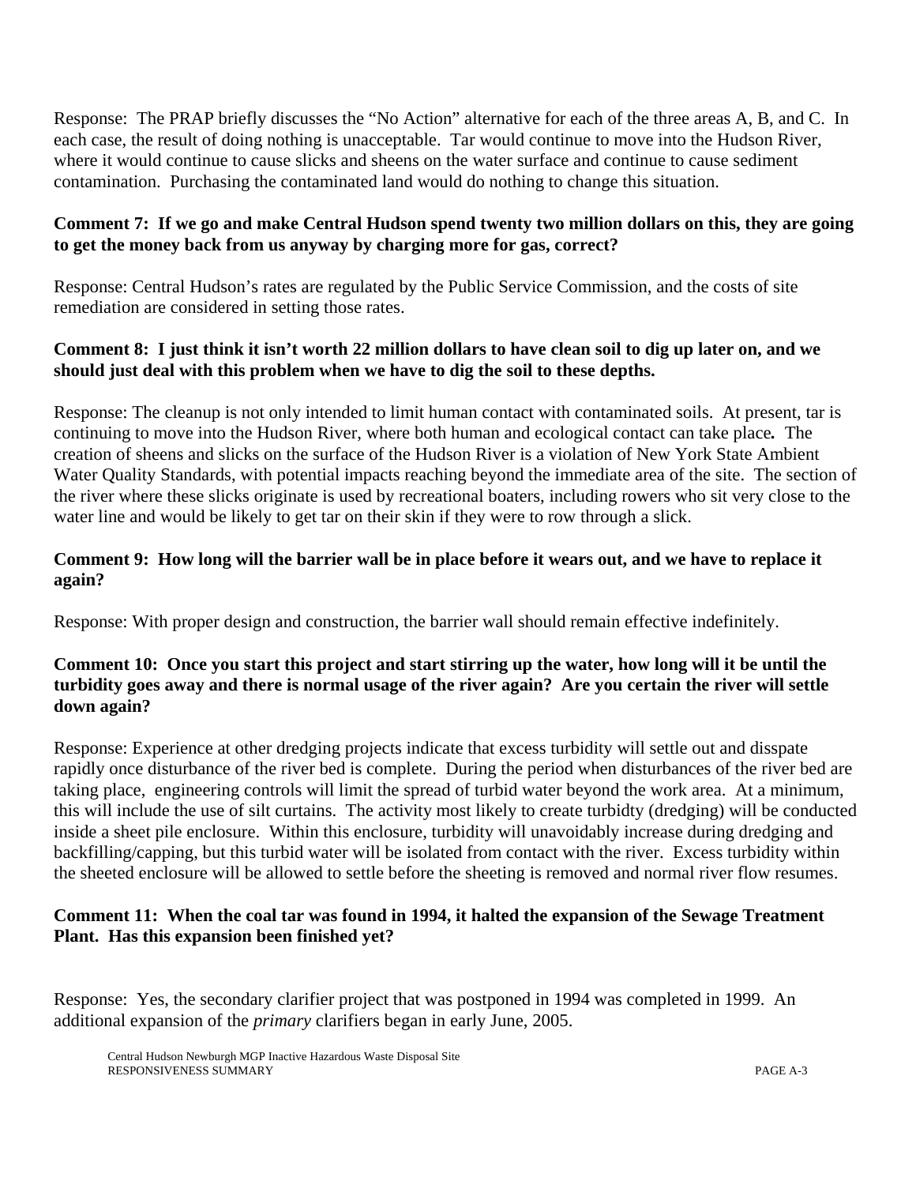Response: The PRAP briefly discusses the "No Action" alternative for each of the three areas A, B, and C. In each case, the result of doing nothing is unacceptable. Tar would continue to move into the Hudson River, where it would continue to cause slicks and sheens on the water surface and continue to cause sediment contamination. Purchasing the contaminated land would do nothing to change this situation.

**Comment 7: If we go and make Central Hudson spend twenty two million dollars on this, they are going to get the money back from us anyway by charging more for gas, correct?**

Response: Central Hudson's rates are regulated by the Public Service Commission, and the costs of site remediation are considered in setting those rates.

**Comment 8: I just think it isn't worth 22 million dollars to have clean soil to dig up later on, and we should just deal with this problem when we have to dig the soil to these depths.**

Response: The cleanup is not only intended to limit human contact with contaminated soils. At present, tar is continuing to move into the Hudson River, where both human and ecological contact can take place***.*** The creation of sheens and slicks on the surface of the Hudson River is a violation of New York State Ambient Water Quality Standards, with potential impacts reaching beyond the immediate area of the site. The section of the river where these slicks originate is used by recreational boaters, including rowers who sit very close to the water line and would be likely to get tar on their skin if they were to row through a slick.

**Comment 9: How long will the barrier wall be in place before it wears out, and we have to replace it again?**

Response: With proper design and construction, the barrier wall should remain effective indefinitely.

**Comment 10: Once you start this project and start stirring up the water, how long will it be until the turbidity goes away and there is normal usage of the river again? Are you certain the river will settle down again?**

Response: Experience at other dredging projects indicate that excess turbidity will settle out and disspate rapidly once disturbance of the river bed is complete. During the period when disturbances of the river bed are taking place, engineering controls will limit the spread of turbid water beyond the work area. At a minimum, this will include the use of silt curtains. The activity most likely to create turbidty (dredging) will be conducted inside a sheet pile enclosure. Within this enclosure, turbidity will unavoidably increase during dredging and backfilling/capping, but this turbid water will be isolated from contact with the river. Excess turbidity within the sheeted enclosure will be allowed to settle before the sheeting is removed and normal river flow resumes.

**Comment 11: When the coal tar was found in 1994, it halted the expansion of the Sewage Treatment Plant. Has this expansion been finished yet?**

Response: Yes, the secondary clarifier project that was postponed in 1994 was completed in 1999. An additional expansion of the *primary* clarifiers began in early June, 2005.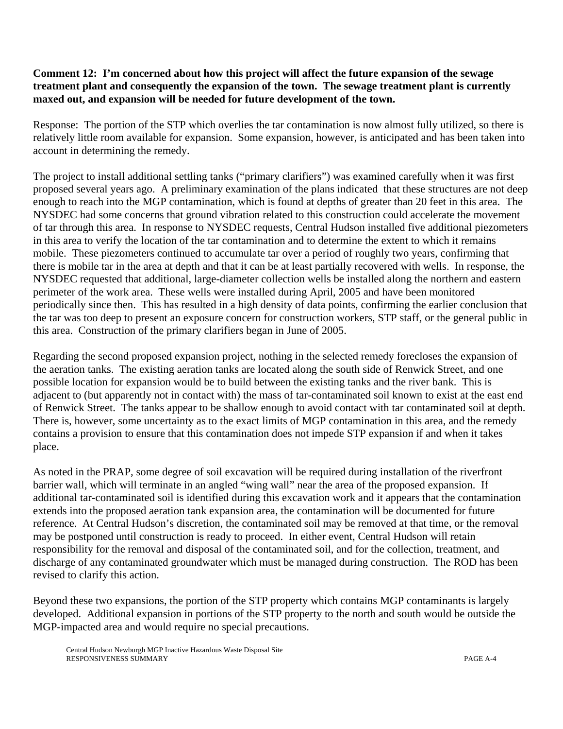**Comment 12: I'm concerned about how this project will affect the future expansion of the sewage treatment plant and consequently the expansion of the town. The sewage treatment plant is currently maxed out, and expansion will be needed for future development of the town.**

Response: The portion of the STP which overlies the tar contamination is now almost fully utilized, so there is relatively little room available for expansion. Some expansion, however, is anticipated and has been taken into account in determining the remedy.

The project to install additional settling tanks ("primary clarifiers") was examined carefully when it was first proposed several years ago. A preliminary examination of the plans indicated that these structures are not deep enough to reach into the MGP contamination, which is found at depths of greater than 20 feet in this area. The NYSDEC had some concerns that ground vibration related to this construction could accelerate the movement of tar through this area. In response to NYSDEC requests, Central Hudson installed five additional piezometers in this area to verify the location of the tar contamination and to determine the extent to which it remains mobile. These piezometers continued to accumulate tar over a period of roughly two years, confirming that there is mobile tar in the area at depth and that it can be at least partially recovered with wells. In response, the NYSDEC requested that additional, large-diameter collection wells be installed along the northern and eastern perimeter of the work area. These wells were installed during April, 2005 and have been monitored periodically since then. This has resulted in a high density of data points, confirming the earlier conclusion that the tar was too deep to present an exposure concern for construction workers, STP staff, or the general public in this area. Construction of the primary clarifiers began in June of 2005.

Regarding the second proposed expansion project, nothing in the selected remedy forecloses the expansion of the aeration tanks. The existing aeration tanks are located along the south side of Renwick Street, and one possible location for expansion would be to build between the existing tanks and the river bank. This is adjacent to (but apparently not in contact with) the mass of tar-contaminated soil known to exist at the east end of Renwick Street. The tanks appear to be shallow enough to avoid contact with tar contaminated soil at depth. There is, however, some uncertainty as to the exact limits of MGP contamination in this area, and the remedy contains a provision to ensure that this contamination does not impede STP expansion if and when it takes place.

As noted in the PRAP, some degree of soil excavation will be required during installation of the riverfront barrier wall, which will terminate in an angled "wing wall" near the area of the proposed expansion. If additional tar-contaminated soil is identified during this excavation work and it appears that the contamination extends into the proposed aeration tank expansion area, the contamination will be documented for future reference. At Central Hudson's discretion, the contaminated soil may be removed at that time, or the removal may be postponed until construction is ready to proceed. In either event, Central Hudson will retain responsibility for the removal and disposal of the contaminated soil, and for the collection, treatment, and discharge of any contaminated groundwater which must be managed during construction. The ROD has been revised to clarify this action.

Beyond these two expansions, the portion of the STP property which contains MGP contaminants is largely developed. Additional expansion in portions of the STP property to the north and south would be outside the MGP-impacted area and would require no special precautions.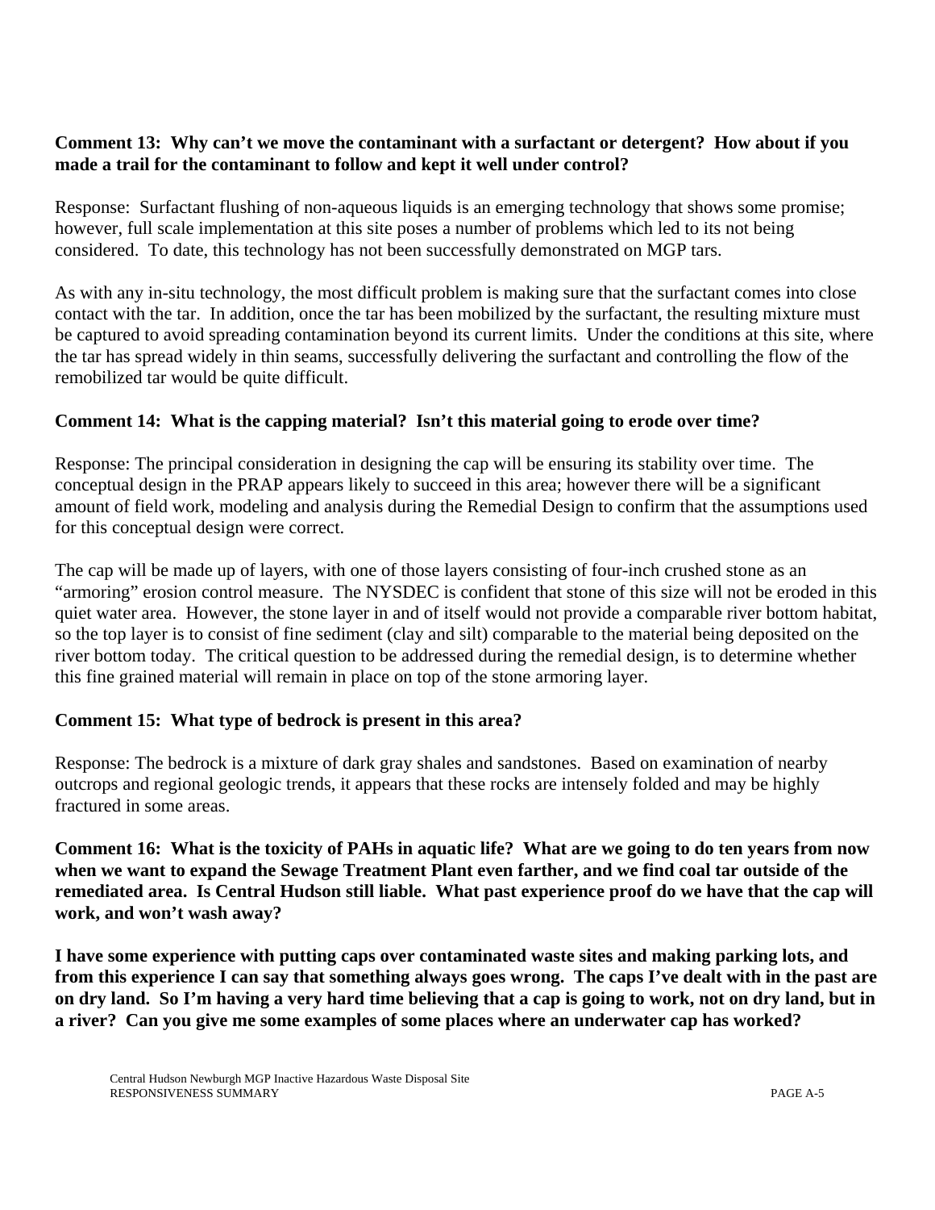**Comment 13: Why can't we move the contaminant with a surfactant or detergent? How about if you made a trail for the contaminant to follow and kept it well under control?**

Response: Surfactant flushing of non-aqueous liquids is an emerging technology that shows some promise; however, full scale implementation at this site poses a number of problems which led to its not being considered. To date, this technology has not been successfully demonstrated on MGP tars.

As with any in-situ technology, the most difficult problem is making sure that the surfactant comes into close contact with the tar. In addition, once the tar has been mobilized by the surfactant, the resulting mixture must be captured to avoid spreading contamination beyond its current limits. Under the conditions at this site, where the tar has spread widely in thin seams, successfully delivering the surfactant and controlling the flow of the remobilized tar would be quite difficult.

**Comment 14: What is the capping material? Isn't this material going to erode over time?**

Response: The principal consideration in designing the cap will be ensuring its stability over time. The conceptual design in the PRAP appears likely to succeed in this area; however there will be a significant amount of field work, modeling and analysis during the Remedial Design to confirm that the assumptions used for this conceptual design were correct.

The cap will be made up of layers, with one of those layers consisting of four-inch crushed stone as an "armoring" erosion control measure. The NYSDEC is confident that stone of this size will not be eroded in this quiet water area. However, the stone layer in and of itself would not provide a comparable river bottom habitat, so the top layer is to consist of fine sediment (clay and silt) comparable to the material being deposited on the river bottom today. The critical question to be addressed during the remedial design, is to determine whether this fine grained material will remain in place on top of the stone armoring layer.

**Comment 15: What type of bedrock is present in this area?**

Response: The bedrock is a mixture of dark gray shales and sandstones. Based on examination of nearby outcrops and regional geologic trends, it appears that these rocks are intensely folded and may be highly fractured in some areas.

**Comment 16: What is the toxicity of PAHs in aquatic life? What are we going to do ten years from now when we want to expand the Sewage Treatment Plant even farther, and we find coal tar outside of the remediated area. Is Central Hudson still liable. What past experience proof do we have that the cap will work, and won't wash away?**

**I have some experience with putting caps over contaminated waste sites and making parking lots, and from this experience I can say that something always goes wrong. The caps I've dealt with in the past are on dry land. So I'm having a very hard time believing that a cap is going to work, not on dry land, but in a river? Can you give me some examples of some places where an underwater cap has worked?**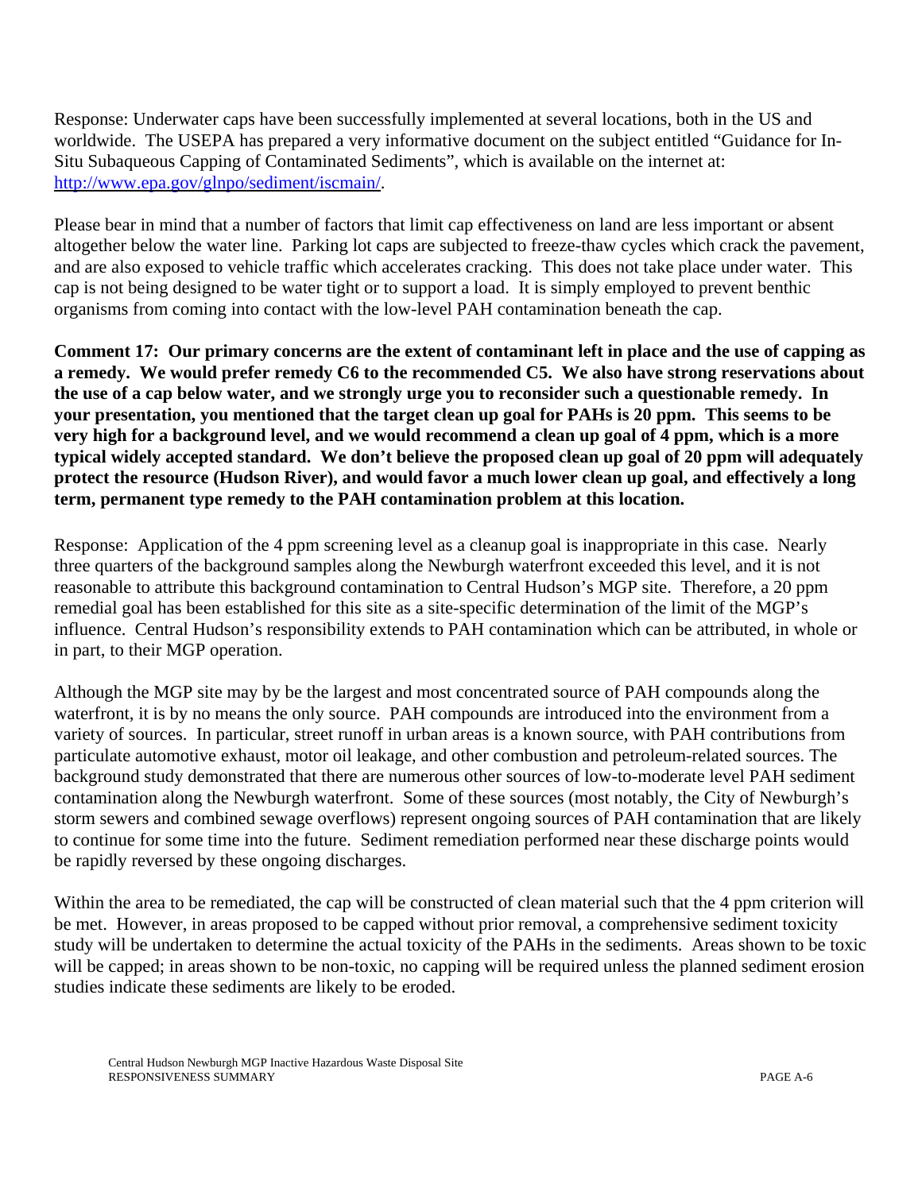Response: Underwater caps have been successfully implemented at several locations, both in the US and worldwide. The USEPA has prepared a very informative document on the subject entitled "Guidance for In-Situ Subaqueous Capping of Contaminated Sediments", which is available on the internet at: [http://www.epa.gov/glnpo/sediment/iscmain/](http://www.epa.gov/glnpo/sediment/iscmain/).

Please bear in mind that a number of factors that limit cap effectiveness on land are less important or absent altogether below the water line. Parking lot caps are subjected to freeze-thaw cycles which crack the pavement, and are also exposed to vehicle traffic which accelerates cracking. This does not take place under water. This cap is not being designed to be water tight or to support a load. It is simply employed to prevent benthic organisms from coming into contact with the low-level PAH contamination beneath the cap.

**Comment 17: Our primary concerns are the extent of contaminant left in place and the use of capping as a remedy. We would prefer remedy C6 to the recommended C5. We also have strong reservations about the use of a cap below water, and we strongly urge you to reconsider such a questionable remedy. In your presentation, you mentioned that the target clean up goal for PAHs is 20 ppm. This seems to be very high for a background level, and we would recommend a clean up goal of 4 ppm, which is a more typical widely accepted standard. We don't believe the proposed clean up goal of 20 ppm will adequately protect the resource (Hudson River), and would favor a much lower clean up goal, and effectively a long term, permanent type remedy to the PAH contamination problem at this location.**

Response: Application of the 4 ppm screening level as a cleanup goal is inappropriate in this case. Nearly three quarters of the background samples along the Newburgh waterfront exceeded this level, and it is not reasonable to attribute this background contamination to Central Hudson's MGP site. Therefore, a 20 ppm remedial goal has been established for this site as a site-specific determination of the limit of the MGP's influence. Central Hudson's responsibility extends to PAH contamination which can be attributed, in whole or in part, to their MGP operation.

Although the MGP site may by be the largest and most concentrated source of PAH compounds along the waterfront, it is by no means the only source. PAH compounds are introduced into the environment from a variety of sources. In particular, street runoff in urban areas is a known source, with PAH contributions from particulate automotive exhaust, motor oil leakage, and other combustion and petroleum-related sources. The background study demonstrated that there are numerous other sources of low-to-moderate level PAH sediment contamination along the Newburgh waterfront. Some of these sources (most notably, the City of Newburgh's storm sewers and combined sewage overflows) represent ongoing sources of PAH contamination that are likely to continue for some time into the future. Sediment remediation performed near these discharge points would be rapidly reversed by these ongoing discharges.

Within the area to be remediated, the cap will be constructed of clean material such that the 4 ppm criterion will be met. However, in areas proposed to be capped without prior removal, a comprehensive sediment toxicity study will be undertaken to determine the actual toxicity of the PAHs in the sediments. Areas shown to be toxic will be capped; in areas shown to be non-toxic, no capping will be required unless the planned sediment erosion studies indicate these sediments are likely to be eroded.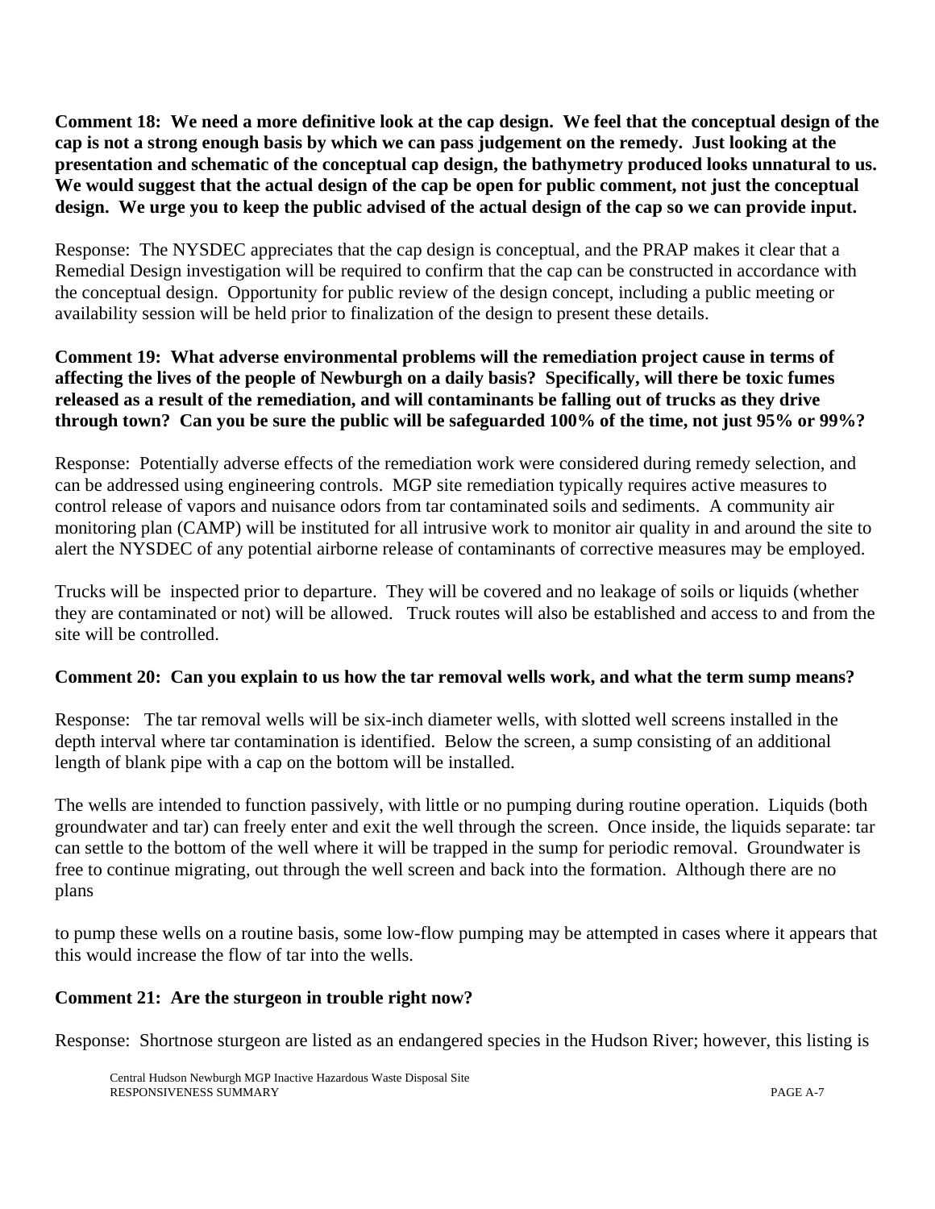**Comment 18: We need a more definitive look at the cap design. We feel that the conceptual design of the cap is not a strong enough basis by which we can pass judgement on the remedy. Just looking at the presentation and schematic of the conceptual cap design, the bathymetry produced looks unnatural to us. We would suggest that the actual design of the cap be open for public comment, not just the conceptual design. We urge you to keep the public advised of the actual design of the cap so we can provide input.**

Response: The NYSDEC appreciates that the cap design is conceptual, and the PRAP makes it clear that a Remedial Design investigation will be required to confirm that the cap can be constructed in accordance with the conceptual design. Opportunity for public review of the design concept, including a public meeting or availability session will be held prior to finalization of the design to present these details.

**Comment 19: What adverse environmental problems will the remediation project cause in terms of affecting the lives of the people of Newburgh on a daily basis? Specifically, will there be toxic fumes released as a result of the remediation, and will contaminants be falling out of trucks as they drive through town? Can you be sure the public will be safeguarded 100% of the time, not just 95% or 99%?**

Response: Potentially adverse effects of the remediation work were considered during remedy selection, and can be addressed using engineering controls. MGP site remediation typically requires active measures to control release of vapors and nuisance odors from tar contaminated soils and sediments. A community air monitoring plan (CAMP) will be instituted for all intrusive work to monitor air quality in and around the site to alert the NYSDEC of any potential airborne release of contaminants of corrective measures may be employed.

Trucks will be inspected prior to departure. They will be covered and no leakage of soils or liquids (whether they are contaminated or not) will be allowed. Truck routes will also be established and access to and from the site will be controlled.

**Comment 20: Can you explain to us how the tar removal wells work, and what the term sump means?**

Response: The tar removal wells will be six-inch diameter wells, with slotted well screens installed in the depth interval where tar contamination is identified. Below the screen, a sump consisting of an additional length of blank pipe with a cap on the bottom will be installed.

The wells are intended to function passively, with little or no pumping during routine operation. Liquids (both groundwater and tar) can freely enter and exit the well through the screen. Once inside, the liquids separate: tar can settle to the bottom of the well where it will be trapped in the sump for periodic removal. Groundwater is free to continue migrating, out through the well screen and back into the formation. Although there are no plans

to pump these wells on a routine basis, some low-flow pumping may be attempted in cases where it appears that this would increase the flow of tar into the wells.

**Comment 21: Are the sturgeon in trouble right now?**

Response: Shortnose sturgeon are listed as an endangered species in the Hudson River; however, this listing is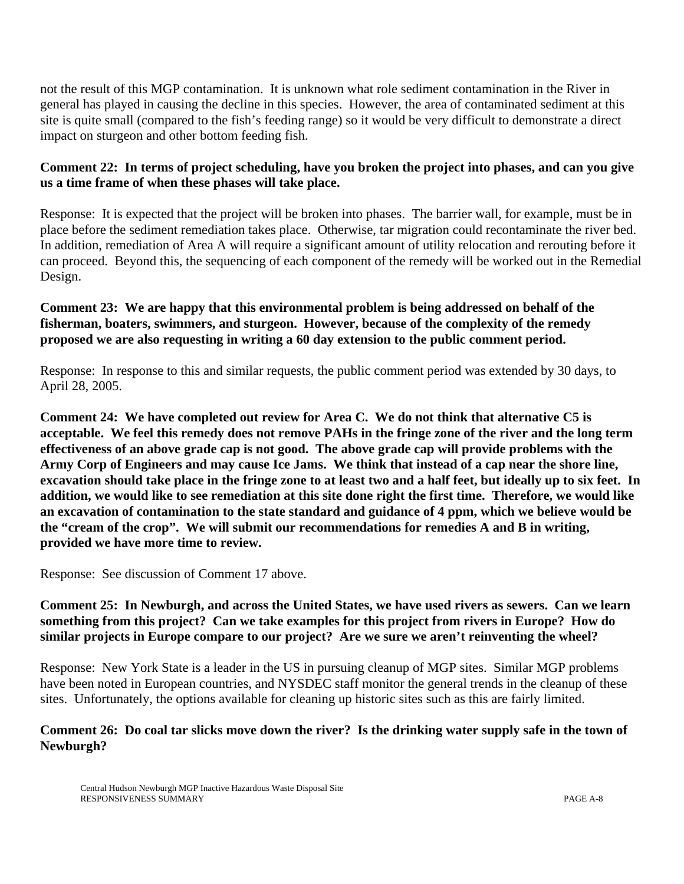not the result of this MGP contamination. It is unknown what role sediment contamination in the River in general has played in causing the decline in this species. However, the area of contaminated sediment at this site is quite small (compared to the fish's feeding range) so it would be very difficult to demonstrate a direct impact on sturgeon and other bottom feeding fish.

**Comment 22: In terms of project scheduling, have you broken the project into phases, and can you give us a time frame of when these phases will take place.**

Response: It is expected that the project will be broken into phases. The barrier wall, for example, must be in place before the sediment remediation takes place. Otherwise, tar migration could recontaminate the river bed. In addition, remediation of Area A will require a significant amount of utility relocation and rerouting before it can proceed. Beyond this, the sequencing of each component of the remedy will be worked out in the Remedial Design.

**Comment 23: We are happy that this environmental problem is being addressed on behalf of the fisherman, boaters, swimmers, and sturgeon. However, because of the complexity of the remedy proposed we are also requesting in writing a 60 day extension to the public comment period.**

Response: In response to this and similar requests, the public comment period was extended by 30 days, to April 28, 2005.

**Comment 24: We have completed out review for Area C. We do not think that alternative C5 is acceptable. We feel this remedy does not remove PAHs in the fringe zone of the river and the long term effectiveness of an above grade cap is not good. The above grade cap will provide problems with the Army Corp of Engineers and may cause Ice Jams. We think that instead of a cap near the shore line, excavation should take place in the fringe zone to at least two and a half feet, but ideally up to six feet. In addition, we would like to see remediation at this site done right the first time. Therefore, we would like an excavation of contamination to the state standard and guidance of 4 ppm, which we believe would be the "cream of the crop". We will submit our recommendations for remedies A and B in writing, provided we have more time to review.**

Response: See discussion of Comment 17 above.

**Comment 25: In Newburgh, and across the United States, we have used rivers as sewers. Can we learn something from this project? Can we take examples for this project from rivers in Europe? How do similar projects in Europe compare to our project? Are we sure we aren't reinventing the wheel?**

Response: New York State is a leader in the US in pursuing cleanup of MGP sites. Similar MGP problems have been noted in European countries, and NYSDEC staff monitor the general trends in the cleanup of these sites. Unfortunately, the options available for cleaning up historic sites such as this are fairly limited.

**Comment 26: Do coal tar slicks move down the river? Is the drinking water supply safe in the town of Newburgh?**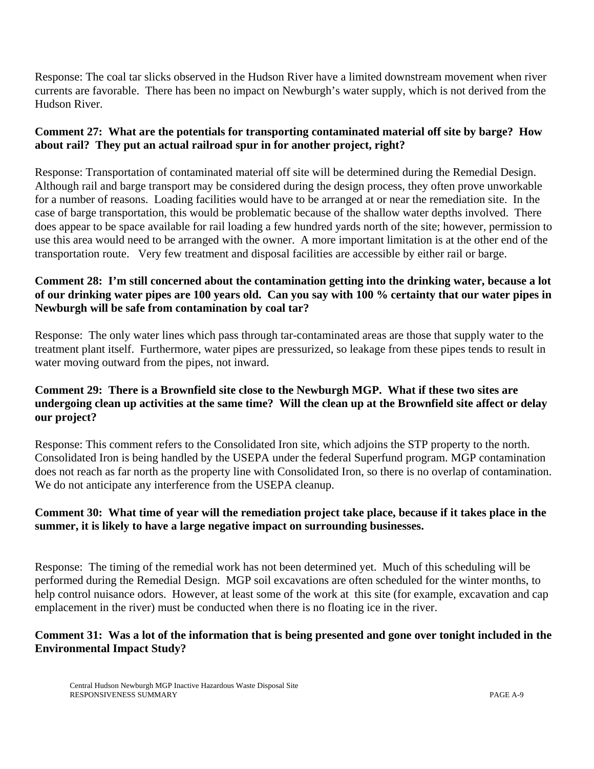Response: The coal tar slicks observed in the Hudson River have a limited downstream movement when river currents are favorable. There has been no impact on Newburgh's water supply, which is not derived from the Hudson River.

**Comment 27: What are the potentials for transporting contaminated material off site by barge? How about rail? They put an actual railroad spur in for another project, right?**

Response: Transportation of contaminated material off site will be determined during the Remedial Design. Although rail and barge transport may be considered during the design process, they often prove unworkable for a number of reasons. Loading facilities would have to be arranged at or near the remediation site. In the case of barge transportation, this would be problematic because of the shallow water depths involved. There does appear to be space available for rail loading a few hundred yards north of the site; however, permission to use this area would need to be arranged with the owner. A more important limitation is at the other end of the transportation route. Very few treatment and disposal facilities are accessible by either rail or barge.

**Comment 28: I'm still concerned about the contamination getting into the drinking water, because a lot of our drinking water pipes are 100 years old. Can you say with 100 % certainty that our water pipes in Newburgh will be safe from contamination by coal tar?**

Response: The only water lines which pass through tar-contaminated areas are those that supply water to the treatment plant itself. Furthermore, water pipes are pressurized, so leakage from these pipes tends to result in water moving outward from the pipes, not inward.

**Comment 29: There is a Brownfield site close to the Newburgh MGP. What if these two sites are undergoing clean up activities at the same time? Will the clean up at the Brownfield site affect or delay our project?**

Response: This comment refers to the Consolidated Iron site, which adjoins the STP property to the north. Consolidated Iron is being handled by the USEPA under the federal Superfund program. MGP contamination does not reach as far north as the property line with Consolidated Iron, so there is no overlap of contamination. We do not anticipate any interference from the USEPA cleanup.

**Comment 30: What time of year will the remediation project take place, because if it takes place in the summer, it is likely to have a large negative impact on surrounding businesses.**

Response: The timing of the remedial work has not been determined yet. Much of this scheduling will be performed during the Remedial Design. MGP soil excavations are often scheduled for the winter months, to help control nuisance odors. However, at least some of the work at this site (for example, excavation and cap emplacement in the river) must be conducted when there is no floating ice in the river.

**Comment 31: Was a lot of the information that is being presented and gone over tonight included in the Environmental Impact Study?**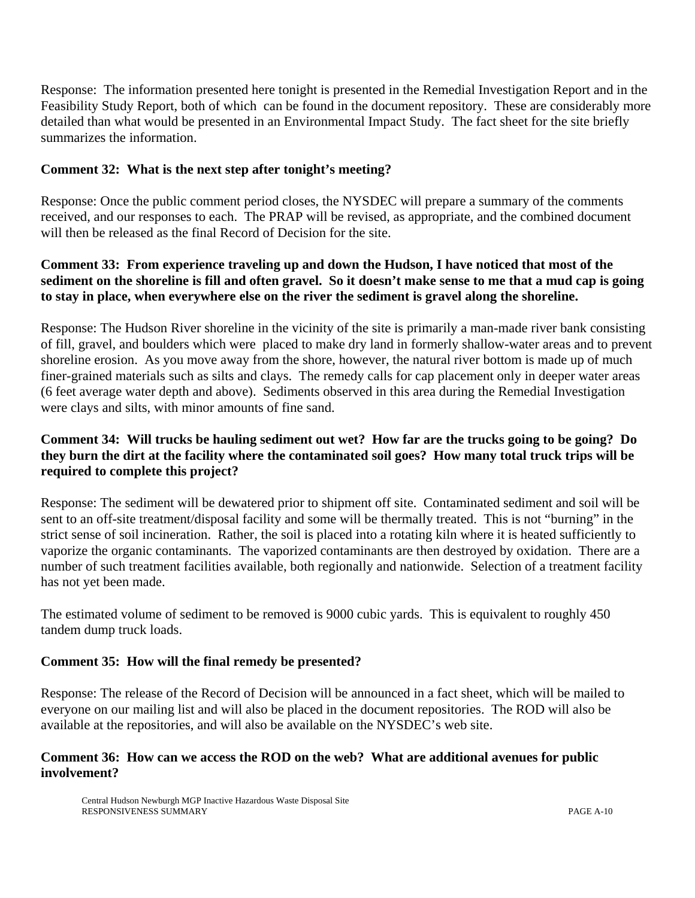Response: The information presented here tonight is presented in the Remedial Investigation Report and in the Feasibility Study Report, both of which can be found in the document repository. These are considerably more detailed than what would be presented in an Environmental Impact Study. The fact sheet for the site briefly summarizes the information.

**Comment 32: What is the next step after tonight's meeting?**

Response: Once the public comment period closes, the NYSDEC will prepare a summary of the comments received, and our responses to each. The PRAP will be revised, as appropriate, and the combined document will then be released as the final Record of Decision for the site.

**Comment 33: From experience traveling up and down the Hudson, I have noticed that most of the sediment on the shoreline is fill and often gravel. So it doesn't make sense to me that a mud cap is going to stay in place, when everywhere else on the river the sediment is gravel along the shoreline.**

Response: The Hudson River shoreline in the vicinity of the site is primarily a man-made river bank consisting of fill, gravel, and boulders which were placed to make dry land in formerly shallow-water areas and to prevent shoreline erosion. As you move away from the shore, however, the natural river bottom is made up of much finer-grained materials such as silts and clays. The remedy calls for cap placement only in deeper water areas (6 feet average water depth and above). Sediments observed in this area during the Remedial Investigation were clays and silts, with minor amounts of fine sand.

**Comment 34: Will trucks be hauling sediment out wet? How far are the trucks going to be going? Do they burn the dirt at the facility where the contaminated soil goes? How many total truck trips will be required to complete this project?**

Response: The sediment will be dewatered prior to shipment off site. Contaminated sediment and soil will be sent to an off-site treatment/disposal facility and some will be thermally treated. This is not "burning" in the strict sense of soil incineration. Rather, the soil is placed into a rotating kiln where it is heated sufficiently to vaporize the organic contaminants. The vaporized contaminants are then destroyed by oxidation. There are a number of such treatment facilities available, both regionally and nationwide. Selection of a treatment facility has not yet been made.

The estimated volume of sediment to be removed is 9000 cubic yards. This is equivalent to roughly 450 tandem dump truck loads.

**Comment 35: How will the final remedy be presented?**

Response: The release of the Record of Decision will be announced in a fact sheet, which will be mailed to everyone on our mailing list and will also be placed in the document repositories. The ROD will also be available at the repositories, and will also be available on the NYSDEC's web site.

**Comment 36: How can we access the ROD on the web? What are additional avenues for public involvement?**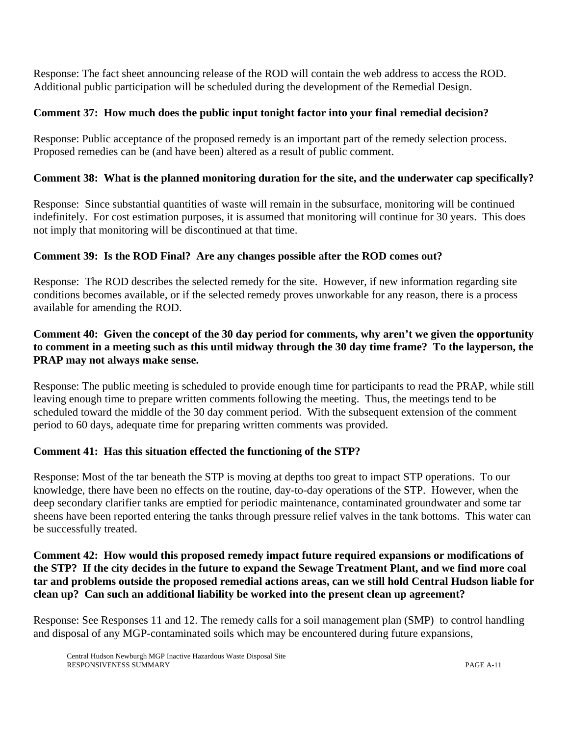Response: The fact sheet announcing release of the ROD will contain the web address to access the ROD. Additional public participation will be scheduled during the development of the Remedial Design.

**Comment 37: How much does the public input tonight factor into your final remedial decision?**

Response: Public acceptance of the proposed remedy is an important part of the remedy selection process. Proposed remedies can be (and have been) altered as a result of public comment.

**Comment 38: What is the planned monitoring duration for the site, and the underwater cap specifically?**

Response: Since substantial quantities of waste will remain in the subsurface, monitoring will be continued indefinitely. For cost estimation purposes, it is assumed that monitoring will continue for 30 years. This does not imply that monitoring will be discontinued at that time.

**Comment 39: Is the ROD Final? Are any changes possible after the ROD comes out?**

Response: The ROD describes the selected remedy for the site. However, if new information regarding site conditions becomes available, or if the selected remedy proves unworkable for any reason, there is a process available for amending the ROD.

**Comment 40: Given the concept of the 30 day period for comments, why aren't we given the opportunity to comment in a meeting such as this until midway through the 30 day time frame? To the layperson, the PRAP may not always make sense.**

Response: The public meeting is scheduled to provide enough time for participants to read the PRAP, while still leaving enough time to prepare written comments following the meeting. Thus, the meetings tend to be scheduled toward the middle of the 30 day comment period. With the subsequent extension of the comment period to 60 days, adequate time for preparing written comments was provided.

**Comment 41: Has this situation effected the functioning of the STP?**

Response: Most of the tar beneath the STP is moving at depths too great to impact STP operations. To our knowledge, there have been no effects on the routine, day-to-day operations of the STP. However, when the deep secondary clarifier tanks are emptied for periodic maintenance, contaminated groundwater and some tar sheens have been reported entering the tanks through pressure relief valves in the tank bottoms. This water can be successfully treated.

**Comment 42: How would this proposed remedy impact future required expansions or modifications of the STP? If the city decides in the future to expand the Sewage Treatment Plant, and we find more coal tar and problems outside the proposed remedial actions areas, can we still hold Central Hudson liable for clean up? Can such an additional liability be worked into the present clean up agreement?**

Response: See Responses 11 and 12. The remedy calls for a soil management plan (SMP) to control handling and disposal of any MGP-contaminated soils which may be encountered during future expansions,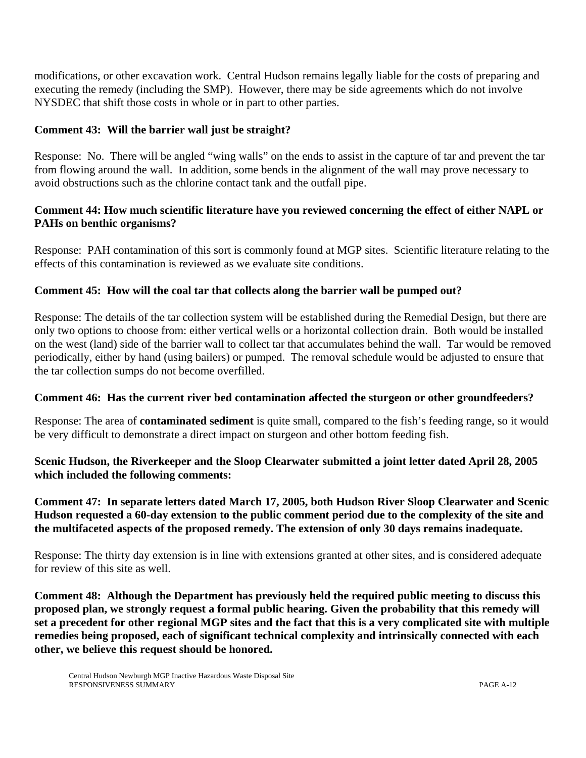modifications, or other excavation work. Central Hudson remains legally liable for the costs of preparing and executing the remedy (including the SMP). However, there may be side agreements which do not involve NYSDEC that shift those costs in whole or in part to other parties.

**Comment 43: Will the barrier wall just be straight?**

Response: No. There will be angled "wing walls" on the ends to assist in the capture of tar and prevent the tar from flowing around the wall. In addition, some bends in the alignment of the wall may prove necessary to avoid obstructions such as the chlorine contact tank and the outfall pipe.

**Comment 44: How much scientific literature have you reviewed concerning the effect of either NAPL or PAHs on benthic organisms?**

Response: PAH contamination of this sort is commonly found at MGP sites. Scientific literature relating to the effects of this contamination is reviewed as we evaluate site conditions.

**Comment 45: How will the coal tar that collects along the barrier wall be pumped out?**

Response: The details of the tar collection system will be established during the Remedial Design, but there are only two options to choose from: either vertical wells or a horizontal collection drain. Both would be installed on the west (land) side of the barrier wall to collect tar that accumulates behind the wall. Tar would be removed periodically, either by hand (using bailers) or pumped. The removal schedule would be adjusted to ensure that the tar collection sumps do not become overfilled.

**Comment 46: Has the current river bed contamination affected the sturgeon or other groundfeeders?**

Response: The area of **contaminated sediment** is quite small, compared to the fish's feeding range, so it would be very difficult to demonstrate a direct impact on sturgeon and other bottom feeding fish.

**Scenic Hudson, the Riverkeeper and the Sloop Clearwater submitted a joint letter dated April 28, 2005 which included the following comments:**

**Comment 47: In separate letters dated March 17, 2005, both Hudson River Sloop Clearwater and Scenic Hudson requested a 60-day extension to the public comment period due to the complexity of the site and the multifaceted aspects of the proposed remedy. The extension of only 30 days remains inadequate.**

Response: The thirty day extension is in line with extensions granted at other sites, and is considered adequate for review of this site as well.

**Comment 48: Although the Department has previously held the required public meeting to discuss this proposed plan, we strongly request a formal public hearing. Given the probability that this remedy will set a precedent for other regional MGP sites and the fact that this is a very complicated site with multiple remedies being proposed, each of significant technical complexity and intrinsically connected with each other, we believe this request should be honored.**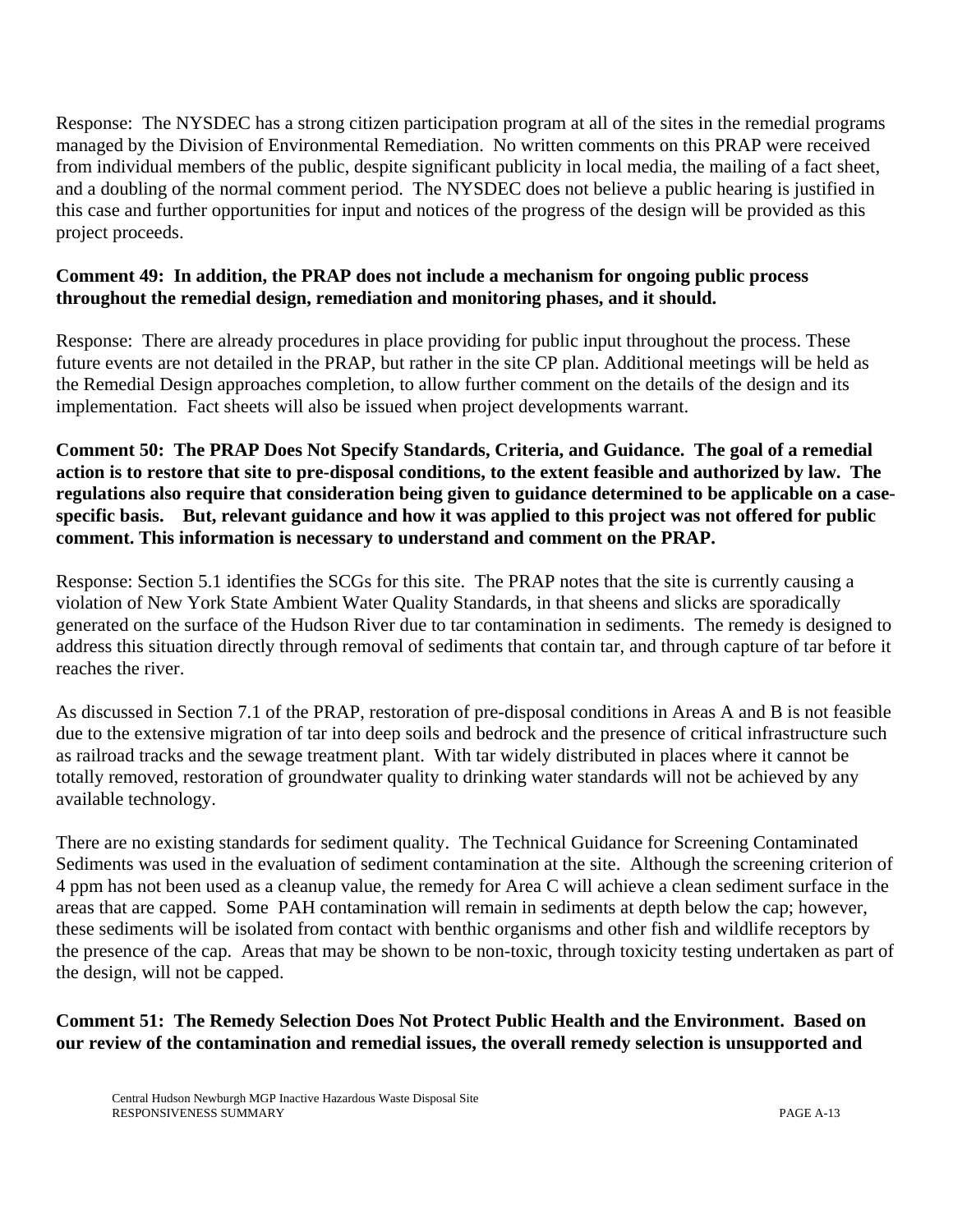Response: The NYSDEC has a strong citizen participation program at all of the sites in the remedial programs managed by the Division of Environmental Remediation. No written comments on this PRAP were received from individual members of the public, despite significant publicity in local media, the mailing of a fact sheet, and a doubling of the normal comment period. The NYSDEC does not believe a public hearing is justified in this case and further opportunities for input and notices of the progress of the design will be provided as this project proceeds.

**Comment 49: In addition, the PRAP does not include a mechanism for ongoing public process throughout the remedial design, remediation and monitoring phases, and it should.**

Response: There are already procedures in place providing for public input throughout the process. These future events are not detailed in the PRAP, but rather in the site CP plan. Additional meetings will be held as the Remedial Design approaches completion, to allow further comment on the details of the design and its implementation. Fact sheets will also be issued when project developments warrant.

**Comment 50: The PRAP Does Not Specify Standards, Criteria, and Guidance. The goal of a remedial action is to restore that site to pre-disposal conditions, to the extent feasible and authorized by law. The regulations also require that consideration being given to guidance determined to be applicable on a case-specific basis. But, relevant guidance and how it was applied to this project was not offered for public comment. This information is necessary to understand and comment on the PRAP.**

Response: Section 5.1 identifies the SCGs for this site. The PRAP notes that the site is currently causing a violation of New York State Ambient Water Quality Standards, in that sheens and slicks are sporadically generated on the surface of the Hudson River due to tar contamination in sediments. The remedy is designed to address this situation directly through removal of sediments that contain tar, and through capture of tar before it reaches the river.

As discussed in Section 7.1 of the PRAP, restoration of pre-disposal conditions in Areas A and B is not feasible due to the extensive migration of tar into deep soils and bedrock and the presence of critical infrastructure such as railroad tracks and the sewage treatment plant. With tar widely distributed in places where it cannot be totally removed, restoration of groundwater quality to drinking water standards will not be achieved by any available technology.

There are no existing standards for sediment quality. The Technical Guidance for Screening Contaminated Sediments was used in the evaluation of sediment contamination at the site. Although the screening criterion of 4 ppm has not been used as a cleanup value, the remedy for Area C will achieve a clean sediment surface in the areas that are capped. Some PAH contamination will remain in sediments at depth below the cap; however, these sediments will be isolated from contact with benthic organisms and other fish and wildlife receptors by the presence of the cap. Areas that may be shown to be non-toxic, through toxicity testing undertaken as part of the design, will not be capped.

**Comment 51: The Remedy Selection Does Not Protect Public Health and the Environment. Based on our review of the contamination and remedial issues, the overall remedy selection is unsupported and**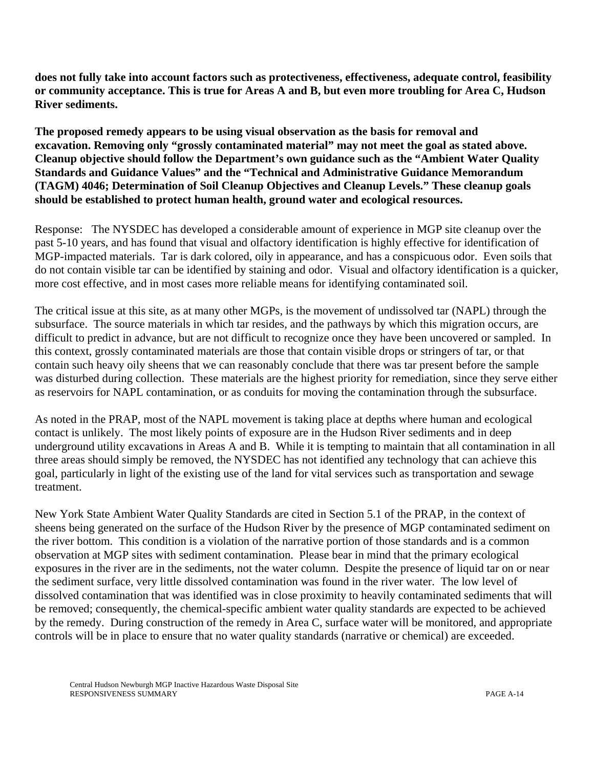**does not fully take into account factors such as protectiveness, effectiveness, adequate control, feasibility or community acceptance. This is true for Areas A and B, but even more troubling for Area C, Hudson River sediments.**

**The proposed remedy appears to be using visual observation as the basis for removal and excavation. Removing only "grossly contaminated material" may not meet the goal as stated above. Cleanup objective should follow the Department's own guidance such as the "Ambient Water Quality Standards and Guidance Values" and the "Technical and Administrative Guidance Memorandum (TAGM) 4046; Determination of Soil Cleanup Objectives and Cleanup Levels." These cleanup goals should be established to protect human health, ground water and ecological resources.**

Response: The NYSDEC has developed a considerable amount of experience in MGP site cleanup over the past 5-10 years, and has found that visual and olfactory identification is highly effective for identification of MGP-impacted materials. Tar is dark colored, oily in appearance, and has a conspicuous odor. Even soils that do not contain visible tar can be identified by staining and odor. Visual and olfactory identification is a quicker, more cost effective, and in most cases more reliable means for identifying contaminated soil.

The critical issue at this site, as at many other MGPs, is the movement of undissolved tar (NAPL) through the subsurface. The source materials in which tar resides, and the pathways by which this migration occurs, are difficult to predict in advance, but are not difficult to recognize once they have been uncovered or sampled. In this context, grossly contaminated materials are those that contain visible drops or stringers of tar, or that contain such heavy oily sheens that we can reasonably conclude that there was tar present before the sample was disturbed during collection. These materials are the highest priority for remediation, since they serve either as reservoirs for NAPL contamination, or as conduits for moving the contamination through the subsurface.

As noted in the PRAP, most of the NAPL movement is taking place at depths where human and ecological contact is unlikely. The most likely points of exposure are in the Hudson River sediments and in deep underground utility excavations in Areas A and B. While it is tempting to maintain that all contamination in all three areas should simply be removed, the NYSDEC has not identified any technology that can achieve this goal, particularly in light of the existing use of the land for vital services such as transportation and sewage treatment.

New York State Ambient Water Quality Standards are cited in Section 5.1 of the PRAP, in the context of sheens being generated on the surface of the Hudson River by the presence of MGP contaminated sediment on the river bottom. This condition is a violation of the narrative portion of those standards and is a common observation at MGP sites with sediment contamination. Please bear in mind that the primary ecological exposures in the river are in the sediments, not the water column. Despite the presence of liquid tar on or near the sediment surface, very little dissolved contamination was found in the river water. The low level of dissolved contamination that was identified was in close proximity to heavily contaminated sediments that will be removed; consequently, the chemical-specific ambient water quality standards are expected to be achieved by the remedy. During construction of the remedy in Area C, surface water will be monitored, and appropriate controls will be in place to ensure that no water quality standards (narrative or chemical) are exceeded.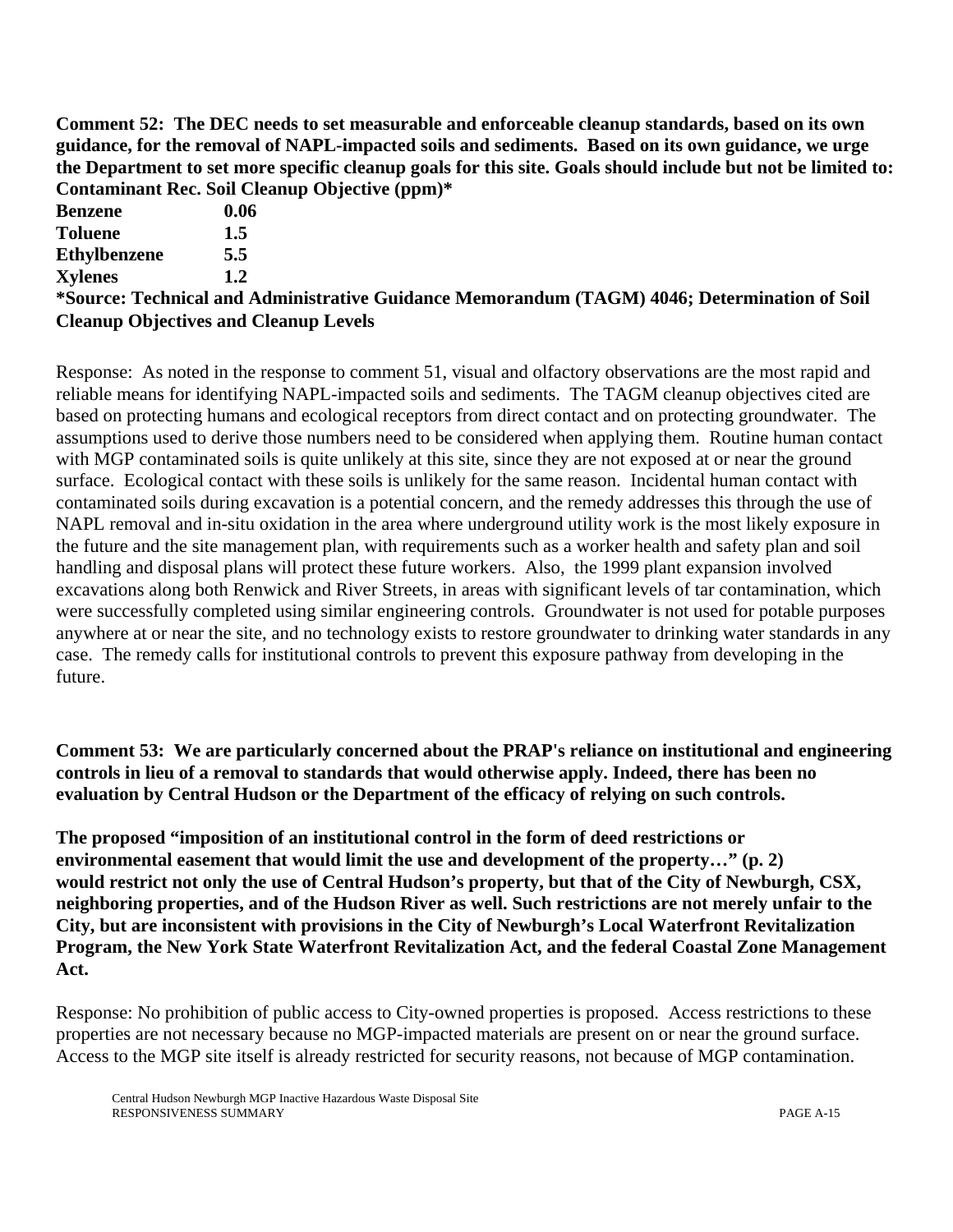**Comment 52: The DEC needs to set measurable and enforceable cleanup standards, based on its own guidance, for the removal of NAPL-impacted soils and sediments. Based on its own guidance, we urge the Department to set more specific cleanup goals for this site. Goals should include but not be limited to:**

| Contaminant | Rec. Soil Cleanup Objective (ppm)* |
|---|---|
| **Benzene** | **0.06** |
| **Toluene** | **1.5** |
| **Ethylbenzene** | **5.5** |
| **Xylenes** | **1.2** |

**\*Source: Technical and Administrative Guidance Memorandum (TAGM) 4046; Determination of Soil Cleanup Objectives and Cleanup Levels**

Response: As noted in the response to comment 51, visual and olfactory observations are the most rapid and reliable means for identifying NAPL-impacted soils and sediments. The TAGM cleanup objectives cited are based on protecting humans and ecological receptors from direct contact and on protecting groundwater. The assumptions used to derive those numbers need to be considered when applying them. Routine human contact with MGP contaminated soils is quite unlikely at this site, since they are not exposed at or near the ground surface. Ecological contact with these soils is unlikely for the same reason. Incidental human contact with contaminated soils during excavation is a potential concern, and the remedy addresses this through the use of NAPL removal and in-situ oxidation in the area where underground utility work is the most likely exposure in the future and the site management plan, with requirements such as a worker health and safety plan and soil handling and disposal plans will protect these future workers. Also, the 1999 plant expansion involved excavations along both Renwick and River Streets, in areas with significant levels of tar contamination, which were successfully completed using similar engineering controls. Groundwater is not used for potable purposes anywhere at or near the site, and no technology exists to restore groundwater to drinking water standards in any case. The remedy calls for institutional controls to prevent this exposure pathway from developing in the future.

**Comment 53: We are particularly concerned about the PRAP's reliance on institutional and engineering controls in lieu of a removal to standards that would otherwise apply. Indeed, there has been no evaluation by Central Hudson or the Department of the efficacy of relying on such controls.**

**The proposed "imposition of an institutional control in the form of deed restrictions or environmental easement that would limit the use and development of the property…" (p. 2) would restrict not only the use of Central Hudson's property, but that of the City of Newburgh, CSX, neighboring properties, and of the Hudson River as well. Such restrictions are not merely unfair to the City, but are inconsistent with provisions in the City of Newburgh's Local Waterfront Revitalization Program, the New York State Waterfront Revitalization Act, and the federal Coastal Zone Management Act.**

Response: No prohibition of public access to City-owned properties is proposed. Access restrictions to these properties are not necessary because no MGP-impacted materials are present on or near the ground surface. Access to the MGP site itself is already restricted for security reasons, not because of MGP contamination.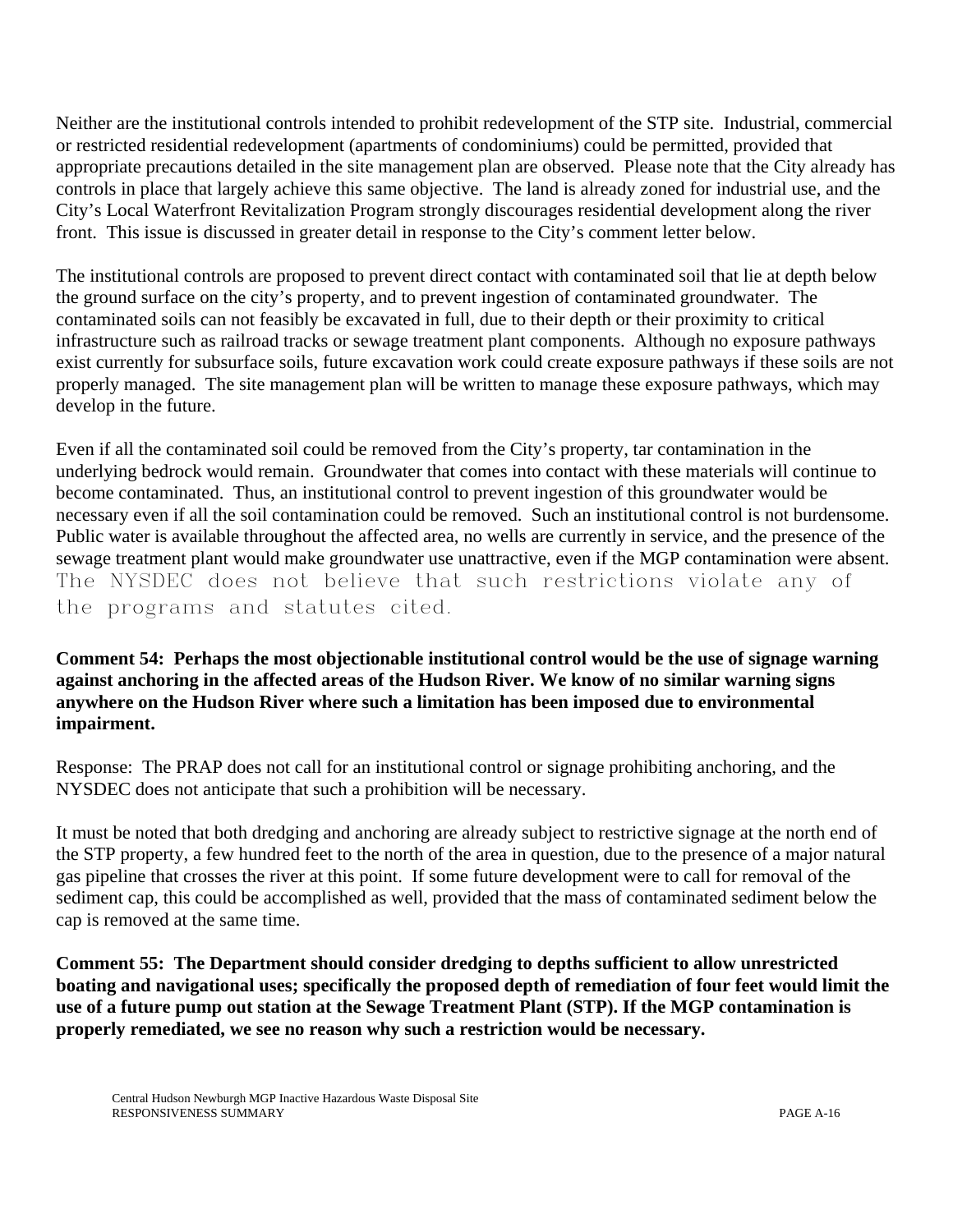Neither are the institutional controls intended to prohibit redevelopment of the STP site. Industrial, commercial or restricted residential redevelopment (apartments of condominiums) could be permitted, provided that appropriate precautions detailed in the site management plan are observed. Please note that the City already has controls in place that largely achieve this same objective. The land is already zoned for industrial use, and the City's Local Waterfront Revitalization Program strongly discourages residential development along the river front. This issue is discussed in greater detail in response to the City's comment letter below.

The institutional controls are proposed to prevent direct contact with contaminated soil that lie at depth below the ground surface on the city's property, and to prevent ingestion of contaminated groundwater. The contaminated soils can not feasibly be excavated in full, due to their depth or their proximity to critical infrastructure such as railroad tracks or sewage treatment plant components. Although no exposure pathways exist currently for subsurface soils, future excavation work could create exposure pathways if these soils are not properly managed. The site management plan will be written to manage these exposure pathways, which may develop in the future.

Even if all the contaminated soil could be removed from the City's property, tar contamination in the underlying bedrock would remain. Groundwater that comes into contact with these materials will continue to become contaminated. Thus, an institutional control to prevent ingestion of this groundwater would be necessary even if all the soil contamination could be removed. Such an institutional control is not burdensome. Public water is available throughout the affected area, no wells are currently in service, and the presence of the sewage treatment plant would make groundwater use unattractive, even if the MGP contamination were absent. The NYSDEC does not believe that such restrictions violate any of the programs and statutes cited.

**Comment 54: Perhaps the most objectionable institutional control would be the use of signage warning against anchoring in the affected areas of the Hudson River. We know of no similar warning signs anywhere on the Hudson River where such a limitation has been imposed due to environmental impairment.**

Response: The PRAP does not call for an institutional control or signage prohibiting anchoring, and the NYSDEC does not anticipate that such a prohibition will be necessary.

It must be noted that both dredging and anchoring are already subject to restrictive signage at the north end of the STP property, a few hundred feet to the north of the area in question, due to the presence of a major natural gas pipeline that crosses the river at this point. If some future development were to call for removal of the sediment cap, this could be accomplished as well, provided that the mass of contaminated sediment below the cap is removed at the same time.

**Comment 55: The Department should consider dredging to depths sufficient to allow unrestricted boating and navigational uses; specifically the proposed depth of remediation of four feet would limit the use of a future pump out station at the Sewage Treatment Plant (STP). If the MGP contamination is properly remediated, we see no reason why such a restriction would be necessary.**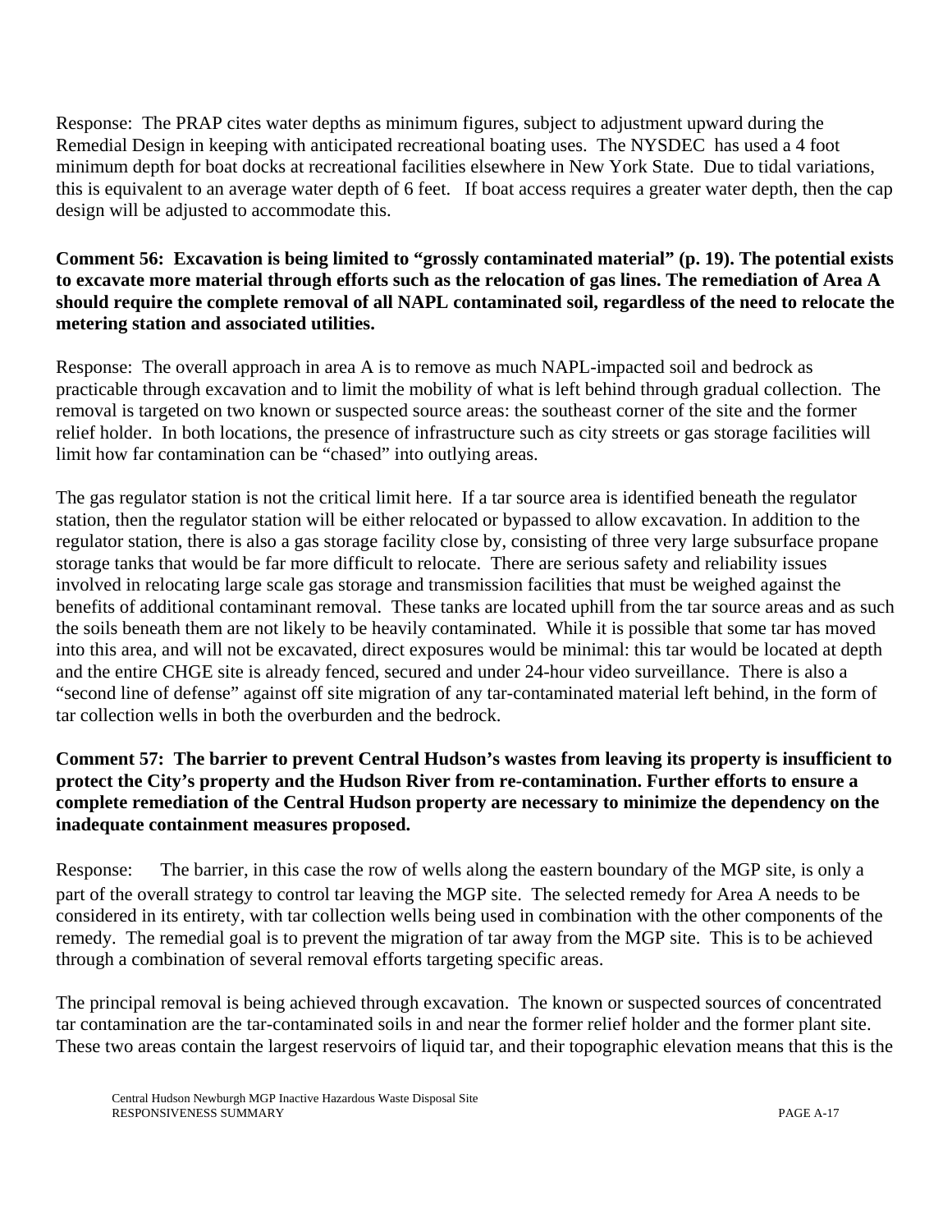Response: The PRAP cites water depths as minimum figures, subject to adjustment upward during the Remedial Design in keeping with anticipated recreational boating uses. The NYSDEC has used a 4 foot minimum depth for boat docks at recreational facilities elsewhere in New York State. Due to tidal variations, this is equivalent to an average water depth of 6 feet. If boat access requires a greater water depth, then the cap design will be adjusted to accommodate this.

**Comment 56: Excavation is being limited to "grossly contaminated material" (p. 19). The potential exists to excavate more material through efforts such as the relocation of gas lines. The remediation of Area A should require the complete removal of all NAPL contaminated soil, regardless of the need to relocate the metering station and associated utilities.**

Response: The overall approach in area A is to remove as much NAPL-impacted soil and bedrock as practicable through excavation and to limit the mobility of what is left behind through gradual collection. The removal is targeted on two known or suspected source areas: the southeast corner of the site and the former relief holder. In both locations, the presence of infrastructure such as city streets or gas storage facilities will limit how far contamination can be "chased" into outlying areas.

The gas regulator station is not the critical limit here. If a tar source area is identified beneath the regulator station, then the regulator station will be either relocated or bypassed to allow excavation. In addition to the regulator station, there is also a gas storage facility close by, consisting of three very large subsurface propane storage tanks that would be far more difficult to relocate. There are serious safety and reliability issues involved in relocating large scale gas storage and transmission facilities that must be weighed against the benefits of additional contaminant removal. These tanks are located uphill from the tar source areas and as such the soils beneath them are not likely to be heavily contaminated. While it is possible that some tar has moved into this area, and will not be excavated, direct exposures would be minimal: this tar would be located at depth and the entire CHGE site is already fenced, secured and under 24-hour video surveillance. There is also a "second line of defense" against off site migration of any tar-contaminated material left behind, in the form of tar collection wells in both the overburden and the bedrock.

**Comment 57: The barrier to prevent Central Hudson's wastes from leaving its property is insufficient to protect the City's property and the Hudson River from re-contamination. Further efforts to ensure a complete remediation of the Central Hudson property are necessary to minimize the dependency on the inadequate containment measures proposed.**

Response: The barrier, in this case the row of wells along the eastern boundary of the MGP site, is only a part of the overall strategy to control tar leaving the MGP site. The selected remedy for Area A needs to be considered in its entirety, with tar collection wells being used in combination with the other components of the remedy. The remedial goal is to prevent the migration of tar away from the MGP site. This is to be achieved through a combination of several removal efforts targeting specific areas.

The principal removal is being achieved through excavation. The known or suspected sources of concentrated tar contamination are the tar-contaminated soils in and near the former relief holder and the former plant site. These two areas contain the largest reservoirs of liquid tar, and their topographic elevation means that this is the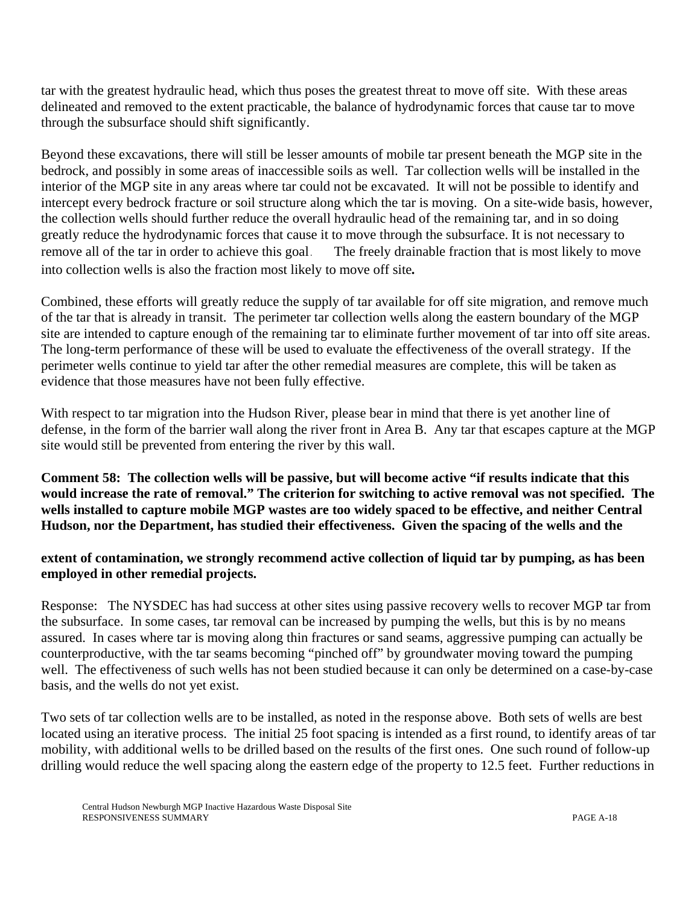tar with the greatest hydraulic head, which thus poses the greatest threat to move off site. With these areas delineated and removed to the extent practicable, the balance of hydrodynamic forces that cause tar to move through the subsurface should shift significantly.

Beyond these excavations, there will still be lesser amounts of mobile tar present beneath the MGP site in the bedrock, and possibly in some areas of inaccessible soils as well. Tar collection wells will be installed in the interior of the MGP site in any areas where tar could not be excavated. It will not be possible to identify and intercept every bedrock fracture or soil structure along which the tar is moving. On a site-wide basis, however, the collection wells should further reduce the overall hydraulic head of the remaining tar, and in so doing greatly reduce the hydrodynamic forces that cause it to move through the subsurface. It is not necessary to remove all of the tar in order to achieve this goal. The freely drainable fraction that is most likely to move into collection wells is also the fraction most likely to move off site**.**

Combined, these efforts will greatly reduce the supply of tar available for off site migration, and remove much of the tar that is already in transit. The perimeter tar collection wells along the eastern boundary of the MGP site are intended to capture enough of the remaining tar to eliminate further movement of tar into off site areas. The long-term performance of these will be used to evaluate the effectiveness of the overall strategy. If the perimeter wells continue to yield tar after the other remedial measures are complete, this will be taken as evidence that those measures have not been fully effective.

With respect to tar migration into the Hudson River, please bear in mind that there is yet another line of defense, in the form of the barrier wall along the river front in Area B. Any tar that escapes capture at the MGP site would still be prevented from entering the river by this wall.

**Comment 58: The collection wells will be passive, but will become active "if results indicate that this would increase the rate of removal." The criterion for switching to active removal was not specified. The wells installed to capture mobile MGP wastes are too widely spaced to be effective, and neither Central Hudson, nor the Department, has studied their effectiveness. Given the spacing of the wells and the extent of contamination, we strongly recommend active collection of liquid tar by pumping, as has been employed in other remedial projects.**

Response: The NYSDEC has had success at other sites using passive recovery wells to recover MGP tar from the subsurface. In some cases, tar removal can be increased by pumping the wells, but this is by no means assured. In cases where tar is moving along thin fractures or sand seams, aggressive pumping can actually be counterproductive, with the tar seams becoming "pinched off" by groundwater moving toward the pumping well. The effectiveness of such wells has not been studied because it can only be determined on a case-by-case basis, and the wells do not yet exist.

Two sets of tar collection wells are to be installed, as noted in the response above. Both sets of wells are best located using an iterative process. The initial 25 foot spacing is intended as a first round, to identify areas of tar mobility, with additional wells to be drilled based on the results of the first ones. One such round of follow-up drilling would reduce the well spacing along the eastern edge of the property to 12.5 feet. Further reductions in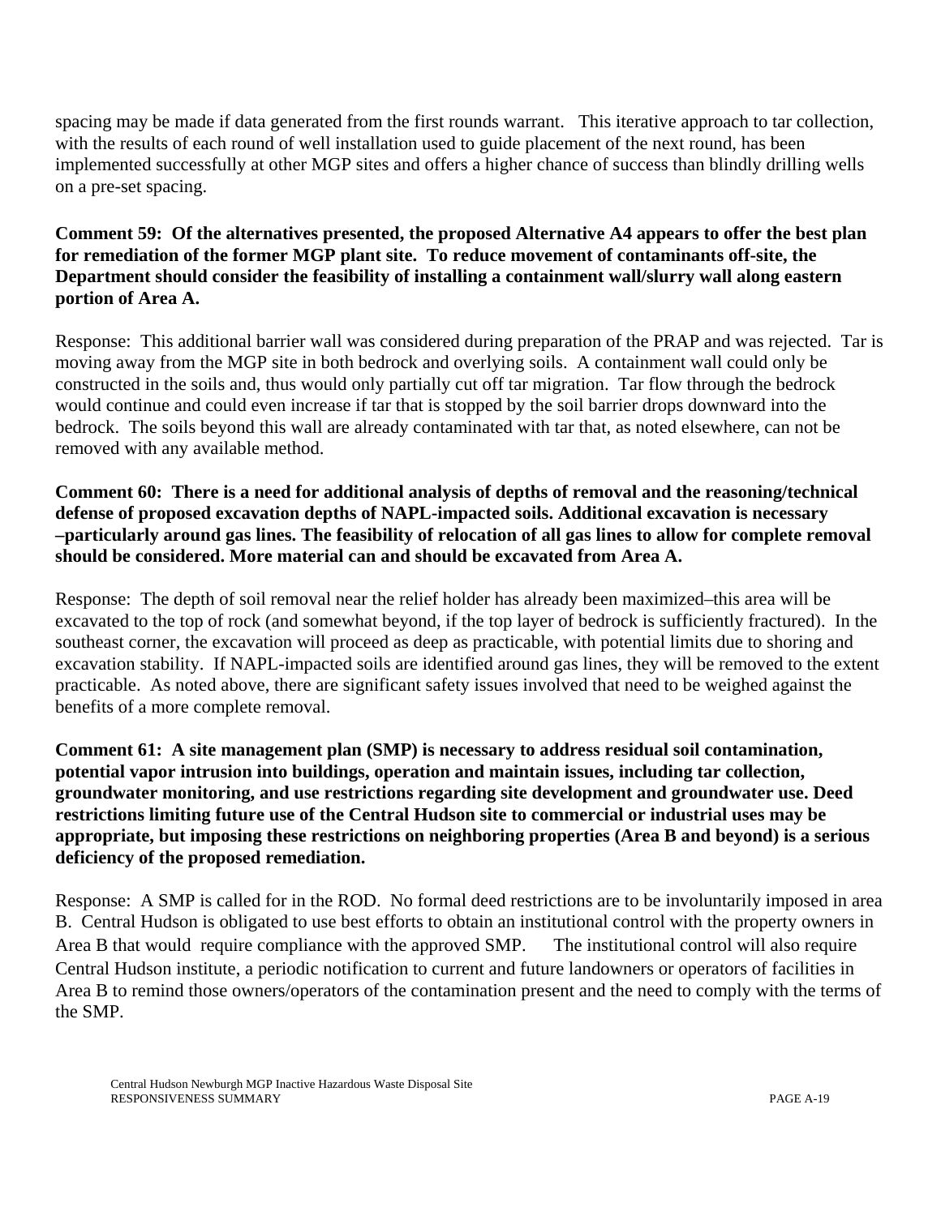spacing may be made if data generated from the first rounds warrant. This iterative approach to tar collection, with the results of each round of well installation used to guide placement of the next round, has been implemented successfully at other MGP sites and offers a higher chance of success than blindly drilling wells on a pre-set spacing.

**Comment 59: Of the alternatives presented, the proposed Alternative A4 appears to offer the best plan for remediation of the former MGP plant site. To reduce movement of contaminants off-site, the Department should consider the feasibility of installing a containment wall/slurry wall along eastern portion of Area A.**

Response: This additional barrier wall was considered during preparation of the PRAP and was rejected. Tar is moving away from the MGP site in both bedrock and overlying soils. A containment wall could only be constructed in the soils and, thus would only partially cut off tar migration. Tar flow through the bedrock would continue and could even increase if tar that is stopped by the soil barrier drops downward into the bedrock. The soils beyond this wall are already contaminated with tar that, as noted elsewhere, can not be removed with any available method.

**Comment 60: There is a need for additional analysis of depths of removal and the reasoning/technical defense of proposed excavation depths of NAPL-impacted soils. Additional excavation is necessary –particularly around gas lines. The feasibility of relocation of all gas lines to allow for complete removal should be considered. More material can and should be excavated from Area A.**

Response: The depth of soil removal near the relief holder has already been maximized–this area will be excavated to the top of rock (and somewhat beyond, if the top layer of bedrock is sufficiently fractured). In the southeast corner, the excavation will proceed as deep as practicable, with potential limits due to shoring and excavation stability. If NAPL-impacted soils are identified around gas lines, they will be removed to the extent practicable. As noted above, there are significant safety issues involved that need to be weighed against the benefits of a more complete removal.

**Comment 61: A site management plan (SMP) is necessary to address residual soil contamination, potential vapor intrusion into buildings, operation and maintain issues, including tar collection, groundwater monitoring, and use restrictions regarding site development and groundwater use. Deed restrictions limiting future use of the Central Hudson site to commercial or industrial uses may be appropriate, but imposing these restrictions on neighboring properties (Area B and beyond) is a serious deficiency of the proposed remediation.**

Response: A SMP is called for in the ROD. No formal deed restrictions are to be involuntarily imposed in area B. Central Hudson is obligated to use best efforts to obtain an institutional control with the property owners in Area B that would require compliance with the approved SMP. The institutional control will also require Central Hudson institute, a periodic notification to current and future landowners or operators of facilities in Area B to remind those owners/operators of the contamination present and the need to comply with the terms of the SMP.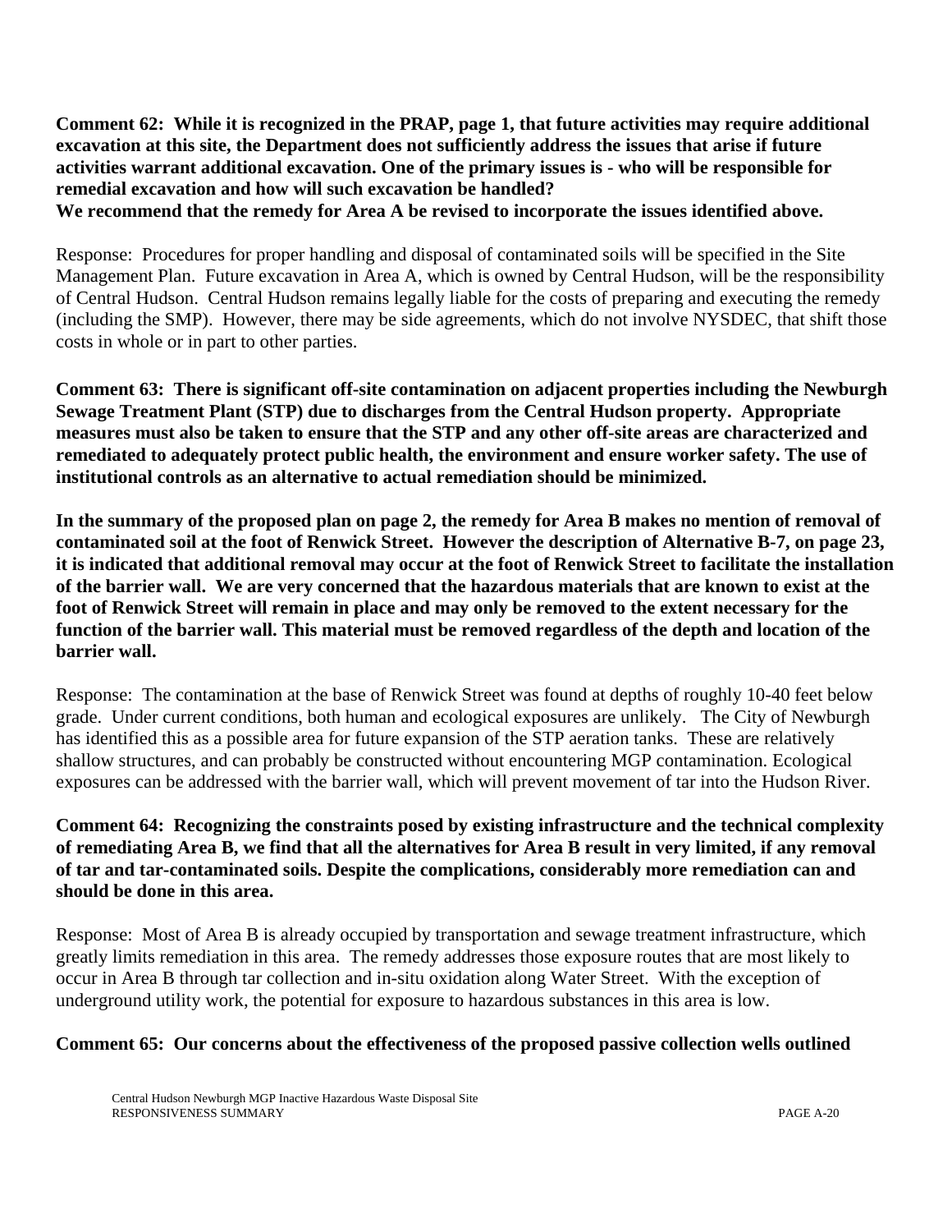**Comment 62: While it is recognized in the PRAP, page 1, that future activities may require additional excavation at this site, the Department does not sufficiently address the issues that arise if future activities warrant additional excavation. One of the primary issues is - who will be responsible for remedial excavation and how will such excavation be handled?**
**We recommend that the remedy for Area A be revised to incorporate the issues identified above.**

Response: Procedures for proper handling and disposal of contaminated soils will be specified in the Site Management Plan. Future excavation in Area A, which is owned by Central Hudson, will be the responsibility of Central Hudson. Central Hudson remains legally liable for the costs of preparing and executing the remedy (including the SMP). However, there may be side agreements, which do not involve NYSDEC, that shift those costs in whole or in part to other parties.

**Comment 63: There is significant off-site contamination on adjacent properties including the Newburgh Sewage Treatment Plant (STP) due to discharges from the Central Hudson property. Appropriate measures must also be taken to ensure that the STP and any other off-site areas are characterized and remediated to adequately protect public health, the environment and ensure worker safety. The use of institutional controls as an alternative to actual remediation should be minimized.**

**In the summary of the proposed plan on page 2, the remedy for Area B makes no mention of removal of contaminated soil at the foot of Renwick Street. However the description of Alternative B-7, on page 23, it is indicated that additional removal may occur at the foot of Renwick Street to facilitate the installation of the barrier wall. We are very concerned that the hazardous materials that are known to exist at the foot of Renwick Street will remain in place and may only be removed to the extent necessary for the function of the barrier wall. This material must be removed regardless of the depth and location of the barrier wall.**

Response: The contamination at the base of Renwick Street was found at depths of roughly 10-40 feet below grade. Under current conditions, both human and ecological exposures are unlikely. The City of Newburgh has identified this as a possible area for future expansion of the STP aeration tanks. These are relatively shallow structures, and can probably be constructed without encountering MGP contamination. Ecological exposures can be addressed with the barrier wall, which will prevent movement of tar into the Hudson River.

**Comment 64: Recognizing the constraints posed by existing infrastructure and the technical complexity of remediating Area B, we find that all the alternatives for Area B result in very limited, if any removal of tar and tar-contaminated soils. Despite the complications, considerably more remediation can and should be done in this area.**

Response: Most of Area B is already occupied by transportation and sewage treatment infrastructure, which greatly limits remediation in this area. The remedy addresses those exposure routes that are most likely to occur in Area B through tar collection and in-situ oxidation along Water Street. With the exception of underground utility work, the potential for exposure to hazardous substances in this area is low.

**Comment 65: Our concerns about the effectiveness of the proposed passive collection wells outlined**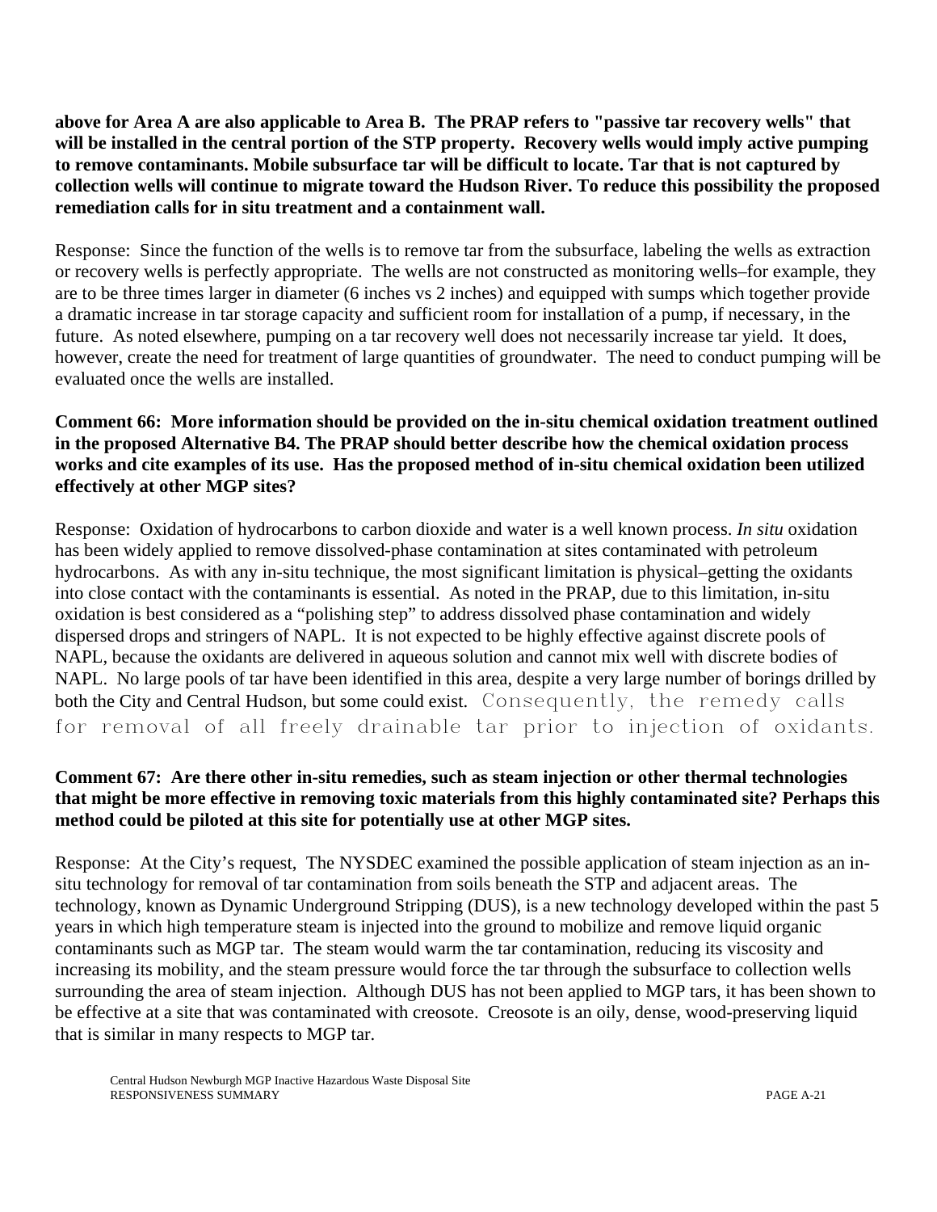**above for Area A are also applicable to Area B. The PRAP refers to "passive tar recovery wells" that will be installed in the central portion of the STP property. Recovery wells would imply active pumping to remove contaminants. Mobile subsurface tar will be difficult to locate. Tar that is not captured by collection wells will continue to migrate toward the Hudson River. To reduce this possibility the proposed remediation calls for in situ treatment and a containment wall.**

Response: Since the function of the wells is to remove tar from the subsurface, labeling the wells as extraction or recovery wells is perfectly appropriate. The wells are not constructed as monitoring wells–for example, they are to be three times larger in diameter (6 inches vs 2 inches) and equipped with sumps which together provide a dramatic increase in tar storage capacity and sufficient room for installation of a pump, if necessary, in the future. As noted elsewhere, pumping on a tar recovery well does not necessarily increase tar yield. It does, however, create the need for treatment of large quantities of groundwater. The need to conduct pumping will be evaluated once the wells are installed.

**Comment 66: More information should be provided on the in-situ chemical oxidation treatment outlined in the proposed Alternative B4. The PRAP should better describe how the chemical oxidation process works and cite examples of its use. Has the proposed method of in-situ chemical oxidation been utilized effectively at other MGP sites?**

Response: Oxidation of hydrocarbons to carbon dioxide and water is a well known process. *In situ* oxidation has been widely applied to remove dissolved-phase contamination at sites contaminated with petroleum hydrocarbons. As with any in-situ technique, the most significant limitation is physical–getting the oxidants into close contact with the contaminants is essential. As noted in the PRAP, due to this limitation, in-situ oxidation is best considered as a "polishing step" to address dissolved phase contamination and widely dispersed drops and stringers of NAPL. It is not expected to be highly effective against discrete pools of NAPL, because the oxidants are delivered in aqueous solution and cannot mix well with discrete bodies of NAPL. No large pools of tar have been identified in this area, despite a very large number of borings drilled by both the City and Central Hudson, but some could exist. Consequently, the remedy calls for removal of all freely drainable tar prior to injection of oxidants.

**Comment 67: Are there other in-situ remedies, such as steam injection or other thermal technologies that might be more effective in removing toxic materials from this highly contaminated site? Perhaps this method could be piloted at this site for potentially use at other MGP sites.**

Response: At the City's request, The NYSDEC examined the possible application of steam injection as an in-situ technology for removal of tar contamination from soils beneath the STP and adjacent areas. The technology, known as Dynamic Underground Stripping (DUS), is a new technology developed within the past 5 years in which high temperature steam is injected into the ground to mobilize and remove liquid organic contaminants such as MGP tar. The steam would warm the tar contamination, reducing its viscosity and increasing its mobility, and the steam pressure would force the tar through the subsurface to collection wells surrounding the area of steam injection. Although DUS has not been applied to MGP tars, it has been shown to be effective at a site that was contaminated with creosote. Creosote is an oily, dense, wood-preserving liquid that is similar in many respects to MGP tar.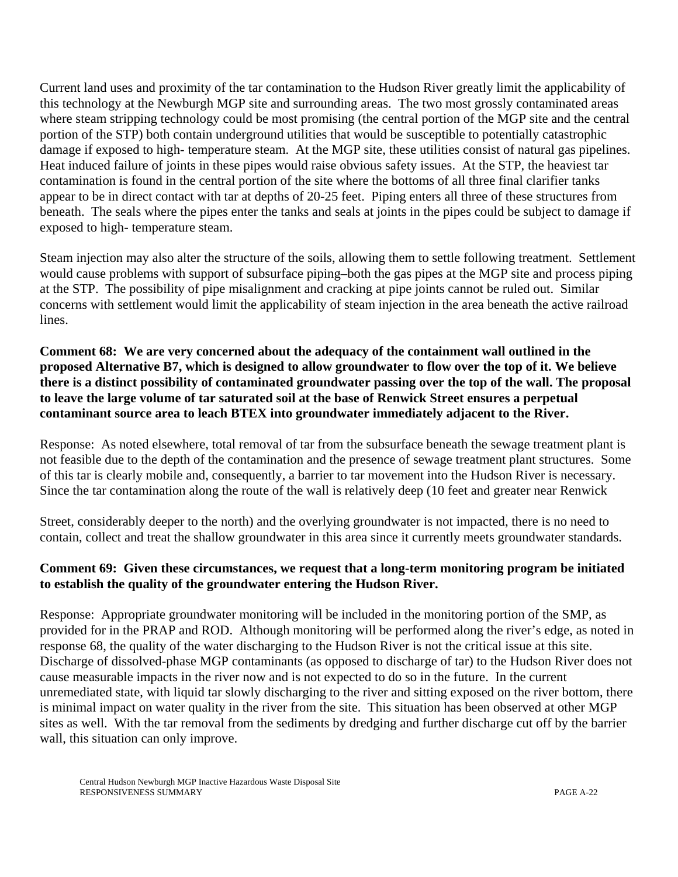Current land uses and proximity of the tar contamination to the Hudson River greatly limit the applicability of this technology at the Newburgh MGP site and surrounding areas. The two most grossly contaminated areas where steam stripping technology could be most promising (the central portion of the MGP site and the central portion of the STP) both contain underground utilities that would be susceptible to potentially catastrophic damage if exposed to high- temperature steam. At the MGP site, these utilities consist of natural gas pipelines. Heat induced failure of joints in these pipes would raise obvious safety issues. At the STP, the heaviest tar contamination is found in the central portion of the site where the bottoms of all three final clarifier tanks appear to be in direct contact with tar at depths of 20-25 feet. Piping enters all three of these structures from beneath. The seals where the pipes enter the tanks and seals at joints in the pipes could be subject to damage if exposed to high- temperature steam.

Steam injection may also alter the structure of the soils, allowing them to settle following treatment. Settlement would cause problems with support of subsurface piping–both the gas pipes at the MGP site and process piping at the STP. The possibility of pipe misalignment and cracking at pipe joints cannot be ruled out. Similar concerns with settlement would limit the applicability of steam injection in the area beneath the active railroad lines.

**Comment 68: We are very concerned about the adequacy of the containment wall outlined in the proposed Alternative B7, which is designed to allow groundwater to flow over the top of it. We believe there is a distinct possibility of contaminated groundwater passing over the top of the wall. The proposal to leave the large volume of tar saturated soil at the base of Renwick Street ensures a perpetual contaminant source area to leach BTEX into groundwater immediately adjacent to the River.**

Response: As noted elsewhere, total removal of tar from the subsurface beneath the sewage treatment plant is not feasible due to the depth of the contamination and the presence of sewage treatment plant structures. Some of this tar is clearly mobile and, consequently, a barrier to tar movement into the Hudson River is necessary. Since the tar contamination along the route of the wall is relatively deep (10 feet and greater near Renwick Street, considerably deeper to the north) and the overlying groundwater is not impacted, there is no need to contain, collect and treat the shallow groundwater in this area since it currently meets groundwater standards.

**Comment 69: Given these circumstances, we request that a long-term monitoring program be initiated to establish the quality of the groundwater entering the Hudson River.**

Response: Appropriate groundwater monitoring will be included in the monitoring portion of the SMP, as provided for in the PRAP and ROD. Although monitoring will be performed along the river's edge, as noted in response 68, the quality of the water discharging to the Hudson River is not the critical issue at this site. Discharge of dissolved-phase MGP contaminants (as opposed to discharge of tar) to the Hudson River does not cause measurable impacts in the river now and is not expected to do so in the future. In the current unremediated state, with liquid tar slowly discharging to the river and sitting exposed on the river bottom, there is minimal impact on water quality in the river from the site. This situation has been observed at other MGP sites as well. With the tar removal from the sediments by dredging and further discharge cut off by the barrier wall, this situation can only improve.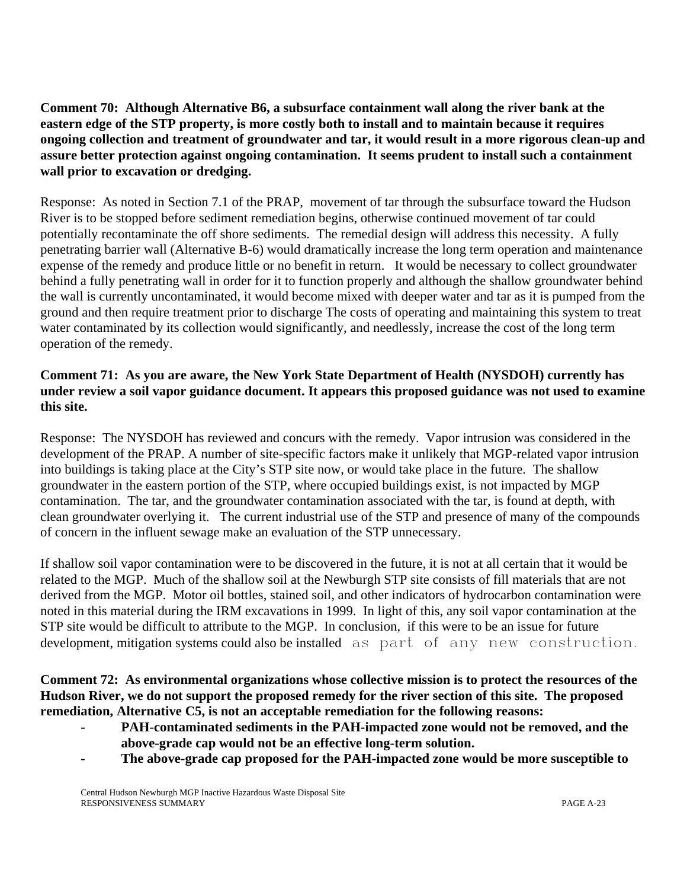**Comment 70: Although Alternative B6, a subsurface containment wall along the river bank at the eastern edge of the STP property, is more costly both to install and to maintain because it requires ongoing collection and treatment of groundwater and tar, it would result in a more rigorous clean-up and assure better protection against ongoing contamination. It seems prudent to install such a containment wall prior to excavation or dredging.**

Response: As noted in Section 7.1 of the PRAP, movement of tar through the subsurface toward the Hudson River is to be stopped before sediment remediation begins, otherwise continued movement of tar could potentially recontaminate the off shore sediments. The remedial design will address this necessity. A fully penetrating barrier wall (Alternative B-6) would dramatically increase the long term operation and maintenance expense of the remedy and produce little or no benefit in return. It would be necessary to collect groundwater behind a fully penetrating wall in order for it to function properly and although the shallow groundwater behind the wall is currently uncontaminated, it would become mixed with deeper water and tar as it is pumped from the ground and then require treatment prior to discharge The costs of operating and maintaining this system to treat water contaminated by its collection would significantly, and needlessly, increase the cost of the long term operation of the remedy.

**Comment 71: As you are aware, the New York State Department of Health (NYSDOH) currently has under review a soil vapor guidance document. It appears this proposed guidance was not used to examine this site.**

Response: The NYSDOH has reviewed and concurs with the remedy. Vapor intrusion was considered in the development of the PRAP. A number of site-specific factors make it unlikely that MGP-related vapor intrusion into buildings is taking place at the City's STP site now, or would take place in the future. The shallow groundwater in the eastern portion of the STP, where occupied buildings exist, is not impacted by MGP contamination. The tar, and the groundwater contamination associated with the tar, is found at depth, with clean groundwater overlying it. The current industrial use of the STP and presence of many of the compounds of concern in the influent sewage make an evaluation of the STP unnecessary.

If shallow soil vapor contamination were to be discovered in the future, it is not at all certain that it would be related to the MGP. Much of the shallow soil at the Newburgh STP site consists of fill materials that are not derived from the MGP. Motor oil bottles, stained soil, and other indicators of hydrocarbon contamination were noted in this material during the IRM excavations in 1999. In light of this, any soil vapor contamination at the STP site would be difficult to attribute to the MGP. In conclusion, if this were to be an issue for future development, mitigation systems could also be installed as part of any new construction.

**Comment 72: As environmental organizations whose collective mission is to protect the resources of the Hudson River, we do not support the proposed remedy for the river section of this site. The proposed remediation, Alternative C5, is not an acceptable remediation for the following reasons:**

- **PAH-contaminated sediments in the PAH-impacted zone would not be removed, and the above-grade cap would not be an effective long-term solution.**
- **The above-grade cap proposed for the PAH-impacted zone would be more susceptible to**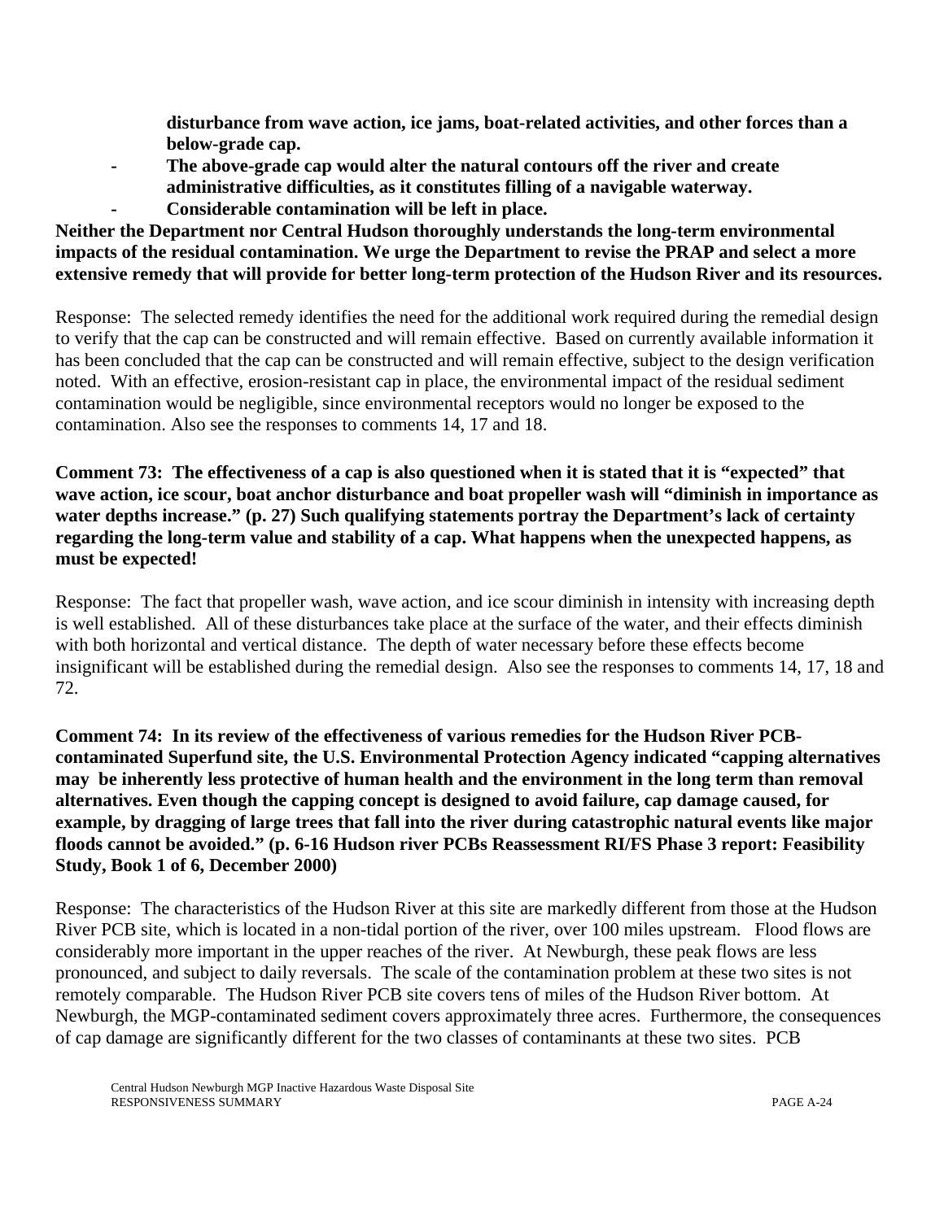**disturbance from wave action, ice jams, boat-related activities, and other forces than a below-grade cap.**

- **The above-grade cap would alter the natural contours off the river and create administrative difficulties, as it constitutes filling of a navigable waterway.**
- **Considerable contamination will be left in place.**

**Neither the Department nor Central Hudson thoroughly understands the long-term environmental impacts of the residual contamination. We urge the Department to revise the PRAP and select a more extensive remedy that will provide for better long-term protection of the Hudson River and its resources.**

Response: The selected remedy identifies the need for the additional work required during the remedial design to verify that the cap can be constructed and will remain effective. Based on currently available information it has been concluded that the cap can be constructed and will remain effective, subject to the design verification noted. With an effective, erosion-resistant cap in place, the environmental impact of the residual sediment contamination would be negligible, since environmental receptors would no longer be exposed to the contamination. Also see the responses to comments 14, 17 and 18.

**Comment 73: The effectiveness of a cap is also questioned when it is stated that it is "expected" that wave action, ice scour, boat anchor disturbance and boat propeller wash will "diminish in importance as water depths increase." (p. 27) Such qualifying statements portray the Department's lack of certainty regarding the long-term value and stability of a cap. What happens when the unexpected happens, as must be expected!**

Response: The fact that propeller wash, wave action, and ice scour diminish in intensity with increasing depth is well established. All of these disturbances take place at the surface of the water, and their effects diminish with both horizontal and vertical distance. The depth of water necessary before these effects become insignificant will be established during the remedial design. Also see the responses to comments 14, 17, 18 and 72.

**Comment 74: In its review of the effectiveness of various remedies for the Hudson River PCB-contaminated Superfund site, the U.S. Environmental Protection Agency indicated "capping alternatives may be inherently less protective of human health and the environment in the long term than removal alternatives. Even though the capping concept is designed to avoid failure, cap damage caused, for example, by dragging of large trees that fall into the river during catastrophic natural events like major floods cannot be avoided." (p. 6-16 Hudson river PCBs Reassessment RI/FS Phase 3 report: Feasibility Study, Book 1 of 6, December 2000)**

Response: The characteristics of the Hudson River at this site are markedly different from those at the Hudson River PCB site, which is located in a non-tidal portion of the river, over 100 miles upstream. Flood flows are considerably more important in the upper reaches of the river. At Newburgh, these peak flows are less pronounced, and subject to daily reversals. The scale of the contamination problem at these two sites is not remotely comparable. The Hudson River PCB site covers tens of miles of the Hudson River bottom. At Newburgh, the MGP-contaminated sediment covers approximately three acres. Furthermore, the consequences of cap damage are significantly different for the two classes of contaminants at these two sites. PCB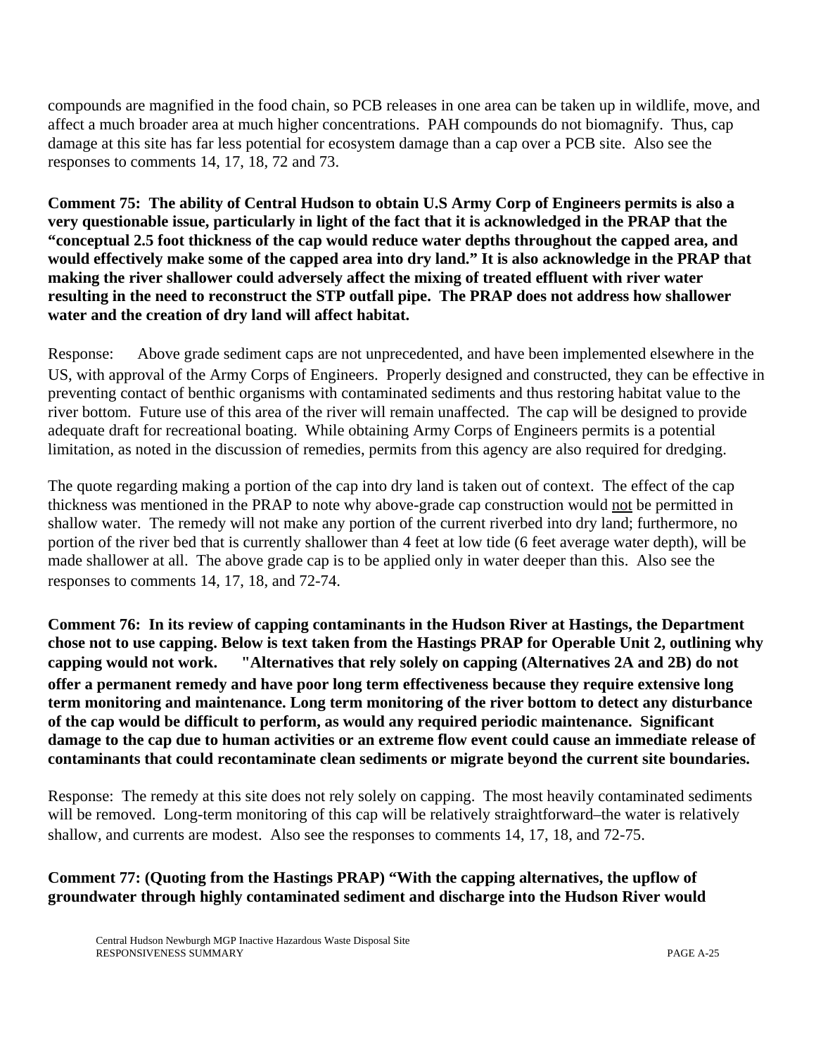compounds are magnified in the food chain, so PCB releases in one area can be taken up in wildlife, move, and affect a much broader area at much higher concentrations. PAH compounds do not biomagnify. Thus, cap damage at this site has far less potential for ecosystem damage than a cap over a PCB site. Also see the responses to comments 14, 17, 18, 72 and 73.

**Comment 75: The ability of Central Hudson to obtain U.S Army Corp of Engineers permits is also a very questionable issue, particularly in light of the fact that it is acknowledged in the PRAP that the "conceptual 2.5 foot thickness of the cap would reduce water depths throughout the capped area, and would effectively make some of the capped area into dry land." It is also acknowledge in the PRAP that making the river shallower could adversely affect the mixing of treated effluent with river water resulting in the need to reconstruct the STP outfall pipe. The PRAP does not address how shallower water and the creation of dry land will affect habitat.**

Response: Above grade sediment caps are not unprecedented, and have been implemented elsewhere in the US, with approval of the Army Corps of Engineers. Properly designed and constructed, they can be effective in preventing contact of benthic organisms with contaminated sediments and thus restoring habitat value to the river bottom. Future use of this area of the river will remain unaffected. The cap will be designed to provide adequate draft for recreational boating. While obtaining Army Corps of Engineers permits is a potential limitation, as noted in the discussion of remedies, permits from this agency are also required for dredging.

The quote regarding making a portion of the cap into dry land is taken out of context. The effect of the cap thickness was mentioned in the PRAP to note why above-grade cap construction would not be permitted in shallow water. The remedy will not make any portion of the current riverbed into dry land; furthermore, no portion of the river bed that is currently shallower than 4 feet at low tide (6 feet average water depth), will be made shallower at all. The above grade cap is to be applied only in water deeper than this. Also see the responses to comments 14, 17, 18, and 72-74.

**Comment 76: In its review of capping contaminants in the Hudson River at Hastings, the Department chose not to use capping. Below is text taken from the Hastings PRAP for Operable Unit 2, outlining why capping would not work. "Alternatives that rely solely on capping (Alternatives 2A and 2B) do not offer a permanent remedy and have poor long term effectiveness because they require extensive long term monitoring and maintenance. Long term monitoring of the river bottom to detect any disturbance of the cap would be difficult to perform, as would any required periodic maintenance. Significant damage to the cap due to human activities or an extreme flow event could cause an immediate release of contaminants that could recontaminate clean sediments or migrate beyond the current site boundaries.**

Response: The remedy at this site does not rely solely on capping. The most heavily contaminated sediments will be removed. Long-term monitoring of this cap will be relatively straightforward–the water is relatively shallow, and currents are modest. Also see the responses to comments 14, 17, 18, and 72-75.

**Comment 77: (Quoting from the Hastings PRAP) "With the capping alternatives, the upflow of groundwater through highly contaminated sediment and discharge into the Hudson River would**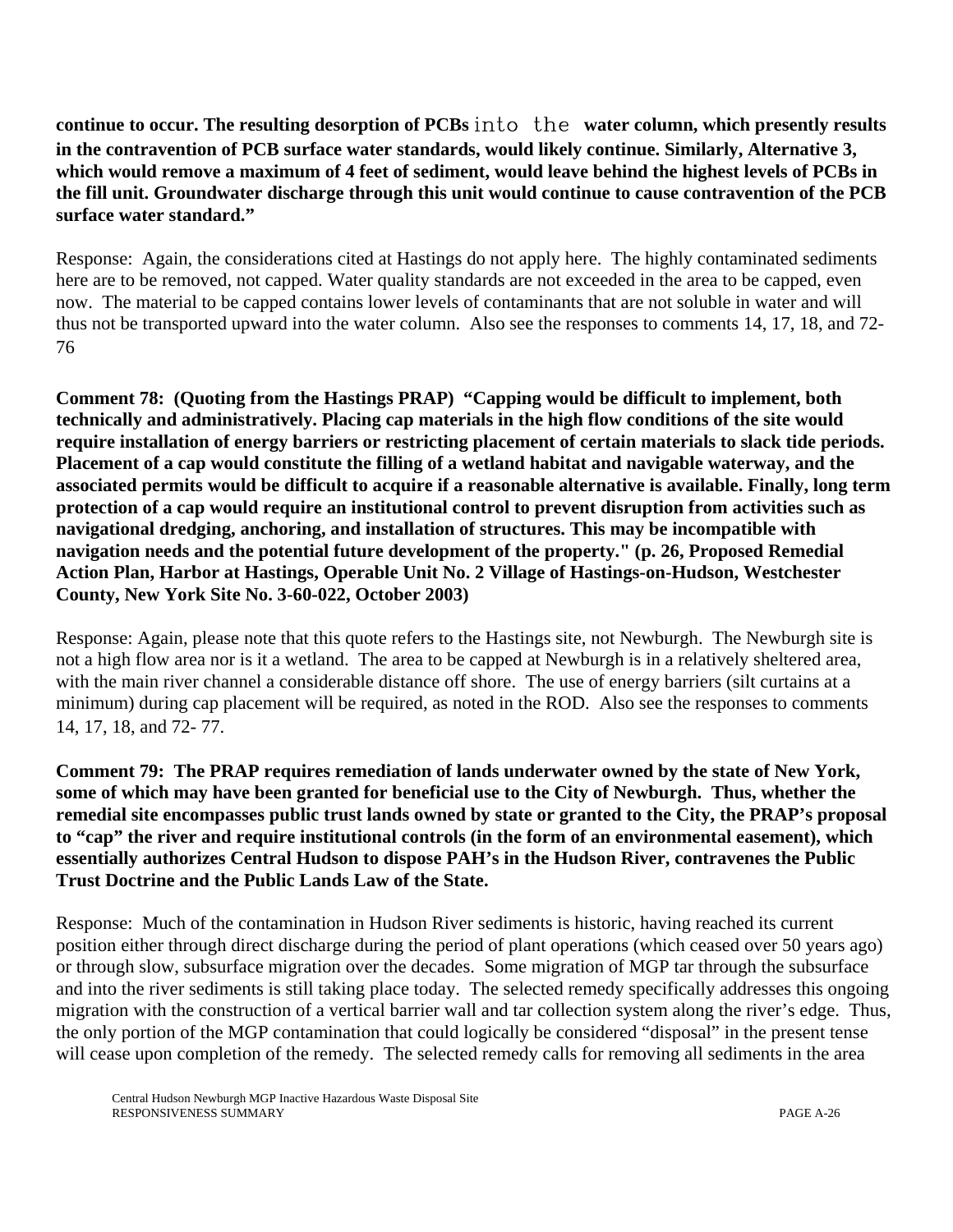**continue to occur. The resulting desorption of PCBs into the water column, which presently results in the contravention of PCB surface water standards, would likely continue. Similarly, Alternative 3, which would remove a maximum of 4 feet of sediment, would leave behind the highest levels of PCBs in the fill unit. Groundwater discharge through this unit would continue to cause contravention of the PCB surface water standard."**

Response: Again, the considerations cited at Hastings do not apply here. The highly contaminated sediments here are to be removed, not capped. Water quality standards are not exceeded in the area to be capped, even now. The material to be capped contains lower levels of contaminants that are not soluble in water and will thus not be transported upward into the water column. Also see the responses to comments 14, 17, 18, and 72-76

**Comment 78: (Quoting from the Hastings PRAP) "Capping would be difficult to implement, both technically and administratively. Placing cap materials in the high flow conditions of the site would require installation of energy barriers or restricting placement of certain materials to slack tide periods. Placement of a cap would constitute the filling of a wetland habitat and navigable waterway, and the associated permits would be difficult to acquire if a reasonable alternative is available. Finally, long term protection of a cap would require an institutional control to prevent disruption from activities such as navigational dredging, anchoring, and installation of structures. This may be incompatible with navigation needs and the potential future development of the property." (p. 26, Proposed Remedial Action Plan, Harbor at Hastings, Operable Unit No. 2 Village of Hastings-on-Hudson, Westchester County, New York Site No. 3-60-022, October 2003)**

Response: Again, please note that this quote refers to the Hastings site, not Newburgh. The Newburgh site is not a high flow area nor is it a wetland. The area to be capped at Newburgh is in a relatively sheltered area, with the main river channel a considerable distance off shore. The use of energy barriers (silt curtains at a minimum) during cap placement will be required, as noted in the ROD. Also see the responses to comments 14, 17, 18, and 72- 77.

**Comment 79: The PRAP requires remediation of lands underwater owned by the state of New York, some of which may have been granted for beneficial use to the City of Newburgh. Thus, whether the remedial site encompasses public trust lands owned by state or granted to the City, the PRAP's proposal to "cap" the river and require institutional controls (in the form of an environmental easement), which essentially authorizes Central Hudson to dispose PAH's in the Hudson River, contravenes the Public Trust Doctrine and the Public Lands Law of the State.**

Response: Much of the contamination in Hudson River sediments is historic, having reached its current position either through direct discharge during the period of plant operations (which ceased over 50 years ago) or through slow, subsurface migration over the decades. Some migration of MGP tar through the subsurface and into the river sediments is still taking place today. The selected remedy specifically addresses this ongoing migration with the construction of a vertical barrier wall and tar collection system along the river's edge. Thus, the only portion of the MGP contamination that could logically be considered "disposal" in the present tense will cease upon completion of the remedy. The selected remedy calls for removing all sediments in the area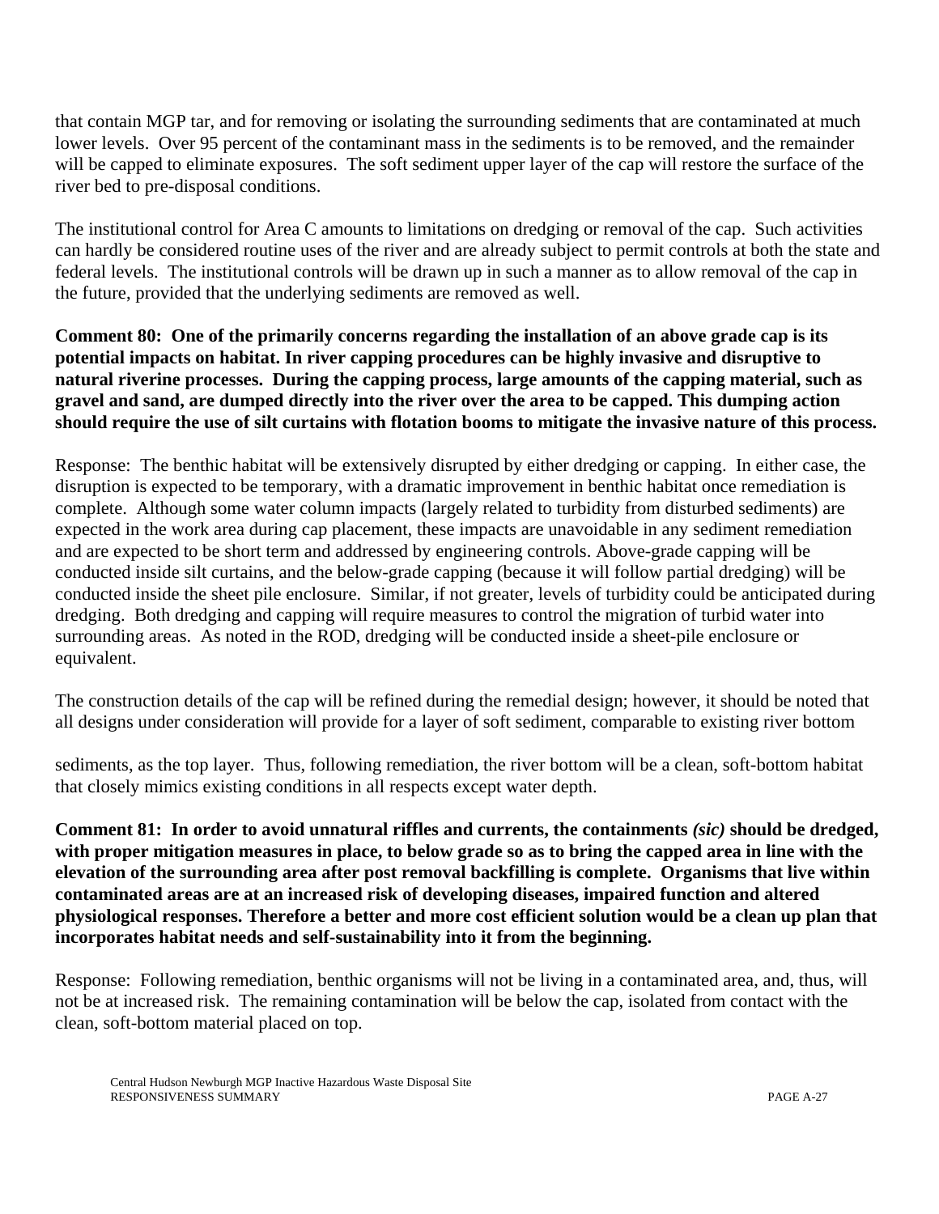that contain MGP tar, and for removing or isolating the surrounding sediments that are contaminated at much lower levels. Over 95 percent of the contaminant mass in the sediments is to be removed, and the remainder will be capped to eliminate exposures. The soft sediment upper layer of the cap will restore the surface of the river bed to pre-disposal conditions.

The institutional control for Area C amounts to limitations on dredging or removal of the cap. Such activities can hardly be considered routine uses of the river and are already subject to permit controls at both the state and federal levels. The institutional controls will be drawn up in such a manner as to allow removal of the cap in the future, provided that the underlying sediments are removed as well.

**Comment 80: One of the primarily concerns regarding the installation of an above grade cap is its potential impacts on habitat. In river capping procedures can be highly invasive and disruptive to natural riverine processes. During the capping process, large amounts of the capping material, such as gravel and sand, are dumped directly into the river over the area to be capped. This dumping action should require the use of silt curtains with flotation booms to mitigate the invasive nature of this process.**

Response: The benthic habitat will be extensively disrupted by either dredging or capping. In either case, the disruption is expected to be temporary, with a dramatic improvement in benthic habitat once remediation is complete. Although some water column impacts (largely related to turbidity from disturbed sediments) are expected in the work area during cap placement, these impacts are unavoidable in any sediment remediation and are expected to be short term and addressed by engineering controls. Above-grade capping will be conducted inside silt curtains, and the below-grade capping (because it will follow partial dredging) will be conducted inside the sheet pile enclosure. Similar, if not greater, levels of turbidity could be anticipated during dredging. Both dredging and capping will require measures to control the migration of turbid into surrounding areas. As noted in the ROD, dredging will be conducted inside a sheet-pile enclosure or equivalent.

The construction details of the cap will be refined during the remedial design; however, it should be noted that all designs under consideration will provide for a layer of soft sediment, comparable to existing river bottom sediments, as the top layer. Thus, following remediation, the river bottom will be a clean, soft-bottom habitat that closely mimics existing conditions in all respects except water depth.

**Comment 81: In order to avoid unnatural riffles and currents, the containments *(sic)* should be dredged, with proper mitigation measures in place, to below grade so as to bring the capped area in line with the elevation of the surrounding area after post removal backfilling is complete. Organisms that live within contaminated areas are at an increased risk of developing diseases, impaired function and altered physiological responses. Therefore a better and more cost efficient solution would be a clean up plan that incorporates habitat needs and self-sustainability into it from the beginning.**

Response: Following remediation, benthic organisms will not be living in a contaminated area, and, thus, will not be at increased risk. The remaining contamination will be below the cap, isolated from contact with the clean, soft-bottom material placed on top.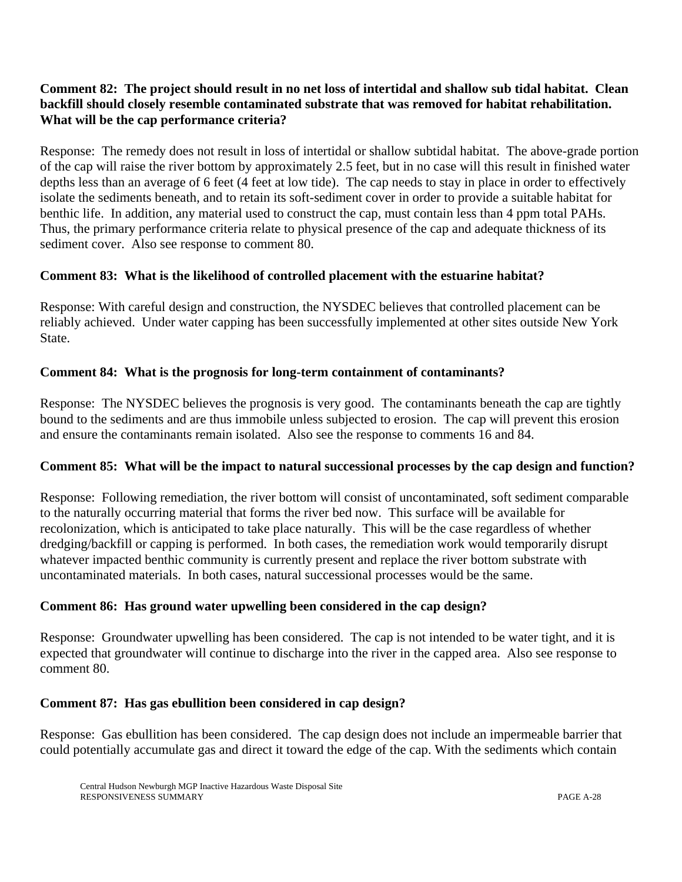**Comment 82: The project should result in no net loss of intertidal and shallow sub tidal habitat. Clean backfill should closely resemble contaminated substrate that was removed for habitat rehabilitation. What will be the cap performance criteria?**

Response: The remedy does not result in loss of intertidal or shallow subtidal habitat. The above-grade portion of the cap will raise the river bottom by approximately 2.5 feet, but in no case will this result in finished water depths less than an average of 6 feet (4 feet at low tide). The cap needs to stay in place in order to effectively isolate the sediments beneath, and to retain its soft-sediment cover in order to provide a suitable habitat for benthic life. In addition, any material used to construct the cap, must contain less than 4 ppm total PAHs. Thus, the primary performance criteria relate to physical presence of the cap and adequate thickness of its sediment cover. Also see response to comment 80.

**Comment 83: What is the likelihood of controlled placement with the estuarine habitat?**

Response: With careful design and construction, the NYSDEC believes that controlled placement can be reliably achieved. Under water capping has been successfully implemented at other sites outside New York State.

**Comment 84: What is the prognosis for long-term containment of contaminants?**

Response: The NYSDEC believes the prognosis is very good. The contaminants beneath the cap are tightly bound to the sediments and are thus immobile unless subjected to erosion. The cap will prevent this erosion and ensure the contaminants remain isolated. Also see the response to comments 16 and 84.

**Comment 85: What will be the impact to natural successional processes by the cap design and function?**

Response: Following remediation, the river bottom will consist of uncontaminated, soft sediment comparable to the naturally occurring material that forms the river bed now. This surface will be available for recolonization, which is anticipated to take place naturally. This will be the case regardless of whether dredging/backfill or capping is performed. In both cases, the remediation work would temporarily disrupt whatever impacted benthic community is currently present and replace the river bottom substrate with uncontaminated materials. In both cases, natural successional processes would be the same.

**Comment 86: Has ground water upwelling been considered in the cap design?**

Response: Groundwater upwelling has been considered. The cap is not intended to be water tight, and it is expected that groundwater will continue to discharge into the river in the capped area. Also see response to comment 80.

**Comment 87: Has gas ebullition been considered in cap design?**

Response: Gas ebullition has been considered. The cap design does not include an impermeable barrier that could potentially accumulate gas and direct it toward the edge of the cap. With the sediments which contain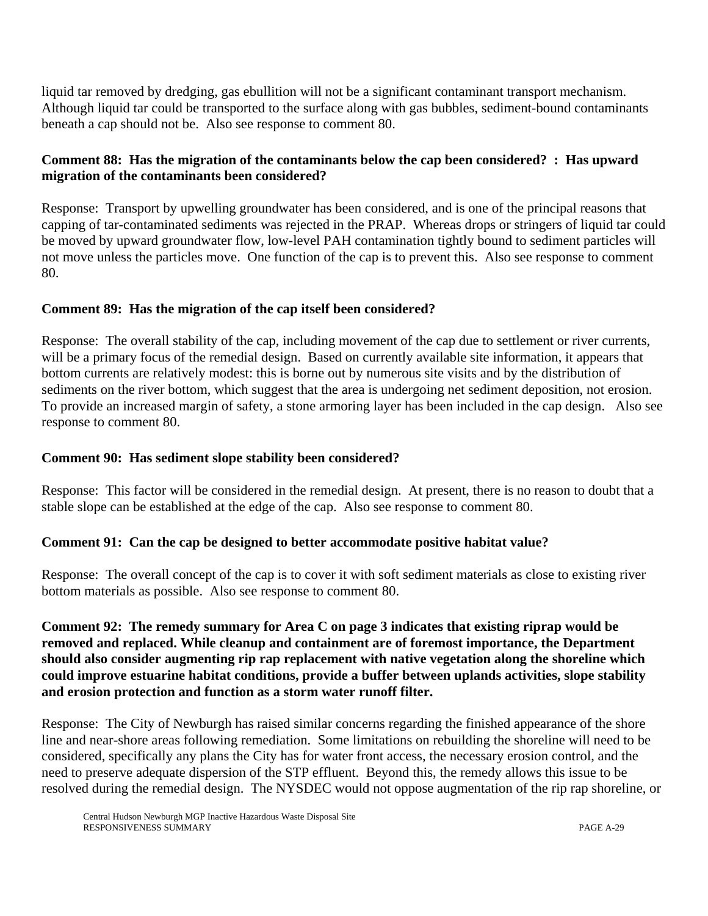liquid tar removed by dredging, gas ebullition will not be a significant contaminant transport mechanism. Although liquid tar could be transported to the surface along with gas bubbles, sediment-bound contaminants beneath a cap should not be. Also see response to comment 80.

**Comment 88: Has the migration of the contaminants below the cap been considered? : Has upward migration of the contaminants been considered?**

Response: Transport by upwelling groundwater has been considered, and is one of the principal reasons that capping of tar-contaminated sediments was rejected in the PRAP. Whereas drops or stringers of liquid tar could be moved by upward groundwater flow, low-level PAH contamination tightly bound to sediment particles will not move unless the particles move. One function of the cap is to prevent this. Also see response to comment 80.

**Comment 89: Has the migration of the cap itself been considered?**

Response: The overall stability of the cap, including movement of the cap due to settlement or river currents, will be a primary focus of the remedial design. Based on currently available site information, it appears that bottom currents are relatively modest: this is borne out by numerous site visits and by the distribution of sediments on the river bottom, which suggest that the area is undergoing net sediment deposition, not erosion. To provide an increased margin of safety, a stone armoring layer has been included in the cap design. Also see response to comment 80.

**Comment 90: Has sediment slope stability been considered?**

Response: This factor will be considered in the remedial design. At present, there is no reason to doubt that a stable slope can be established at the edge of the cap. Also see response to comment 80.

**Comment 91: Can the cap be designed to better accommodate positive habitat value?**

Response: The overall concept of the cap is to cover it with soft sediment materials as close to existing river bottom materials as possible. Also see response to comment 80.

**Comment 92: The remedy summary for Area C on page 3 indicates that existing riprap would be removed and replaced. While cleanup and containment are of foremost importance, the Department should also consider augmenting rip rap replacement with native vegetation along the shoreline which could improve estuarine habitat conditions, provide a buffer between uplands activities, slope stability and erosion protection and function as a storm water runoff filter.**

Response: The City of Newburgh has raised similar concerns regarding the finished appearance of the shore line and near-shore areas following remediation. Some limitations on rebuilding the shoreline will need to be considered, specifically any plans the City has for water front access, the necessary erosion control, and the need to preserve adequate dispersion of the STP effluent. Beyond this, the remedy allows this issue to be resolved during the remedial design. The NYSDEC would not oppose augmentation of the rip rap shoreline, or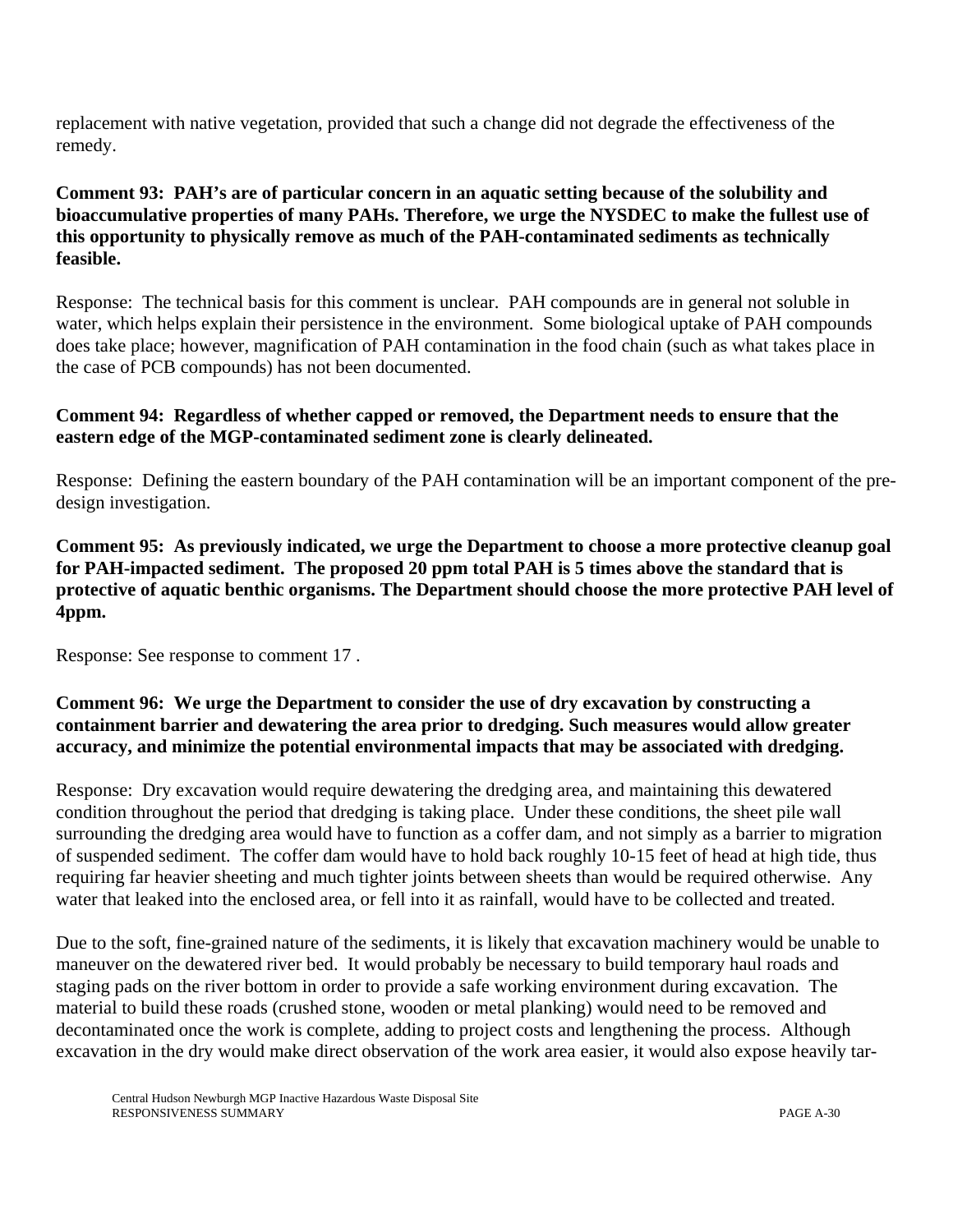replacement with native vegetation, provided that such a change did not degrade the effectiveness of the remedy.

**Comment 93: PAH's are of particular concern in an aquatic setting because of the solubility and bioaccumulative properties of many PAHs. Therefore, we urge the NYSDEC to make the fullest use of this opportunity to physically remove as much of the PAH-contaminated sediments as technically feasible.**

Response: The technical basis for this comment is unclear. PAH compounds are in general not soluble in water, which helps explain their persistence in the environment. Some biological uptake of PAH compounds does take place; however, magnification of PAH contamination in the food chain (such as what takes place in the case of PCB compounds) has not been documented.

**Comment 94: Regardless of whether capped or removed, the Department needs to ensure that the eastern edge of the MGP-contaminated sediment zone is clearly delineated.**

Response: Defining the eastern boundary of the PAH contamination will be an important component of the pre-design investigation.

**Comment 95: As previously indicated, we urge the Department to choose a more protective cleanup goal for PAH-impacted sediment. The proposed 20 ppm total PAH is 5 times above the standard that is protective of aquatic benthic organisms. The Department should choose the more protective PAH level of 4ppm.**

Response: See response to comment 17 .

**Comment 96: We urge the Department to consider the use of dry excavation by constructing a containment barrier and dewatering the area prior to dredging. Such measures would allow greater accuracy, and minimize the potential environmental impacts that may be associated with dredging.**

Response: Dry excavation would require dewatering the dredging area, and maintaining this dewatered condition throughout the period that dredging is taking place. Under these conditions, the sheet pile wall surrounding the dredging area would have to function as a coffer dam, and not simply as a barrier to migration of suspended sediment. The coffer dam would have to hold back roughly 10-15 feet of head at high tide, thus requiring far heavier sheeting and much tighter joints between sheets than would be required otherwise. Any water that leaked into the enclosed area, or fell into it as rainfall, would have to be collected and treated.

Due to the soft, fine-grained nature of the sediments, it is likely that excavation machinery would be unable to maneuver on the dewatered river bed. It would probably be necessary to build temporary haul roads and staging pads on the river bottom in order to provide a safe working environment during excavation. The material to build these roads (crushed stone, wooden or metal planking) would need to be removed and decontaminated once the work is complete, adding to project costs and lengthening the process. Although excavation in the dry would make direct observation of the work area easier, it would also expose heavily tar-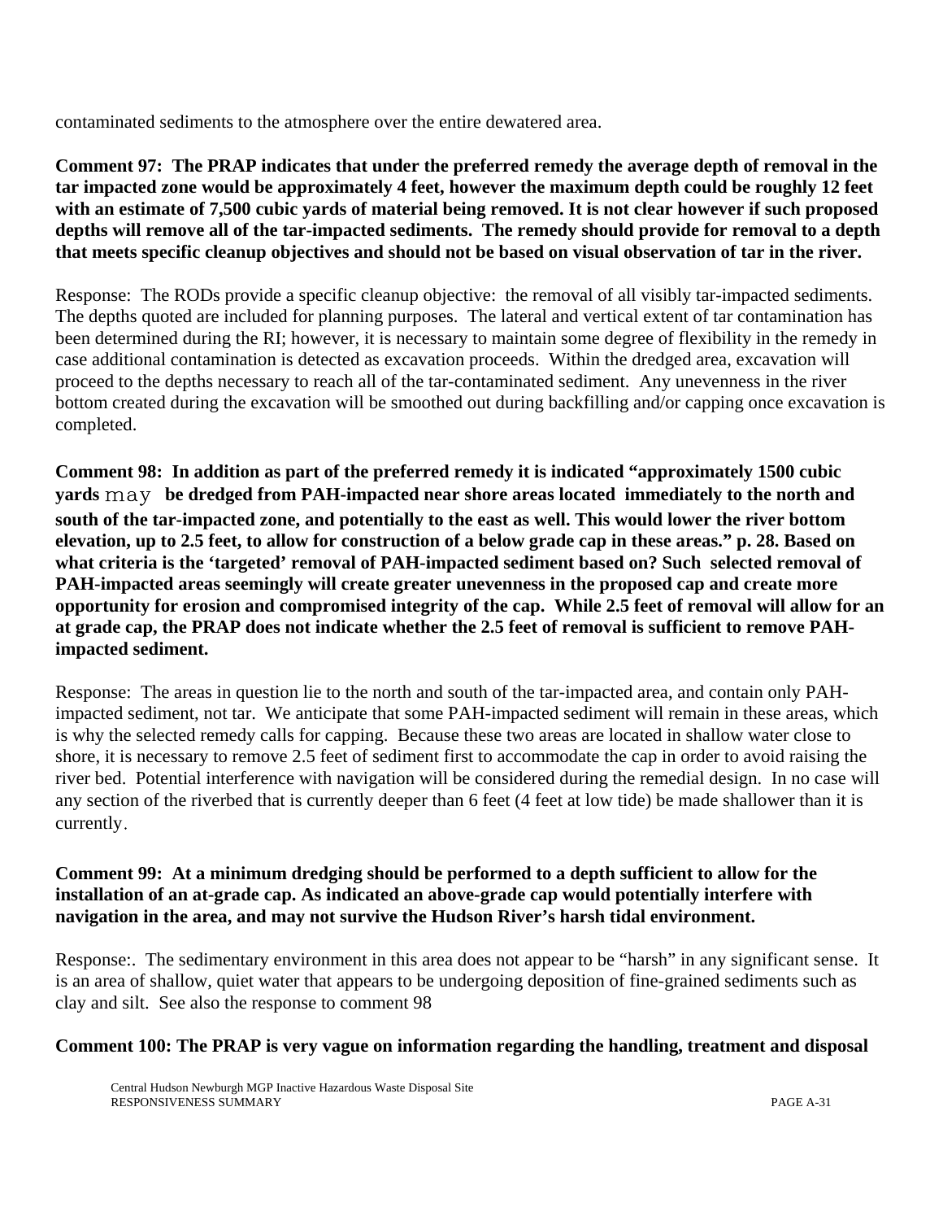contaminated sediments to the atmosphere over the entire dewatered area.

**Comment 97: The PRAP indicates that under the preferred remedy the average depth of removal in the tar impacted zone would be approximately 4 feet, however the maximum depth could be roughly 12 feet with an estimate of 7,500 cubic yards of material being removed. It is not clear however if such proposed depths will remove all of the tar-impacted sediments. The remedy should provide for removal to a depth that meets specific cleanup objectives and should not be based on visual observation of tar in the river.**

Response: The RODs provide a specific cleanup objective: the removal of all visibly tar-impacted sediments. The depths quoted are included for planning purposes. The lateral and vertical extent of tar contamination has been determined during the RI; however, it is necessary to maintain some degree of flexibility in the remedy in case additional contamination is detected as excavation proceeds. Within the dredged area, excavation will proceed to the depths necessary to reach all of the tar-contaminated sediment. Any unevenness in the river bottom created during the excavation will be smoothed out during backfilling and/or capping once excavation is completed.

**Comment 98: In addition as part of the preferred remedy it is indicated "approximately 1500 cubic yards may be dredged from PAH-impacted near shore areas located immediately to the north and south of the tar-impacted zone, and potentially to the east as well. This would lower the river bottom elevation, up to 2.5 feet, to allow for construction of a below grade cap in these areas." p. 28. Based on what criteria is the 'targeted' removal of PAH-impacted sediment based on? Such selected removal of PAH-impacted areas seemingly will create greater unevenness in the proposed cap and create more opportunity for erosion and compromised integrity of the cap. While 2.5 feet of removal will allow for an at grade cap, the PRAP does not indicate whether the 2.5 feet of removal is sufficient to remove PAH-impacted sediment.**

Response: The areas in question lie to the north and south of the tar-impacted area, and contain only PAH-impacted sediment, not tar. We anticipate that some PAH-impacted sediment will remain in these areas, which is why the selected remedy calls for capping. Because these two areas are located in shallow water close to shore, it is necessary to remove 2.5 feet of sediment first to accommodate the cap in order to avoid raising the river bed. Potential interference with navigation will be considered during the remedial design. In no case will any section of the riverbed that is currently deeper than 6 feet (4 feet at low tide) be made shallower than it is currently.

**Comment 99: At a minimum dredging should be performed to a depth sufficient to allow for the installation of an at-grade cap. As indicated an above-grade cap would potentially interfere with navigation in the area, and may not survive the Hudson River's harsh tidal environment.**

Response:. The sedimentary environment in this area does not appear to be "harsh" in any significant sense. It is an area of shallow, quiet water that appears to be undergoing deposition of fine-grained sediments such as clay and silt. See also the response to comment 98

**Comment 100: The PRAP is very vague on information regarding the handling, treatment and disposal**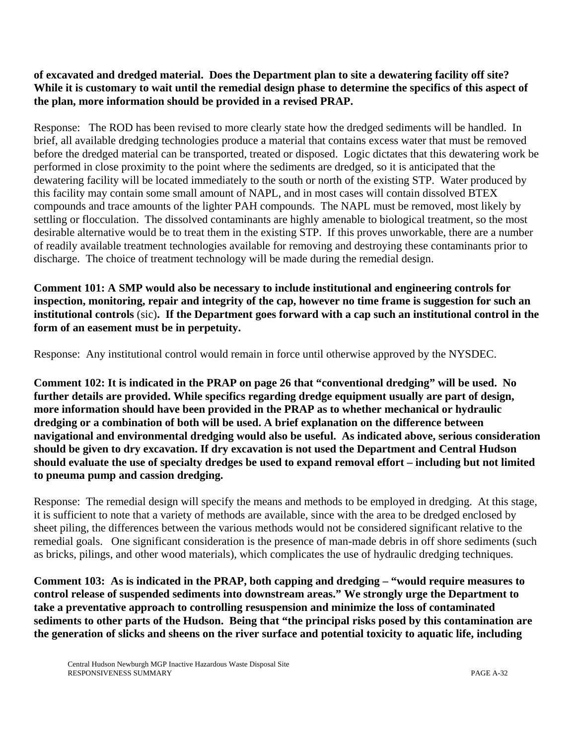**of excavated and dredged material. Does the Department plan to site a dewatering facility off site? While it is customary to wait until the remedial design phase to determine the specifics of this aspect of the plan, more information should be provided in a revised PRAP.**

Response: The ROD has been revised to more clearly state how the dredged sediments will be handled. In brief, all available dredging technologies produce a material that contains excess water that must be removed before the dredged material can be transported, treated or disposed. Logic dictates that this dewatering work be performed in close proximity to the point where the sediments are dredged, so it is anticipated that the dewatering facility will be located immediately to the south or north of the existing STP. Water produced by this facility may contain some small amount of NAPL, and in most cases will contain dissolved BTEX compounds and trace amounts of the lighter PAH compounds. The NAPL must be removed, most likely by settling or flocculation. The dissolved contaminants are highly amenable to biological treatment, so the most desirable alternative would be to treat them in the existing STP. If this proves unworkable, there are a number of readily available treatment technologies available for removing and destroying these contaminants prior to discharge. The choice of treatment technology will be made during the remedial design.

**Comment 101: A SMP would also be necessary to include institutional and engineering controls for inspection, monitoring, repair and integrity of the cap, however no time frame is suggestion for such an institutional controls** (sic)**. If the Department goes forward with a cap such an institutional control in the form of an easement must be in perpetuity.**

Response: Any institutional control would remain in force until otherwise approved by the NYSDEC.

**Comment 102: It is indicated in the PRAP on page 26 that "conventional dredging" will be used. No further details are provided. While specifics regarding dredge equipment usually are part of design, more information should have been provided in the PRAP as to whether mechanical or hydraulic dredging or a combination of both will be used. A brief explanation on the difference between navigational and environmental dredging would also be useful. As indicated above, serious consideration should be given to dry excavation. If dry excavation is not used the Department and Central Hudson should evaluate the use of specialty dredges be used to expand removal effort – including but not limited to pneuma pump and cassion dredging.**

Response: The remedial design will specify the means and methods to be employed in dredging. At this stage, it is sufficient to note that a variety of methods are available, since with the area to be dredged enclosed by sheet piling, the differences between the various methods would not be considered significant relative to the remedial goals. One significant consideration is the presence of man-made debris in off shore sediments (such as bricks, pilings, and other wood materials), which complicates the use of hydraulic dredging techniques.

**Comment 103: As is indicated in the PRAP, both capping and dredging – "would require measures to control release of suspended sediments into downstream areas." We strongly urge the Department to take a preventative approach to controlling resuspension and minimize the loss of contaminated sediments to other parts of the Hudson. Being that "the principal risks posed by this contamination are the generation of slicks and sheens on the river surface and potential toxicity to aquatic life, including**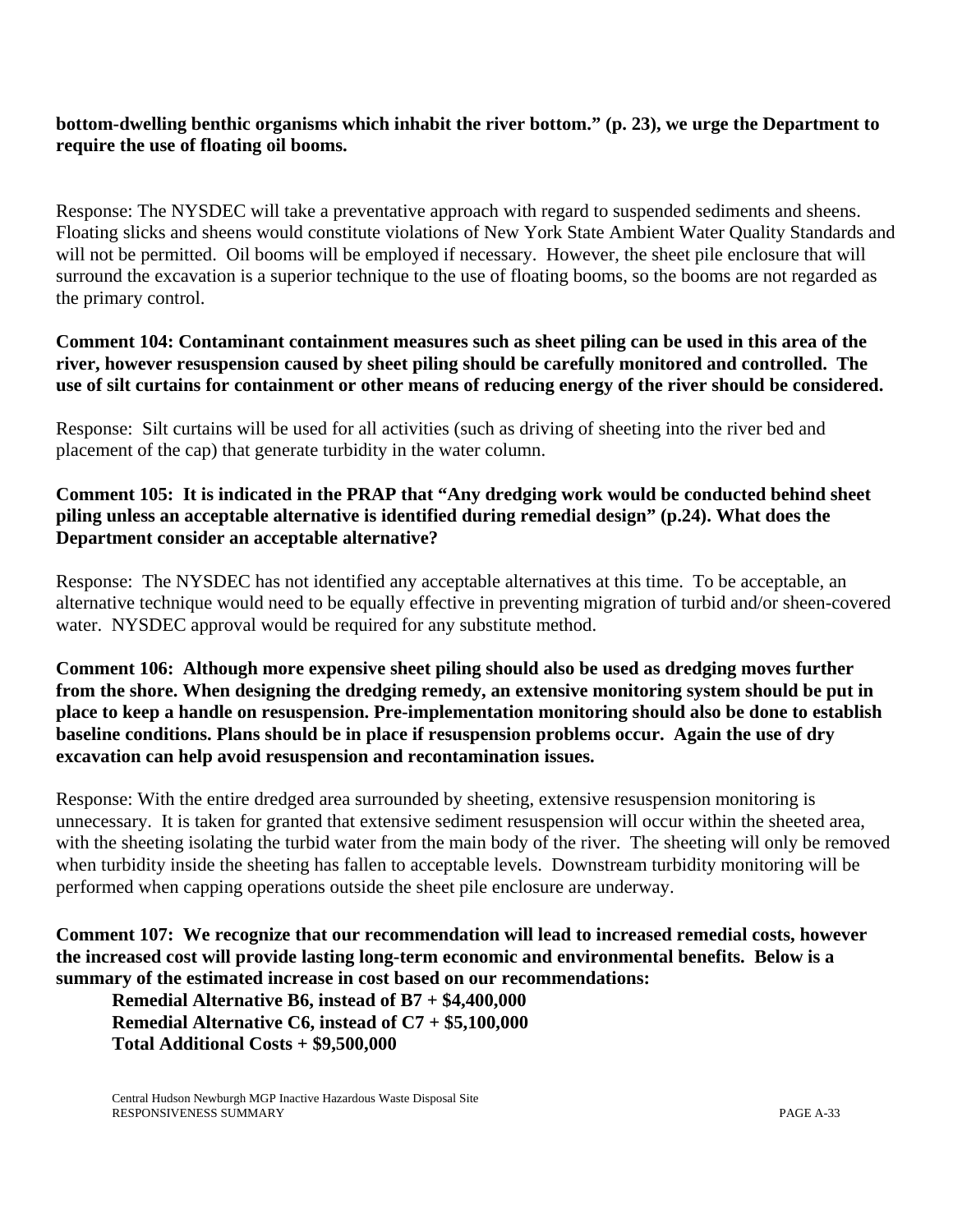**bottom-dwelling benthic organisms which inhabit the river bottom." (p. 23), we urge the Department to require the use of floating oil booms.**

Response: The NYSDEC will take a preventative approach with regard to suspended sediments and sheens. Floating slicks and sheens would constitute violations of New York State Ambient Water Quality Standards and will not be permitted. Oil booms will be employed if necessary. However, the sheet pile enclosure that will surround the excavation is a superior technique to the use of floating booms, so the booms are not regarded as the primary control.

**Comment 104: Contaminant containment measures such as sheet piling can be used in this area of the river, however resuspension caused by sheet piling should be carefully monitored and controlled. The use of silt curtains for containment or other means of reducing energy of the river should be considered.**

Response: Silt curtains will be used for all activities (such as driving of sheeting into the river bed and placement of the cap) that generate turbidity in the water column.

**Comment 105: It is indicated in the PRAP that "Any dredging work would be conducted behind sheet piling unless an acceptable alternative is identified during remedial design" (p.24). What does the Department consider an acceptable alternative?**

Response: The NYSDEC has not identified any acceptable alternatives at this time. To be acceptable, an alternative technique would need to be equally effective in preventing migration of turbid and/or sheen-covered water. NYSDEC approval would be required for any substitute method.

**Comment 106: Although more expensive sheet piling should also be used as dredging moves further from the shore. When designing the dredging remedy, an extensive monitoring system should be put in place to keep a handle on resuspension. Pre-implementation monitoring should also be done to establish baseline conditions. Plans should be in place if resuspension problems occur. Again the use of dry excavation can help avoid resuspension and recontamination issues.**

Response: With the entire dredged area surrounded by sheeting, extensive resuspension monitoring is unnecessary. It is taken for granted that extensive sediment resuspension will occur within the sheeted area, with the sheeting isolating the turbid water from the main body of the river. The sheeting will only be removed when turbidity inside the sheeting has fallen to acceptable levels. Downstream turbidity monitoring will be performed when capping operations outside the sheet pile enclosure are underway.

**Comment 107: We recognize that our recommendation will lead to increased remedial costs, however the increased cost will provide lasting long-term economic and environmental benefits. Below is a summary of the estimated increase in cost based on our recommendations:**

**Remedial Alternative B6, instead of B7 + $4,400,000**
**Remedial Alternative C6, instead of C7 + $5,100,000**
**Total Additional Costs + $9,500,000**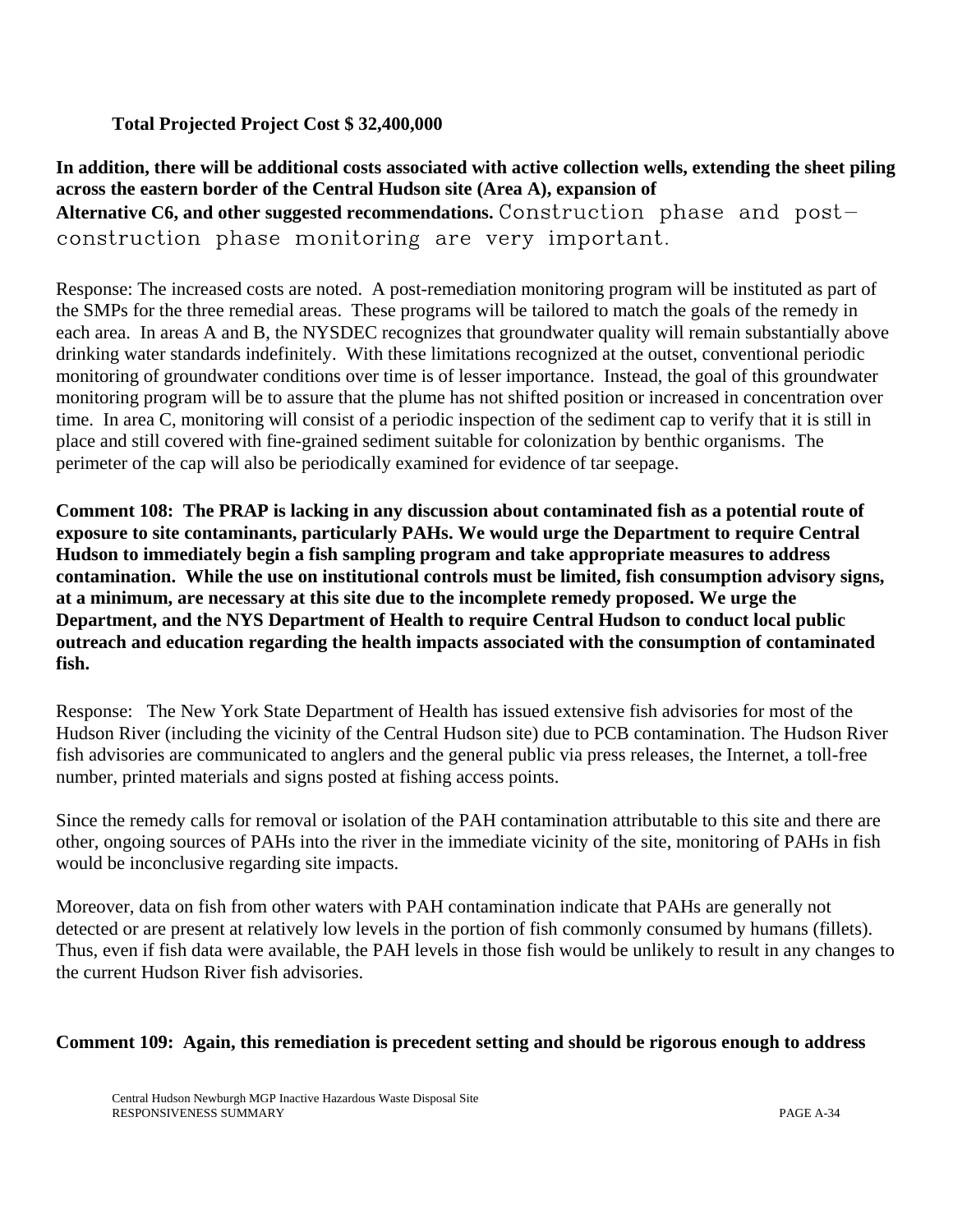**Total Projected Project Cost $ 32,400,000**

**In addition, there will be additional costs associated with active collection wells, extending the sheet piling across the eastern border of the Central Hudson site (Area A), expansion of Alternative C6, and other suggested recommendations.** Construction phase and post-construction phase monitoring are very important.

Response: The increased costs are noted. A post-remediation monitoring program will be instituted as part of the SMPs for the three remedial areas. These programs will be tailored to match the goals of the remedy in each area. In areas A and B, the NYSDEC recognizes that groundwater quality will remain substantially above drinking water standards indefinitely. With these limitations recognized at the outset, conventional periodic monitoring of groundwater conditions over time is of lesser importance. Instead, the goal of this groundwater monitoring program will be to assure that the plume has not shifted position or increased in concentration over time. In area C, monitoring will consist of a periodic inspection of the sediment cap to verify that it is still in place and still covered with fine-grained sediment suitable for colonization by benthic organisms. The perimeter of the cap will also be periodically examined for evidence of tar seepage.

**Comment 108: The PRAP is lacking in any discussion about contaminated fish as a potential route of exposure to site contaminants, particularly PAHs. We would urge the Department to require Central Hudson to immediately begin a fish sampling program and take appropriate measures to address contamination. While the use on institutional controls must be limited, fish consumption advisory signs, at a minimum, are necessary at this site due to the incomplete remedy proposed. We urge the Department, and the NYS Department of Health to require Central Hudson to conduct local public outreach and education regarding the health impacts associated with the consumption of contaminated fish.**

Response: The New York State Department of Health has issued extensive fish advisories for most of the Hudson River (including the vicinity of the Central Hudson site) due to PCB contamination. The Hudson River fish advisories are communicated to anglers and the general public via press releases, the Internet, a toll-free number, printed materials and signs posted at fishing access points.

Since the remedy calls for removal or isolation of the PAH contamination attributable to this site and there are other, ongoing sources of PAHs into the river in the immediate vicinity of the site, monitoring of PAHs in fish would be inconclusive regarding site impacts.

Moreover, data on fish from other waters with PAH contamination indicate that PAHs are generally not detected or are present at relatively low levels in the portion of fish commonly consumed by humans (fillets). Thus, even if fish data were available, the PAH levels in those fish would be unlikely to result in any changes to the current Hudson River fish advisories.

**Comment 109: Again, this remediation is precedent setting and should be rigorous enough to address**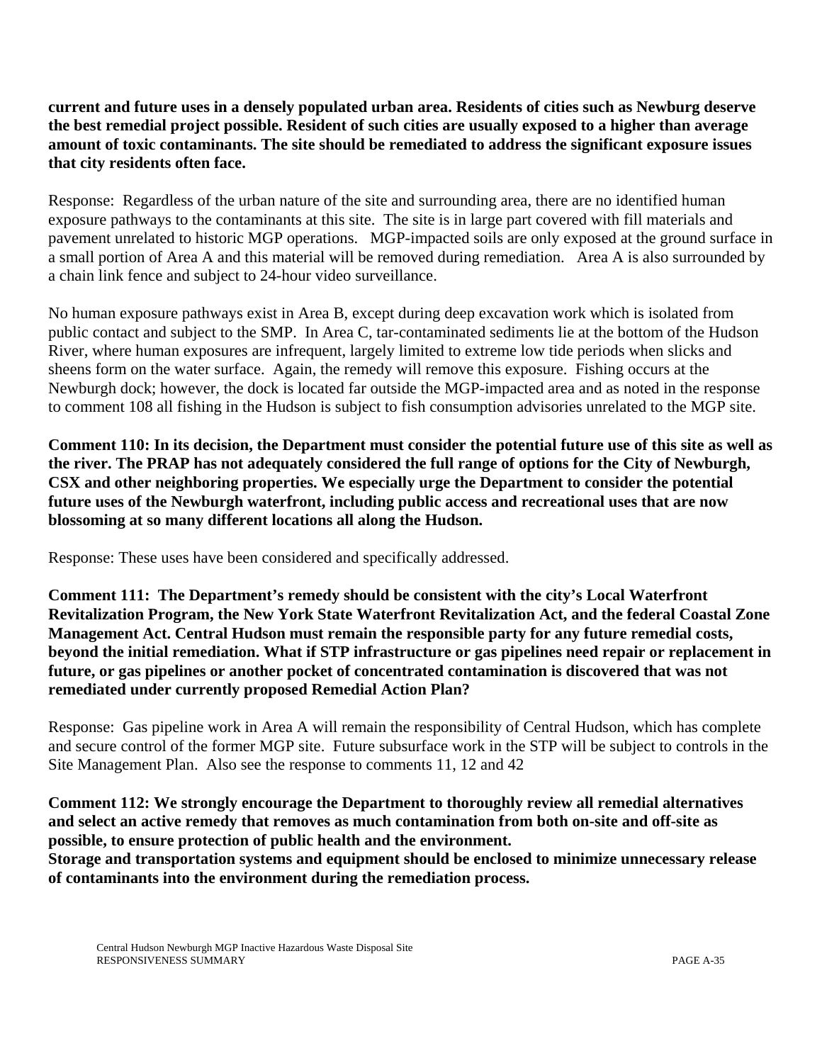**current and future uses in a densely populated urban area. Residents of cities such as Newburg deserve the best remedial project possible. Resident of such cities are usually exposed to a higher than average amount of toxic contaminants. The site should be remediated to address the significant exposure issues that city residents often face.**

Response: Regardless of the urban nature of the site and surrounding area, there are no identified human exposure pathways to the contaminants at this site. The site is in large part covered with fill materials and pavement unrelated to historic MGP operations. MGP-impacted soils are only exposed at the ground surface in a small portion of Area A and this material will be removed during remediation. Area A is also surrounded by a chain link fence and subject to 24-hour video surveillance.

No human exposure pathways exist in Area B, except during deep excavation work which is isolated from public contact and subject to the SMP. In Area C, tar-contaminated sediments lie at the bottom of the Hudson River, where human exposures are infrequent, largely limited to extreme low tide periods when slicks and sheens form on the water surface. Again, the remedy will remove this exposure. Fishing occurs at the Newburgh dock; however, the dock is located far outside the MGP-impacted area and as noted in the response to comment 108 all fishing in the Hudson is subject to fish consumption advisories unrelated to the MGP site.

**Comment 110: In its decision, the Department must consider the potential future use of this site as well as the river. The PRAP has not adequately considered the full range of options for the City of Newburgh, CSX and other neighboring properties. We especially urge the Department to consider the potential future uses of the Newburgh waterfront, including public access and recreational uses that are now blossoming at so many different locations all along the Hudson.**

Response: These uses have been considered and specifically addressed.

**Comment 111: The Department's remedy should be consistent with the city's Local Waterfront Revitalization Program, the New York State Waterfront Revitalization Act, and the federal Coastal Zone Management Act. Central Hudson must remain the responsible party for any future remedial costs, beyond the initial remediation. What if STP infrastructure or gas pipelines need repair or replacement in future, or gas pipelines or another pocket of concentrated contamination is discovered that was not remediated under currently proposed Remedial Action Plan?**

Response: Gas pipeline work in Area A will remain the responsibility of Central Hudson, which has complete and secure control of the former MGP site. Future subsurface work in the STP will be subject to controls in the Site Management Plan. Also see the response to comments 11, 12 and 42

**Comment 112: We strongly encourage the Department to thoroughly review all remedial alternatives and select an active remedy that removes as much contamination from both on-site and off-site as possible, to ensure protection of public health and the environment.**
**Storage and transportation systems and equipment should be enclosed to minimize unnecessary release of contaminants into the environment during the remediation process.**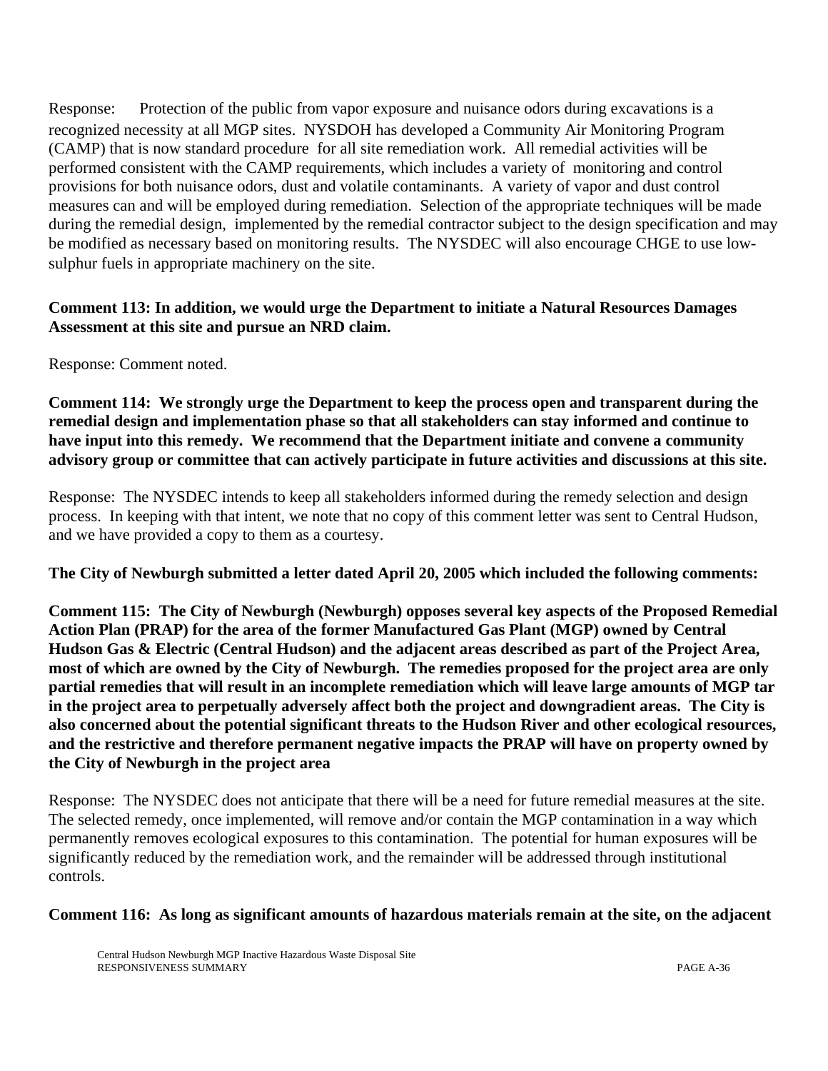Response: Protection of the public from vapor exposure and nuisance odors during excavations is a recognized necessity at all MGP sites. NYSDOH has developed a Community Air Monitoring Program (CAMP) that is now standard procedure for all site remediation work. All remedial activities will be performed consistent with the CAMP requirements, which includes a variety of monitoring and control provisions for both nuisance odors, dust and volatile contaminants. A variety of vapor and dust control measures can and will be employed during remediation. Selection of the appropriate techniques will be made during the remedial design, implemented by the remedial contractor subject to the design specification and may be modified as necessary based on monitoring results. The NYSDEC will also encourage CHGE to use low-sulphur fuels in appropriate machinery on the site.

**Comment 113: In addition, we would urge the Department to initiate a Natural Resources Damages Assessment at this site and pursue an NRD claim.**

Response: Comment noted.

**Comment 114: We strongly urge the Department to keep the process open and transparent during the remedial design and implementation phase so that all stakeholders can stay informed and continue to have input into this remedy. We recommend that the Department initiate and convene a community advisory group or committee that can actively participate in future activities and discussions at this site.**

Response: The NYSDEC intends to keep all stakeholders informed during the remedy selection and design process. In keeping with that intent, we note that no copy of this comment letter was sent to Central Hudson, and we have provided a copy to them as a courtesy.

**The City of Newburgh submitted a letter dated April 20, 2005 which included the following comments:**

**Comment 115: The City of Newburgh (Newburgh) opposes several key aspects of the Proposed Remedial Action Plan (PRAP) for the area of the former Manufactured Gas Plant (MGP) owned by Central Hudson Gas & Electric (Central Hudson) and the adjacent areas described as part of the Project Area, most of which are owned by the City of Newburgh. The remedies proposed for the project area are only partial remedies that will result in an incomplete remediation which will leave large amounts of MGP tar in the project area to perpetually adversely affect both the project and downgradient areas. The City is also concerned about the potential significant threats to the Hudson River and other ecological resources, and the restrictive and therefore permanent negative impacts the PRAP will have on property owned by the City of Newburgh in the project area**

Response: The NYSDEC does not anticipate that there will be a need for future remedial measures at the site. The selected remedy, once implemented, will remove and/or contain the MGP contamination in a way which permanently removes ecological exposures to this contamination. The potential for human exposures will be significantly reduced by the remediation work, and the remainder will be addressed through institutional controls.

**Comment 116: As long as significant amounts of hazardous materials remain at the site, on the adjacent**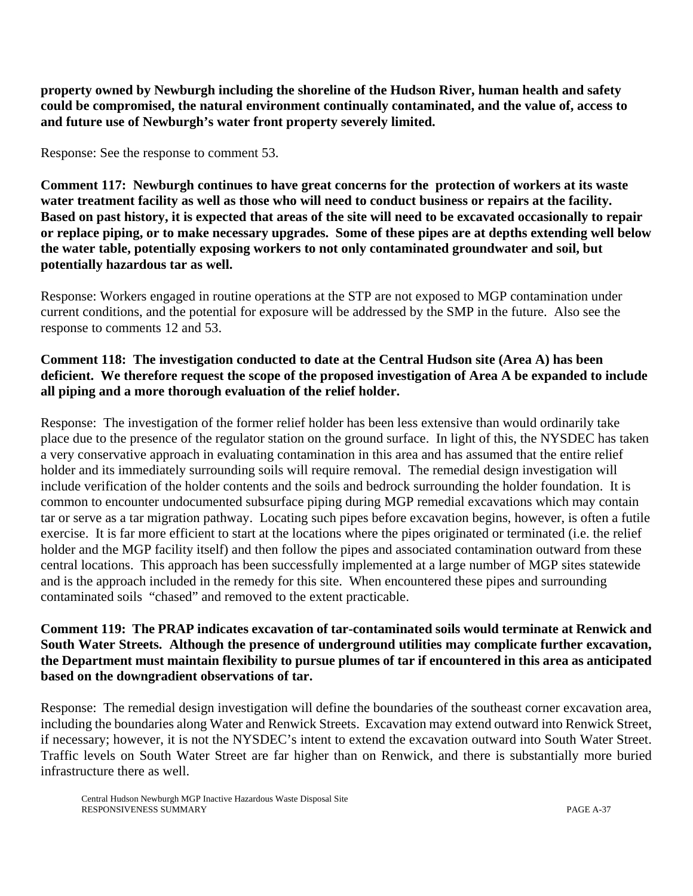**property owned by Newburgh including the shoreline of the Hudson River, human health and safety could be compromised, the natural environment continually contaminated, and the value of, access to and future use of Newburgh's water front property severely limited.**

Response: See the response to comment 53.

**Comment 117: Newburgh continues to have great concerns for the protection of workers at its waste water treatment facility as well as those who will need to conduct business or repairs at the facility. Based on past history, it is expected that areas of the site will need to be excavated occasionally to repair or replace piping, or to make necessary upgrades. Some of these pipes are at depths extending well below the water table, potentially exposing workers to not only contaminated groundwater and soil, but potentially hazardous tar as well.**

Response: Workers engaged in routine operations at the STP are not exposed to MGP contamination under current conditions, and the potential for exposure will be addressed by the SMP in the future. Also see the response to comments 12 and 53.

**Comment 118: The investigation conducted to date at the Central Hudson site (Area A) has been deficient. We therefore request the scope of the proposed investigation of Area A be expanded to include all piping and a more thorough evaluation of the relief holder.**

Response: The investigation of the former relief holder has been less extensive than would ordinarily take place due to the presence of the regulator station on the ground surface. In light of this, the NYSDEC has taken a very conservative approach in evaluating contamination in this area and has assumed that the entire relief holder and its immediately surrounding soils will require removal. The remedial design investigation will include verification of the holder contents and the soils and bedrock surrounding the holder foundation. It is common to encounter undocumented subsurface piping during MGP remedial excavations which may contain tar or serve as a tar migration pathway. Locating such pipes before excavation begins, however, is often a futile exercise. It is far more efficient to start at the locations where the pipes originated or terminated (i.e. the relief holder and the MGP facility itself) and then follow the pipes and associated contamination outward from these central locations. This approach has been successfully implemented at a large number of MGP sites statewide and is the approach included in the remedy for this site. When encountered these pipes and surrounding contaminated soils "chased" and removed to the extent practicable.

**Comment 119: The PRAP indicates excavation of tar-contaminated soils would terminate at Renwick and South Water Streets. Although the presence of underground utilities may complicate further excavation, the Department must maintain flexibility to pursue plumes of tar if encountered in this area as anticipated based on the downgradient observations of tar.**

Response: The remedial design investigation will define the boundaries of the southeast corner excavation area, including the boundaries along Water and Renwick Streets. Excavation may extend outward into Renwick Street, if necessary; however, it is not the NYSDEC's intent to extend the excavation outward into South Water Street. Traffic levels on South Water Street are far higher than on Renwick, and there is substantially more buried infrastructure there as well.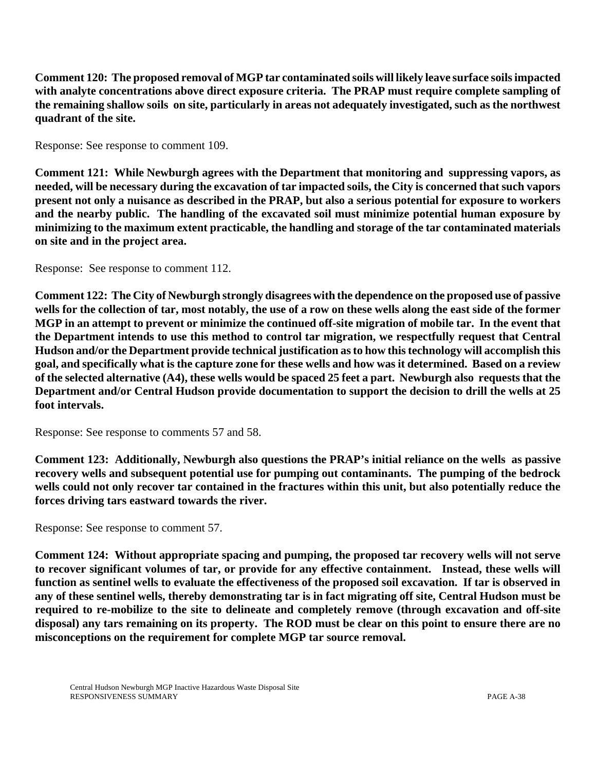**Comment 120: The proposed removal of MGP tar contaminated soils will likely leave surface soils impacted with analyte concentrations above direct exposure criteria. The PRAP must require complete sampling of the remaining shallow soils on site, particularly in areas not adequately investigated, such as the northwest quadrant of the site.**

Response: See response to comment 109.

**Comment 121: While Newburgh agrees with the Department that monitoring and suppressing vapors, as needed, will be necessary during the excavation of tar impacted soils, the City is concerned that such vapors present not only a nuisance as described in the PRAP, but also a serious potential for exposure to workers and the nearby public. The handling of the excavated soil must minimize potential human exposure by minimizing to the maximum extent practicable, the handling and storage of the tar contaminated materials on site and in the project area.**

Response: See response to comment 112.

**Comment 122: The City of Newburgh strongly disagrees with the dependence on the proposed use of passive wells for the collection of tar, most notably, the use of a row on these wells along the east side of the former MGP in an attempt to prevent or minimize the continued off-site migration of mobile tar. In the event that the Department intends to use this method to control tar migration, we respectfully request that Central Hudson and/or the Department provide technical justification as to how this technology will accomplish this goal, and specifically what is the capture zone for these wells and how was it determined. Based on a review of the selected alternative (A4), these wells would be spaced 25 feet a part. Newburgh also requests that the Department and/or Central Hudson provide documentation to support the decision to drill the wells at 25 foot intervals.**

Response: See response to comments 57 and 58.

**Comment 123: Additionally, Newburgh also questions the PRAP's initial reliance on the wells as passive recovery wells and subsequent potential use for pumping out contaminants. The pumping of the bedrock wells could not only recover tar contained in the fractures within this unit, but also potentially reduce the forces driving tars eastward towards the river.**

Response: See response to comment 57.

**Comment 124: Without appropriate spacing and pumping, the proposed tar recovery wells will not serve to recover significant volumes of tar, or provide for any effective containment. Instead, these wells will function as sentinel wells to evaluate the effectiveness of the proposed soil excavation. If tar is observed in any of these sentinel wells, thereby demonstrating tar is in fact migrating off site, Central Hudson must be required to re-mobilize to the site to delineate and completely remove (through excavation and off-site disposal) any tars remaining on its property. The ROD must be clear on this point to ensure there are no misconceptions on the requirement for complete MGP tar source removal.**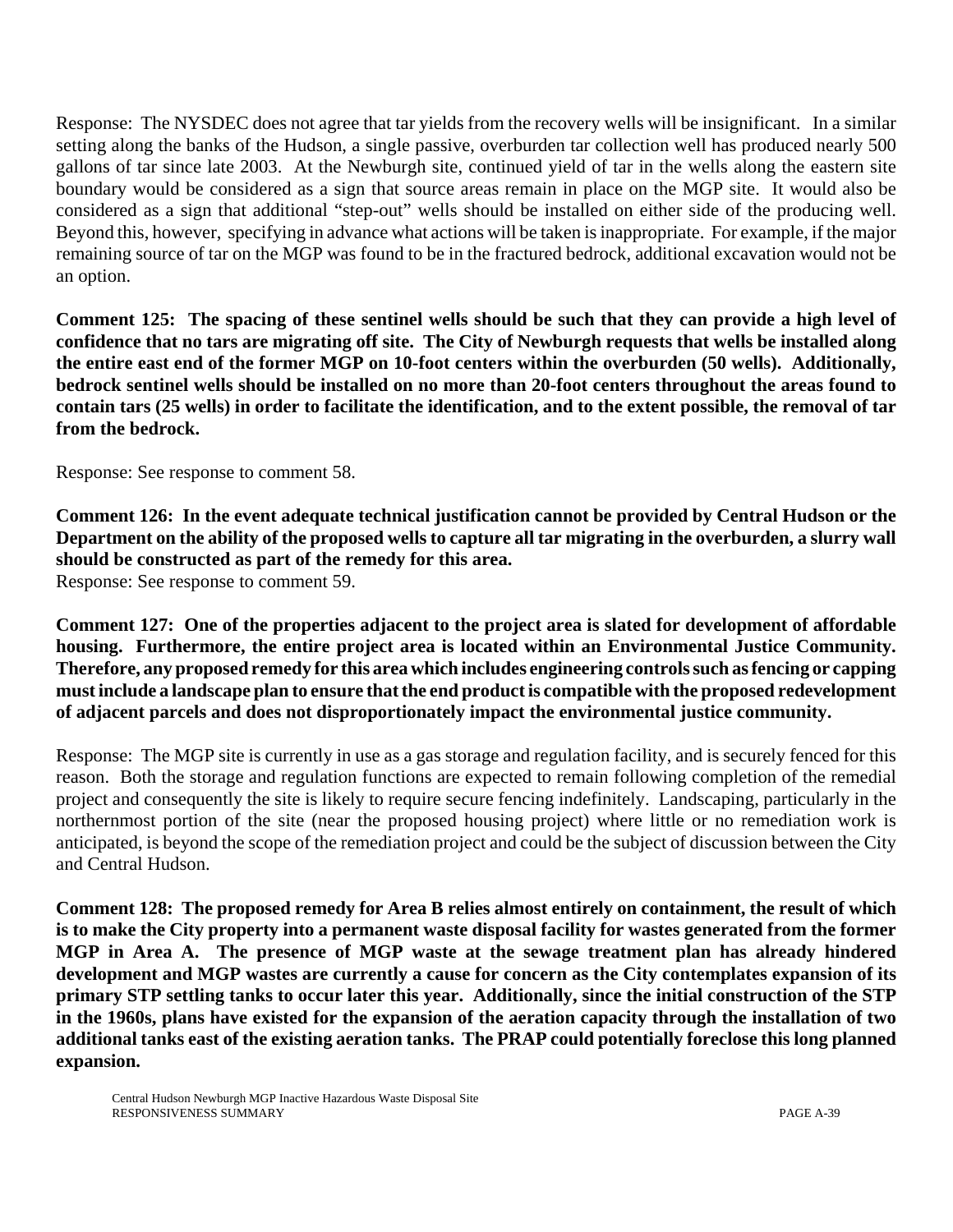Response: The NYSDEC does not agree that tar yields from the recovery wells will be insignificant. In a similar setting along the banks of the Hudson, a single passive, overburden tar collection well has produced nearly 500 gallons of tar since late 2003. At the Newburgh site, continued yield of tar in the wells along the eastern site boundary would be considered as a sign that source areas remain in place on the MGP site. It would also be considered as a sign that additional "step-out" wells should be installed on either side of the producing well. Beyond this, however, specifying in advance what actions will be taken is inappropriate. For example, if the major remaining source of tar on the MGP was found to be in the fractured bedrock, additional excavation would not be an option.

**Comment 125: The spacing of these sentinel wells should be such that they can provide a high level of confidence that no tars are migrating off site. The City of Newburgh requests that wells be installed along the entire east end of the former MGP on 10-foot centers within the overburden (50 wells). Additionally, bedrock sentinel wells should be installed on no more than 20-foot centers throughout the areas found to contain tars (25 wells) in order to facilitate the identification, and to the extent possible, the removal of tar from the bedrock.**

Response: See response to comment 58.

**Comment 126: In the event adequate technical justification cannot be provided by Central Hudson or the Department on the ability of the proposed wells to capture all tar migrating in the overburden, a slurry wall should be constructed as part of the remedy for this area.**

Response: See response to comment 59.

**Comment 127: One of the properties adjacent to the project area is slated for development of affordable housing. Furthermore, the entire project area is located within an Environmental Justice Community. Therefore, any proposed remedy for this area which includes engineering controls such as fencing or capping must include a landscape plan to ensure that the end product is compatible with the proposed redevelopment of adjacent parcels and does not disproportionately impact the environmental justice community.**

Response: The MGP site is currently in use as a gas storage and regulation facility, and is securely fenced for this reason. Both the storage and regulation functions are expected to remain following completion of the remedial project and consequently the site is likely to require secure fencing indefinitely. Landscaping, particularly in the northernmost portion of the site (near the proposed housing project) where little or no remediation work is anticipated, is beyond the scope of the remediation project and could be the subject of discussion between the City and Central Hudson.

**Comment 128: The proposed remedy for Area B relies almost entirely on containment, the result of which is to make the City property into a permanent waste disposal facility for wastes generated from the former MGP in Area A. The presence of MGP waste at the sewage treatment plan has already hindered development and MGP wastes are currently a cause for concern as the City contemplates expansion of its primary STP settling tanks to occur later this year. Additionally, since the initial construction of the STP in the 1960s, plans have existed for the expansion of the aeration capacity through the installation of two additional tanks east of the existing aeration tanks. The PRAP could potentially foreclose this long planned expansion.**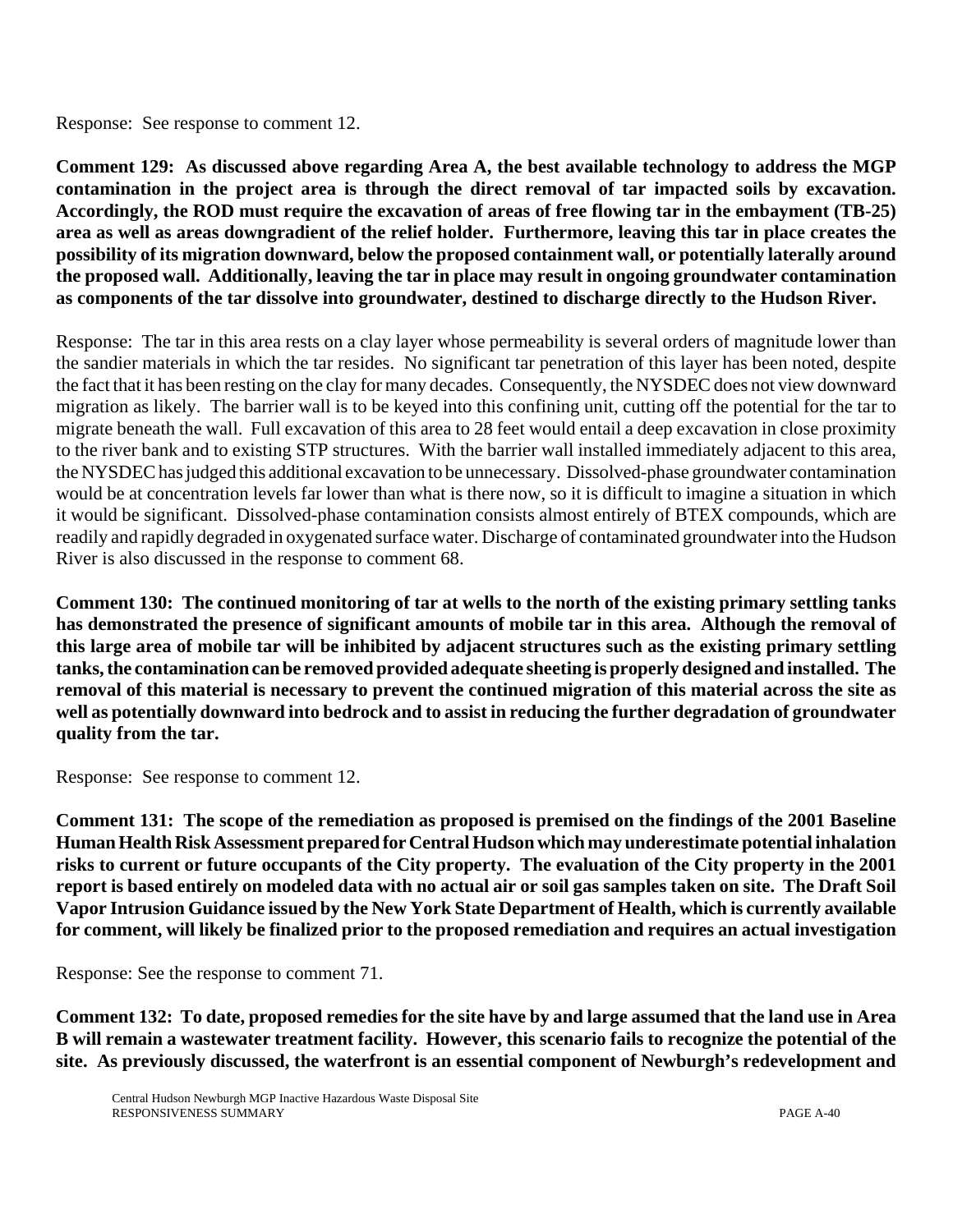Response: See response to comment 12.

**Comment 129: As discussed above regarding Area A, the best available technology to address the MGP contamination in the project area is through the direct removal of tar impacted soils by excavation. Accordingly, the ROD must require the excavation of areas of free flowing tar in the embayment (TB-25) area as well as areas downgradient of the relief holder. Furthermore, leaving this tar in place creates the possibility of its migration downward, below the proposed containment wall, or potentially laterally around the proposed wall. Additionally, leaving the tar in place may result in ongoing groundwater contamination as components of the tar dissolve into groundwater, destined to discharge directly to the Hudson River.**

Response: The tar in this area rests on a clay layer whose permeability is several orders of magnitude lower than the sandier materials in which the tar resides. No significant tar penetration of this layer has been noted, despite the fact that it has been resting on the clay for many decades. Consequently, the NYSDEC does not view downward migration as likely. The barrier wall is to be keyed into this confining unit, cutting off the potential for the tar to migrate beneath the wall. Full excavation of this area to 28 feet would entail a deep excavation in close proximity to the river bank and to existing STP structures. With the barrier wall installed immediately adjacent to this area, the NYSDEC has judged this additional excavation to be unnecessary. Dissolved-phase groundwater contamination would be at concentration levels far lower than what is there now, so it is difficult to imagine a situation in which it would be significant. Dissolved-phase contamination consists almost entirely of BTEX compounds, which are readily and rapidly degraded in oxygenated surface water. Discharge of contaminated groundwater into the Hudson River is also discussed in the response to comment 68.

**Comment 130: The continued monitoring of tar at wells to the north of the existing primary settling tanks has demonstrated the presence of significant amounts of mobile tar in this area. Although the removal of this large area of mobile tar will be inhibited by adjacent structures such as the existing primary settling tanks, the contamination can be removed provided adequate sheeting is properly designed and installed. The removal of this material is necessary to prevent the continued migration of this material across the site as well as potentially downward into bedrock and to assist in reducing the further degradation of groundwater quality from the tar.**

Response: See response to comment 12.

**Comment 131: The scope of the remediation as proposed is premised on the findings of the 2001 Baseline Human Health Risk Assessment prepared for Central Hudson which may underestimate potential inhalation risks to current or future occupants of the City property. The evaluation of the City property in the 2001 report is based entirely on modeled data with no actual air or soil gas samples taken on site. The Draft Soil Vapor Intrusion Guidance issued by the New York State Department of Health, which is currently available for comment, will likely be finalized prior to the proposed remediation and requires an actual investigation**

Response: See the response to comment 71.

**Comment 132: To date, proposed remedies for the site have by and large assumed that the land use in Area B will remain a wastewater treatment facility. However, this scenario fails to recognize the potential of the site. As previously discussed, the waterfront is an essential component of Newburgh's redevelopment and**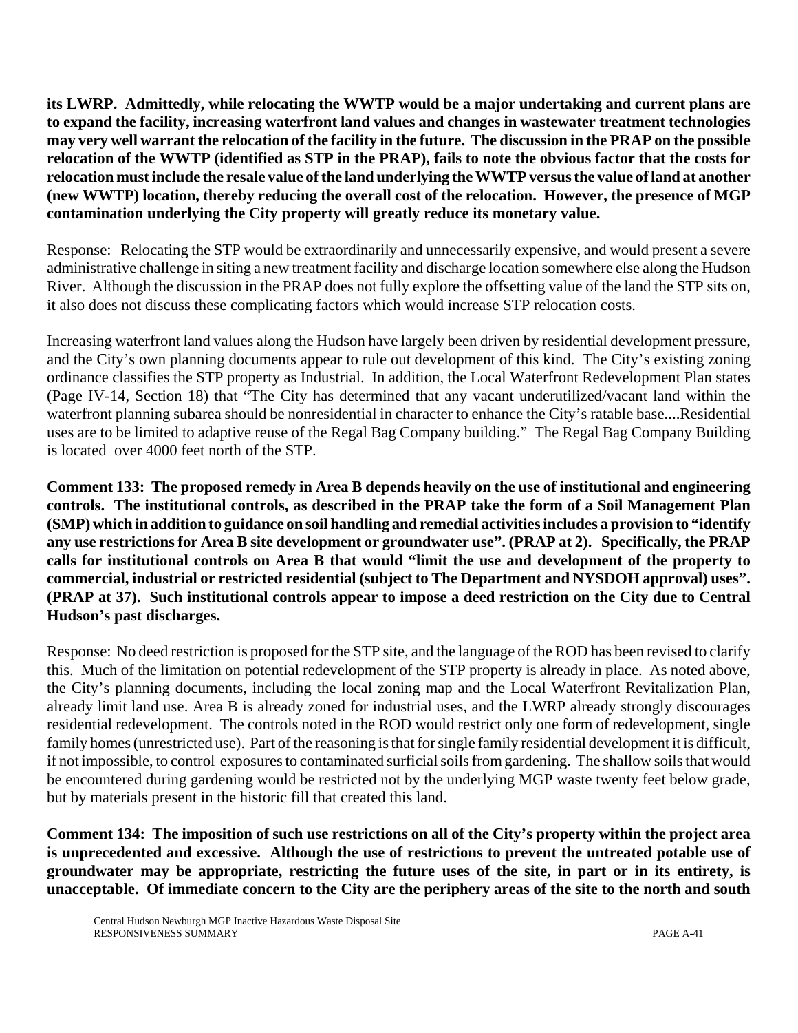**its LWRP. Admittedly, while relocating the WWTP would be a major undertaking and current plans are to expand the facility, increasing waterfront land values and changes in wastewater treatment technologies may very well warrant the relocation of the facility in the future. The discussion in the PRAP on the possible relocation of the WWTP (identified as STP in the PRAP), fails to note the obvious factor that the costs for relocation must include the resale value of the land underlying the WWTP versus the value of land at another (new WWTP) location, thereby reducing the overall cost of the relocation. However, the presence of MGP contamination underlying the City property will greatly reduce its monetary value.**

Response: Relocating the STP would be extraordinarily and unnecessarily expensive, and would present a severe administrative challenge in siting a new treatment facility and discharge location somewhere else along the Hudson River. Although the discussion in the PRAP does not fully explore the offsetting value of the land the STP sits on, it also does not discuss these complicating factors which would increase STP relocation costs.

Increasing waterfront land values along the Hudson have largely been driven by residential development pressure, and the City's own planning documents appear to rule out development of this kind. The City's existing zoning ordinance classifies the STP property as Industrial. In addition, the Local Waterfront Redevelopment Plan states (Page IV-14, Section 18) that "The City has determined that any vacant underutilized/vacant land within the waterfront planning subarea should be nonresidential in character to enhance the City's ratable base....Residential uses are to be limited to adaptive reuse of the Regal Bag Company building." The Regal Bag Company Building is located over 4000 feet north of the STP.

**Comment 133: The proposed remedy in Area B depends heavily on the use of institutional and engineering controls. The institutional controls, as described in the PRAP take the form of a Soil Management Plan (SMP) which in addition to guidance on soil handling and remedial activities includes a provision to "identify any use restrictions for Area B site development or groundwater use". (PRAP at 2). Specifically, the PRAP calls for institutional controls on Area B that would "limit the use and development of the property to commercial, industrial or restricted residential (subject to The Department and NYSDOH approval) uses". (PRAP at 37). Such institutional controls appear to impose a deed restriction on the City due to Central Hudson's past discharges.**

Response: No deed restriction is proposed for the STP site, and the language of the ROD has been revised to clarify this. Much of the limitation on potential redevelopment of the STP property is already in place. As noted above, the City's planning documents, including the local zoning map and the Local Waterfront Revitalization Plan, already limit land use. Area B is already zoned for industrial uses, and the LWRP already strongly discourages residential redevelopment. The controls noted in the ROD would restrict only one form of redevelopment, single family homes (unrestricted use). Part of the reasoning is that for single family residential development it is difficult, if not impossible, to control exposures to contaminated surficial soils from gardening. The shallow soils that would be encountered during gardening would be restricted not by the underlying MGP waste twenty feet below grade, but by materials present in the historic fill that created this land.

**Comment 134: The imposition of such use restrictions on all of the City's property within the project area is unprecedented and excessive. Although the use of restrictions to prevent the untreated potable use of groundwater may be appropriate, restricting the future uses of the site, in part or in its entirety, is unacceptable. Of immediate concern to the City are the periphery areas of the site to the north and south**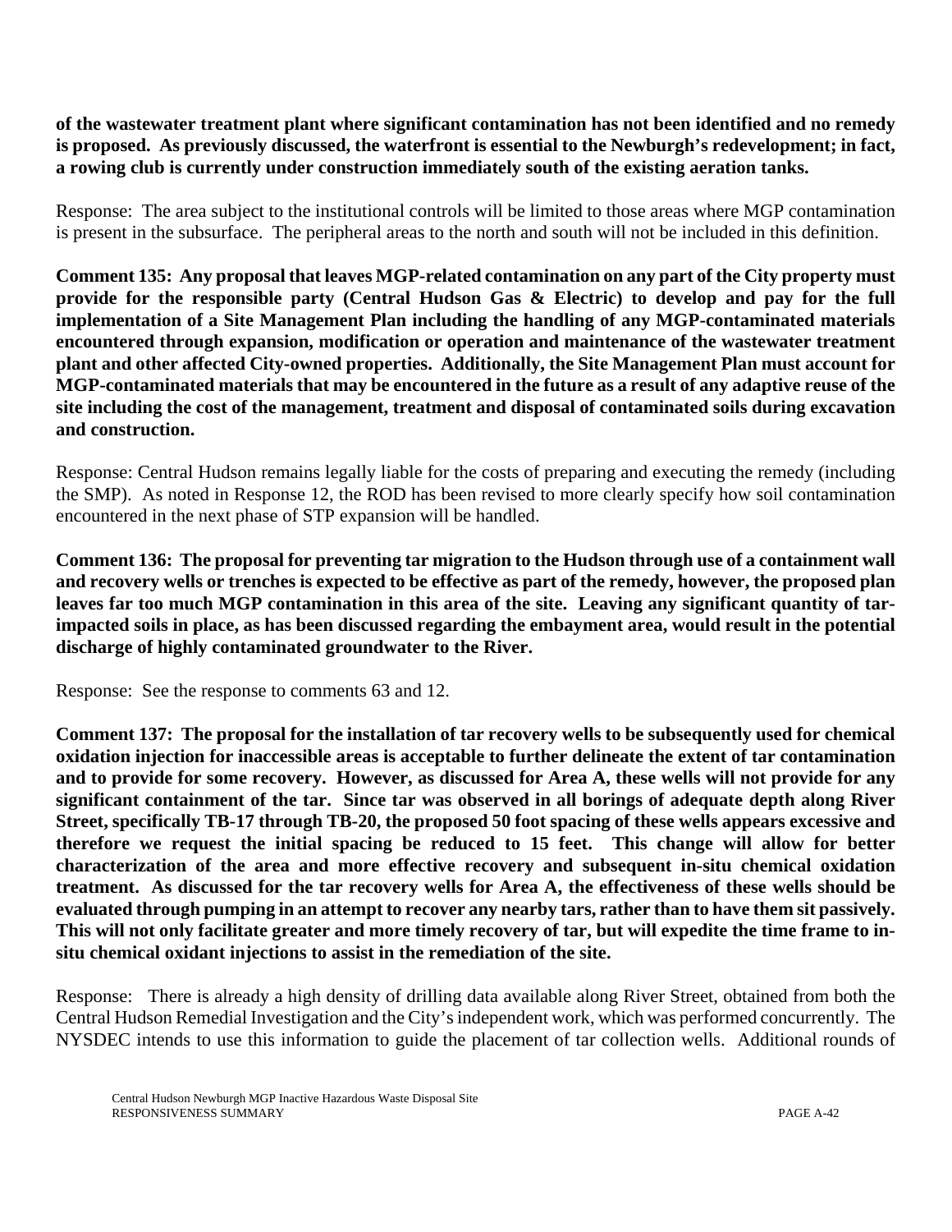**of the wastewater treatment plant where significant contamination has not been identified and no remedy is proposed. As previously discussed, the waterfront is essential to the Newburgh's redevelopment; in fact, a rowing club is currently under construction immediately south of the existing aeration tanks.**

Response: The area subject to the institutional controls will be limited to those areas where MGP contamination is present in the subsurface. The peripheral areas to the north and south will not be included in this definition.

**Comment 135: Any proposal that leaves MGP-related contamination on any part of the City property must provide for the responsible party (Central Hudson Gas & Electric) to develop and pay for the full implementation of a Site Management Plan including the handling of any MGP-contaminated materials encountered through expansion, modification or operation and maintenance of the wastewater treatment plant and other affected City-owned properties. Additionally, the Site Management Plan must account for MGP-contaminated materials that may be encountered in the future as a result of any adaptive reuse of the site including the cost of the management, treatment and disposal of contaminated soils during excavation and construction.**

Response: Central Hudson remains legally liable for the costs of preparing and executing the remedy (including the SMP). As noted in Response 12, the ROD has been revised to more clearly specify how soil contamination encountered in the next phase of STP expansion will be handled.

**Comment 136: The proposal for preventing tar migration to the Hudson through use of a containment wall and recovery wells or trenches is expected to be effective as part of the remedy, however, the proposed plan leaves far too much MGP contamination in this area of the site. Leaving any significant quantity of tar-impacted soils in place, as has been discussed regarding the embayment area, would result in the potential discharge of highly contaminated groundwater to the River.**

Response: See the response to comments 63 and 12.

**Comment 137: The proposal for the installation of tar recovery wells to be subsequently used for chemical oxidation injection for inaccessible areas is acceptable to further delineate the extent of tar contamination and to provide for some recovery. However, as discussed for Area A, these wells will not provide for any significant containment of the tar. Since tar was observed in all borings of adequate depth along River Street, specifically TB-17 through TB-20, the proposed 50 foot spacing of these wells appears excessive and therefore we request the initial spacing be reduced to 15 feet. This change will allow for better characterization of the area and more effective recovery and subsequent in-situ chemical oxidation treatment. As discussed for the tar recovery wells for Area A, the effectiveness of these wells should be evaluated through pumping in an attempt to recover any nearby tars, rather than to have them sit passively. This will not only facilitate greater and more timely recovery of tar, but will expedite the time frame to in-situ chemical oxidant injections to assist in the remediation of the site.**

Response: There is already a high density of drilling data available along River Street, obtained from both the Central Hudson Remedial Investigation and the City's independent work, which was performed concurrently. The NYSDEC intends to use this information to guide the placement of tar collection wells. Additional rounds of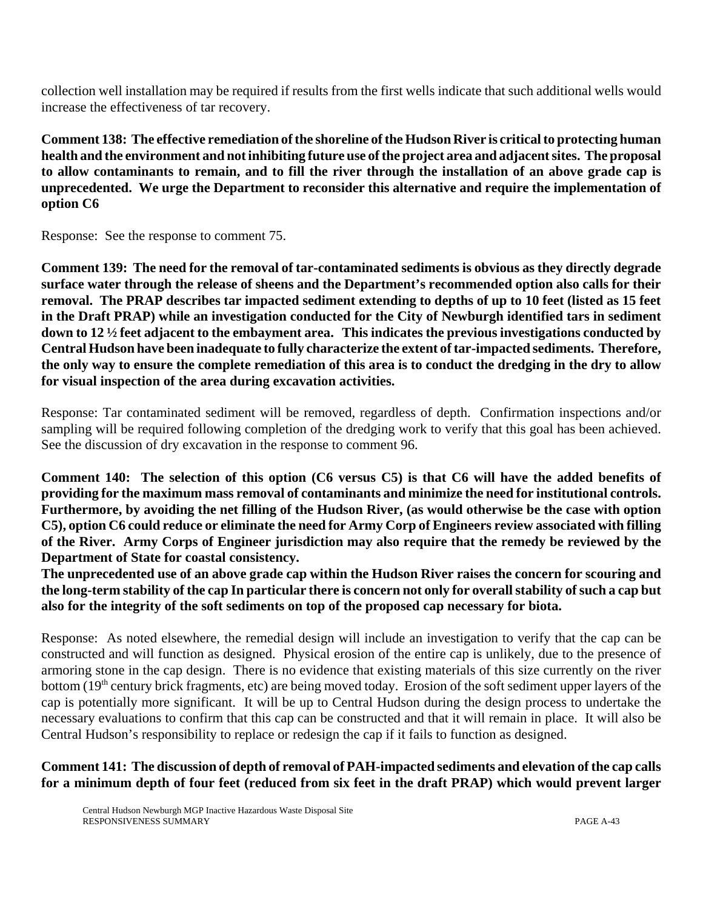collection well installation may be required if results from the first wells indicate that such additional wells would increase the effectiveness of tar recovery.

**Comment 138: The effective remediation of the shoreline of the Hudson River is critical to protecting human health and the environment and not inhibiting future use of the project area and adjacent sites. The proposal to allow contaminants to remain, and to fill the river through the installation of an above grade cap is unprecedented. We urge the Department to reconsider this alternative and require the implementation of option C6**

Response: See the response to comment 75.

**Comment 139: The need for the removal of tar-contaminated sediments is obvious as they directly degrade surface water through the release of sheens and the Department's recommended option also calls for their removal. The PRAP describes tar impacted sediment extending to depths of up to 10 feet (listed as 15 feet in the Draft PRAP) while an investigation conducted for the City of Newburgh identified tars in sediment down to 12 ½ feet adjacent to the embayment area. This indicates the previous investigations conducted by Central Hudson have been inadequate to fully characterize the extent of tar-impacted sediments. Therefore, the only way to ensure the complete remediation of this area is to conduct the dredging in the dry to allow for visual inspection of the area during excavation activities.**

Response: Tar contaminated sediment will be removed, regardless of depth. Confirmation inspections and/or sampling will be required following completion of the dredging work to verify that this goal has been achieved. See the discussion of dry excavation in the response to comment 96.

**Comment 140: The selection of this option (C6 versus C5) is that C6 will have the added benefits of providing for the maximum mass removal of contaminants and minimize the need for institutional controls. Furthermore, by avoiding the net filling of the Hudson River, (as would otherwise be the case with option C5), option C6 could reduce or eliminate the need for Army Corp of Engineers review associated with filling of the River. Army Corps of Engineer jurisdiction may also require that the remedy be reviewed by the Department of State for coastal consistency.**
**The unprecedented use of an above grade cap within the Hudson River raises the concern for scouring and the long-term stability of the cap In particular there is concern not only for overall stability of such a cap but also for the integrity of the soft sediments on top of the proposed cap necessary for biota.**

Response: As noted elsewhere, the remedial design will include an investigation to verify that the cap can be constructed and will function as designed. Physical erosion of the entire cap is unlikely, due to the presence of armoring stone in the cap design. There is no evidence that existing materials of this size currently on the river bottom (19th century brick fragments, etc) are being moved today. Erosion of the soft sediment upper layers of the cap is potentially more significant. It will be up to Central Hudson during the design process to undertake the necessary evaluations to confirm that this cap can be constructed and that it will remain in place. It will also be Central Hudson's responsibility to replace or redesign the cap if it fails to function as designed.

**Comment 141: The discussion of depth of removal of PAH-impacted sediments and elevation of the cap calls for a minimum depth of four feet (reduced from six feet in the draft PRAP) which would prevent larger**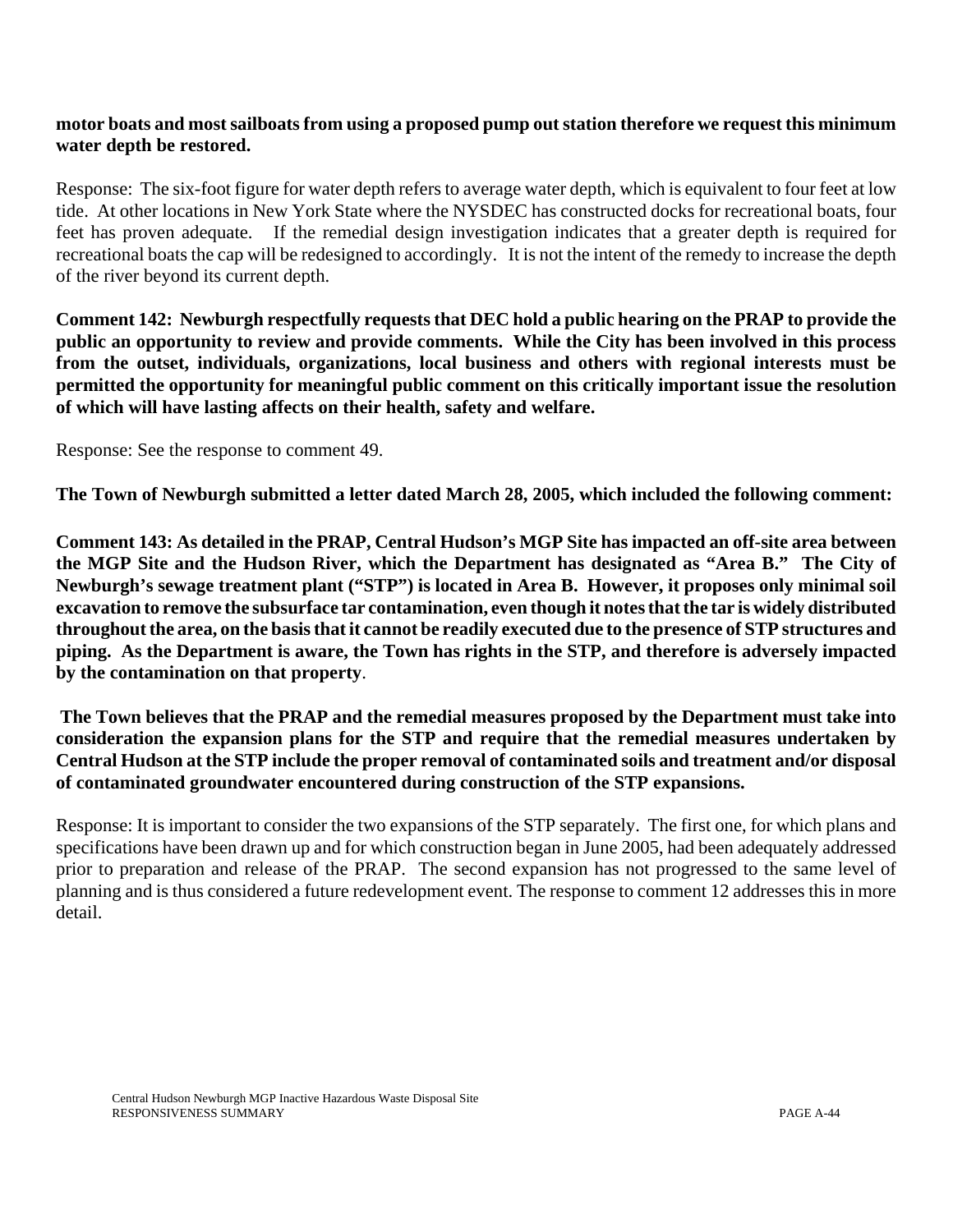**motor boats and most sailboats from using a proposed pump out station therefore we request this minimum water depth be restored.**

Response: The six-foot figure for water depth refers to average water depth, which is equivalent to four feet at low tide. At other locations in New York State where the NYSDEC has constructed docks for recreational boats, four feet has proven adequate. If the remedial design investigation indicates that a greater depth is required for recreational boats the cap will be redesigned to accordingly. It is not the intent of the remedy to increase the depth of the river beyond its current depth.

**Comment 142: Newburgh respectfully requests that DEC hold a public hearing on the PRAP to provide the public an opportunity to review and provide comments. While the City has been involved in this process from the outset, individuals, organizations, local business and others with regional interests must be permitted the opportunity for meaningful public comment on this critically important issue the resolution of which will have lasting affects on their health, safety and welfare.**

Response: See the response to comment 49.

**The Town of Newburgh submitted a letter dated March 28, 2005, which included the following comment:**

**Comment 143: As detailed in the PRAP, Central Hudson's MGP Site has impacted an off-site area between the MGP Site and the Hudson River, which the Department has designated as "Area B." The City of Newburgh's sewage treatment plant ("STP") is located in Area B. However, it proposes only minimal soil excavation to remove the subsurface tar contamination, even though it notes that the tar is widely distributed throughout the area, on the basis that it cannot be readily executed due to the presence of STP structures and piping. As the Department is aware, the Town has rights in the STP, and therefore is adversely impacted by the contamination on that property**.

**The Town believes that the PRAP and the remedial measures proposed by the Department must take into consideration the expansion plans for the STP and require that the remedial measures undertaken by Central Hudson at the STP include the proper removal of contaminated soils and treatment and/or disposal of contaminated groundwater encountered during construction of the STP expansions.**

Response: It is important to consider the two expansions of the STP separately. The first one, for which plans and specifications have been drawn up and for which construction began in June 2005, had been adequately addressed prior to preparation and release of the PRAP. The second expansion has not progressed to the same level of planning and is thus considered a future redevelopment event. The response to comment 12 addresses this in more detail.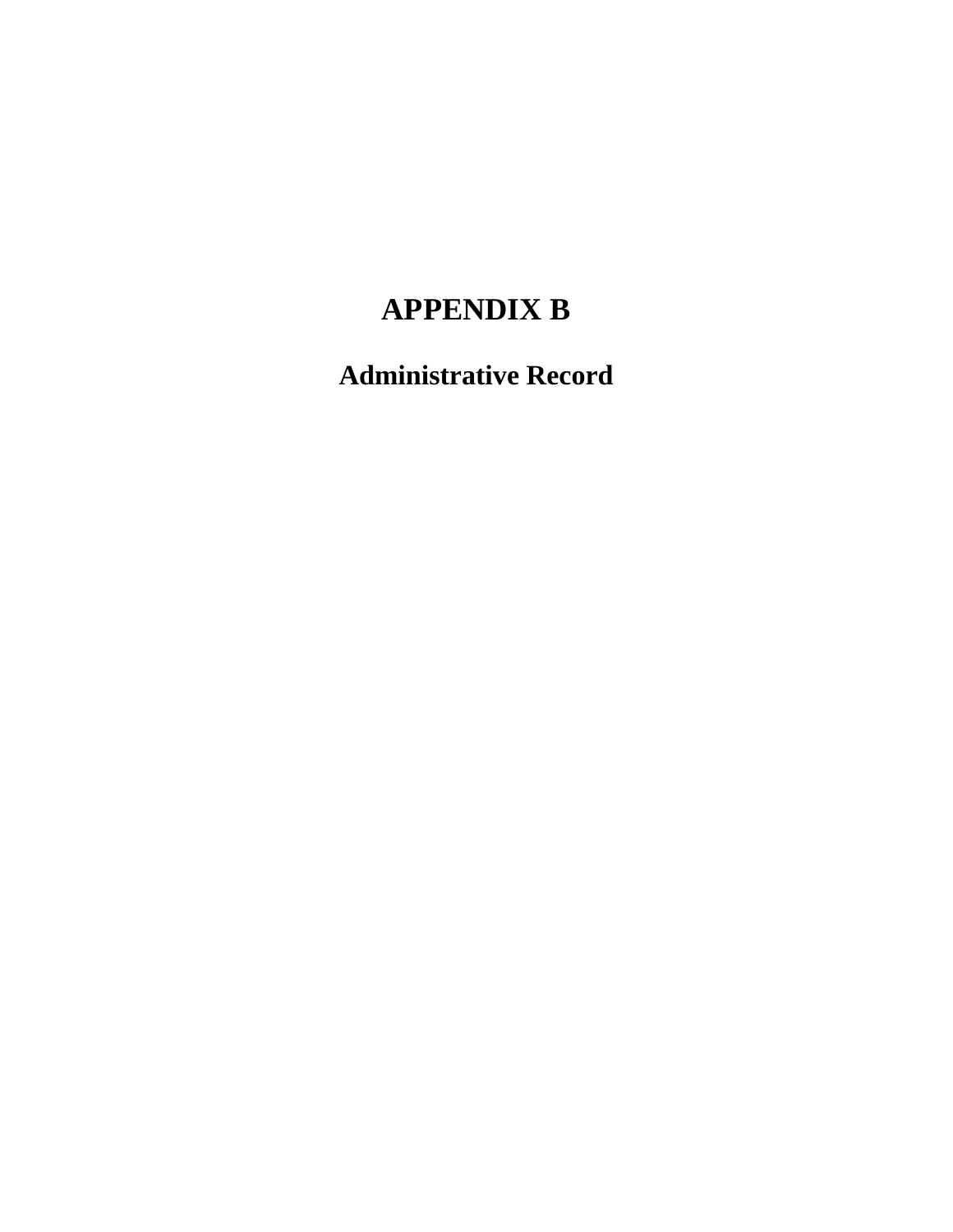# APPENDIX B

## Administrative Record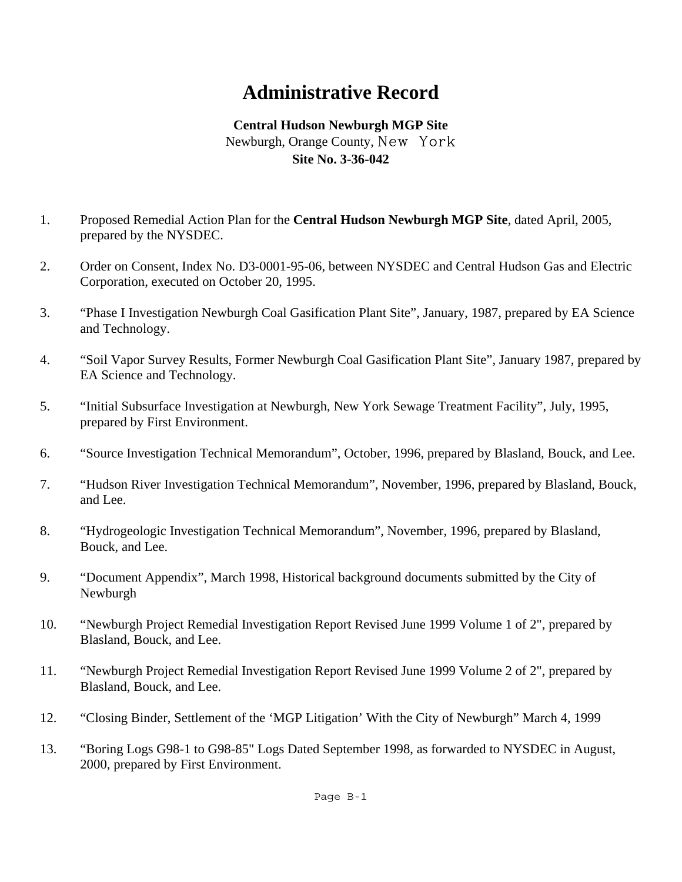# Administrative Record

**Central Hudson Newburgh MGP Site**
Newburgh, Orange County, New York
**Site No. 3-36-042**

1. Proposed Remedial Action Plan for the **Central Hudson Newburgh MGP Site**, dated April, 2005, prepared by the NYSDEC.

2. Order on Consent, Index No. D3-0001-95-06, between NYSDEC and Central Hudson Gas and Electric Corporation, executed on October 20, 1995.

3. "Phase I Investigation Newburgh Coal Gasification Plant Site", January, 1987, prepared by EA Science and Technology.

4. "Soil Vapor Survey Results, Former Newburgh Coal Gasification Plant Site", January 1987, prepared by EA Science and Technology.

5. "Initial Subsurface Investigation at Newburgh, New York Sewage Treatment Facility", July, 1995, prepared by First Environment.

6. "Source Investigation Technical Memorandum", October, 1996, prepared by Blasland, Bouck, and Lee.

7. "Hudson River Investigation Technical Memorandum", November, 1996, prepared by Blasland, Bouck, and Lee.

8. "Hydrogeologic Investigation Technical Memorandum", November, 1996, prepared by Blasland, Bouck, and Lee.

9. "Document Appendix", March 1998, Historical background documents submitted by the City of Newburgh

10. "Newburgh Project Remedial Investigation Report Revised June 1999 Volume 1 of 2", prepared by Blasland, Bouck, and Lee.

11. "Newburgh Project Remedial Investigation Report Revised June 1999 Volume 2 of 2", prepared by Blasland, Bouck, and Lee.

12. "Closing Binder, Settlement of the 'MGP Litigation' With the City of Newburgh" March 4, 1999

13. "Boring Logs G98-1 to G98-85" Logs Dated September 1998, as forwarded to NYSDEC in August, 2000, prepared by First Environment.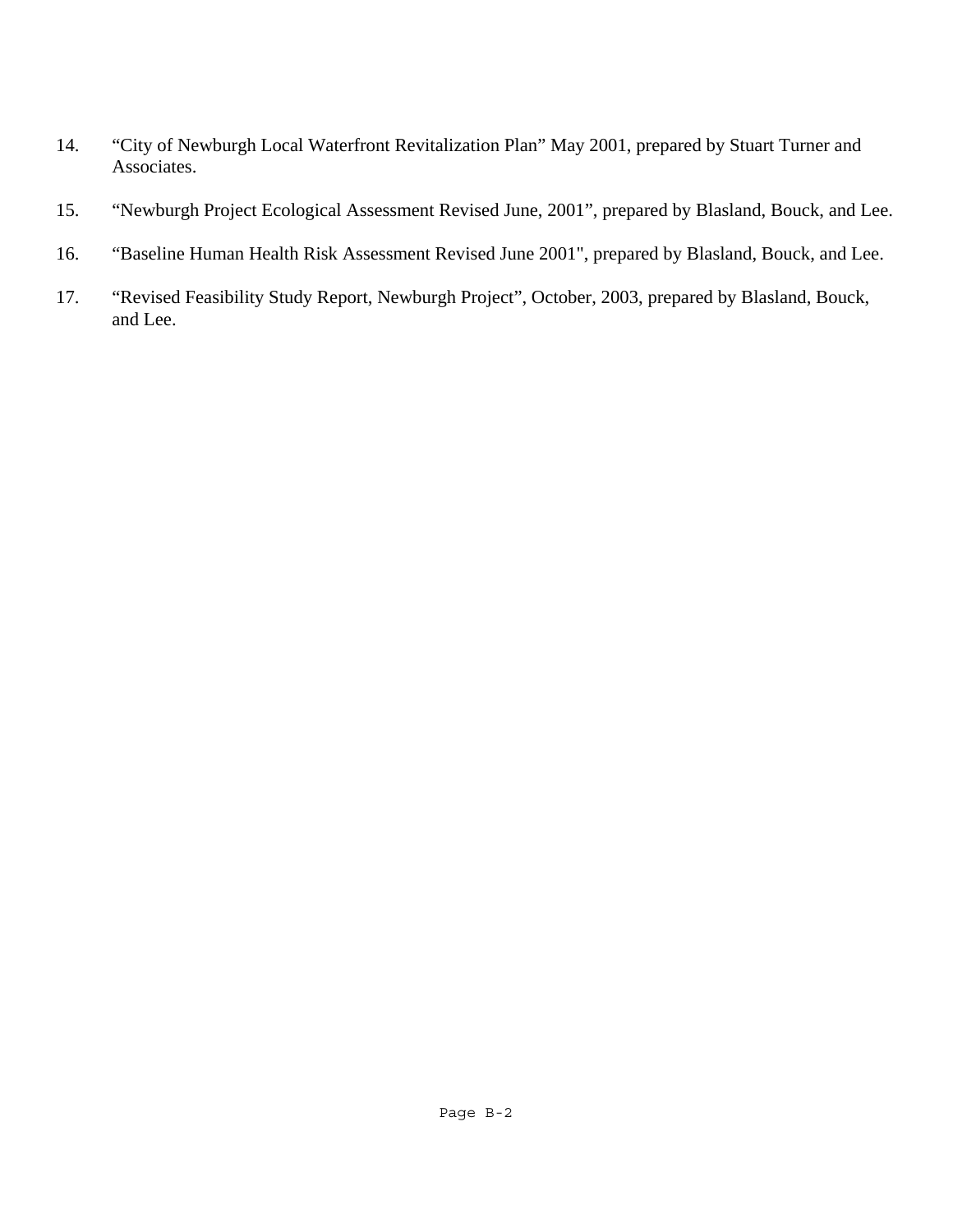14. “City of Newburgh Local Waterfront Revitalization Plan” May 2001, prepared by Stuart Turner and Associates.

15. “Newburgh Project Ecological Assessment Revised June, 2001”, prepared by Blasland, Bouck, and Lee.

16. “Baseline Human Health Risk Assessment Revised June 2001", prepared by Blasland, Bouck, and Lee.

17. “Revised Feasibility Study Report, Newburgh Project”, October, 2003, prepared by Blasland, Bouck, and Lee.